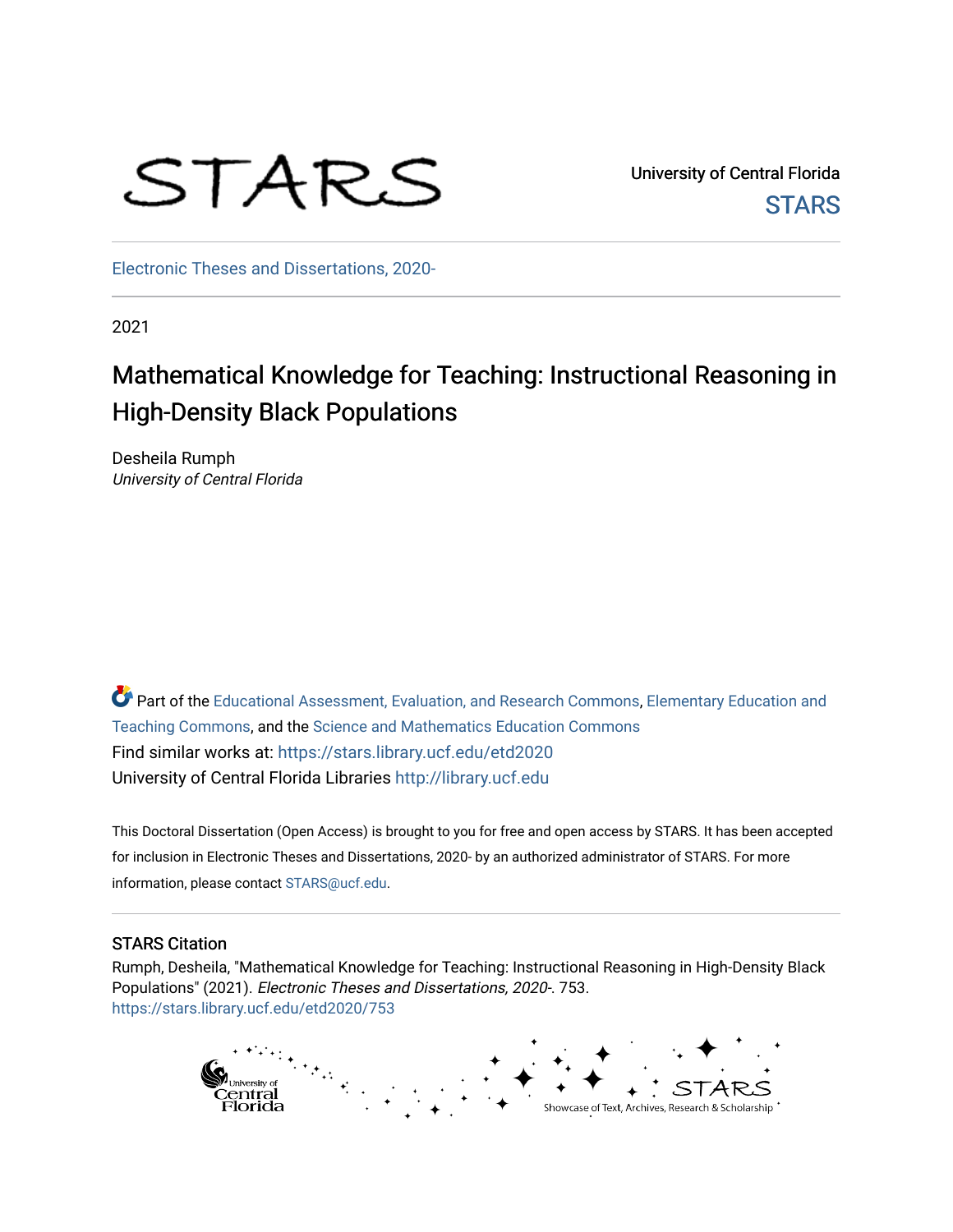University of Central Florida

STARS

Electronic Theses and Dissertations, 2020-

2021

# Mathematical Knowledge for Teaching: Instructional Reasoning in High-Density Black Populations

Desheila Rumph
*University of Central Florida*

Part of the Educational Assessment, Evaluation, and Research Commons, Elementary Education and Teaching Commons, and the Science and Mathematics Education Commons
Find similar works at: https://stars.library.ucf.edu/etd2020
University of Central Florida Libraries http://library.ucf.edu

This Doctoral Dissertation (Open Access) is brought to you for free and open access by STARS. It has been accepted for inclusion in Electronic Theses and Dissertations, 2020- by an authorized administrator of STARS. For more information, please contact STARS@ucf.edu.

## STARS Citation

Rumph, Desheila, "Mathematical Knowledge for Teaching: Instructional Reasoning in High-Density Black Populations" (2021). *Electronic Theses and Dissertations, 2020-*. 753.
https://stars.library.ucf.edu/etd2020/753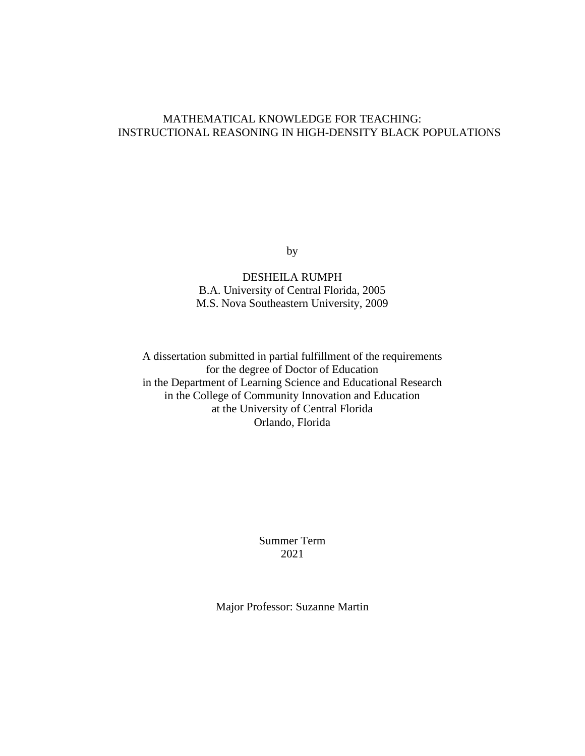# MATHEMATICAL KNOWLEDGE FOR TEACHING: INSTRUCTIONAL REASONING IN HIGH-DENSITY BLACK POPULATIONS

by

DESHEILA RUMPH
B.A. University of Central Florida, 2005
M.S. Nova Southeastern University, 2009

A dissertation submitted in partial fulfillment of the requirements
for the degree of Doctor of Education
in the Department of Learning Science and Educational Research
in the College of Community Innovation and Education
at the University of Central Florida
Orlando, Florida

Summer Term
2021

Major Professor: Suzanne Martin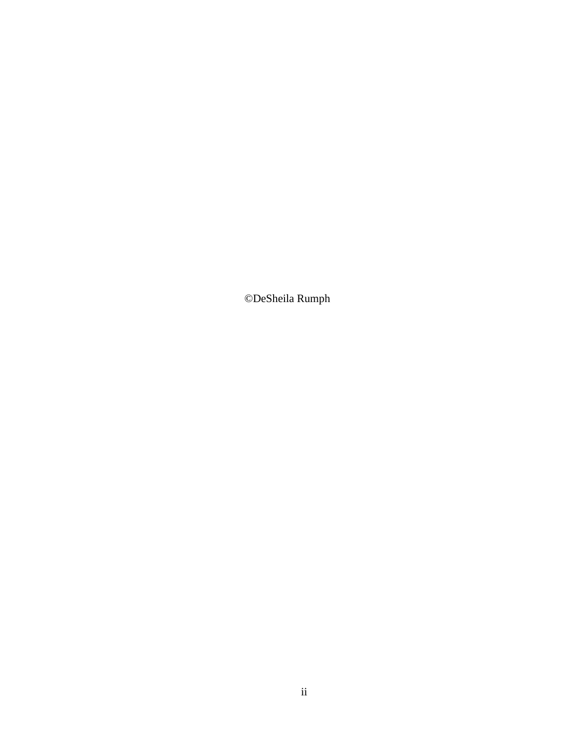©DeSheila Rumph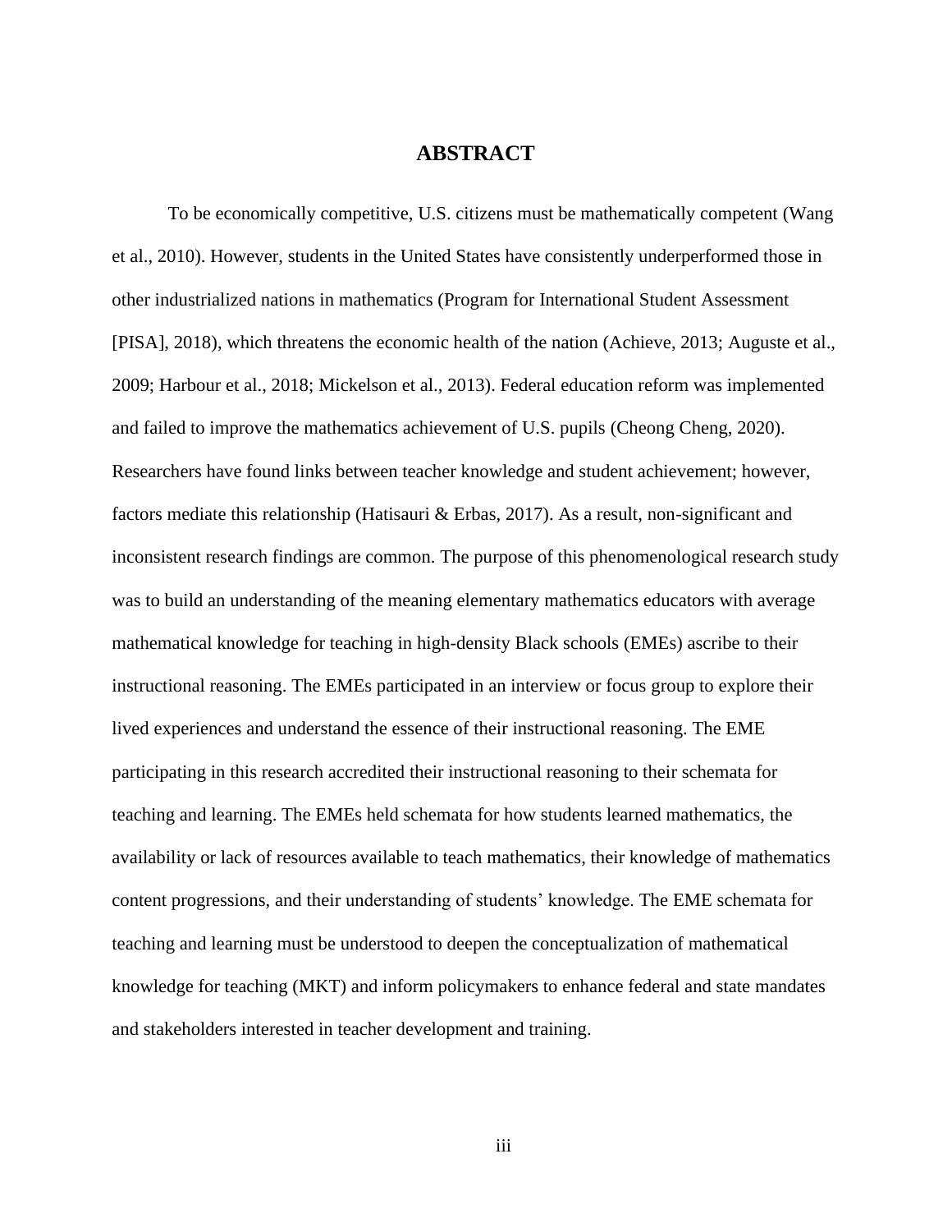# ABSTRACT

To be economically competitive, U.S. citizens must be mathematically competent (Wang et al., 2010). However, students in the United States have consistently underperformed those in other industrialized nations in mathematics (Program for International Student Assessment [PISA], 2018), which threatens the economic health of the nation (Achieve, 2013; Auguste et al., 2009; Harbour et al., 2018; Mickelson et al., 2013). Federal education reform was implemented and failed to improve the mathematics achievement of U.S. pupils (Cheong Cheng, 2020). Researchers have found links between teacher knowledge and student achievement; however, factors mediate this relationship (Hatisauri & Erbas, 2017). As a result, non-significant and inconsistent research findings are common. The purpose of this phenomenological research study was to build an understanding of the meaning elementary mathematics educators with average mathematical knowledge for teaching in high-density Black schools (EMEs) ascribe to their instructional reasoning. The EMEs participated in an interview or focus group to explore their lived experiences and understand the essence of their instructional reasoning. The EME participating in this research accredited their instructional reasoning to their schemata for teaching and learning. The EMEs held schemata for how students learned mathematics, the availability or lack of resources available to teach mathematics, their knowledge of mathematics content progressions, and their understanding of students' knowledge. The EME schemata for teaching and learning must be understood to deepen the conceptualization of mathematical knowledge for teaching (MKT) and inform policymakers to enhance federal and state mandates and stakeholders interested in teacher development and training.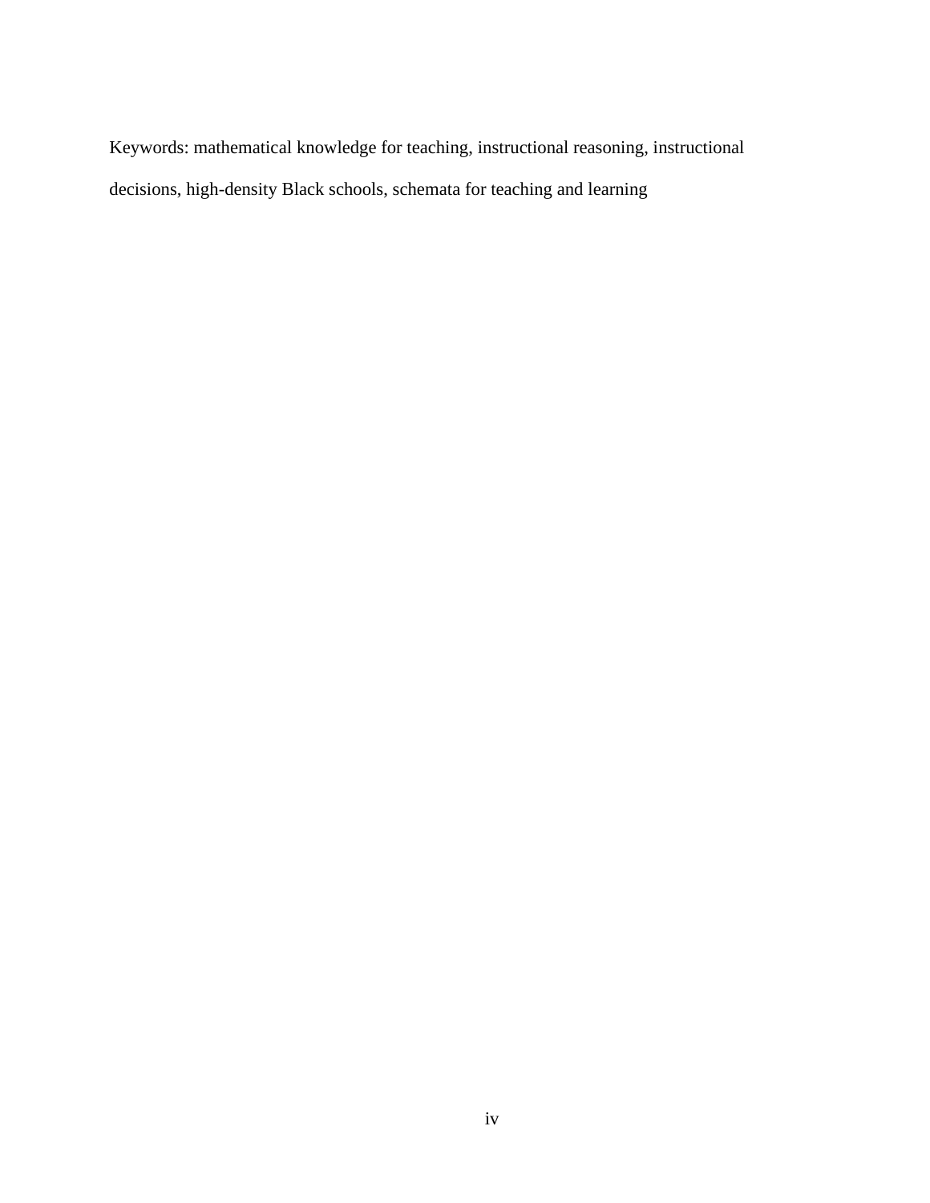Keywords: mathematical knowledge for teaching, instructional reasoning, instructional decisions, high-density Black schools, schemata for teaching and learning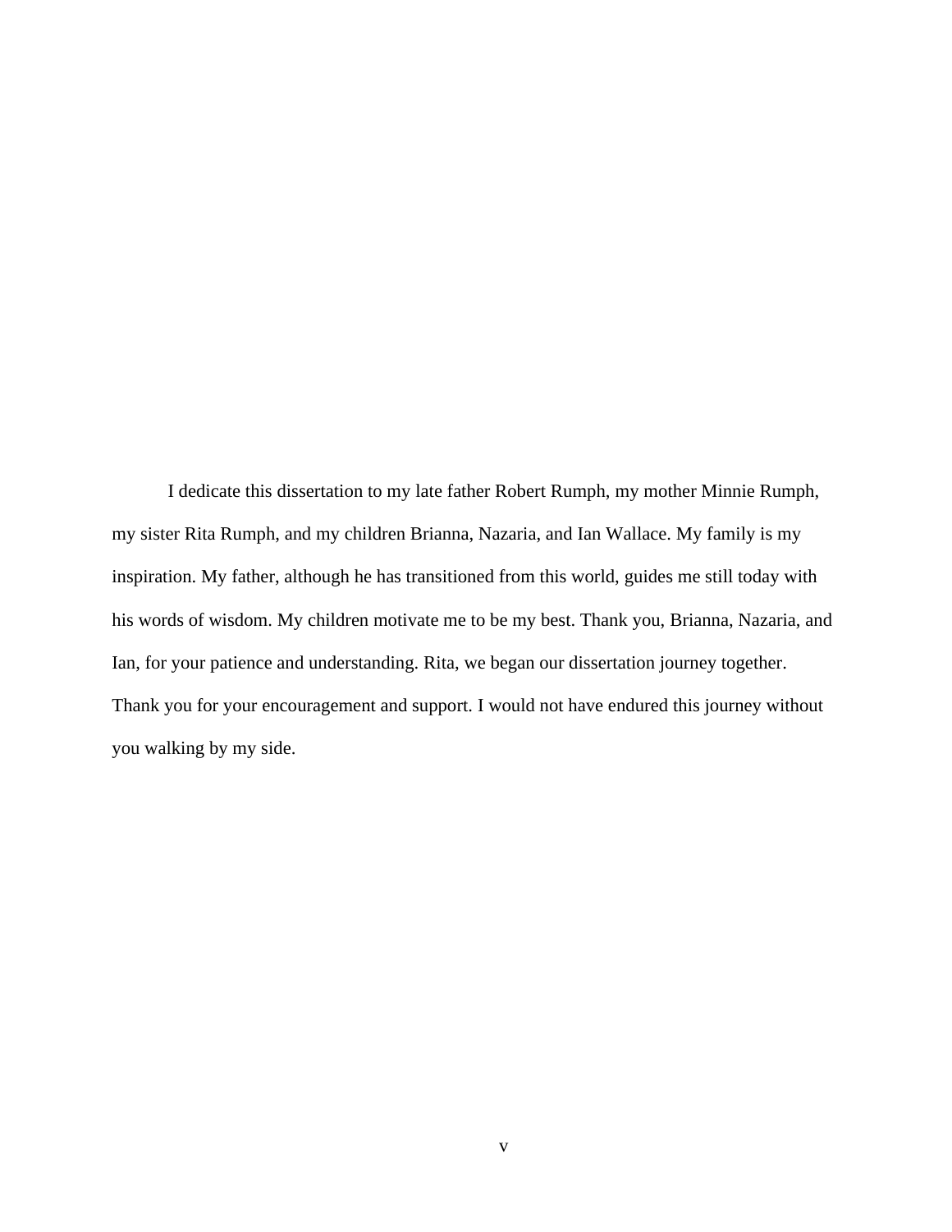I dedicate this dissertation to my late father Robert Rumph, my mother Minnie Rumph, my sister Rita Rumph, and my children Brianna, Nazaria, and Ian Wallace. My family is my inspiration. My father, although he has transitioned from this world, guides me still today with his words of wisdom. My children motivate me to be my best. Thank you, Brianna, Nazaria, and Ian, for your patience and understanding. Rita, we began our dissertation journey together. Thank you for your encouragement and support. I would not have endured this journey without you walking by my side.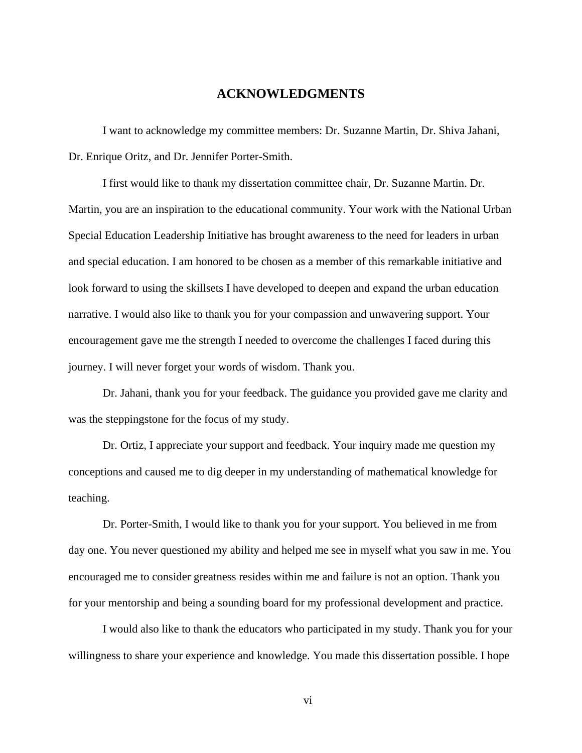# ACKNOWLEDGMENTS

I want to acknowledge my committee members: Dr. Suzanne Martin, Dr. Shiva Jahani, Dr. Enrique Oritz, and Dr. Jennifer Porter-Smith.

I first would like to thank my dissertation committee chair, Dr. Suzanne Martin. Dr. Martin, you are an inspiration to the educational community. Your work with the National Urban Special Education Leadership Initiative has brought awareness to the need for leaders in urban and special education. I am honored to be chosen as a member of this remarkable initiative and look forward to using the skillsets I have developed to deepen and expand the urban education narrative. I would also like to thank you for your compassion and unwavering support. Your encouragement gave me the strength I needed to overcome the challenges I faced during this journey. I will never forget your words of wisdom. Thank you.

Dr. Jahani, thank you for your feedback. The guidance you provided gave me clarity and was the steppingstone for the focus of my study.

Dr. Ortiz, I appreciate your support and feedback. Your inquiry made me question my conceptions and caused me to dig deeper in my understanding of mathematical knowledge for teaching.

Dr. Porter-Smith, I would like to thank you for your support. You believed in me from day one. You never questioned my ability and helped me see in myself what you saw in me. You encouraged me to consider greatness resides within me and failure is not an option. Thank you for your mentorship and being a sounding board for my professional development and practice.

I would also like to thank the educators who participated in my study. Thank you for your willingness to share your experience and knowledge. You made this dissertation possible. I hope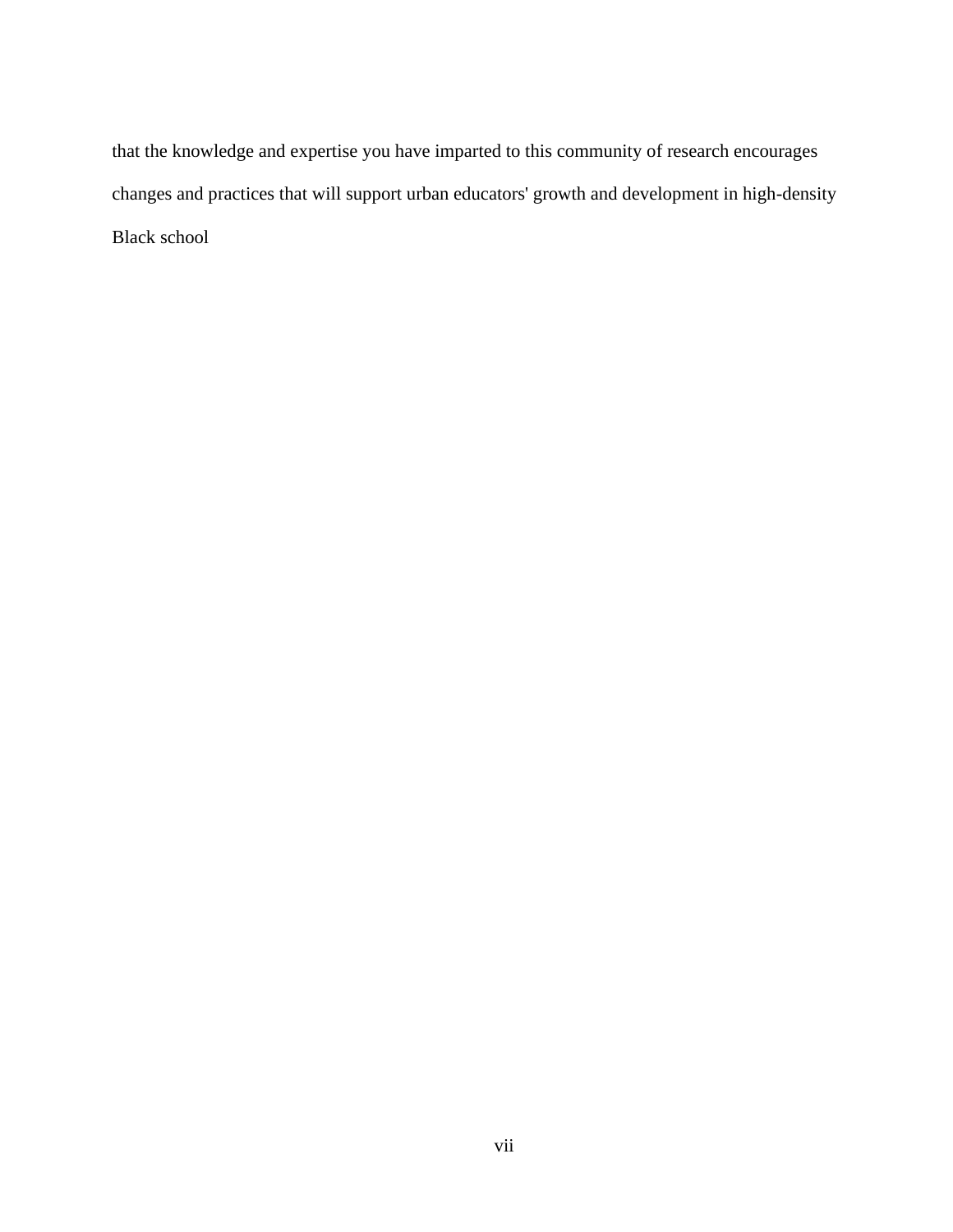that the knowledge and expertise you have imparted to this community of research encourages changes and practices that will support urban educators' growth and development in high-density Black school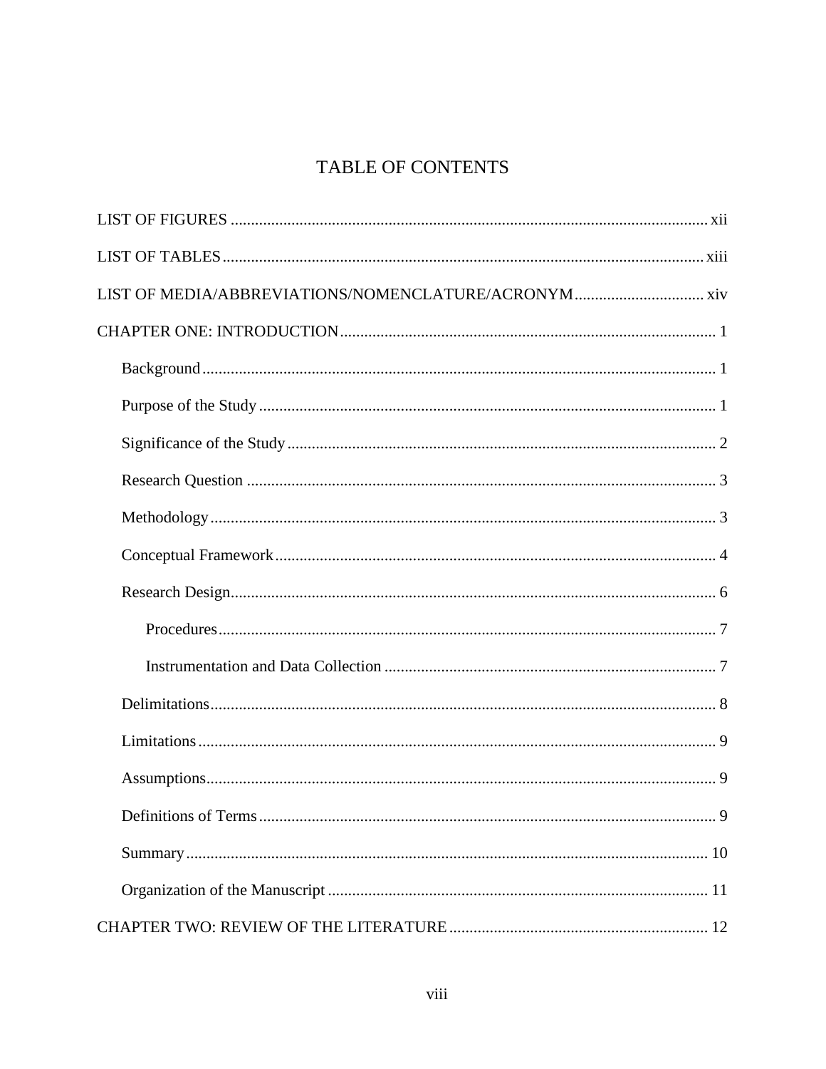# TABLE OF CONTENTS

LIST OF FIGURES ........................................................................................................... xii

LIST OF TABLES ........................................................................................................... xiii

LIST OF MEDIA/ABBREVIATIONS/NOMENCLATURE/ACRONYM ............................... xiv

CHAPTER ONE: INTRODUCTION ........................................................................................ 1

- Background ........................................................................................................... 1
- Purpose of the Study ............................................................................................. 1
- Significance of the Study ....................................................................................... 2
- Research Question ................................................................................................. 3
- Methodology .......................................................................................................... 3
- Conceptual Framework .......................................................................................... 4
- Research Design ..................................................................................................... 6
  - Procedures ....................................................................................................... 7
  - Instrumentation and Data Collection ............................................................... 7
- Delimitations .......................................................................................................... 8
- Limitations ............................................................................................................. 9
- Assumptions .......................................................................................................... 9
- Definitions of Terms .............................................................................................. 9
- Summary .............................................................................................................. 10
- Organization of the Manuscript ........................................................................... 11

CHAPTER TWO: REVIEW OF THE LITERATURE ............................................................ 12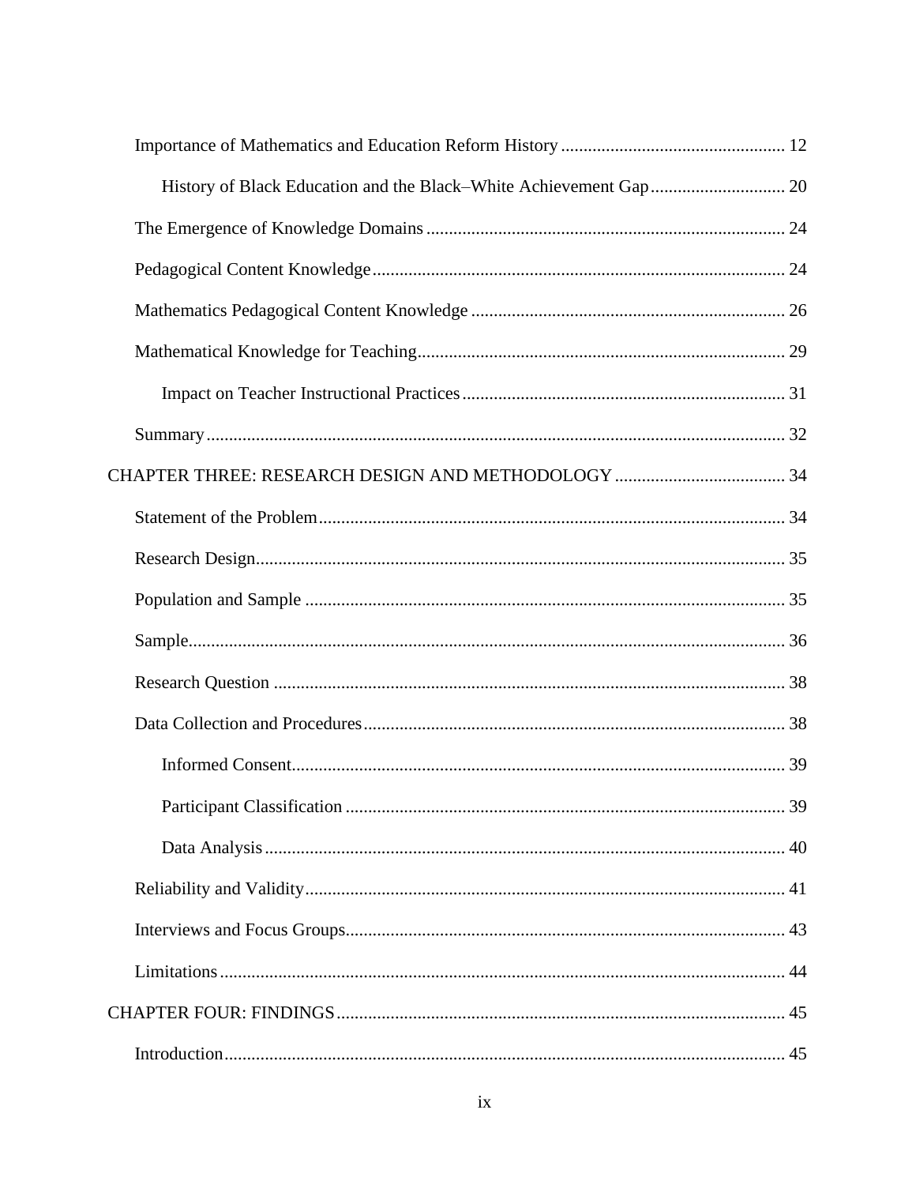Importance of Mathematics and Education Reform History ............................................. 12

History of Black Education and the Black–White Achievement Gap .............................. 20

The Emergence of Knowledge Domains ............................................................................. 24

Pedagogical Content Knowledge ......................................................................................... 24

Mathematics Pedagogical Content Knowledge .................................................................... 26

Mathematical Knowledge for Teaching ............................................................................... 29

Impact on Teacher Instructional Practices ....................................................................... 31

Summary .............................................................................................................................. 32

CHAPTER THREE: RESEARCH DESIGN AND METHODOLOGY ..................................... 34

Statement of the Problem ..................................................................................................... 34

Research Design ................................................................................................................... 35

Population and Sample ........................................................................................................ 35

Sample .................................................................................................................................. 36

Research Question ................................................................................................................ 38

Data Collection and Procedures ........................................................................................... 38

Informed Consent ............................................................................................................. 39

Participant Classification .................................................................................................. 39

Data Analysis .................................................................................................................... 40

Reliability and Validity ........................................................................................................ 41

Interviews and Focus Groups ............................................................................................... 43

Limitations ........................................................................................................................... 44

CHAPTER FOUR: FINDINGS .................................................................................................. 45

Introduction .......................................................................................................................... 45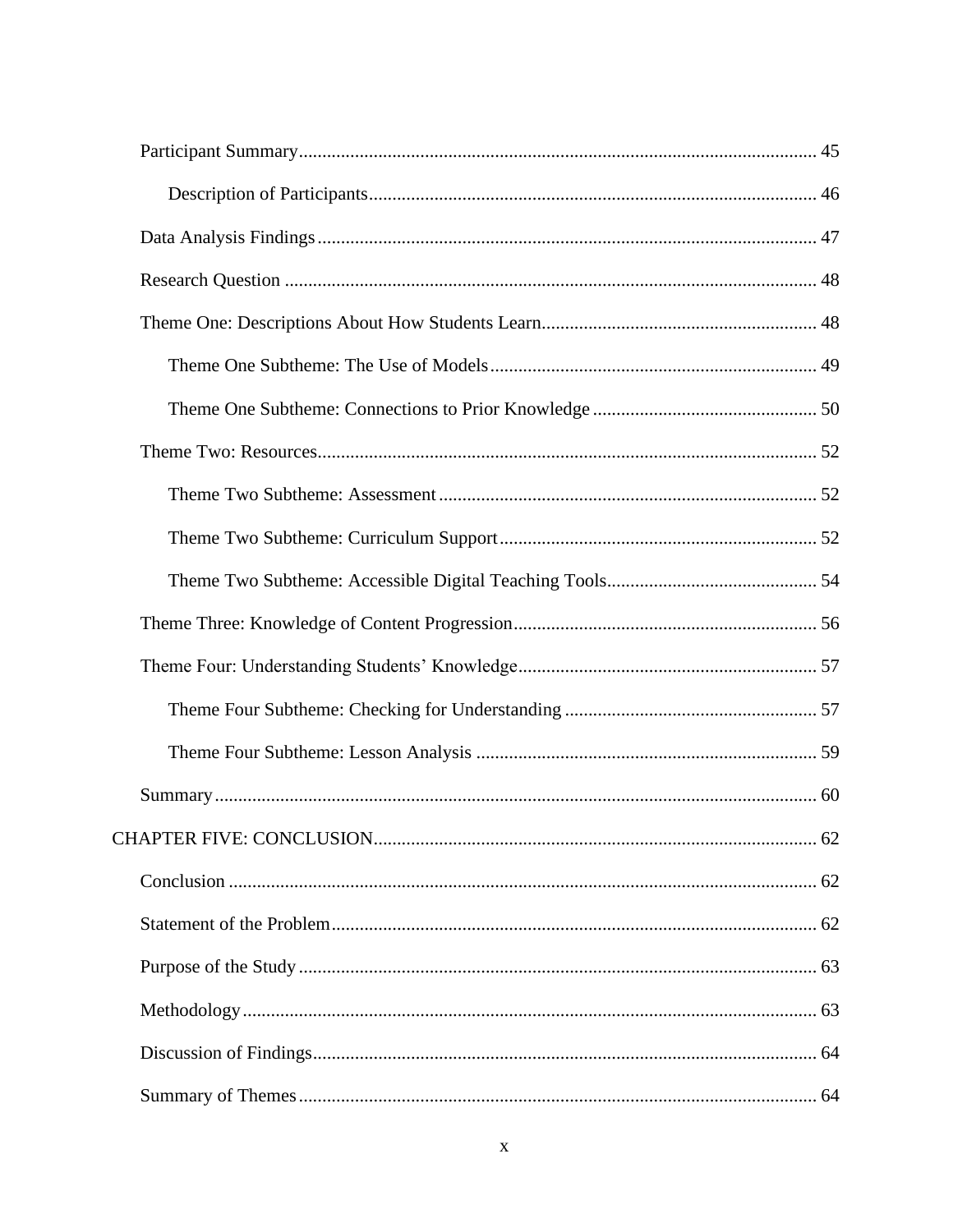Participant Summary .............................................................................................................. 45

Description of Participants ............................................................................................... 46

Data Analysis Findings .......................................................................................................... 47

Research Question ................................................................................................................. 48

Theme One: Descriptions About How Students Learn ........................................................... 48

Theme One Subtheme: The Use of Models ..................................................................... 49

Theme One Subtheme: Connections to Prior Knowledge ................................................ 50

Theme Two: Resources .......................................................................................................... 52

Theme Two Subtheme: Assessment ................................................................................. 52

Theme Two Subtheme: Curriculum Support ................................................................... 52

Theme Two Subtheme: Accessible Digital Teaching Tools ............................................. 54

Theme Three: Knowledge of Content Progression ................................................................. 56

Theme Four: Understanding Students' Knowledge ................................................................ 57

Theme Four Subtheme: Checking for Understanding ...................................................... 57

Theme Four Subtheme: Lesson Analysis ......................................................................... 59

Summary ................................................................................................................................ 60

CHAPTER FIVE: CONCLUSION .............................................................................................. 62

Conclusion ............................................................................................................................. 62

Statement of the Problem ....................................................................................................... 62

Purpose of the Study .............................................................................................................. 63

Methodology .......................................................................................................................... 63

Discussion of Findings ........................................................................................................... 64

Summary of Themes .............................................................................................................. 64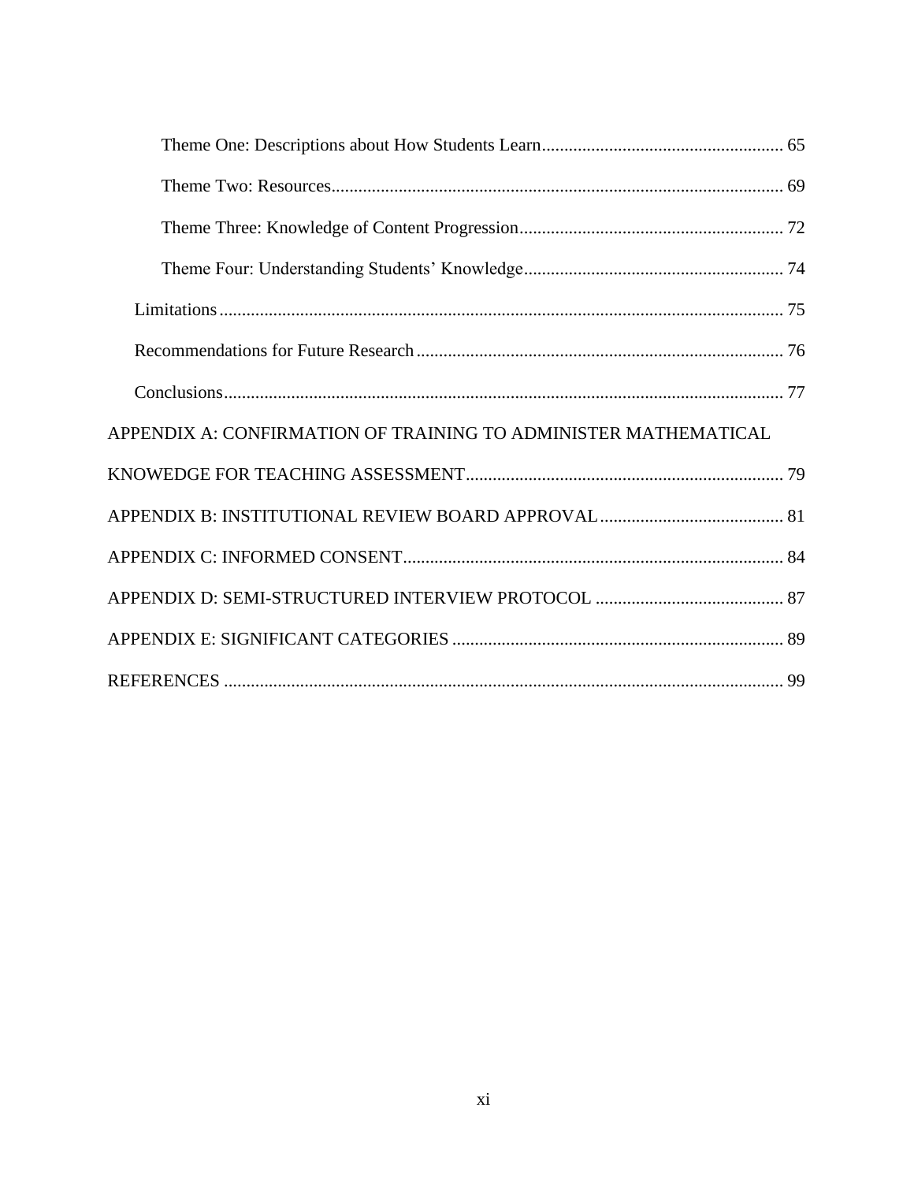Theme One: Descriptions about How Students Learn ..................................................... 65

Theme Two: Resources ..................................................................................................... 69

Theme Three: Knowledge of Content Progression .......................................................... 72

Theme Four: Understanding Students' Knowledge .......................................................... 74

Limitations ............................................................................................................................ 75

Recommendations for Future Research ................................................................................. 76

Conclusions ............................................................................................................................ 77

APPENDIX A: CONFIRMATION OF TRAINING TO ADMINISTER MATHEMATICAL KNOWEDGE FOR TEACHING ASSESSMENT ...................................................................... 79

APPENDIX B: INSTITUTIONAL REVIEW BOARD APPROVAL ......................................... 81

APPENDIX C: INFORMED CONSENT .................................................................................... 84

APPENDIX D: SEMI-STRUCTURED INTERVIEW PROTOCOL .......................................... 87

APPENDIX E: SIGNIFICANT CATEGORIES .......................................................................... 89

REFERENCES ............................................................................................................................ 99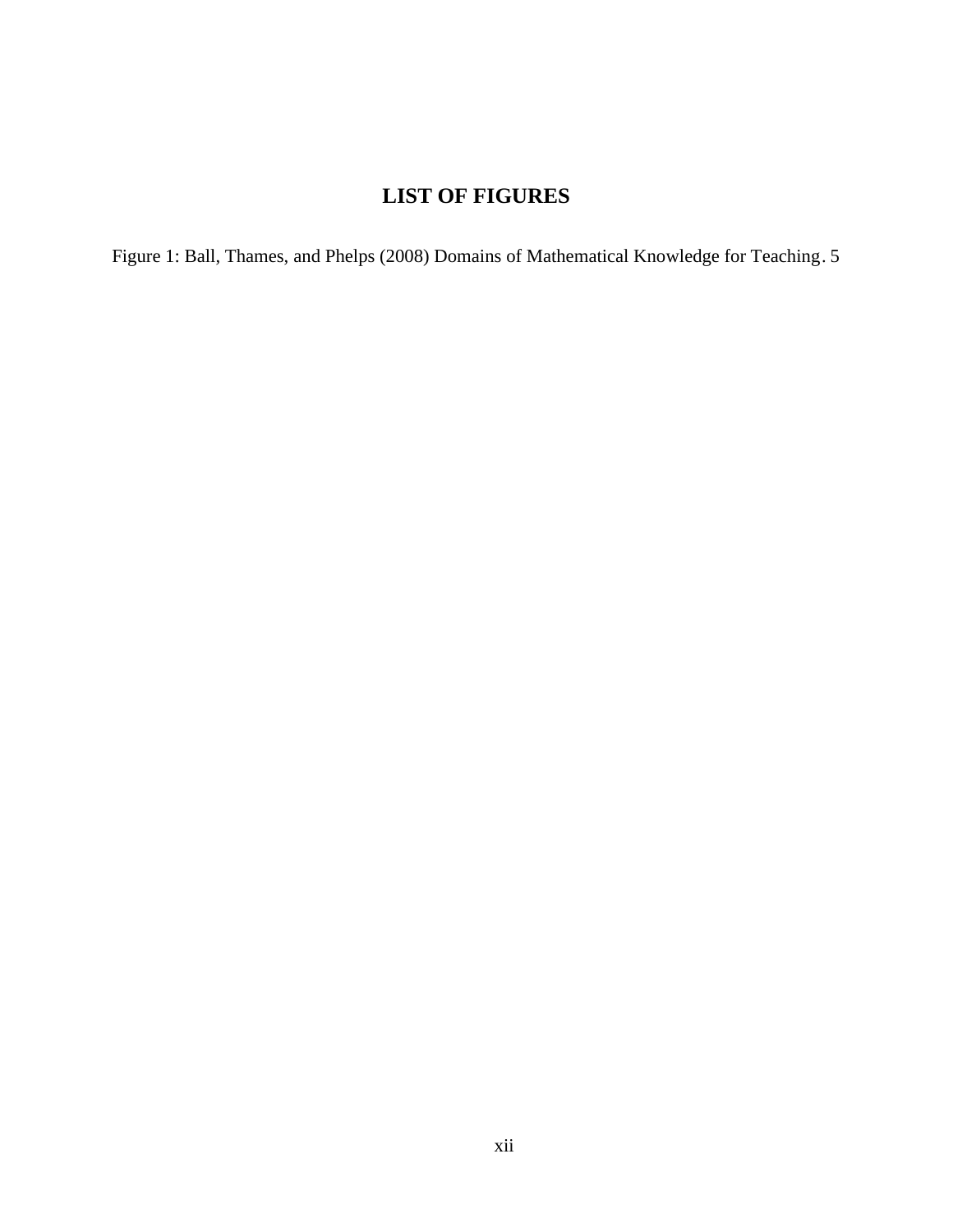# LIST OF FIGURES

Figure 1: Ball, Thames, and Phelps (2008) Domains of Mathematical Knowledge for Teaching. 5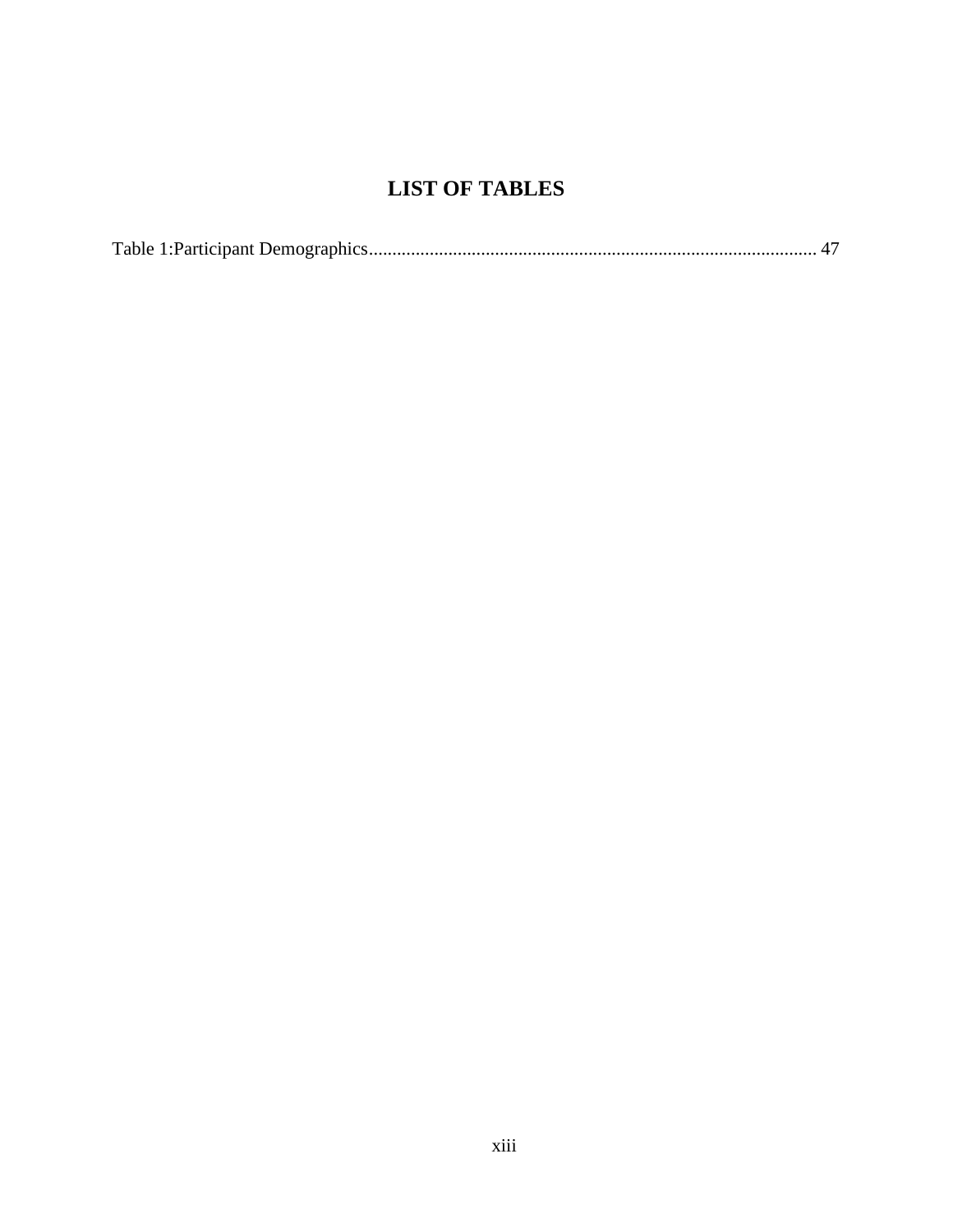# LIST OF TABLES

Table 1:Participant Demographics................................................................................................ 47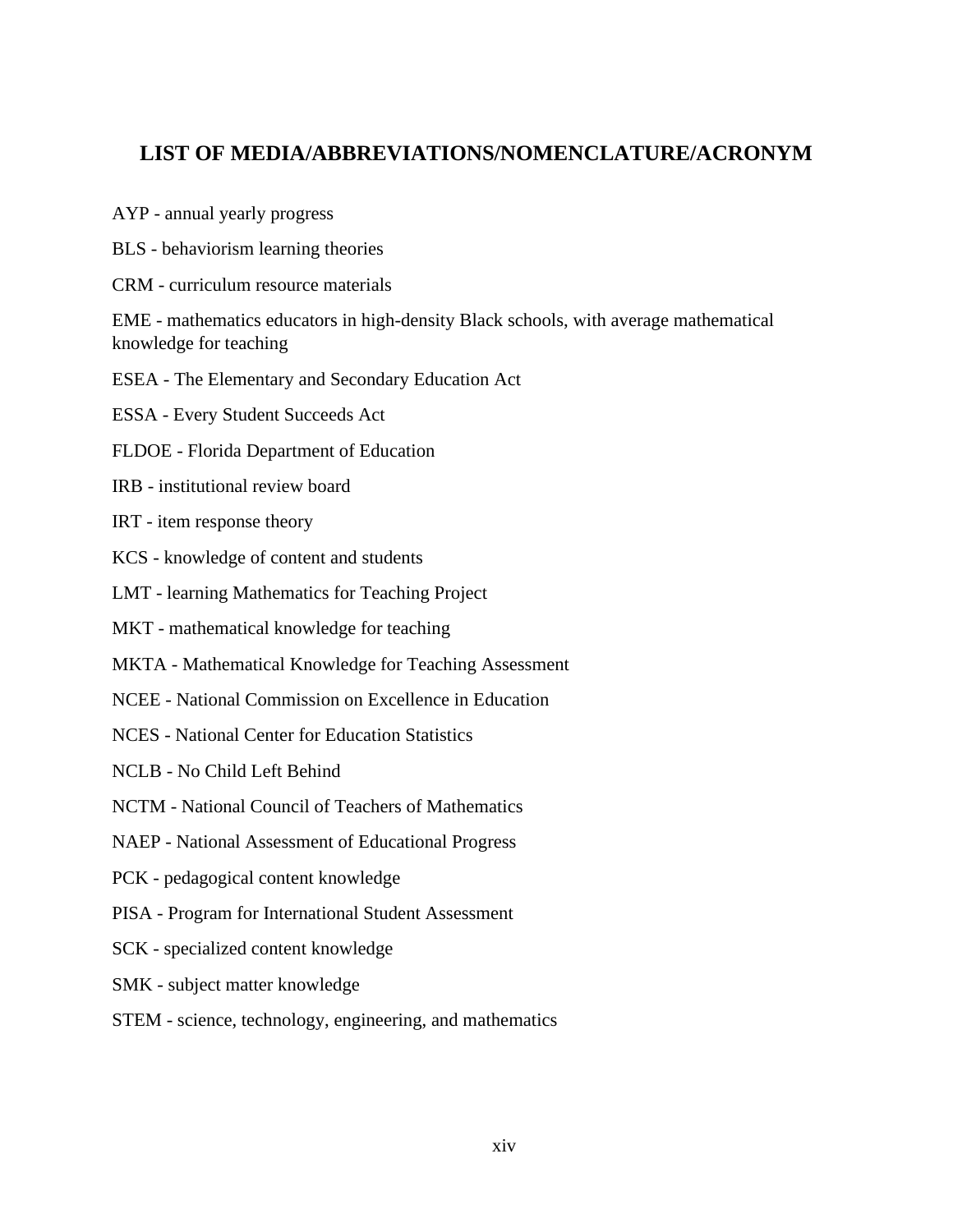## LIST OF MEDIA/ABBREVIATIONS/NOMENCLATURE/ACRONYM

AYP - annual yearly progress

BLS - behaviorism learning theories

CRM - curriculum resource materials

EME - mathematics educators in high-density Black schools, with average mathematical knowledge for teaching

ESEA - The Elementary and Secondary Education Act

ESSA - Every Student Succeeds Act

FLDOE - Florida Department of Education

IRB - institutional review board

IRT - item response theory

KCS - knowledge of content and students

LMT - learning Mathematics for Teaching Project

MKT - mathematical knowledge for teaching

MKTA - Mathematical Knowledge for Teaching Assessment

NCEE - National Commission on Excellence in Education

NCES - National Center for Education Statistics

NCLB - No Child Left Behind

NCTM - National Council of Teachers of Mathematics

NAEP - National Assessment of Educational Progress

PCK - pedagogical content knowledge

PISA - Program for International Student Assessment

SCK - specialized content knowledge

SMK - subject matter knowledge

STEM - science, technology, engineering, and mathematics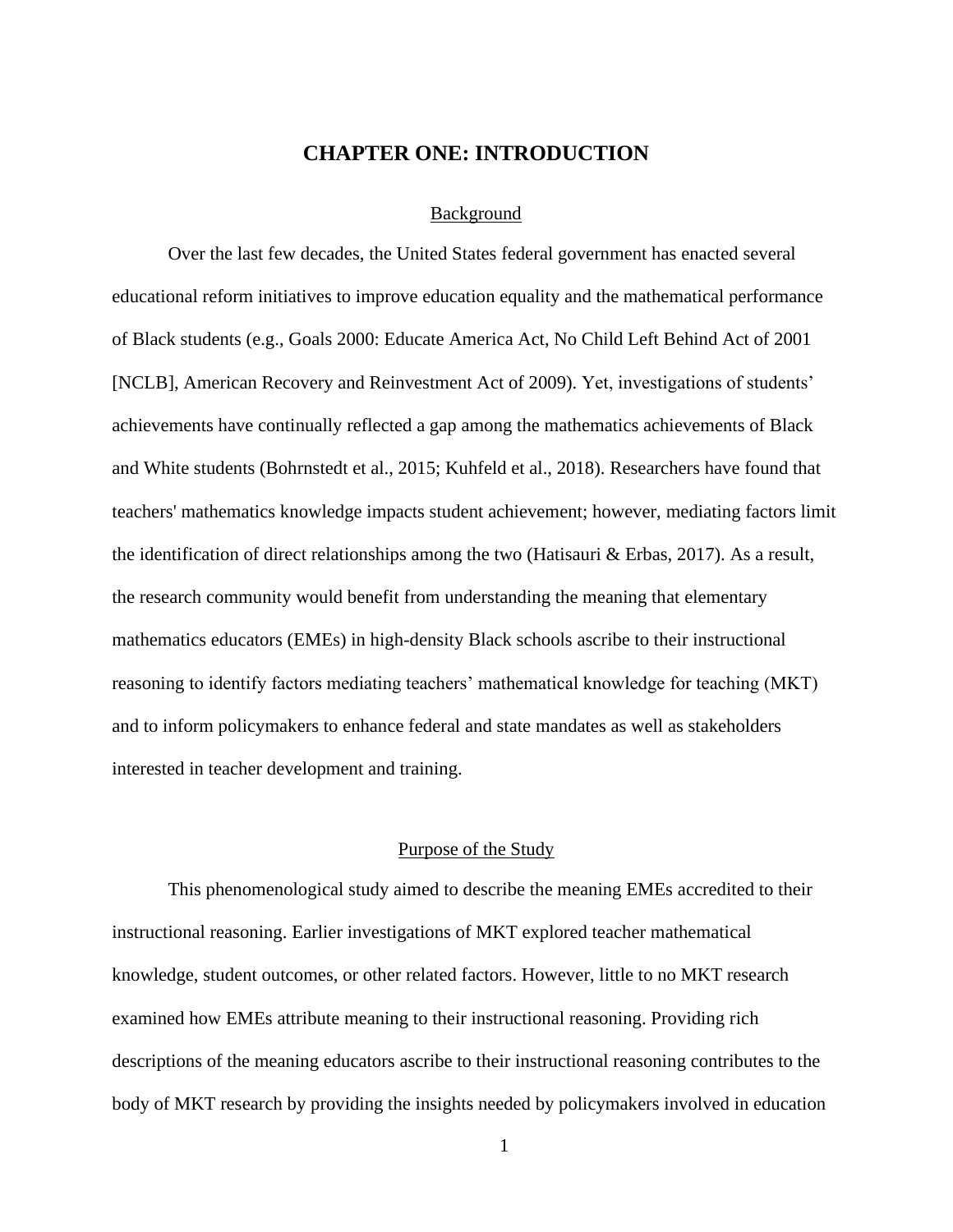# CHAPTER ONE: INTRODUCTION

## Background

Over the last few decades, the United States federal government has enacted several educational reform initiatives to improve education equality and the mathematical performance of Black students (e.g., Goals 2000: Educate America Act, No Child Left Behind Act of 2001 [NCLB], American Recovery and Reinvestment Act of 2009). Yet, investigations of students' achievements have continually reflected a gap among the mathematics achievements of Black and White students (Bohrnstedt et al., 2015; Kuhfeld et al., 2018). Researchers have found that teachers' mathematics knowledge impacts student achievement; however, mediating factors limit the identification of direct relationships among the two (Hatisauri & Erbas, 2017). As a result, the research community would benefit from understanding the meaning that elementary mathematics educators (EMEs) in high-density Black schools ascribe to their instructional reasoning to identify factors mediating teachers' mathematical knowledge for teaching (MKT) and to inform policymakers to enhance federal and state mandates as well as stakeholders interested in teacher development and training.

## Purpose of the Study

This phenomenological study aimed to describe the meaning EMEs accredited to their instructional reasoning. Earlier investigations of MKT explored teacher mathematical knowledge, student outcomes, or other related factors. However, little to no MKT research examined how EMEs attribute meaning to their instructional reasoning. Providing rich descriptions of the meaning educators ascribe to their instructional reasoning contributes to the body of MKT research by providing the insights needed by policymakers involved in education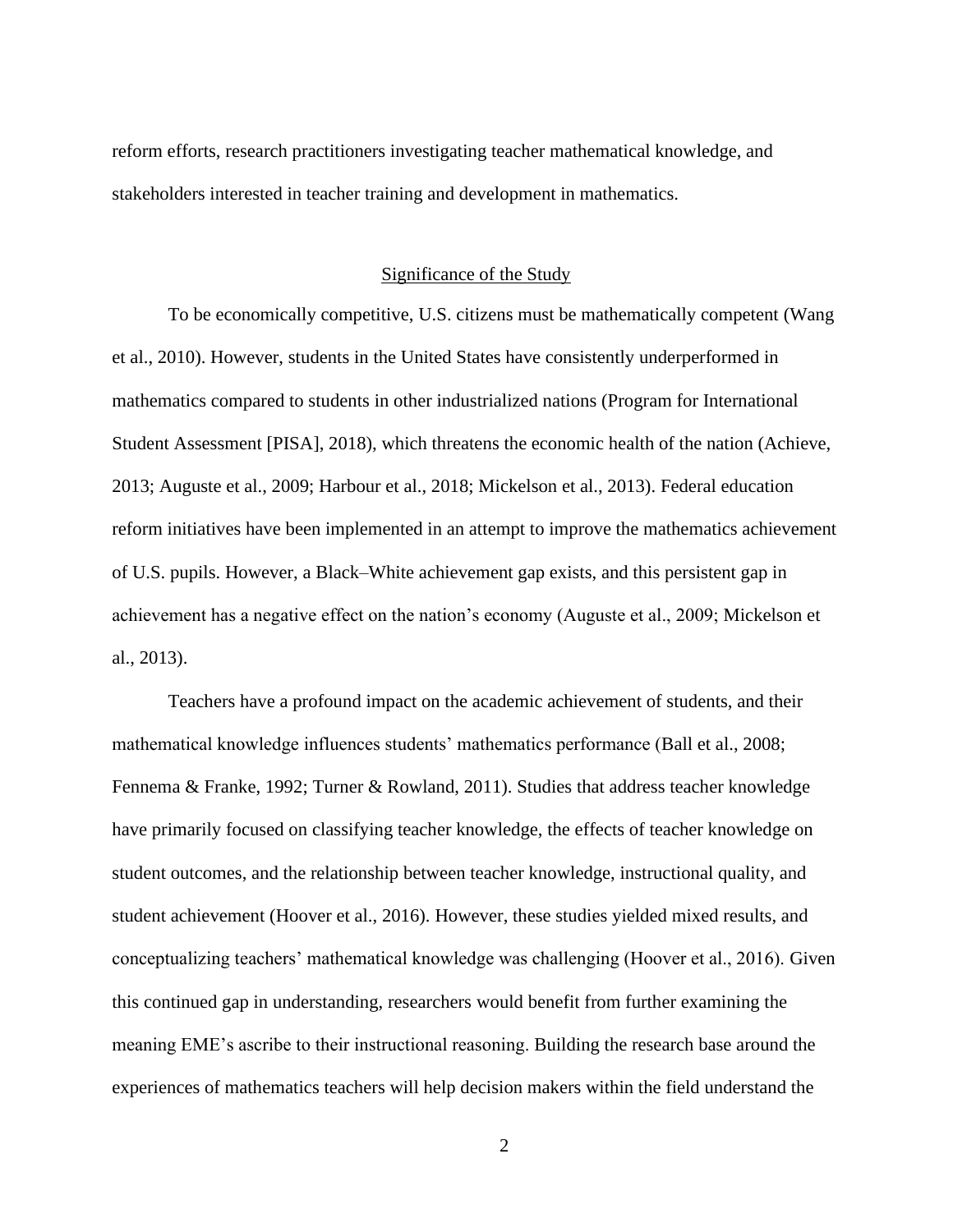reform efforts, research practitioners investigating teacher mathematical knowledge, and stakeholders interested in teacher training and development in mathematics.

## Significance of the Study

To be economically competitive, U.S. citizens must be mathematically competent (Wang et al., 2010). However, students in the United States have consistently underperformed in mathematics compared to students in other industrialized nations (Program for International Student Assessment [PISA], 2018), which threatens the economic health of the nation (Achieve, 2013; Auguste et al., 2009; Harbour et al., 2018; Mickelson et al., 2013). Federal education reform initiatives have been implemented in an attempt to improve the mathematics achievement of U.S. pupils. However, a Black–White achievement gap exists, and this persistent gap in achievement has a negative effect on the nation's economy (Auguste et al., 2009; Mickelson et al., 2013).

Teachers have a profound impact on the academic achievement of students, and their mathematical knowledge influences students' mathematics performance (Ball et al., 2008; Fennema & Franke, 1992; Turner & Rowland, 2011). Studies that address teacher knowledge have primarily focused on classifying teacher knowledge, the effects of teacher knowledge on student outcomes, and the relationship between teacher knowledge, instructional quality, and student achievement (Hoover et al., 2016). However, these studies yielded mixed results, and conceptualizing teachers' mathematical knowledge was challenging (Hoover et al., 2016). Given this continued gap in understanding, researchers would benefit from further examining the meaning EME's ascribe to their instructional reasoning. Building the research base around the experiences of mathematics teachers will help decision makers within the field understand the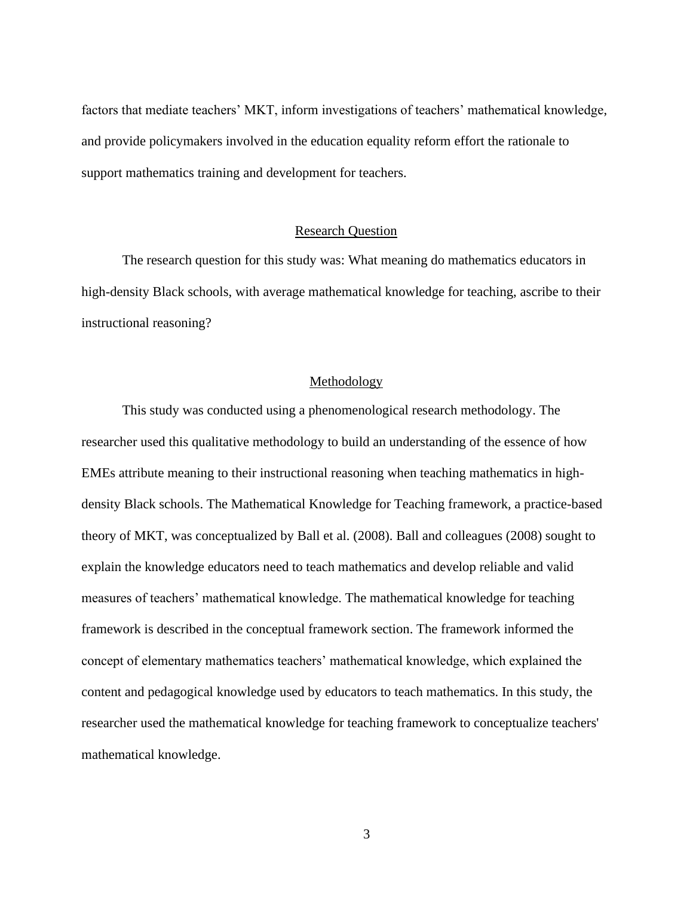factors that mediate teachers' MKT, inform investigations of teachers' mathematical knowledge, and provide policymakers involved in the education equality reform effort the rationale to support mathematics training and development for teachers.

## Research Question

The research question for this study was: What meaning do mathematics educators in high-density Black schools, with average mathematical knowledge for teaching, ascribe to their instructional reasoning?

## Methodology

This study was conducted using a phenomenological research methodology. The researcher used this qualitative methodology to build an understanding of the essence of how EMEs attribute meaning to their instructional reasoning when teaching mathematics in high-density Black schools. The Mathematical Knowledge for Teaching framework, a practice-based theory of MKT, was conceptualized by Ball et al. (2008). Ball and colleagues (2008) sought to explain the knowledge educators need to teach mathematics and develop reliable and valid measures of teachers' mathematical knowledge. The mathematical knowledge for teaching framework is described in the conceptual framework section. The framework informed the concept of elementary mathematics teachers' mathematical knowledge, which explained the content and pedagogical knowledge used by educators to teach mathematics. In this study, the researcher used the mathematical knowledge for teaching framework to conceptualize teachers' mathematical knowledge.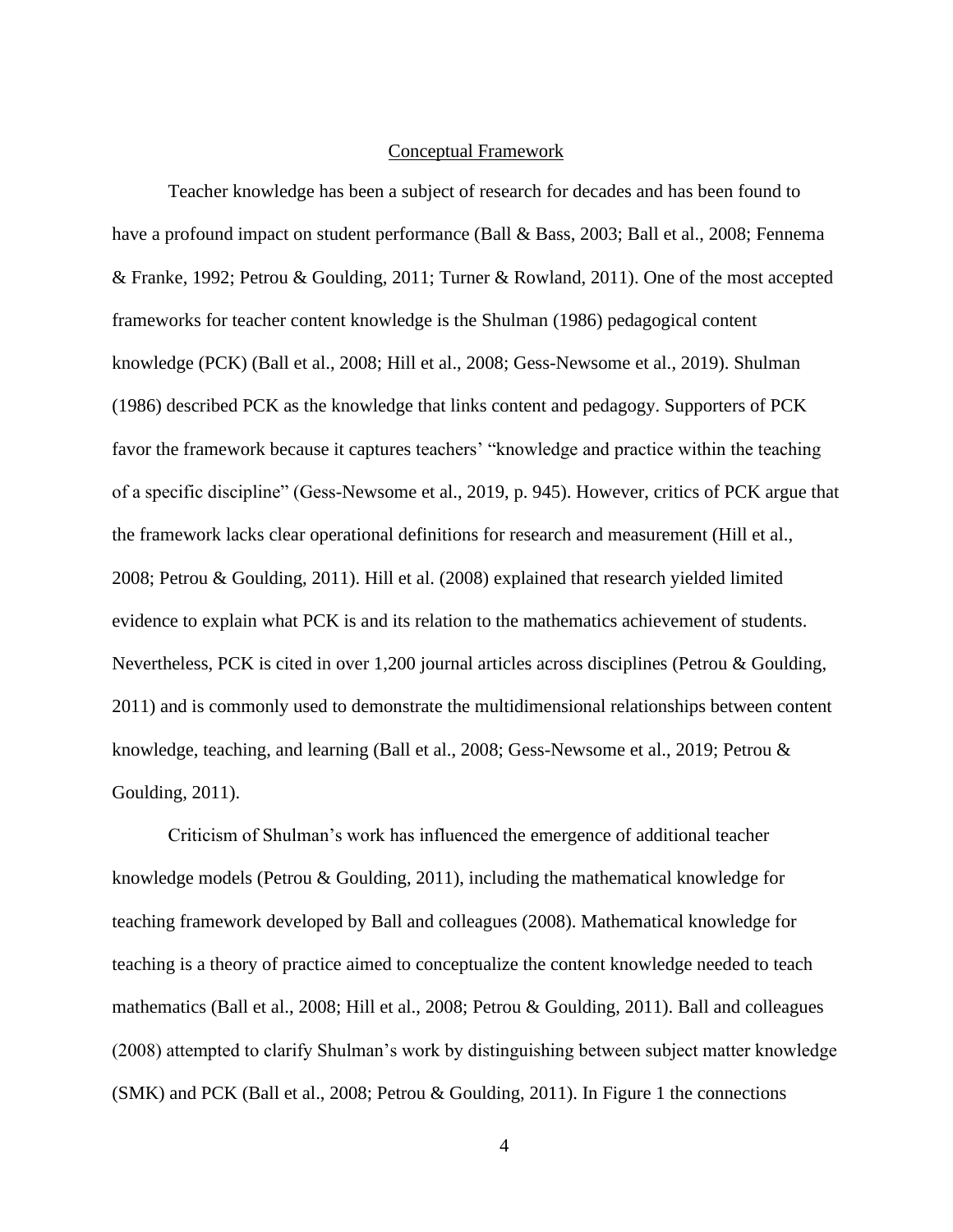## Conceptual Framework

Teacher knowledge has been a subject of research for decades and has been found to have a profound impact on student performance (Ball & Bass, 2003; Ball et al., 2008; Fennema & Franke, 1992; Petrou & Goulding, 2011; Turner & Rowland, 2011). One of the most accepted frameworks for teacher content knowledge is the Shulman (1986) pedagogical content knowledge (PCK) (Ball et al., 2008; Hill et al., 2008; Gess-Newsome et al., 2019). Shulman (1986) described PCK as the knowledge that links content and pedagogy. Supporters of PCK favor the framework because it captures teachers' "knowledge and practice within the teaching of a specific discipline" (Gess-Newsome et al., 2019, p. 945). However, critics of PCK argue that the framework lacks clear operational definitions for research and measurement (Hill et al., 2008; Petrou & Goulding, 2011). Hill et al. (2008) explained that research yielded limited evidence to explain what PCK is and its relation to the mathematics achievement of students. Nevertheless, PCK is cited in over 1,200 journal articles across disciplines (Petrou & Goulding, 2011) and is commonly used to demonstrate the multidimensional relationships between content knowledge, teaching, and learning (Ball et al., 2008; Gess-Newsome et al., 2019; Petrou & Goulding, 2011).

Criticism of Shulman's work has influenced the emergence of additional teacher knowledge models (Petrou & Goulding, 2011), including the mathematical knowledge for teaching framework developed by Ball and colleagues (2008). Mathematical knowledge for teaching is a theory of practice aimed to conceptualize the content knowledge needed to teach mathematics (Ball et al., 2008; Hill et al., 2008; Petrou & Goulding, 2011). Ball and colleagues (2008) attempted to clarify Shulman's work by distinguishing between subject matter knowledge (SMK) and PCK (Ball et al., 2008; Petrou & Goulding, 2011). In Figure 1 the connections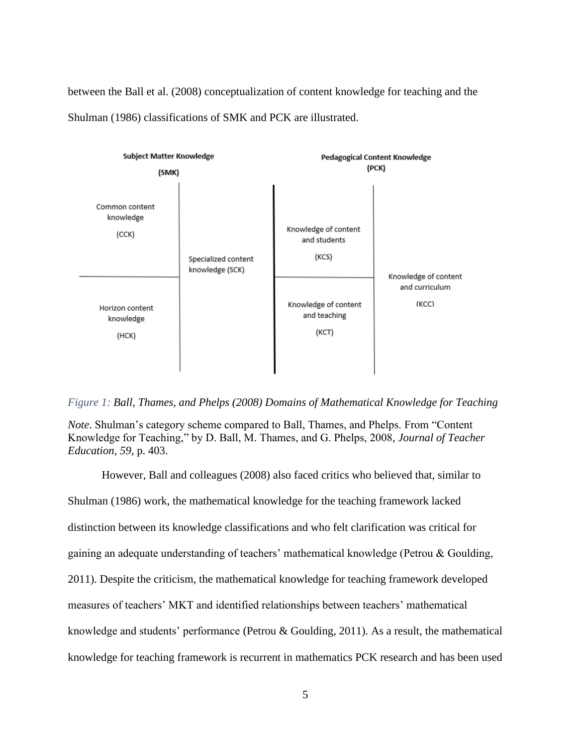between the Ball et al. (2008) conceptualization of content knowledge for teaching and the Shulman (1986) classifications of SMK and PCK are illustrated.

**Subject Matter Knowledge (SMK)**

- Common content knowledge (CCK)
- Horizon content knowledge (HCK)
- Specialized content knowledge (SCK)

**Pedagogical Content Knowledge (PCK)**

- Knowledge of content and students (KCS)
- Knowledge of content and teaching (KCT)
- Knowledge of content and curriculum (KCC)

*Figure 1: Ball, Thames, and Phelps (2008) Domains of Mathematical Knowledge for Teaching*

*Note*. Shulman's category scheme compared to Ball, Thames, and Phelps. From "Content Knowledge for Teaching," by D. Ball, M. Thames, and G. Phelps, 2008, *Journal of Teacher Education, 59*, p. 403.

However, Ball and colleagues (2008) also faced critics who believed that, similar to Shulman (1986) work, the mathematical knowledge for the teaching framework lacked distinction between its knowledge classifications and who felt clarification was critical for gaining an adequate understanding of teachers' mathematical knowledge (Petrou & Goulding, 2011). Despite the criticism, the mathematical knowledge for teaching framework developed measures of teachers' MKT and identified relationships between teachers' mathematical knowledge and students' performance (Petrou & Goulding, 2011). As a result, the mathematical knowledge for teaching framework is recurrent in mathematics PCK research and has been used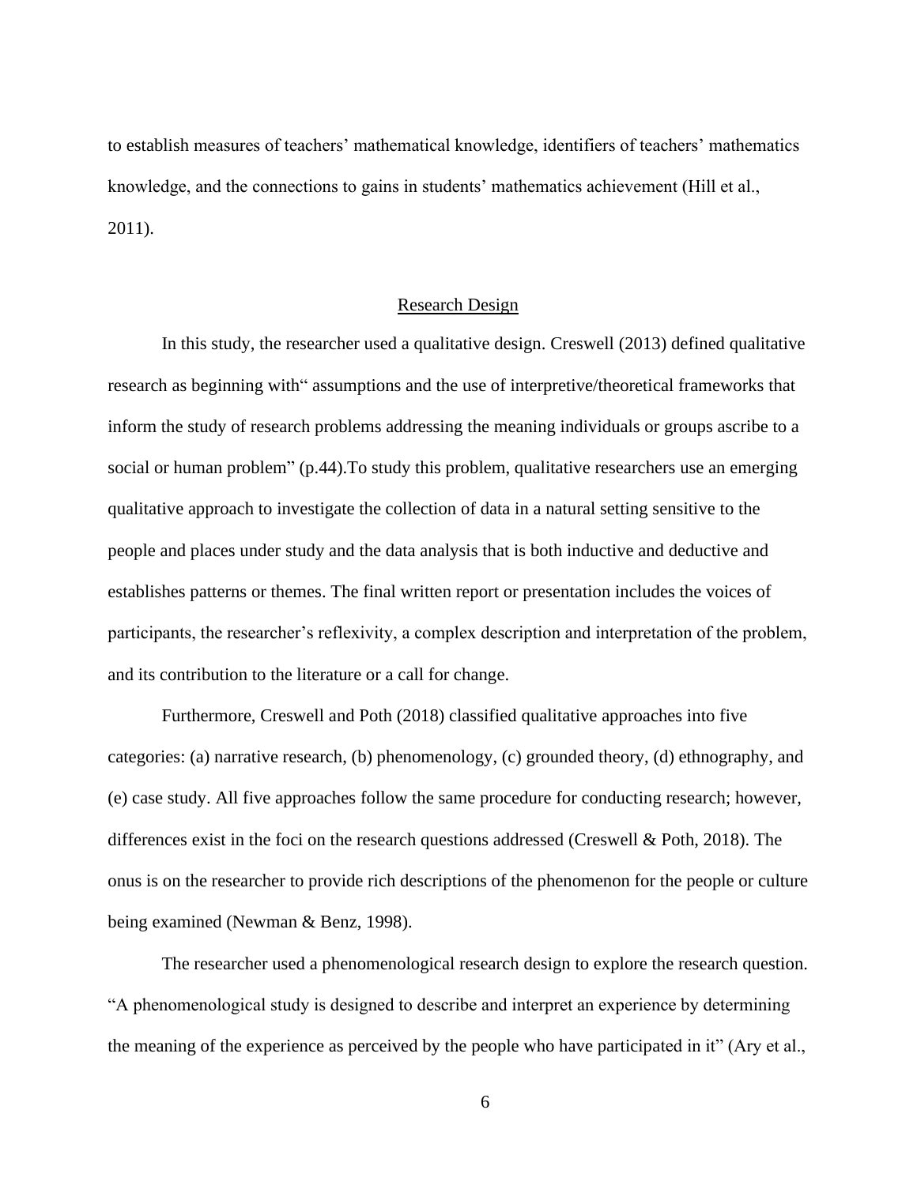to establish measures of teachers' mathematical knowledge, identifiers of teachers' mathematics knowledge, and the connections to gains in students' mathematics achievement (Hill et al., 2011).

## Research Design

In this study, the researcher used a qualitative design. Creswell (2013) defined qualitative research as beginning with" assumptions and the use of interpretive/theoretical frameworks that inform the study of research problems addressing the meaning individuals or groups ascribe to a social or human problem" (p.44).To study this problem, qualitative researchers use an emerging qualitative approach to investigate the collection of data in a natural setting sensitive to the people and places under study and the data analysis that is both inductive and deductive and establishes patterns or themes. The final written report or presentation includes the voices of participants, the researcher's reflexivity, a complex description and interpretation of the problem, and its contribution to the literature or a call for change.

Furthermore, Creswell and Poth (2018) classified qualitative approaches into five categories: (a) narrative research, (b) phenomenology, (c) grounded theory, (d) ethnography, and (e) case study. All five approaches follow the same procedure for conducting research; however, differences exist in the foci on the research questions addressed (Creswell & Poth, 2018). The onus is on the researcher to provide rich descriptions of the phenomenon for the people or culture being examined (Newman & Benz, 1998).

The researcher used a phenomenological research design to explore the research question. "A phenomenological study is designed to describe and interpret an experience by determining the meaning of the experience as perceived by the people who have participated in it" (Ary et al.,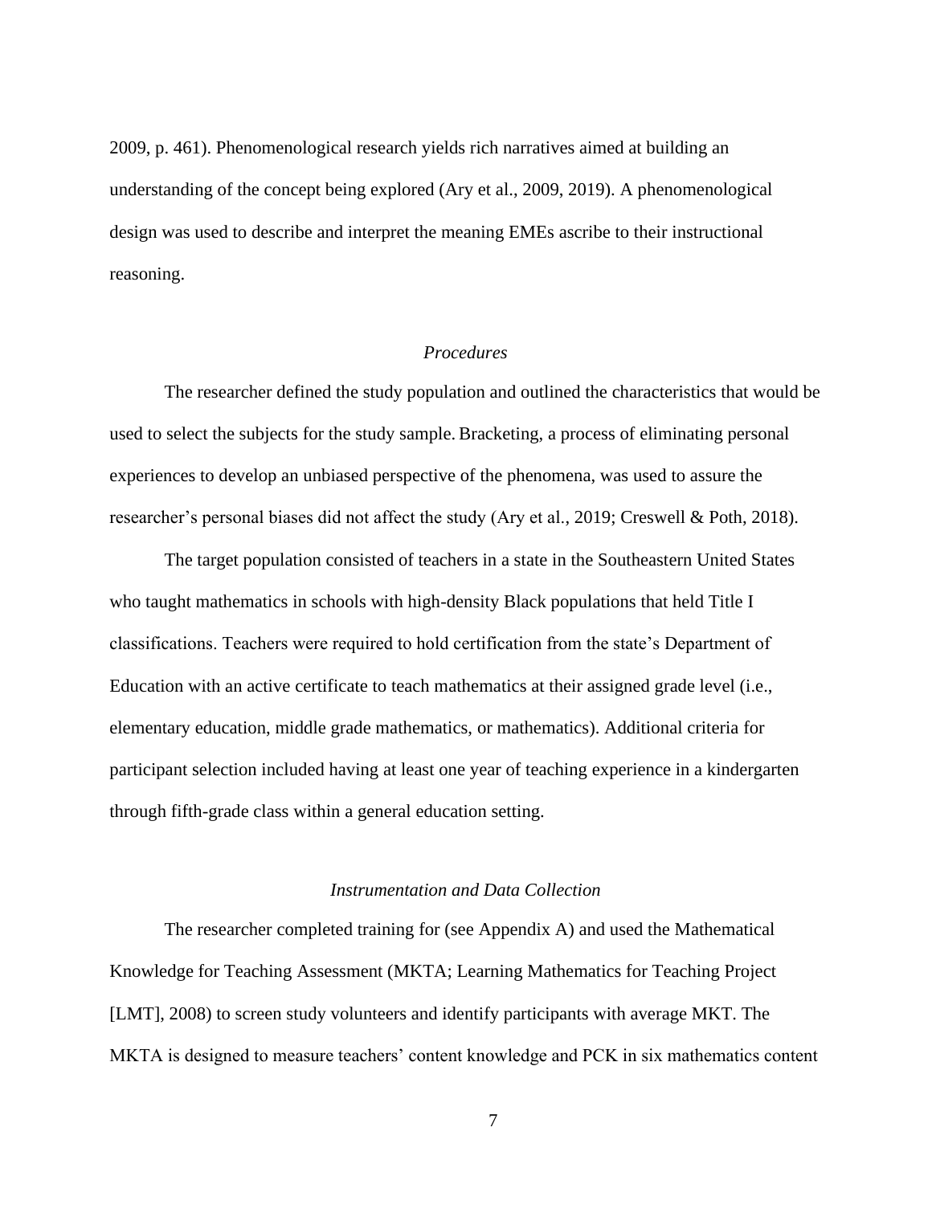2009, p. 461). Phenomenological research yields rich narratives aimed at building an understanding of the concept being explored (Ary et al., 2009, 2019). A phenomenological design was used to describe and interpret the meaning EMEs ascribe to their instructional reasoning.

### *Procedures*

The researcher defined the study population and outlined the characteristics that would be used to select the subjects for the study sample. Bracketing, a process of eliminating personal experiences to develop an unbiased perspective of the phenomena, was used to assure the researcher's personal biases did not affect the study (Ary et al., 2019; Creswell & Poth, 2018).

The target population consisted of teachers in a state in the Southeastern United States who taught mathematics in schools with high-density Black populations that held Title I classifications. Teachers were required to hold certification from the state's Department of Education with an active certificate to teach mathematics at their assigned grade level (i.e., elementary education, middle grade mathematics, or mathematics). Additional criteria for participant selection included having at least one year of teaching experience in a kindergarten through fifth-grade class within a general education setting.

### *Instrumentation and Data Collection*

The researcher completed training for (see Appendix A) and used the Mathematical Knowledge for Teaching Assessment (MKTA; Learning Mathematics for Teaching Project [LMT], 2008) to screen study volunteers and identify participants with average MKT. The MKTA is designed to measure teachers' content knowledge and PCK in six mathematics content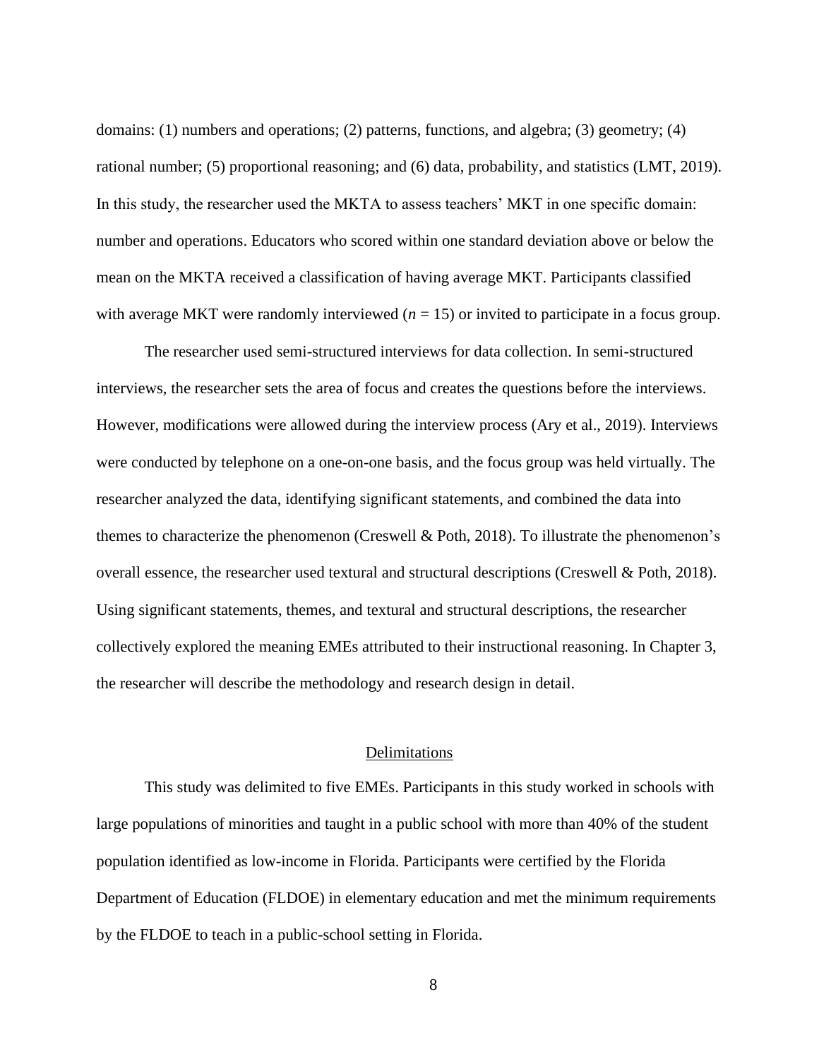domains: (1) numbers and operations; (2) patterns, functions, and algebra; (3) geometry; (4) rational number; (5) proportional reasoning; and (6) data, probability, and statistics (LMT, 2019). In this study, the researcher used the MKTA to assess teachers' MKT in one specific domain: number and operations. Educators who scored within one standard deviation above or below the mean on the MKTA received a classification of having average MKT. Participants classified with average MKT were randomly interviewed ($n$ = 15) or invited to participate in a focus group.

The researcher used semi-structured interviews for data collection. In semi-structured interviews, the researcher sets the area of focus and creates the questions before the interviews. However, modifications were allowed during the interview process (Ary et al., 2019). Interviews were conducted by telephone on a one-on-one basis, and the focus group was held virtually. The researcher analyzed the data, identifying significant statements, and combined the data into themes to characterize the phenomenon (Creswell & Poth, 2018). To illustrate the phenomenon's overall essence, the researcher used textural and structural descriptions (Creswell & Poth, 2018). Using significant statements, themes, and textural and structural descriptions, the researcher collectively explored the meaning EMEs attributed to their instructional reasoning. In Chapter 3, the researcher will describe the methodology and research design in detail.

## Delimitations

This study was delimited to five EMEs. Participants in this study worked in schools with large populations of minorities and taught in a public school with more than 40% of the student population identified as low-income in Florida. Participants were certified by the Florida Department of Education (FLDOE) in elementary education and met the minimum requirements by the FLDOE to teach in a public-school setting in Florida.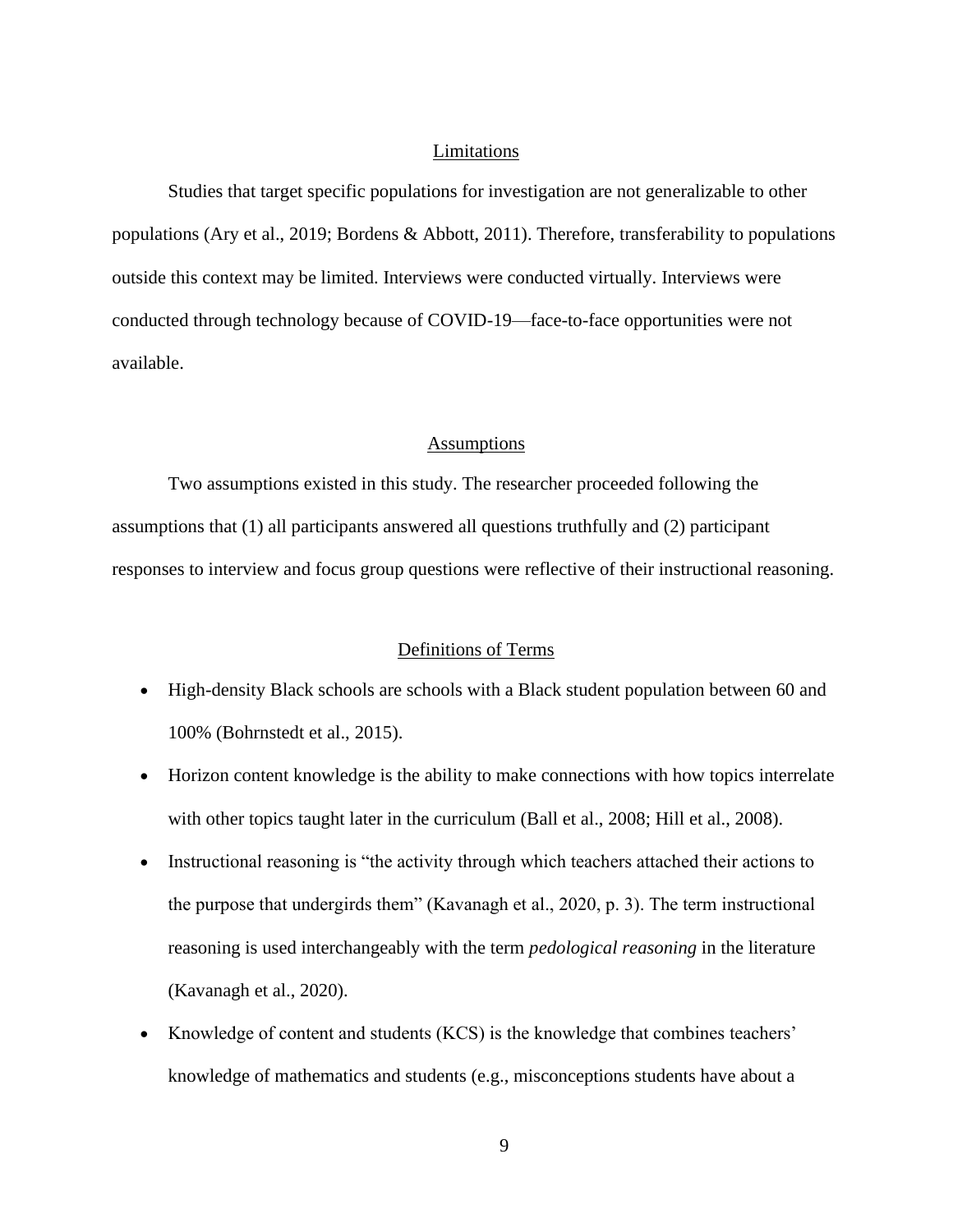## Limitations

Studies that target specific populations for investigation are not generalizable to other populations (Ary et al., 2019; Bordens & Abbott, 2011). Therefore, transferability to populations outside this context may be limited. Interviews were conducted virtually. Interviews were conducted through technology because of COVID-19—face-to-face opportunities were not available.

## Assumptions

Two assumptions existed in this study. The researcher proceeded following the assumptions that (1) all participants answered all questions truthfully and (2) participant responses to interview and focus group questions were reflective of their instructional reasoning.

## Definitions of Terms

- High-density Black schools are schools with a Black student population between 60 and 100% (Bohrnstedt et al., 2015).
- Horizon content knowledge is the ability to make connections with how topics interrelate with other topics taught later in the curriculum (Ball et al., 2008; Hill et al., 2008).
- Instructional reasoning is "the activity through which teachers attached their actions to the purpose that undergirds them" (Kavanagh et al., 2020, p. 3). The term instructional reasoning is used interchangeably with the term *pedological reasoning* in the literature (Kavanagh et al., 2020).
- Knowledge of content and students (KCS) is the knowledge that combines teachers' knowledge of mathematics and students (e.g., misconceptions students have about a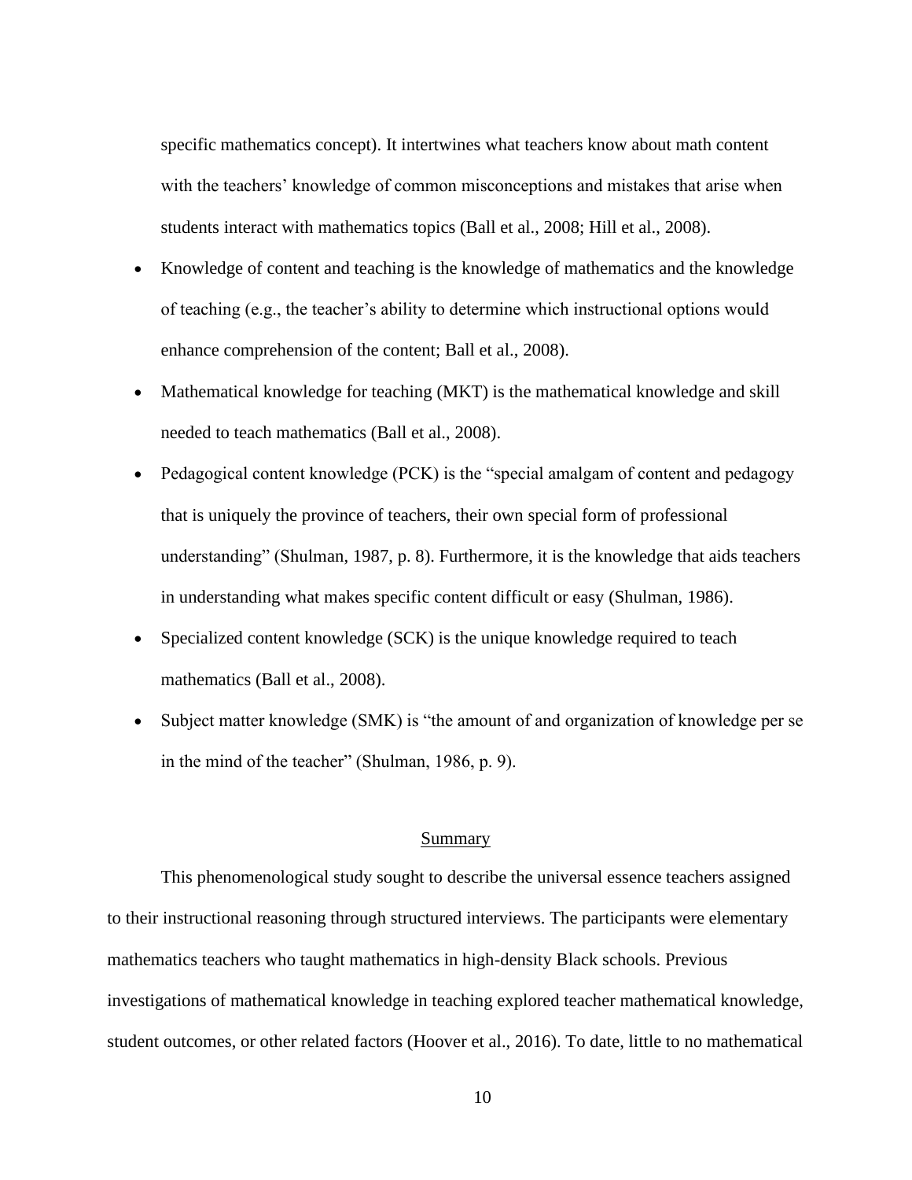specific mathematics concept). It intertwines what teachers know about math content with the teachers' knowledge of common misconceptions and mistakes that arise when students interact with mathematics topics (Ball et al., 2008; Hill et al., 2008).

- Knowledge of content and teaching is the knowledge of mathematics and the knowledge of teaching (e.g., the teacher's ability to determine which instructional options would enhance comprehension of the content; Ball et al., 2008).
- Mathematical knowledge for teaching (MKT) is the mathematical knowledge and skill needed to teach mathematics (Ball et al., 2008).
- Pedagogical content knowledge (PCK) is the "special amalgam of content and pedagogy that is uniquely the province of teachers, their own special form of professional understanding" (Shulman, 1987, p. 8). Furthermore, it is the knowledge that aids teachers in understanding what makes specific content difficult or easy (Shulman, 1986).
- Specialized content knowledge (SCK) is the unique knowledge required to teach mathematics (Ball et al., 2008).
- Subject matter knowledge (SMK) is "the amount of and organization of knowledge per se in the mind of the teacher" (Shulman, 1986, p. 9).

## Summary

This phenomenological study sought to describe the universal essence teachers assigned to their instructional reasoning through structured interviews. The participants were elementary mathematics teachers who taught mathematics in high-density Black schools. Previous investigations of mathematical knowledge in teaching explored teacher mathematical knowledge, student outcomes, or other related factors (Hoover et al., 2016). To date, little to no mathematical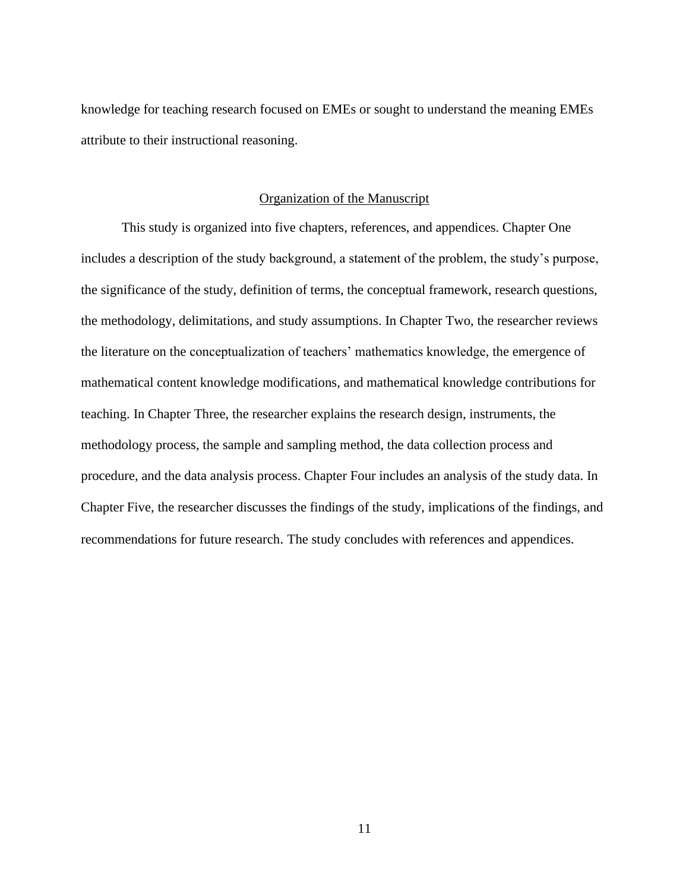knowledge for teaching research focused on EMEs or sought to understand the meaning EMEs attribute to their instructional reasoning.

## Organization of the Manuscript

This study is organized into five chapters, references, and appendices. Chapter One includes a description of the study background, a statement of the problem, the study's purpose, the significance of the study, definition of terms, the conceptual framework, research questions, the methodology, delimitations, and study assumptions. In Chapter Two, the researcher reviews the literature on the conceptualization of teachers' mathematics knowledge, the emergence of mathematical content knowledge modifications, and mathematical knowledge contributions for teaching. In Chapter Three, the researcher explains the research design, instruments, the methodology process, the sample and sampling method, the data collection process and procedure, and the data analysis process. Chapter Four includes an analysis of the study data. In Chapter Five, the researcher discusses the findings of the study, implications of the findings, and recommendations for future research. The study concludes with references and appendices.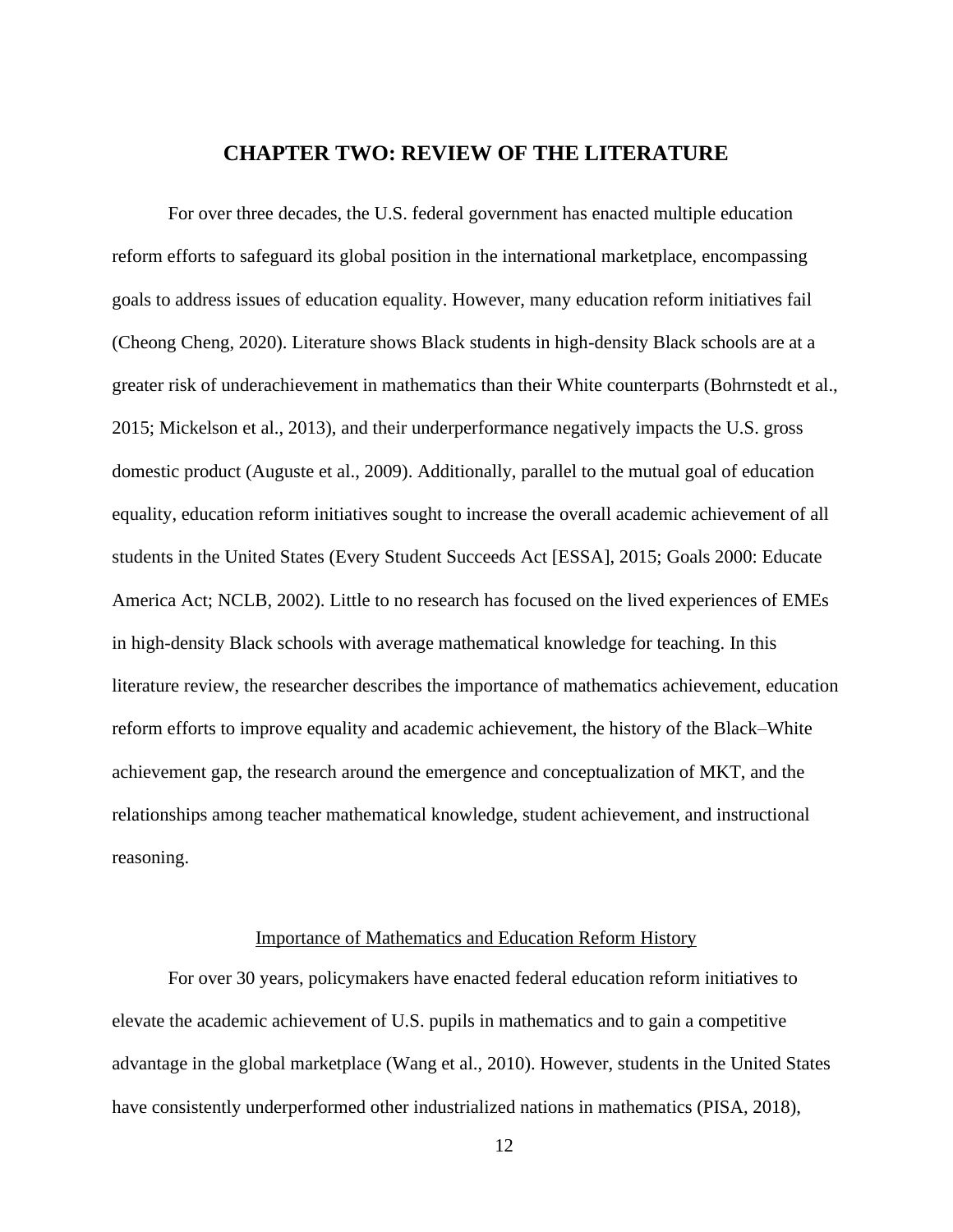# CHAPTER TWO: REVIEW OF THE LITERATURE

For over three decades, the U.S. federal government has enacted multiple education reform efforts to safeguard its global position in the international marketplace, encompassing goals to address issues of education equality. However, many education reform initiatives fail (Cheong Cheng, 2020). Literature shows Black students in high-density Black schools are at a greater risk of underachievement in mathematics than their White counterparts (Bohrnstedt et al., 2015; Mickelson et al., 2013), and their underperformance negatively impacts the U.S. gross domestic product (Auguste et al., 2009). Additionally, parallel to the mutual goal of education equality, education reform initiatives sought to increase the overall academic achievement of all students in the United States (Every Student Succeeds Act [ESSA], 2015; Goals 2000: Educate America Act; NCLB, 2002). Little to no research has focused on the lived experiences of EMEs in high-density Black schools with average mathematical knowledge for teaching. In this literature review, the researcher describes the importance of mathematics achievement, education reform efforts to improve equality and academic achievement, the history of the Black–White achievement gap, the research around the emergence and conceptualization of MKT, and the relationships among teacher mathematical knowledge, student achievement, and instructional reasoning.

## Importance of Mathematics and Education Reform History

For over 30 years, policymakers have enacted federal education reform initiatives to elevate the academic achievement of U.S. pupils in mathematics and to gain a competitive advantage in the global marketplace (Wang et al., 2010). However, students in the United States have consistently underperformed other industrialized nations in mathematics (PISA, 2018),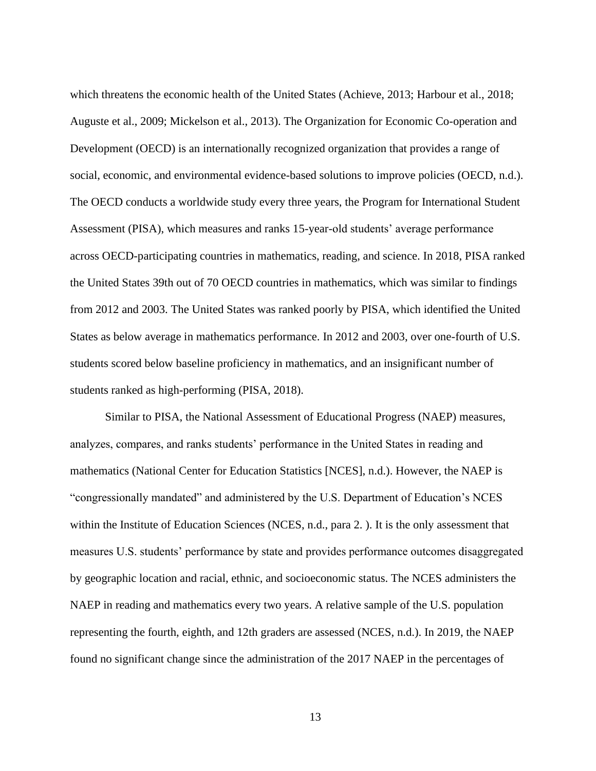which threatens the economic health of the United States (Achieve, 2013; Harbour et al., 2018; Auguste et al., 2009; Mickelson et al., 2013). The Organization for Economic Co-operation and Development (OECD) is an internationally recognized organization that provides a range of social, economic, and environmental evidence-based solutions to improve policies (OECD, n.d.). The OECD conducts a worldwide study every three years, the Program for International Student Assessment (PISA), which measures and ranks 15-year-old students' average performance across OECD-participating countries in mathematics, reading, and science. In 2018, PISA ranked the United States 39th out of 70 OECD countries in mathematics, which was similar to findings from 2012 and 2003. The United States was ranked poorly by PISA, which identified the United States as below average in mathematics performance. In 2012 and 2003, over one-fourth of U.S. students scored below baseline proficiency in mathematics, and an insignificant number of students ranked as high-performing (PISA, 2018).

Similar to PISA, the National Assessment of Educational Progress (NAEP) measures, analyzes, compares, and ranks students' performance in the United States in reading and mathematics (National Center for Education Statistics [NCES], n.d.). However, the NAEP is "congressionally mandated" and administered by the U.S. Department of Education's NCES within the Institute of Education Sciences (NCES, n.d., para 2. ). It is the only assessment that measures U.S. students' performance by state and provides performance outcomes disaggregated by geographic location and racial, ethnic, and socioeconomic status. The NCES administers the NAEP in reading and mathematics every two years. A relative sample of the U.S. population representing the fourth, eighth, and 12th graders are assessed (NCES, n.d.). In 2019, the NAEP found no significant change since the administration of the 2017 NAEP in the percentages of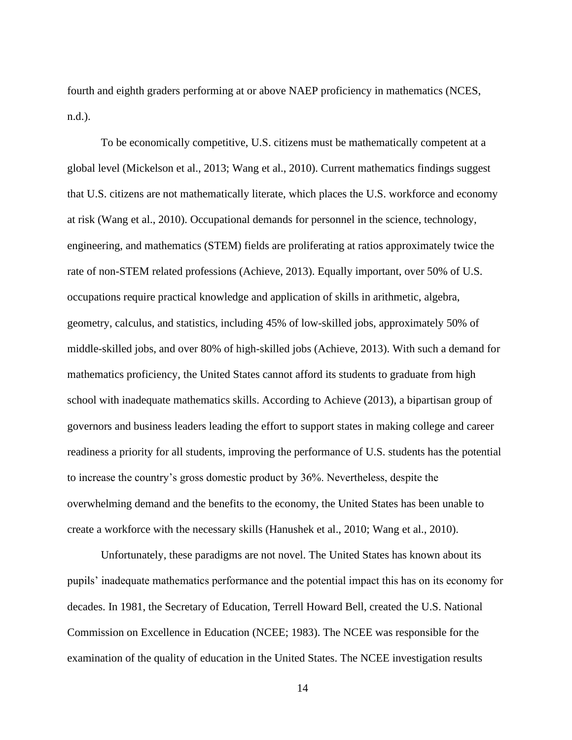fourth and eighth graders performing at or above NAEP proficiency in mathematics (NCES, n.d.).

To be economically competitive, U.S. citizens must be mathematically competent at a global level (Mickelson et al., 2013; Wang et al., 2010). Current mathematics findings suggest that U.S. citizens are not mathematically literate, which places the U.S. workforce and economy at risk (Wang et al., 2010). Occupational demands for personnel in the science, technology, engineering, and mathematics (STEM) fields are proliferating at ratios approximately twice the rate of non-STEM related professions (Achieve, 2013). Equally important, over 50% of U.S. occupations require practical knowledge and application of skills in arithmetic, algebra, geometry, calculus, and statistics, including 45% of low-skilled jobs, approximately 50% of middle-skilled jobs, and over 80% of high-skilled jobs (Achieve, 2013). With such a demand for mathematics proficiency, the United States cannot afford its students to graduate from high school with inadequate mathematics skills. According to Achieve (2013), a bipartisan group of governors and business leaders leading the effort to support states in making college and career readiness a priority for all students, improving the performance of U.S. students has the potential to increase the country's gross domestic product by 36%. Nevertheless, despite the overwhelming demand and the benefits to the economy, the United States has been unable to create a workforce with the necessary skills (Hanushek et al., 2010; Wang et al., 2010).

Unfortunately, these paradigms are not novel. The United States has known about its pupils' inadequate mathematics performance and the potential impact this has on its economy for decades. In 1981, the Secretary of Education, Terrell Howard Bell, created the U.S. National Commission on Excellence in Education (NCEE; 1983). The NCEE was responsible for the examination of the quality of education in the United States. The NCEE investigation results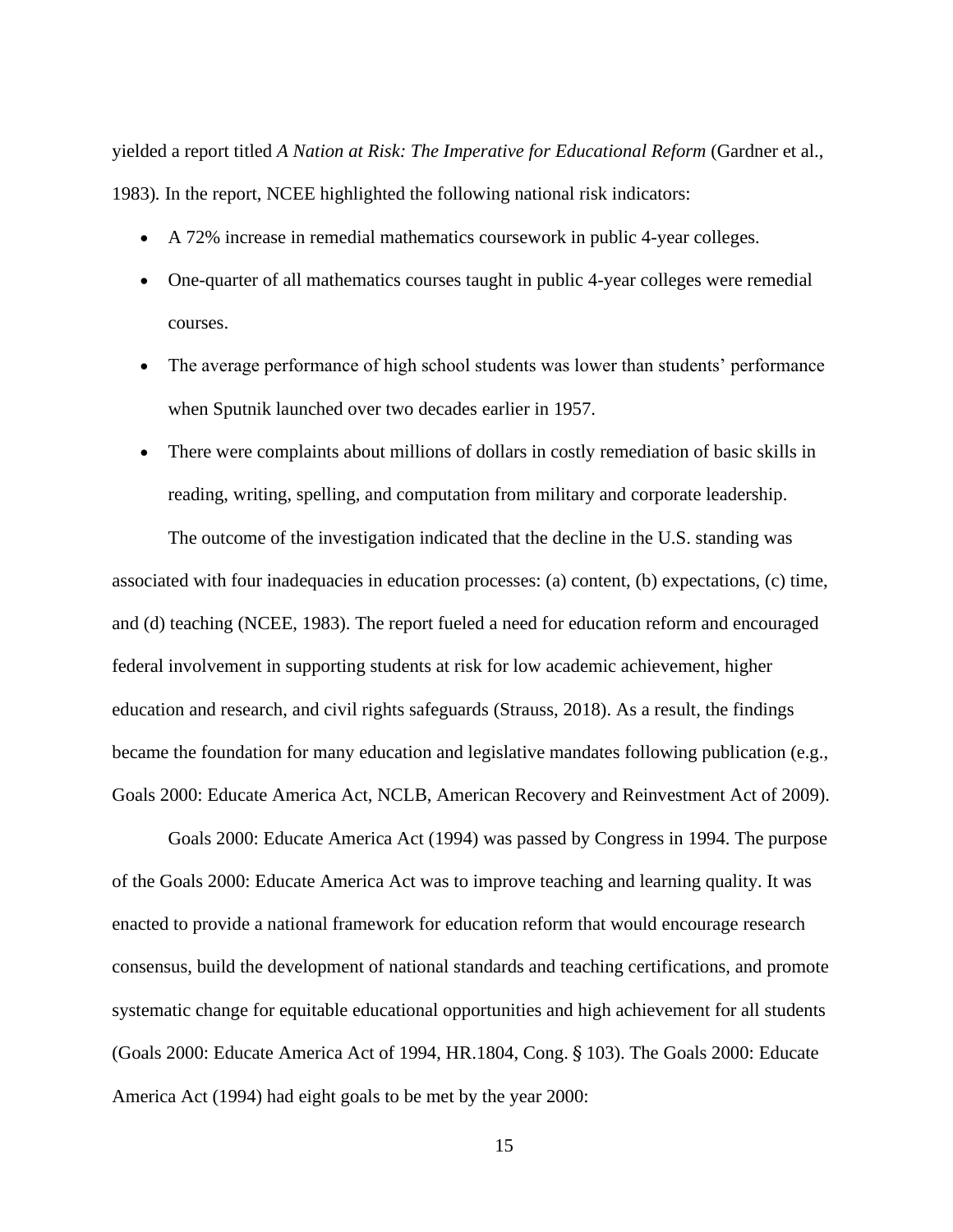yielded a report titled *A Nation at Risk: The Imperative for Educational Reform* (Gardner et al., 1983). In the report, NCEE highlighted the following national risk indicators:

- A 72% increase in remedial mathematics coursework in public 4-year colleges.
- One-quarter of all mathematics courses taught in public 4-year colleges were remedial courses.
- The average performance of high school students was lower than students' performance when Sputnik launched over two decades earlier in 1957.
- There were complaints about millions of dollars in costly remediation of basic skills in reading, writing, spelling, and computation from military and corporate leadership.

The outcome of the investigation indicated that the decline in the U.S. standing was associated with four inadequacies in education processes: (a) content, (b) expectations, (c) time, and (d) teaching (NCEE, 1983). The report fueled a need for education reform and encouraged federal involvement in supporting students at risk for low academic achievement, higher education and research, and civil rights safeguards (Strauss, 2018). As a result, the findings became the foundation for many education and legislative mandates following publication (e.g., Goals 2000: Educate America Act, NCLB, American Recovery and Reinvestment Act of 2009).

Goals 2000: Educate America Act (1994) was passed by Congress in 1994. The purpose of the Goals 2000: Educate America Act was to improve teaching and learning quality. It was enacted to provide a national framework for education reform that would encourage research consensus, build the development of national standards and teaching certifications, and promote systematic change for equitable educational opportunities and high achievement for all students (Goals 2000: Educate America Act of 1994, HR.1804, Cong. § 103). The Goals 2000: Educate America Act (1994) had eight goals to be met by the year 2000: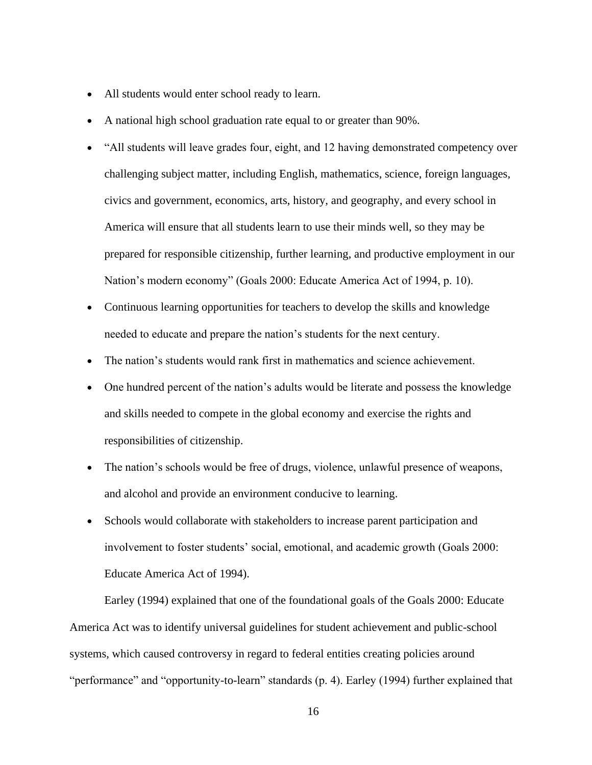- All students would enter school ready to learn.
- A national high school graduation rate equal to or greater than 90%.
- "All students will leave grades four, eight, and 12 having demonstrated competency over challenging subject matter, including English, mathematics, science, foreign languages, civics and government, economics, arts, history, and geography, and every school in America will ensure that all students learn to use their minds well, so they may be prepared for responsible citizenship, further learning, and productive employment in our Nation's modern economy" (Goals 2000: Educate America Act of 1994, p. 10).
- Continuous learning opportunities for teachers to develop the skills and knowledge needed to educate and prepare the nation's students for the next century.
- The nation's students would rank first in mathematics and science achievement.
- One hundred percent of the nation's adults would be literate and possess the knowledge and skills needed to compete in the global economy and exercise the rights and responsibilities of citizenship.
- The nation's schools would be free of drugs, violence, unlawful presence of weapons, and alcohol and provide an environment conducive to learning.
- Schools would collaborate with stakeholders to increase parent participation and involvement to foster students' social, emotional, and academic growth (Goals 2000: Educate America Act of 1994).

Earley (1994) explained that one of the foundational goals of the Goals 2000: Educate America Act was to identify universal guidelines for student achievement and public-school systems, which caused controversy in regard to federal entities creating policies around "performance" and "opportunity-to-learn" standards (p. 4). Earley (1994) further explained that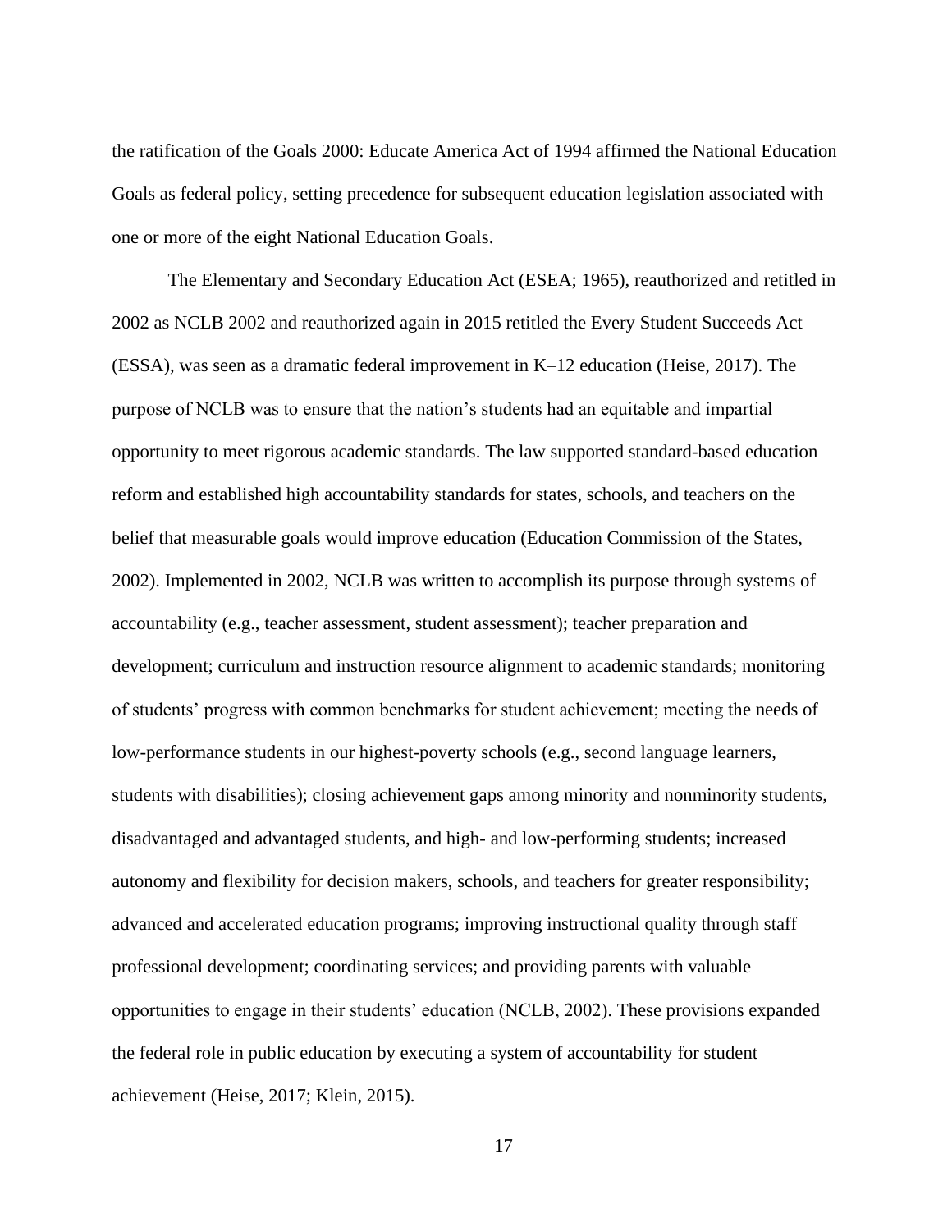the ratification of the Goals 2000: Educate America Act of 1994 affirmed the National Education Goals as federal policy, setting precedence for subsequent education legislation associated with one or more of the eight National Education Goals.

The Elementary and Secondary Education Act (ESEA; 1965), reauthorized and retitled in 2002 as NCLB 2002 and reauthorized again in 2015 retitled the Every Student Succeeds Act (ESSA), was seen as a dramatic federal improvement in K–12 education (Heise, 2017). The purpose of NCLB was to ensure that the nation's students had an equitable and impartial opportunity to meet rigorous academic standards. The law supported standard-based education reform and established high accountability standards for states, schools, and teachers on the belief that measurable goals would improve education (Education Commission of the States, 2002). Implemented in 2002, NCLB was written to accomplish its purpose through systems of accountability (e.g., teacher assessment, student assessment); teacher preparation and development; curriculum and instruction resource alignment to academic standards; monitoring of students' progress with common benchmarks for student achievement; meeting the needs of low-performance students in our highest-poverty schools (e.g., second language learners, students with disabilities); closing achievement gaps among minority and nonminority students, disadvantaged and advantaged students, and high- and low-performing students; increased autonomy and flexibility for decision makers, schools, and teachers for greater responsibility; advanced and accelerated education programs; improving instructional quality through staff professional development; coordinating services; and providing parents with valuable opportunities to engage in their students' education (NCLB, 2002). These provisions expanded the federal role in public education by executing a system of accountability for student achievement (Heise, 2017; Klein, 2015).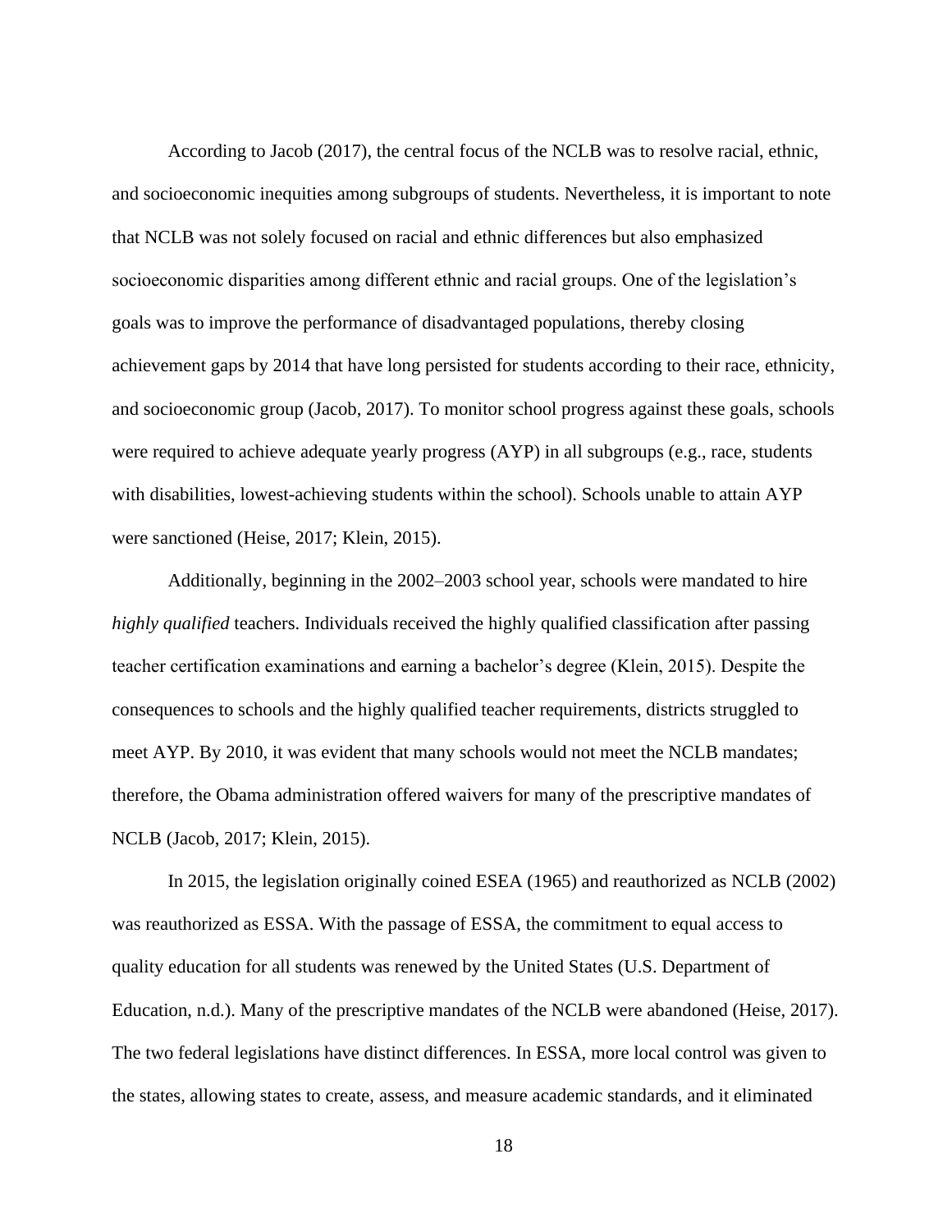According to Jacob (2017), the central focus of the NCLB was to resolve racial, ethnic, and socioeconomic inequities among subgroups of students. Nevertheless, it is important to note that NCLB was not solely focused on racial and ethnic differences but also emphasized socioeconomic disparities among different ethnic and racial groups. One of the legislation's goals was to improve the performance of disadvantaged populations, thereby closing achievement gaps by 2014 that have long persisted for students according to their race, ethnicity, and socioeconomic group (Jacob, 2017). To monitor school progress against these goals, schools were required to achieve adequate yearly progress (AYP) in all subgroups (e.g., race, students with disabilities, lowest-achieving students within the school). Schools unable to attain AYP were sanctioned (Heise, 2017; Klein, 2015).

Additionally, beginning in the 2002–2003 school year, schools were mandated to hire *highly qualified* teachers. Individuals received the highly qualified classification after passing teacher certification examinations and earning a bachelor's degree (Klein, 2015). Despite the consequences to schools and the highly qualified teacher requirements, districts struggled to meet AYP. By 2010, it was evident that many schools would not meet the NCLB mandates; therefore, the Obama administration offered waivers for many of the prescriptive mandates of NCLB (Jacob, 2017; Klein, 2015).

In 2015, the legislation originally coined ESEA (1965) and reauthorized as NCLB (2002) was reauthorized as ESSA. With the passage of ESSA, the commitment to equal access to quality education for all students was renewed by the United States (U.S. Department of Education, n.d.). Many of the prescriptive mandates of the NCLB were abandoned (Heise, 2017). The two federal legislations have distinct differences. In ESSA, more local control was given to the states, allowing states to create, assess, and measure academic standards, and it eliminated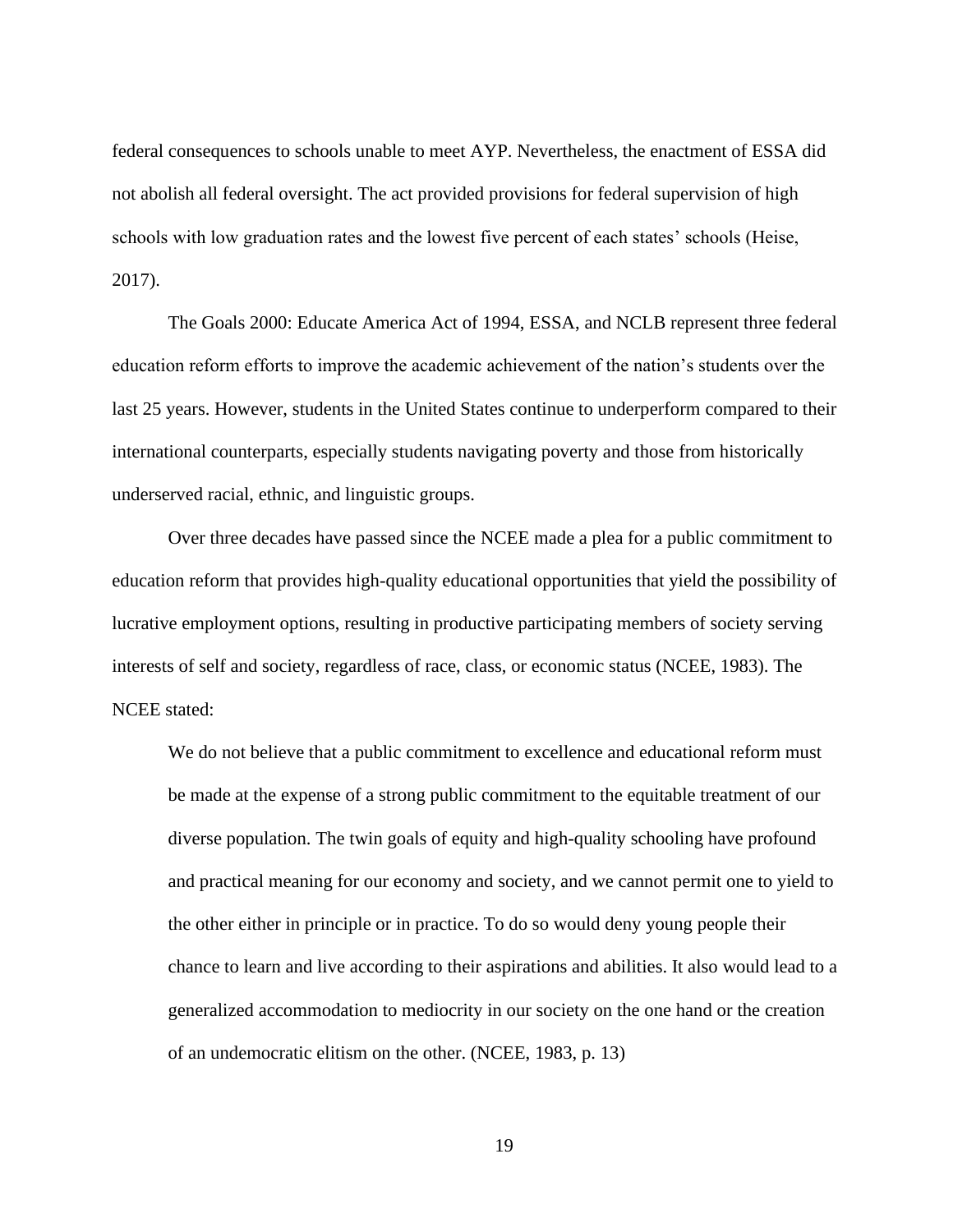federal consequences to schools unable to meet AYP. Nevertheless, the enactment of ESSA did not abolish all federal oversight. The act provided provisions for federal supervision of high schools with low graduation rates and the lowest five percent of each states' schools (Heise, 2017).

The Goals 2000: Educate America Act of 1994, ESSA, and NCLB represent three federal education reform efforts to improve the academic achievement of the nation's students over the last 25 years. However, students in the United States continue to underperform compared to their international counterparts, especially students navigating poverty and those from historically underserved racial, ethnic, and linguistic groups.

Over three decades have passed since the NCEE made a plea for a public commitment to education reform that provides high-quality educational opportunities that yield the possibility of lucrative employment options, resulting in productive participating members of society serving interests of self and society, regardless of race, class, or economic status (NCEE, 1983). The NCEE stated:

> We do not believe that a public commitment to excellence and educational reform must be made at the expense of a strong public commitment to the equitable treatment of our diverse population. The twin goals of equity and high-quality schooling have profound and practical meaning for our economy and society, and we cannot permit one to yield to the other either in principle or in practice. To do so would deny young people their chance to learn and live according to their aspirations and abilities. It also would lead to a generalized accommodation to mediocrity in our society on the one hand or the creation of an undemocratic elitism on the other. (NCEE, 1983, p. 13)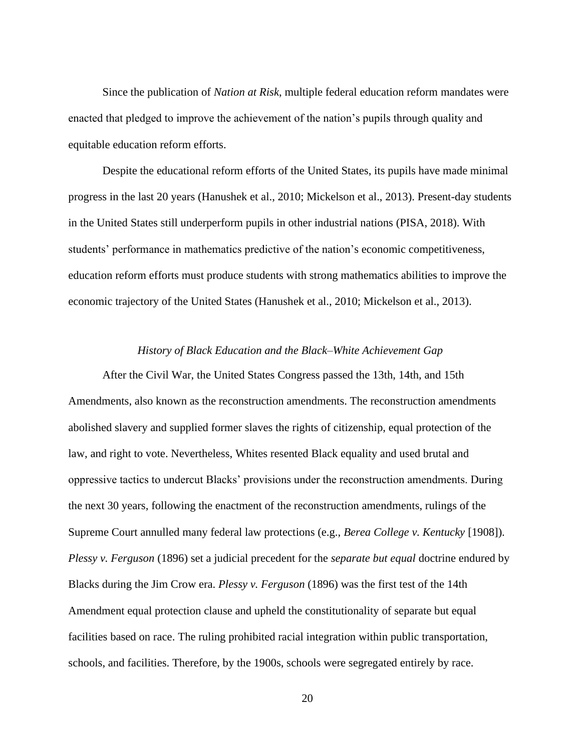Since the publication of *Nation at Risk*, multiple federal education reform mandates were enacted that pledged to improve the achievement of the nation's pupils through quality and equitable education reform efforts.

Despite the educational reform efforts of the United States, its pupils have made minimal progress in the last 20 years (Hanushek et al., 2010; Mickelson et al., 2013). Present-day students in the United States still underperform pupils in other industrial nations (PISA, 2018). With students' performance in mathematics predictive of the nation's economic competitiveness, education reform efforts must produce students with strong mathematics abilities to improve the economic trajectory of the United States (Hanushek et al., 2010; Mickelson et al., 2013).

### *History of Black Education and the Black–White Achievement Gap*

After the Civil War, the United States Congress passed the 13th, 14th, and 15th Amendments, also known as the reconstruction amendments. The reconstruction amendments abolished slavery and supplied former slaves the rights of citizenship, equal protection of the law, and right to vote. Nevertheless, Whites resented Black equality and used brutal and oppressive tactics to undercut Blacks' provisions under the reconstruction amendments. During the next 30 years, following the enactment of the reconstruction amendments, rulings of the Supreme Court annulled many federal law protections (e.g., *Berea College v. Kentucky* [1908]). *Plessy v. Ferguson* (1896) set a judicial precedent for the *separate but equal* doctrine endured by Blacks during the Jim Crow era. *Plessy v. Ferguson* (1896) was the first test of the 14th Amendment equal protection clause and upheld the constitutionality of separate but equal facilities based on race. The ruling prohibited racial integration within public transportation, schools, and facilities. Therefore, by the 1900s, schools were segregated entirely by race.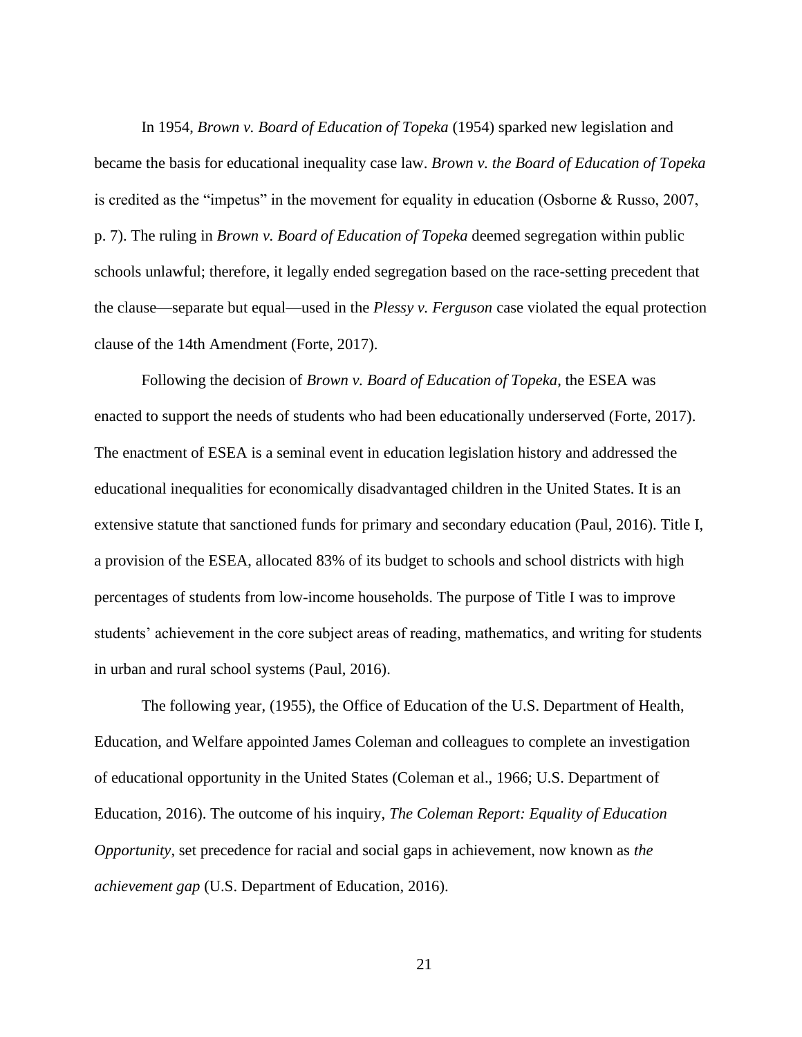In 1954, *Brown v. Board of Education of Topeka* (1954) sparked new legislation and became the basis for educational inequality case law. *Brown v. the Board of Education of Topeka* is credited as the "impetus" in the movement for equality in education (Osborne & Russo, 2007, p. 7). The ruling in *Brown v. Board of Education of Topeka* deemed segregation within public schools unlawful; therefore, it legally ended segregation based on the race-setting precedent that the clause—separate but equal—used in the *Plessy v. Ferguson* case violated the equal protection clause of the 14th Amendment (Forte, 2017).

Following the decision of *Brown v. Board of Education of Topeka*, the ESEA was enacted to support the needs of students who had been educationally underserved (Forte, 2017). The enactment of ESEA is a seminal event in education legislation history and addressed the educational inequalities for economically disadvantaged children in the United States. It is an extensive statute that sanctioned funds for primary and secondary education (Paul, 2016). Title I, a provision of the ESEA, allocated 83% of its budget to schools and school districts with high percentages of students from low-income households. The purpose of Title I was to improve students' achievement in the core subject areas of reading, mathematics, and writing for students in urban and rural school systems (Paul, 2016).

The following year, (1955), the Office of Education of the U.S. Department of Health, Education, and Welfare appointed James Coleman and colleagues to complete an investigation of educational opportunity in the United States (Coleman et al., 1966; U.S. Department of Education, 2016). The outcome of his inquiry, *The Coleman Report: Equality of Education Opportunity*, set precedence for racial and social gaps in achievement, now known as *the achievement gap* (U.S. Department of Education, 2016).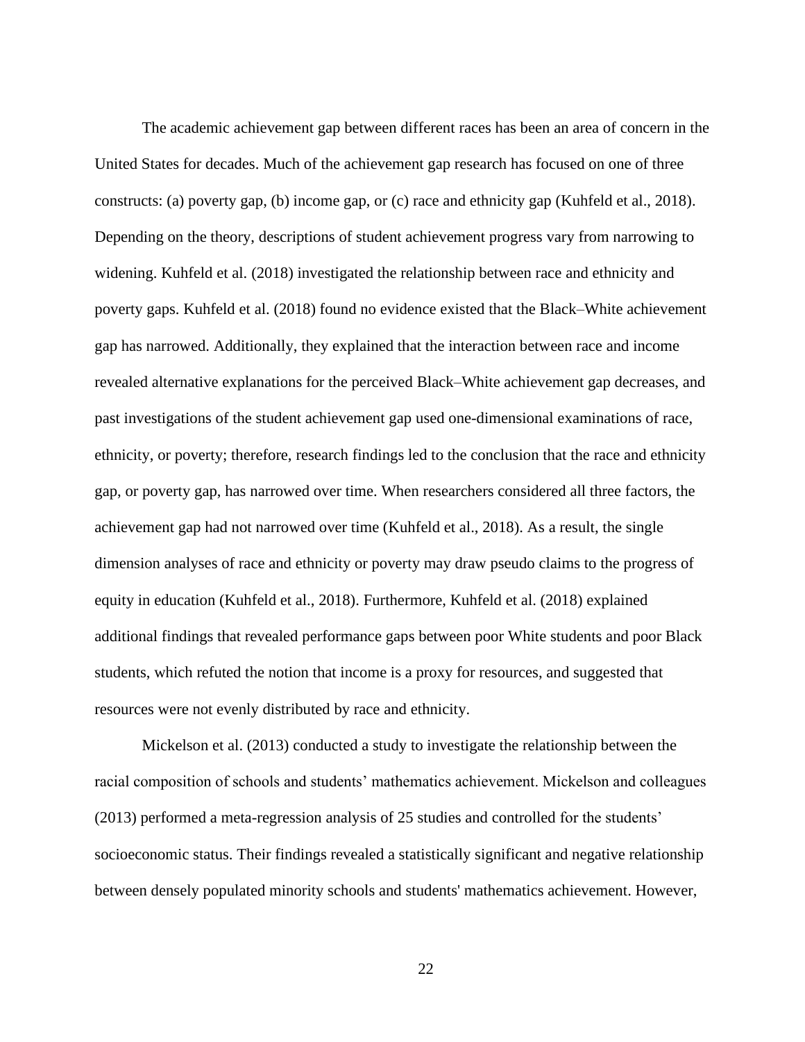The academic achievement gap between different races has been an area of concern in the United States for decades. Much of the achievement gap research has focused on one of three constructs: (a) poverty gap, (b) income gap, or (c) race and ethnicity gap (Kuhfeld et al., 2018). Depending on the theory, descriptions of student achievement progress vary from narrowing to widening. Kuhfeld et al. (2018) investigated the relationship between race and ethnicity and poverty gaps. Kuhfeld et al. (2018) found no evidence existed that the Black–White achievement gap has narrowed. Additionally, they explained that the interaction between race and income revealed alternative explanations for the perceived Black–White achievement gap decreases, and past investigations of the student achievement gap used one-dimensional examinations of race, ethnicity, or poverty; therefore, research findings led to the conclusion that the race and ethnicity gap, or poverty gap, has narrowed over time. When researchers considered all three factors, the achievement gap had not narrowed over time (Kuhfeld et al., 2018). As a result, the single dimension analyses of race and ethnicity or poverty may draw pseudo claims to the progress of equity in education (Kuhfeld et al., 2018). Furthermore, Kuhfeld et al. (2018) explained additional findings that revealed performance gaps between poor White students and poor Black students, which refuted the notion that income is a proxy for resources, and suggested that resources were not evenly distributed by race and ethnicity.

Mickelson et al. (2013) conducted a study to investigate the relationship between the racial composition of schools and students' mathematics achievement. Mickelson and colleagues (2013) performed a meta-regression analysis of 25 studies and controlled for the students' socioeconomic status. Their findings revealed a statistically significant and negative relationship between densely populated minority schools and students' mathematics achievement. However,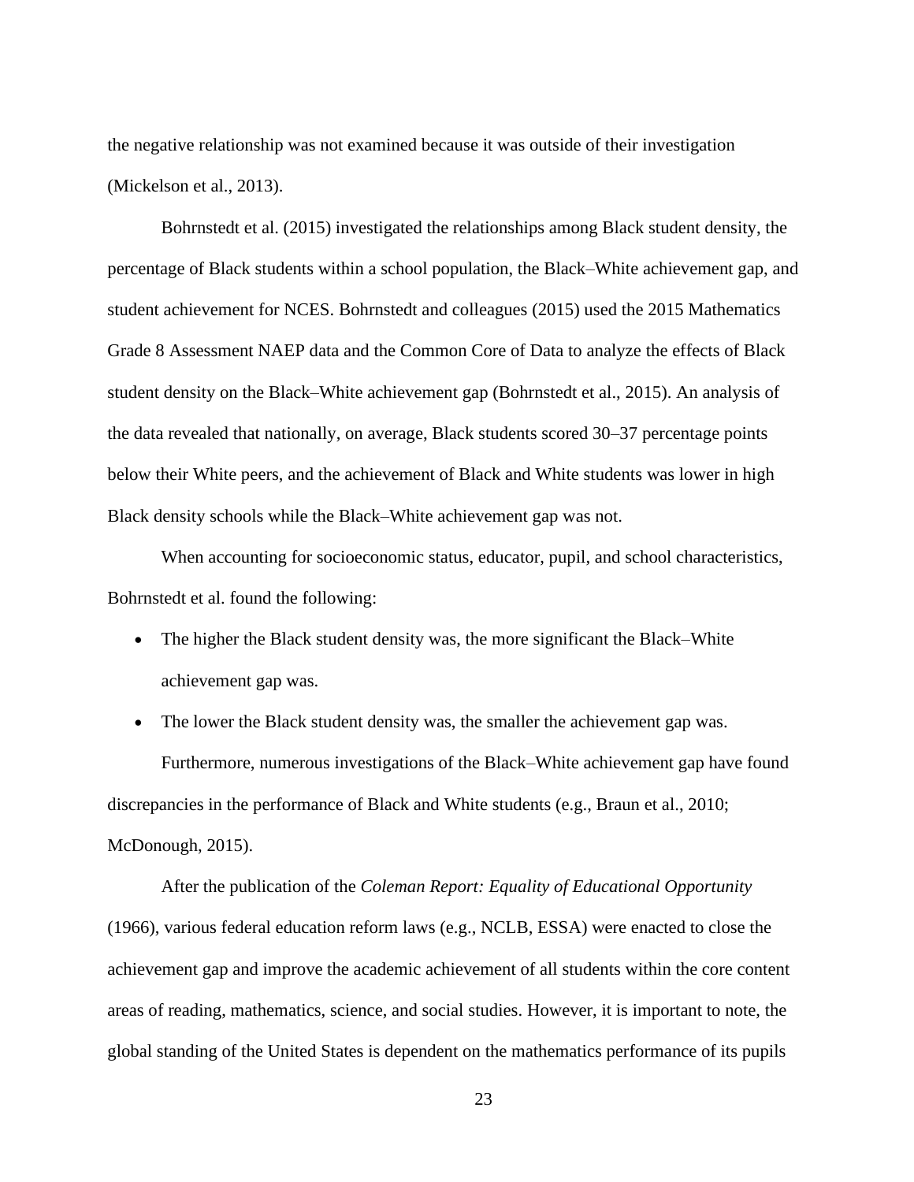the negative relationship was not examined because it was outside of their investigation (Mickelson et al., 2013).

Bohrnstedt et al. (2015) investigated the relationships among Black student density, the percentage of Black students within a school population, the Black–White achievement gap, and student achievement for NCES. Bohrnstedt and colleagues (2015) used the 2015 Mathematics Grade 8 Assessment NAEP data and the Common Core of Data to analyze the effects of Black student density on the Black–White achievement gap (Bohrnstedt et al., 2015). An analysis of the data revealed that nationally, on average, Black students scored 30–37 percentage points below their White peers, and the achievement of Black and White students was lower in high Black density schools while the Black–White achievement gap was not.

When accounting for socioeconomic status, educator, pupil, and school characteristics, Bohrnstedt et al. found the following:

- The higher the Black student density was, the more significant the Black–White achievement gap was.
- The lower the Black student density was, the smaller the achievement gap was.

Furthermore, numerous investigations of the Black–White achievement gap have found discrepancies in the performance of Black and White students (e.g., Braun et al., 2010; McDonough, 2015).

After the publication of the *Coleman Report: Equality of Educational Opportunity* (1966), various federal education reform laws (e.g., NCLB, ESSA) were enacted to close the achievement gap and improve the academic achievement of all students within the core content areas of reading, mathematics, science, and social studies. However, it is important to note, the global standing of the United States is dependent on the mathematics performance of its pupils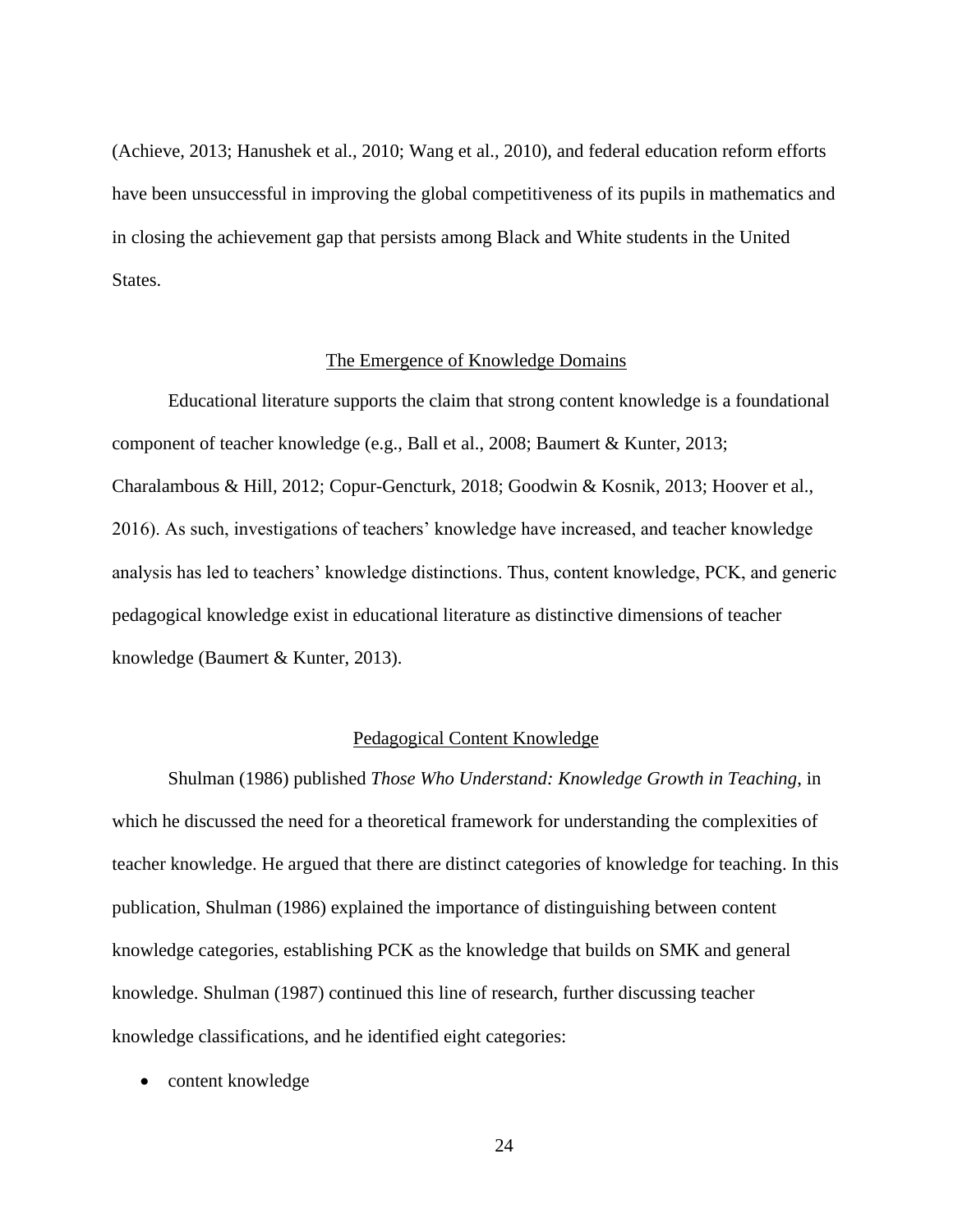(Achieve, 2013; Hanushek et al., 2010; Wang et al., 2010), and federal education reform efforts have been unsuccessful in improving the global competitiveness of its pupils in mathematics and in closing the achievement gap that persists among Black and White students in the United States.

## The Emergence of Knowledge Domains

Educational literature supports the claim that strong content knowledge is a foundational component of teacher knowledge (e.g., Ball et al., 2008; Baumert & Kunter, 2013; Charalambous & Hill, 2012; Copur-Gencturk, 2018; Goodwin & Kosnik, 2013; Hoover et al., 2016). As such, investigations of teachers' knowledge have increased, and teacher knowledge analysis has led to teachers' knowledge distinctions. Thus, content knowledge, PCK, and generic pedagogical knowledge exist in educational literature as distinctive dimensions of teacher knowledge (Baumert & Kunter, 2013).

## Pedagogical Content Knowledge

Shulman (1986) published *Those Who Understand: Knowledge Growth in Teaching*, in which he discussed the need for a theoretical framework for understanding the complexities of teacher knowledge. He argued that there are distinct categories of knowledge for teaching. In this publication, Shulman (1986) explained the importance of distinguishing between content knowledge categories, establishing PCK as the knowledge that builds on SMK and general knowledge. Shulman (1987) continued this line of research, further discussing teacher knowledge classifications, and he identified eight categories:

- content knowledge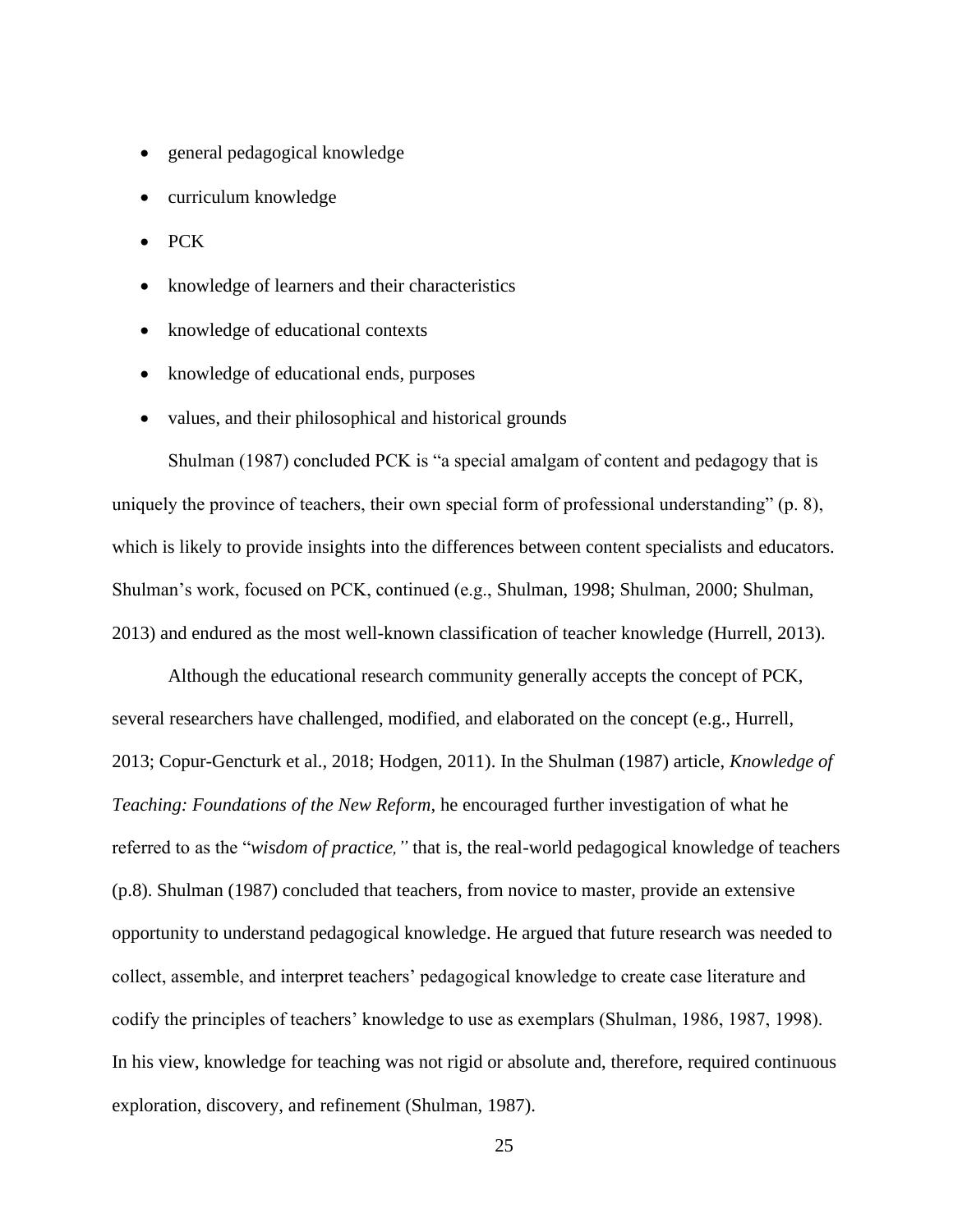- general pedagogical knowledge
- curriculum knowledge
- PCK
- knowledge of learners and their characteristics
- knowledge of educational contexts
- knowledge of educational ends, purposes
- values, and their philosophical and historical grounds

Shulman (1987) concluded PCK is "a special amalgam of content and pedagogy that is uniquely the province of teachers, their own special form of professional understanding" (p. 8), which is likely to provide insights into the differences between content specialists and educators. Shulman's work, focused on PCK, continued (e.g., Shulman, 1998; Shulman, 2000; Shulman, 2013) and endured as the most well-known classification of teacher knowledge (Hurrell, 2013).

Although the educational research community generally accepts the concept of PCK, several researchers have challenged, modified, and elaborated on the concept (e.g., Hurrell, 2013; Copur-Gencturk et al., 2018; Hodgen, 2011). In the Shulman (1987) article, *Knowledge of Teaching: Foundations of the New Reform*, he encouraged further investigation of what he referred to as the "*wisdom of practice,"* that is, the real-world pedagogical knowledge of teachers (p.8). Shulman (1987) concluded that teachers, from novice to master, provide an extensive opportunity to understand pedagogical knowledge. He argued that future research was needed to collect, assemble, and interpret teachers' pedagogical knowledge to create case literature and codify the principles of teachers' knowledge to use as exemplars (Shulman, 1986, 1987, 1998). In his view, knowledge for teaching was not rigid or absolute and, therefore, required continuous exploration, discovery, and refinement (Shulman, 1987).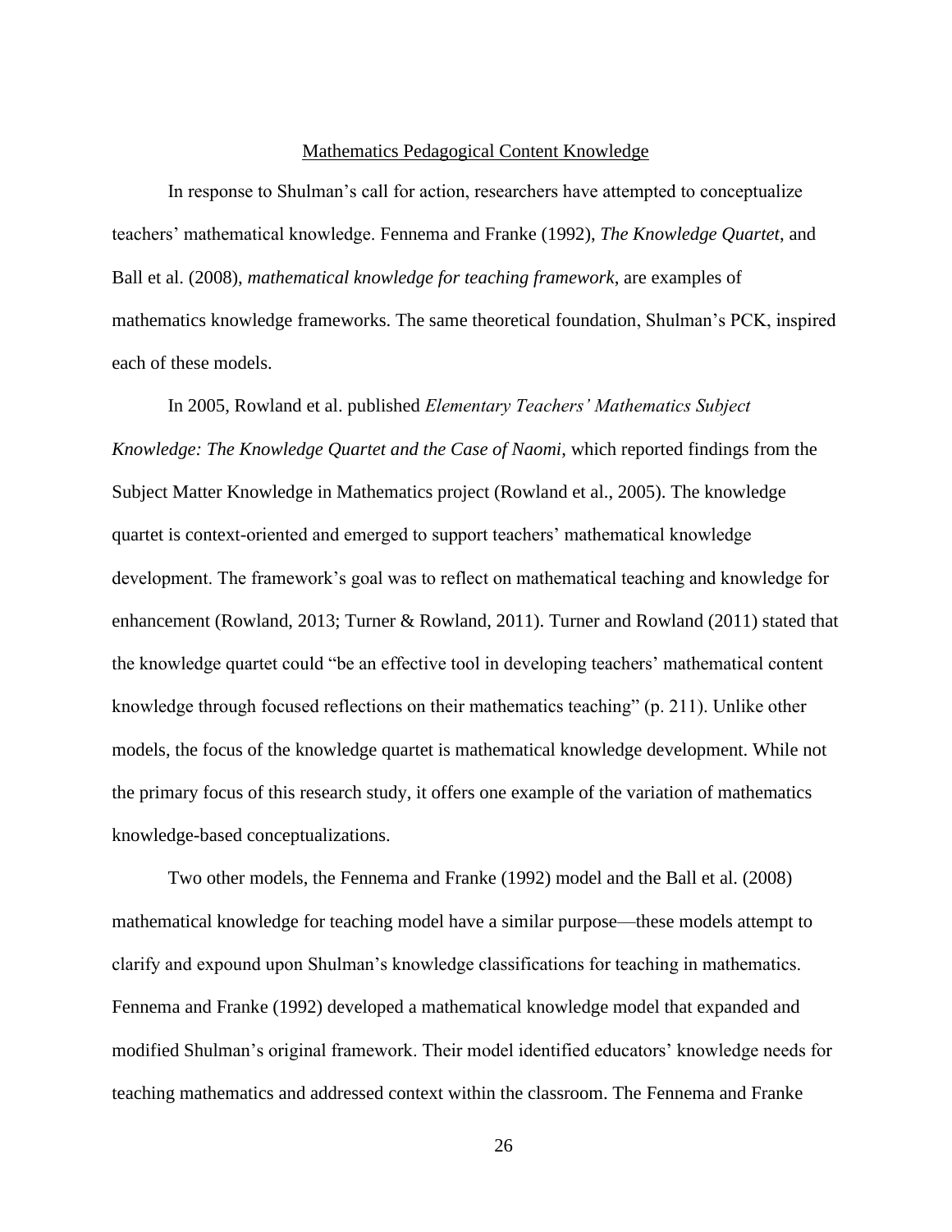## Mathematics Pedagogical Content Knowledge

In response to Shulman's call for action, researchers have attempted to conceptualize teachers' mathematical knowledge. Fennema and Franke (1992), *The Knowledge Quartet*, and Ball et al. (2008), *mathematical knowledge for teaching framework*, are examples of mathematics knowledge frameworks. The same theoretical foundation, Shulman's PCK, inspired each of these models.

In 2005, Rowland et al. published *Elementary Teachers' Mathematics Subject Knowledge: The Knowledge Quartet and the Case of Naomi*, which reported findings from the Subject Matter Knowledge in Mathematics project (Rowland et al., 2005). The knowledge quartet is context-oriented and emerged to support teachers' mathematical knowledge development. The framework's goal was to reflect on mathematical teaching and knowledge for enhancement (Rowland, 2013; Turner & Rowland, 2011). Turner and Rowland (2011) stated that the knowledge quartet could "be an effective tool in developing teachers' mathematical content knowledge through focused reflections on their mathematics teaching" (p. 211). Unlike other models, the focus of the knowledge quartet is mathematical knowledge development. While not the primary focus of this research study, it offers one example of the variation of mathematics knowledge-based conceptualizations.

Two other models, the Fennema and Franke (1992) model and the Ball et al. (2008) mathematical knowledge for teaching model have a similar purpose—these models attempt to clarify and expound upon Shulman's knowledge classifications for teaching in mathematics. Fennema and Franke (1992) developed a mathematical knowledge model that expanded and modified Shulman's original framework. Their model identified educators' knowledge needs for teaching mathematics and addressed context within the classroom. The Fennema and Franke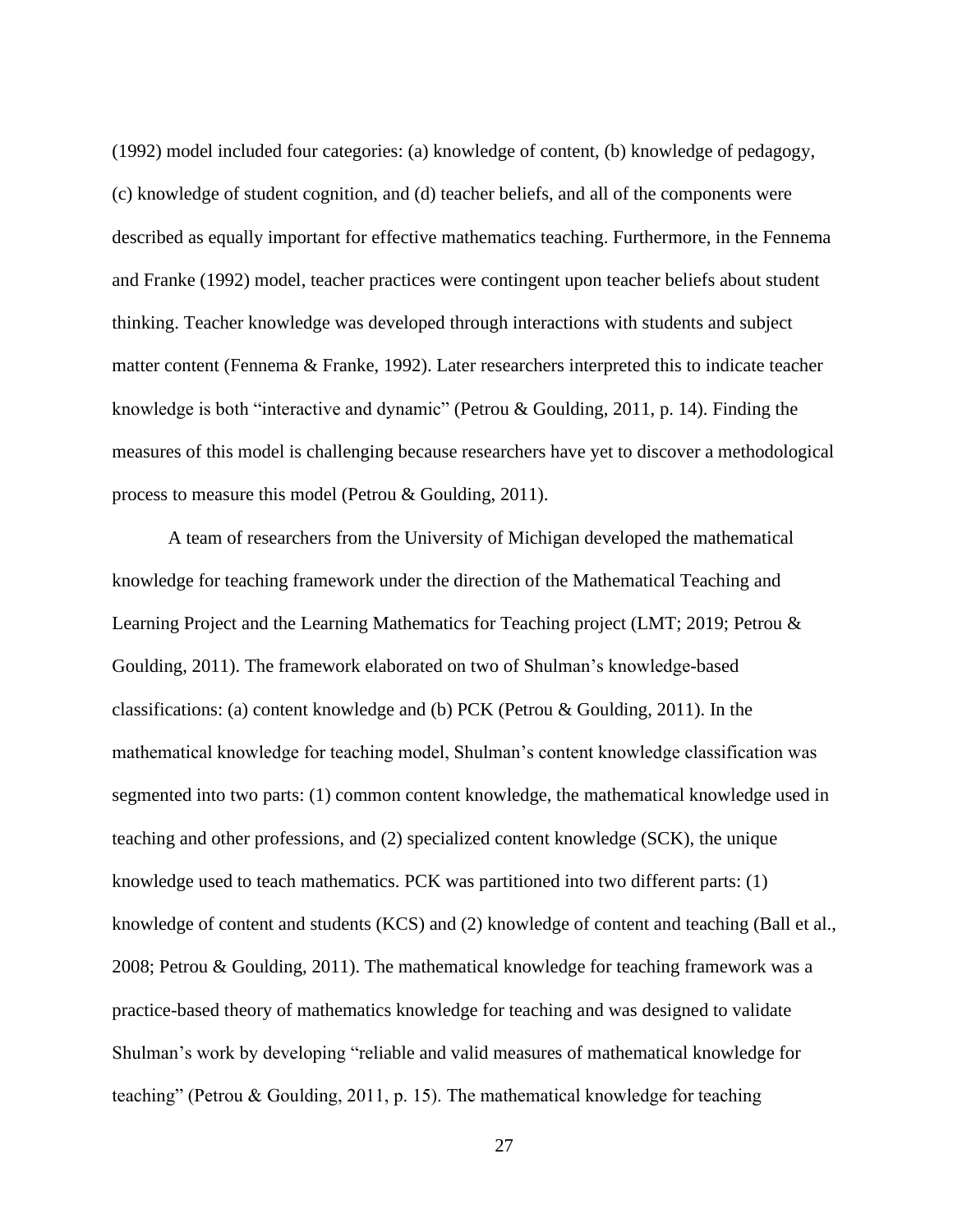(1992) model included four categories: (a) knowledge of content, (b) knowledge of pedagogy, (c) knowledge of student cognition, and (d) teacher beliefs, and all of the components were described as equally important for effective mathematics teaching. Furthermore, in the Fennema and Franke (1992) model, teacher practices were contingent upon teacher beliefs about student thinking. Teacher knowledge was developed through interactions with students and subject matter content (Fennema & Franke, 1992). Later researchers interpreted this to indicate teacher knowledge is both "interactive and dynamic" (Petrou & Goulding, 2011, p. 14). Finding the measures of this model is challenging because researchers have yet to discover a methodological process to measure this model (Petrou & Goulding, 2011).

A team of researchers from the University of Michigan developed the mathematical knowledge for teaching framework under the direction of the Mathematical Teaching and Learning Project and the Learning Mathematics for Teaching project (LMT; 2019; Petrou & Goulding, 2011). The framework elaborated on two of Shulman's knowledge-based classifications: (a) content knowledge and (b) PCK (Petrou & Goulding, 2011). In the mathematical knowledge for teaching model, Shulman's content knowledge classification was segmented into two parts: (1) common content knowledge, the mathematical knowledge used in teaching and other professions, and (2) specialized content knowledge (SCK), the unique knowledge used to teach mathematics. PCK was partitioned into two different parts: (1) knowledge of content and students (KCS) and (2) knowledge of content and teaching (Ball et al., 2008; Petrou & Goulding, 2011). The mathematical knowledge for teaching framework was a practice-based theory of mathematics knowledge for teaching and was designed to validate Shulman's work by developing "reliable and valid measures of mathematical knowledge for teaching" (Petrou & Goulding, 2011, p. 15). The mathematical knowledge for teaching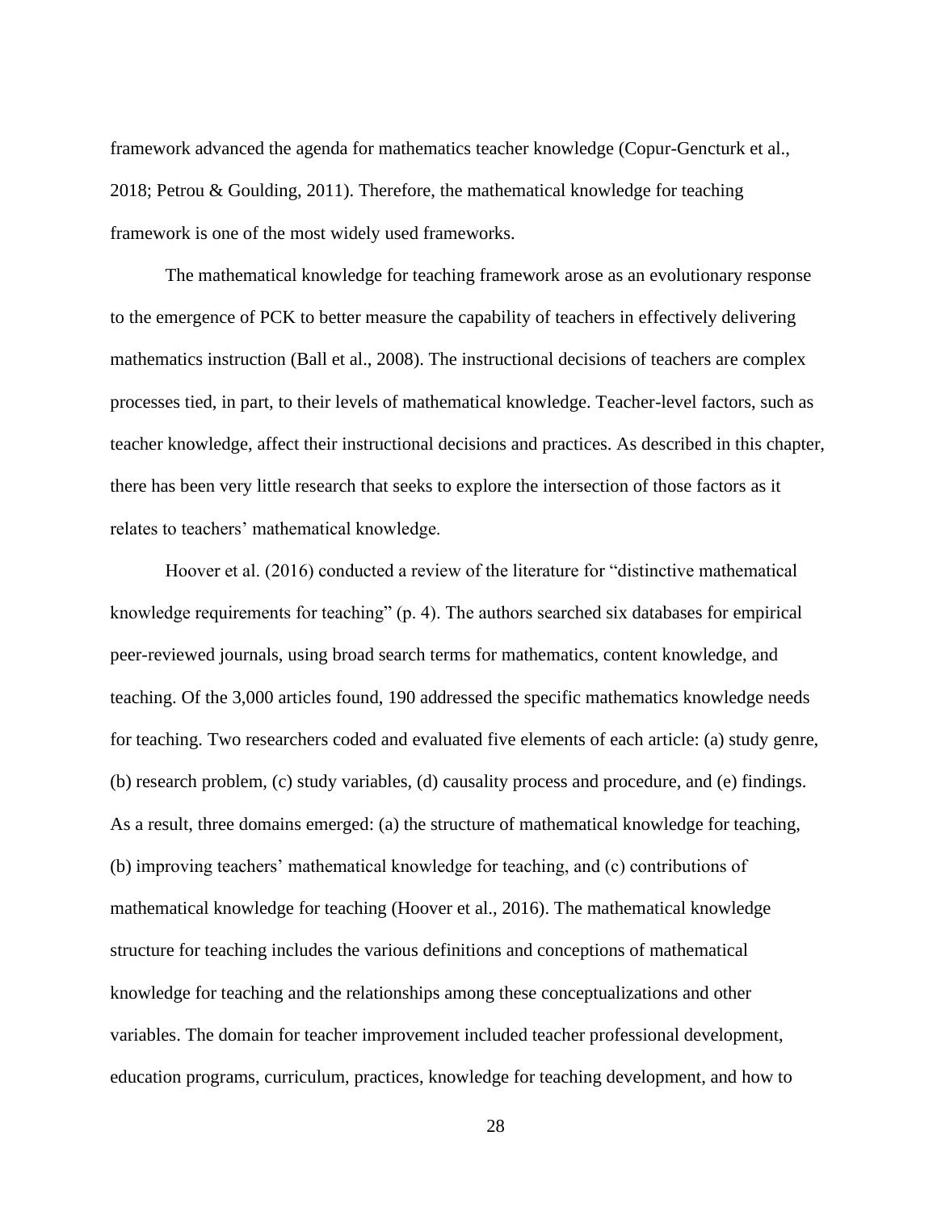framework advanced the agenda for mathematics teacher knowledge (Copur-Gencturk et al., 2018; Petrou & Goulding, 2011). Therefore, the mathematical knowledge for teaching framework is one of the most widely used frameworks.

The mathematical knowledge for teaching framework arose as an evolutionary response to the emergence of PCK to better measure the capability of teachers in effectively delivering mathematics instruction (Ball et al., 2008). The instructional decisions of teachers are complex processes tied, in part, to their levels of mathematical knowledge. Teacher-level factors, such as teacher knowledge, affect their instructional decisions and practices. As described in this chapter, there has been very little research that seeks to explore the intersection of those factors as it relates to teachers' mathematical knowledge.

Hoover et al. (2016) conducted a review of the literature for "distinctive mathematical knowledge requirements for teaching" (p. 4). The authors searched six databases for empirical peer-reviewed journals, using broad search terms for mathematics, content knowledge, and teaching. Of the 3,000 articles found, 190 addressed the specific mathematics knowledge needs for teaching. Two researchers coded and evaluated five elements of each article: (a) study genre, (b) research problem, (c) study variables, (d) causality process and procedure, and (e) findings. As a result, three domains emerged: (a) the structure of mathematical knowledge for teaching, (b) improving teachers' mathematical knowledge for teaching, and (c) contributions of mathematical knowledge for teaching (Hoover et al., 2016). The mathematical knowledge structure for teaching includes the various definitions and conceptions of mathematical knowledge for teaching and the relationships among these conceptualizations and other variables. The domain for teacher improvement included teacher professional development, education programs, curriculum, practices, knowledge for teaching development, and how to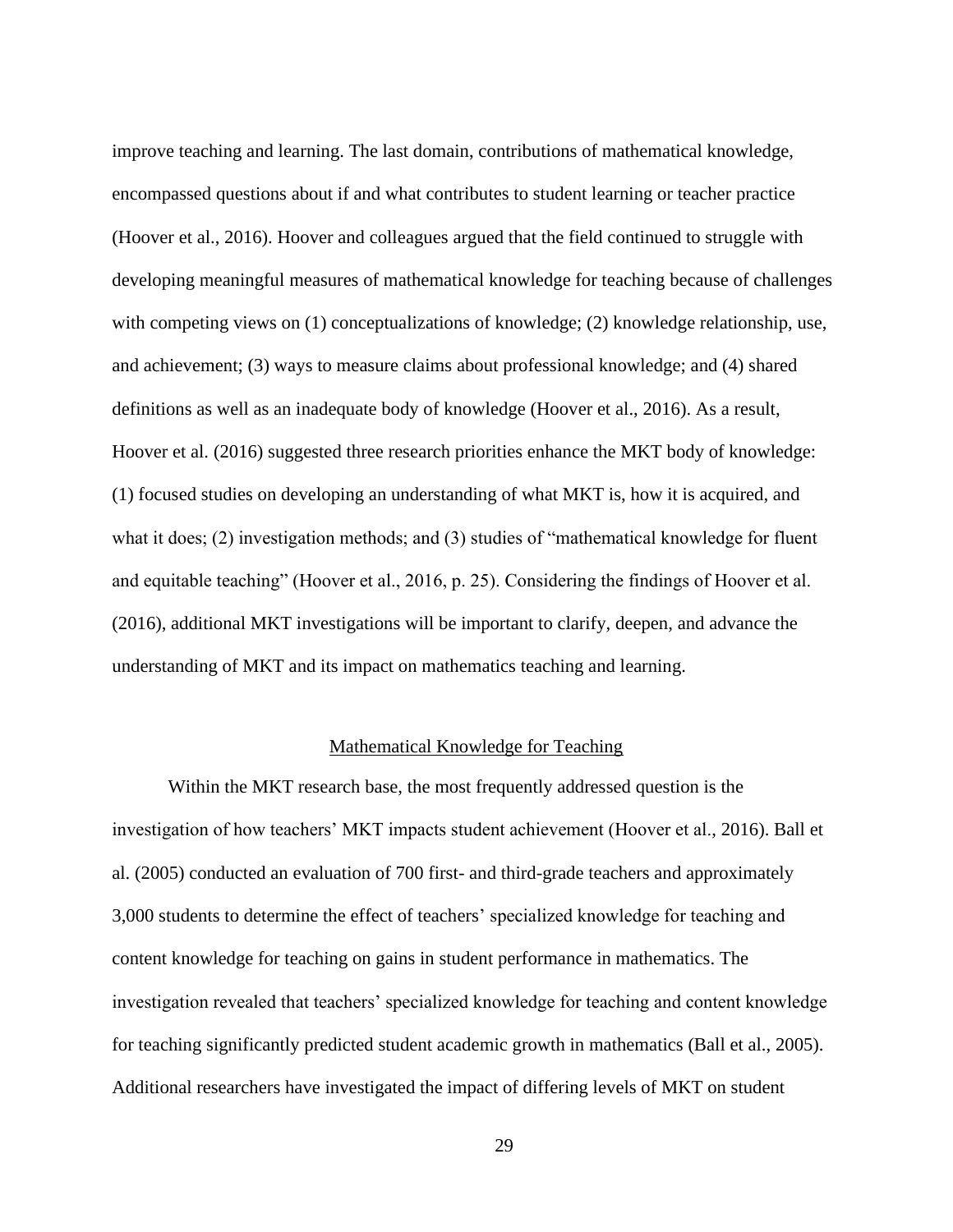improve teaching and learning. The last domain, contributions of mathematical knowledge, encompassed questions about if and what contributes to student learning or teacher practice (Hoover et al., 2016). Hoover and colleagues argued that the field continued to struggle with developing meaningful measures of mathematical knowledge for teaching because of challenges with competing views on (1) conceptualizations of knowledge; (2) knowledge relationship, use, and achievement; (3) ways to measure claims about professional knowledge; and (4) shared definitions as well as an inadequate body of knowledge (Hoover et al., 2016). As a result, Hoover et al. (2016) suggested three research priorities enhance the MKT body of knowledge: (1) focused studies on developing an understanding of what MKT is, how it is acquired, and what it does; (2) investigation methods; and (3) studies of "mathematical knowledge for fluent and equitable teaching" (Hoover et al., 2016, p. 25). Considering the findings of Hoover et al. (2016), additional MKT investigations will be important to clarify, deepen, and advance the understanding of MKT and its impact on mathematics teaching and learning.

## Mathematical Knowledge for Teaching

Within the MKT research base, the most frequently addressed question is the investigation of how teachers' MKT impacts student achievement (Hoover et al., 2016). Ball et al. (2005) conducted an evaluation of 700 first- and third-grade teachers and approximately 3,000 students to determine the effect of teachers' specialized knowledge for teaching and content knowledge for teaching on gains in student performance in mathematics. The investigation revealed that teachers' specialized knowledge for teaching and content knowledge for teaching significantly predicted student academic growth in mathematics (Ball et al., 2005). Additional researchers have investigated the impact of differing levels of MKT on student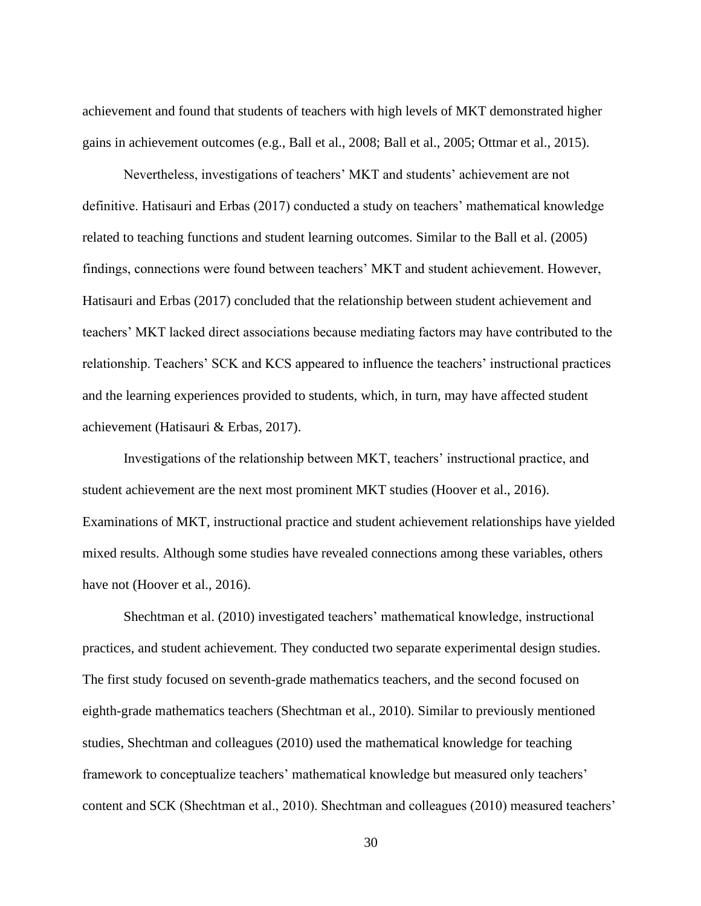achievement and found that students of teachers with high levels of MKT demonstrated higher gains in achievement outcomes (e.g., Ball et al., 2008; Ball et al., 2005; Ottmar et al., 2015).

Nevertheless, investigations of teachers' MKT and students' achievement are not definitive. Hatisauri and Erbas (2017) conducted a study on teachers' mathematical knowledge related to teaching functions and student learning outcomes. Similar to the Ball et al. (2005) findings, connections were found between teachers' MKT and student achievement. However, Hatisauri and Erbas (2017) concluded that the relationship between student achievement and teachers' MKT lacked direct associations because mediating factors may have contributed to the relationship. Teachers' SCK and KCS appeared to influence the teachers' instructional practices and the learning experiences provided to students, which, in turn, may have affected student achievement (Hatisauri & Erbas, 2017).

Investigations of the relationship between MKT, teachers' instructional practice, and student achievement are the next most prominent MKT studies (Hoover et al., 2016). Examinations of MKT, instructional practice and student achievement relationships have yielded mixed results. Although some studies have revealed connections among these variables, others have not (Hoover et al., 2016).

Shechtman et al. (2010) investigated teachers' mathematical knowledge, instructional practices, and student achievement. They conducted two separate experimental design studies. The first study focused on seventh-grade mathematics teachers, and the second focused on eighth-grade mathematics teachers (Shechtman et al., 2010). Similar to previously mentioned studies, Shechtman and colleagues (2010) used the mathematical knowledge for teaching framework to conceptualize teachers' mathematical knowledge but measured only teachers' content and SCK (Shechtman et al., 2010). Shechtman and colleagues (2010) measured teachers'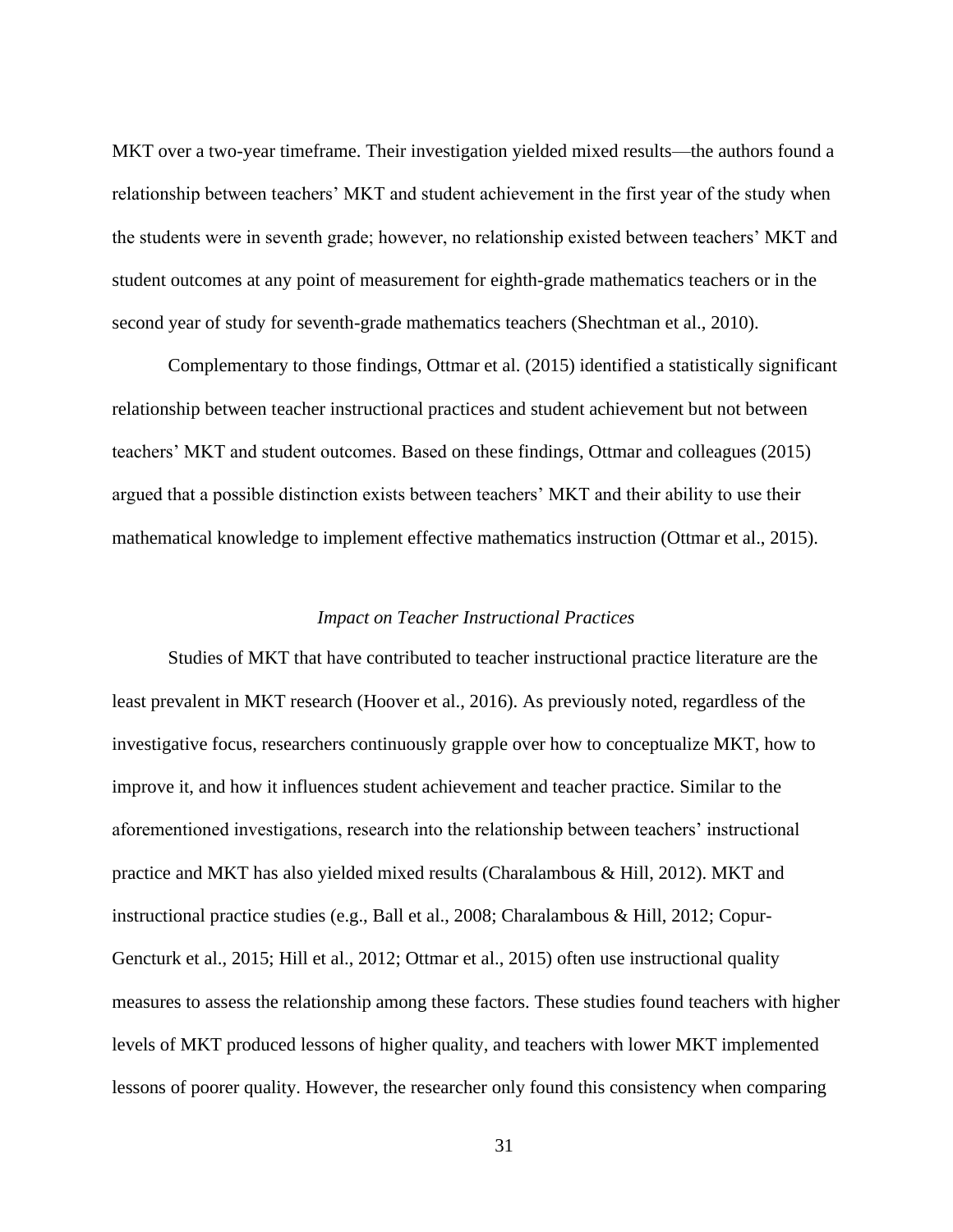MKT over a two-year timeframe. Their investigation yielded mixed results—the authors found a relationship between teachers' MKT and student achievement in the first year of the study when the students were in seventh grade; however, no relationship existed between teachers' MKT and student outcomes at any point of measurement for eighth-grade mathematics teachers or in the second year of study for seventh-grade mathematics teachers (Shechtman et al., 2010).

Complementary to those findings, Ottmar et al. (2015) identified a statistically significant relationship between teacher instructional practices and student achievement but not between teachers' MKT and student outcomes. Based on these findings, Ottmar and colleagues (2015) argued that a possible distinction exists between teachers' MKT and their ability to use their mathematical knowledge to implement effective mathematics instruction (Ottmar et al., 2015).

### *Impact on Teacher Instructional Practices*

Studies of MKT that have contributed to teacher instructional practice literature are the least prevalent in MKT research (Hoover et al., 2016). As previously noted, regardless of the investigative focus, researchers continuously grapple over how to conceptualize MKT, how to improve it, and how it influences student achievement and teacher practice. Similar to the aforementioned investigations, research into the relationship between teachers' instructional practice and MKT has also yielded mixed results (Charalambous & Hill, 2012). MKT and instructional practice studies (e.g., Ball et al., 2008; Charalambous & Hill, 2012; Copur-Gencturk et al., 2015; Hill et al., 2012; Ottmar et al., 2015) often use instructional quality measures to assess the relationship among these factors. These studies found teachers with higher levels of MKT produced lessons of higher quality, and teachers with lower MKT implemented lessons of poorer quality. However, the researcher only found this consistency when comparing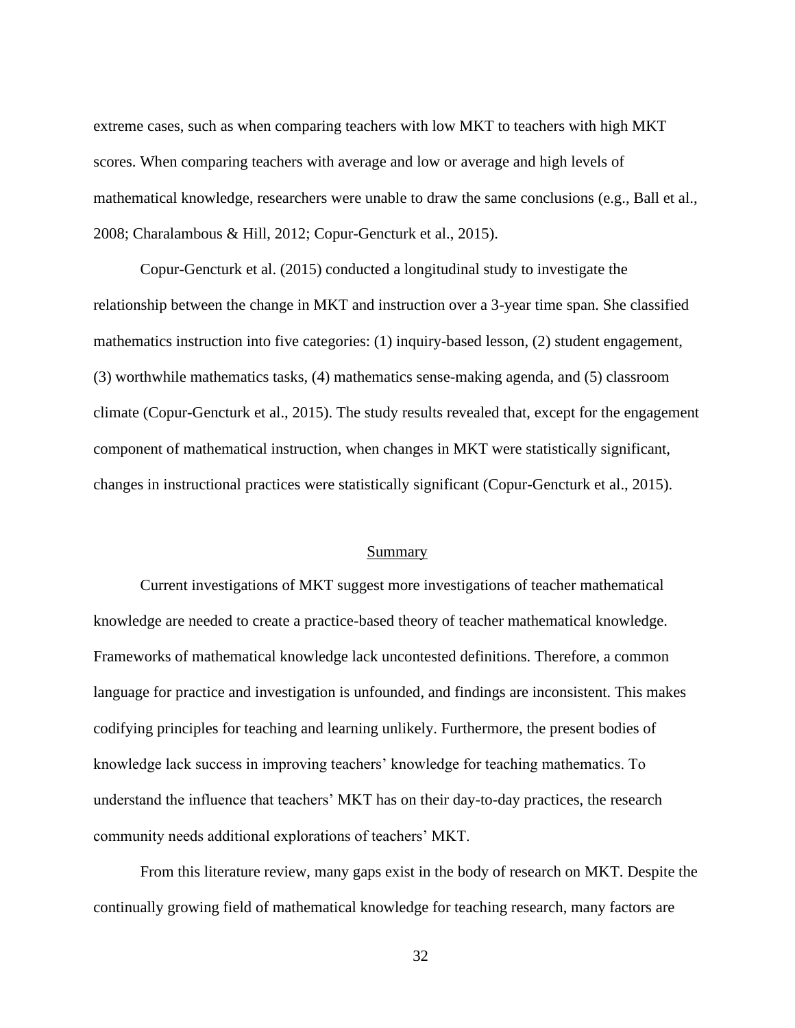extreme cases, such as when comparing teachers with low MKT to teachers with high MKT scores. When comparing teachers with average and low or average and high levels of mathematical knowledge, researchers were unable to draw the same conclusions (e.g., Ball et al., 2008; Charalambous & Hill, 2012; Copur-Gencturk et al., 2015).

Copur-Gencturk et al. (2015) conducted a longitudinal study to investigate the relationship between the change in MKT and instruction over a 3-year time span. She classified mathematics instruction into five categories: (1) inquiry-based lesson, (2) student engagement, (3) worthwhile mathematics tasks, (4) mathematics sense-making agenda, and (5) classroom climate (Copur-Gencturk et al., 2015). The study results revealed that, except for the engagement component of mathematical instruction, when changes in MKT were statistically significant, changes in instructional practices were statistically significant (Copur-Gencturk et al., 2015).

## Summary

Current investigations of MKT suggest more investigations of teacher mathematical knowledge are needed to create a practice-based theory of teacher mathematical knowledge. Frameworks of mathematical knowledge lack uncontested definitions. Therefore, a common language for practice and investigation is unfounded, and findings are inconsistent. This makes codifying principles for teaching and learning unlikely. Furthermore, the present bodies of knowledge lack success in improving teachers' knowledge for teaching mathematics. To understand the influence that teachers' MKT has on their day-to-day practices, the research community needs additional explorations of teachers' MKT.

From this literature review, many gaps exist in the body of research on MKT. Despite the continually growing field of mathematical knowledge for teaching research, many factors are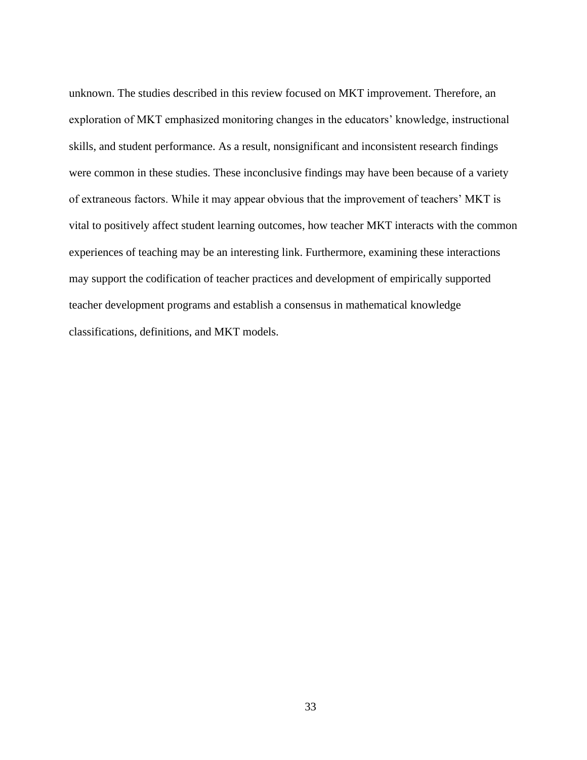unknown. The studies described in this review focused on MKT improvement. Therefore, an exploration of MKT emphasized monitoring changes in the educators' knowledge, instructional skills, and student performance. As a result, nonsignificant and inconsistent research findings were common in these studies. These inconclusive findings may have been because of a variety of extraneous factors. While it may appear obvious that the improvement of teachers' MKT is vital to positively affect student learning outcomes, how teacher MKT interacts with the common experiences of teaching may be an interesting link. Furthermore, examining these interactions may support the codification of teacher practices and development of empirically supported teacher development programs and establish a consensus in mathematical knowledge classifications, definitions, and MKT models.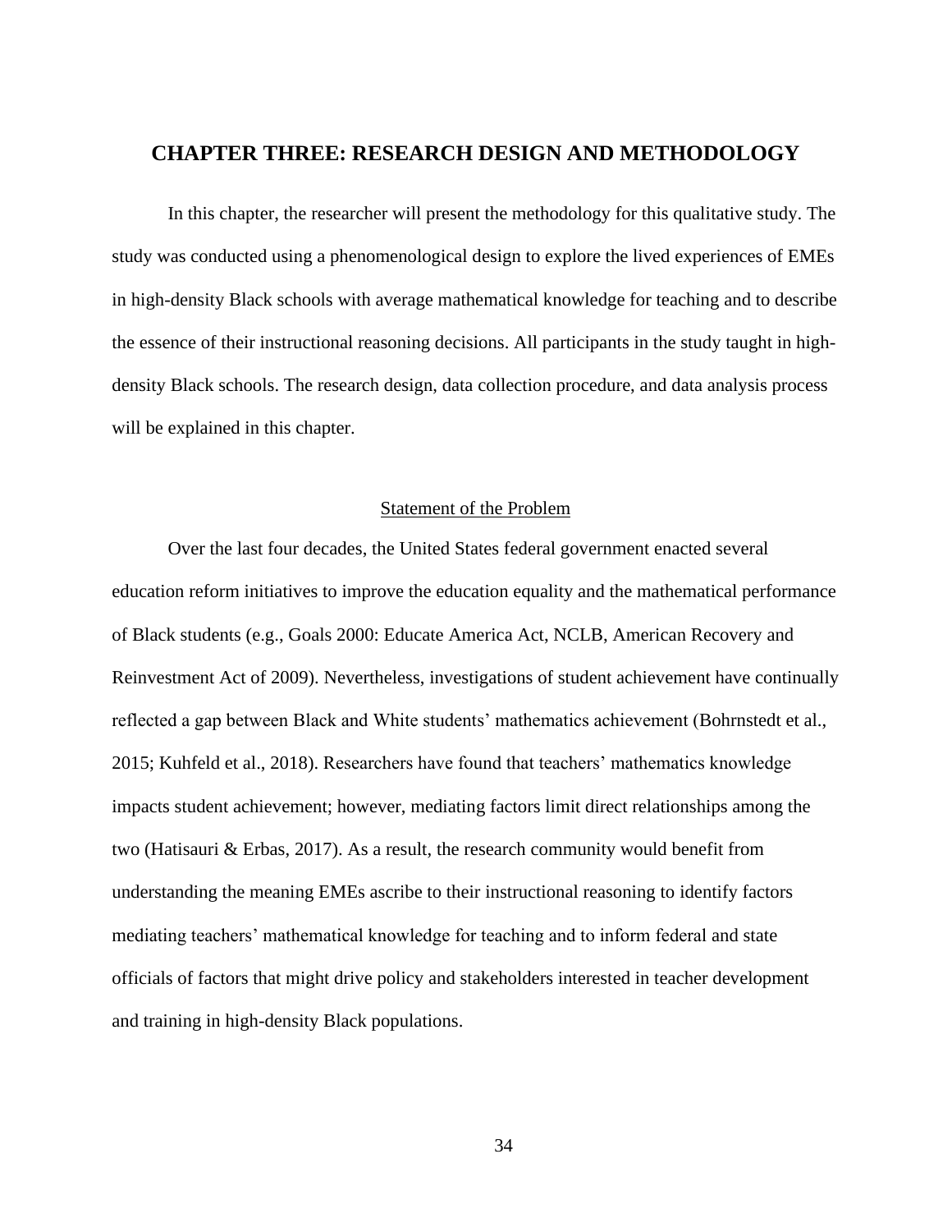# CHAPTER THREE: RESEARCH DESIGN AND METHODOLOGY

In this chapter, the researcher will present the methodology for this qualitative study. The study was conducted using a phenomenological design to explore the lived experiences of EMEs in high-density Black schools with average mathematical knowledge for teaching and to describe the essence of their instructional reasoning decisions. All participants in the study taught in high-density Black schools. The research design, data collection procedure, and data analysis process will be explained in this chapter.

## Statement of the Problem

Over the last four decades, the United States federal government enacted several education reform initiatives to improve the education equality and the mathematical performance of Black students (e.g., Goals 2000: Educate America Act, NCLB, American Recovery and Reinvestment Act of 2009). Nevertheless, investigations of student achievement have continually reflected a gap between Black and White students' mathematics achievement (Bohrnstedt et al., 2015; Kuhfeld et al., 2018). Researchers have found that teachers' mathematics knowledge impacts student achievement; however, mediating factors limit direct relationships among the two (Hatisauri & Erbas, 2017). As a result, the research community would benefit from understanding the meaning EMEs ascribe to their instructional reasoning to identify factors mediating teachers' mathematical knowledge for teaching and to inform federal and state officials of factors that might drive policy and stakeholders interested in teacher development and training in high-density Black populations.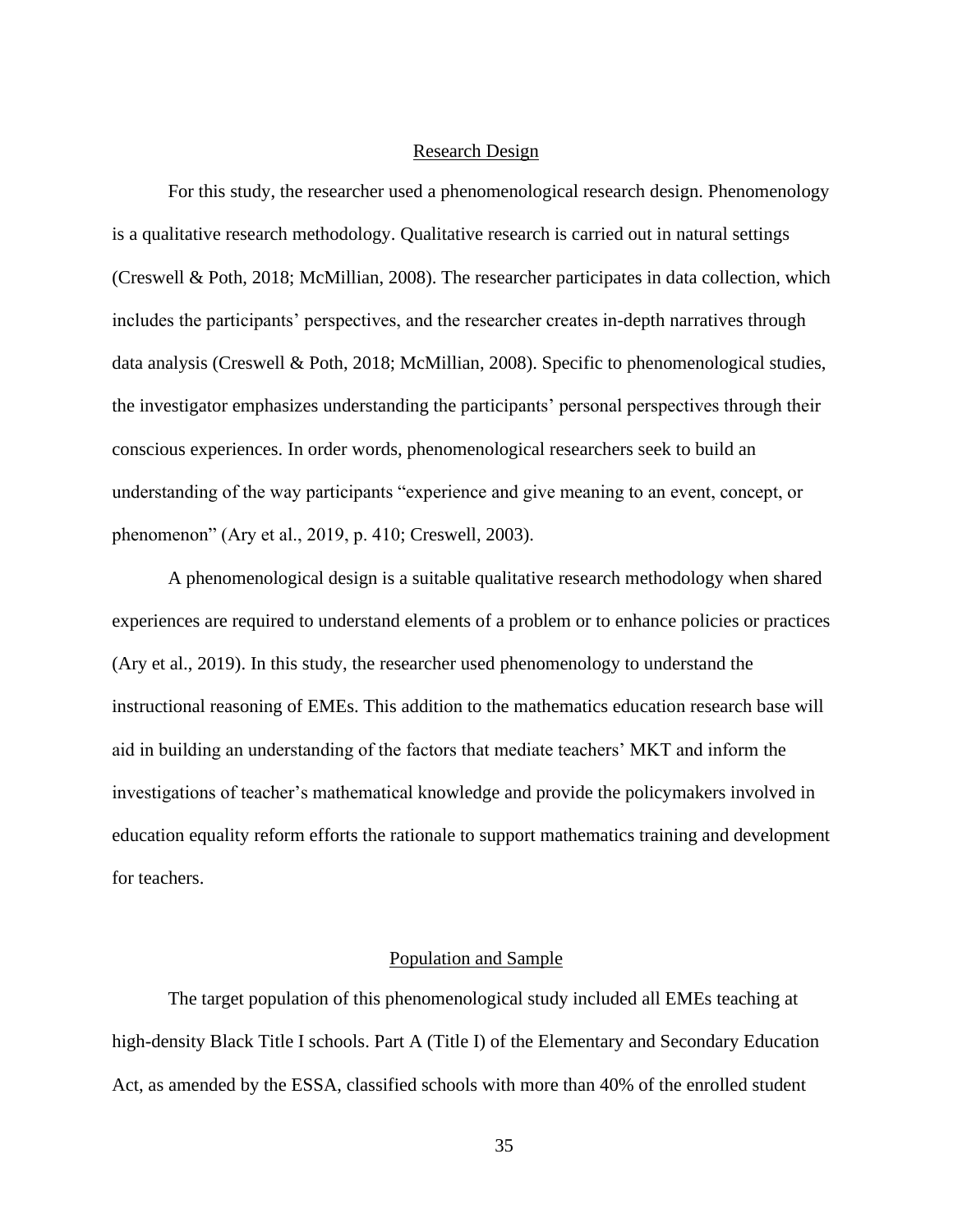## Research Design

For this study, the researcher used a phenomenological research design. Phenomenology is a qualitative research methodology. Qualitative research is carried out in natural settings (Creswell & Poth, 2018; McMillian, 2008). The researcher participates in data collection, which includes the participants' perspectives, and the researcher creates in-depth narratives through data analysis (Creswell & Poth, 2018; McMillian, 2008). Specific to phenomenological studies, the investigator emphasizes understanding the participants' personal perspectives through their conscious experiences. In order words, phenomenological researchers seek to build an understanding of the way participants "experience and give meaning to an event, concept, or phenomenon" (Ary et al., 2019, p. 410; Creswell, 2003).

A phenomenological design is a suitable qualitative research methodology when shared experiences are required to understand elements of a problem or to enhance policies or practices (Ary et al., 2019). In this study, the researcher used phenomenology to understand the instructional reasoning of EMEs. This addition to the mathematics education research base will aid in building an understanding of the factors that mediate teachers' MKT and inform the investigations of teacher's mathematical knowledge and provide the policymakers involved in education equality reform efforts the rationale to support mathematics training and development for teachers.

## Population and Sample

The target population of this phenomenological study included all EMEs teaching at high-density Black Title I schools. Part A (Title I) of the Elementary and Secondary Education Act, as amended by the ESSA, classified schools with more than 40% of the enrolled student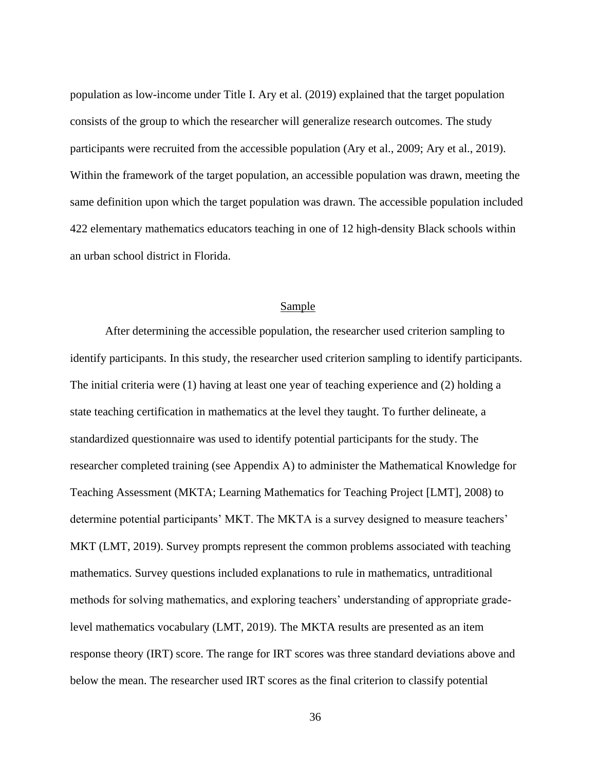population as low-income under Title I. Ary et al. (2019) explained that the target population consists of the group to which the researcher will generalize research outcomes. The study participants were recruited from the accessible population (Ary et al., 2009; Ary et al., 2019). Within the framework of the target population, an accessible population was drawn, meeting the same definition upon which the target population was drawn. The accessible population included 422 elementary mathematics educators teaching in one of 12 high-density Black schools within an urban school district in Florida.

## Sample

After determining the accessible population, the researcher used criterion sampling to identify participants. In this study, the researcher used criterion sampling to identify participants. The initial criteria were (1) having at least one year of teaching experience and (2) holding a state teaching certification in mathematics at the level they taught. To further delineate, a standardized questionnaire was used to identify potential participants for the study. The researcher completed training (see Appendix A) to administer the Mathematical Knowledge for Teaching Assessment (MKTA; Learning Mathematics for Teaching Project [LMT], 2008) to determine potential participants' MKT. The MKTA is a survey designed to measure teachers' MKT (LMT, 2019). Survey prompts represent the common problems associated with teaching mathematics. Survey questions included explanations to rule in mathematics, untraditional methods for solving mathematics, and exploring teachers' understanding of appropriate grade-level mathematics vocabulary (LMT, 2019). The MKTA results are presented as an item response theory (IRT) score. The range for IRT scores was three standard deviations above and below the mean. The researcher used IRT scores as the final criterion to classify potential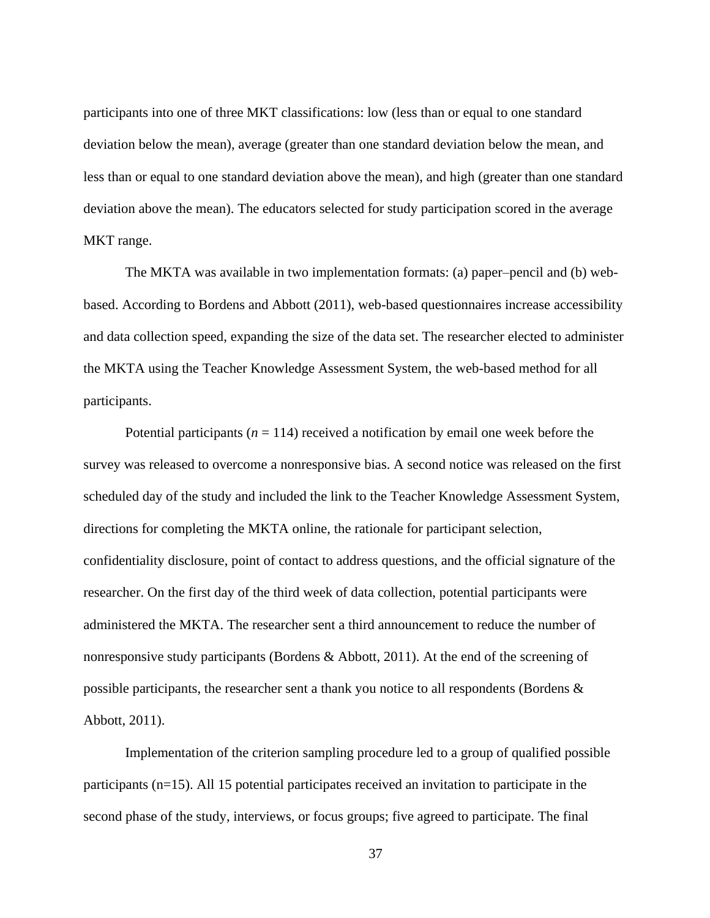participants into one of three MKT classifications: low (less than or equal to one standard deviation below the mean), average (greater than one standard deviation below the mean, and less than or equal to one standard deviation above the mean), and high (greater than one standard deviation above the mean). The educators selected for study participation scored in the average MKT range.

The MKTA was available in two implementation formats: (a) paper–pencil and (b) web-based. According to Bordens and Abbott (2011), web-based questionnaires increase accessibility and data collection speed, expanding the size of the data set. The researcher elected to administer the MKTA using the Teacher Knowledge Assessment System, the web-based method for all participants.

Potential participants ($n$ = 114) received a notification by email one week before the survey was released to overcome a nonresponsive bias. A second notice was released on the first scheduled day of the study and included the link to the Teacher Knowledge Assessment System, directions for completing the MKTA online, the rationale for participant selection, confidentiality disclosure, point of contact to address questions, and the official signature of the researcher. On the first day of the third week of data collection, potential participants were administered the MKTA. The researcher sent a third announcement to reduce the number of nonresponsive study participants (Bordens & Abbott, 2011). At the end of the screening of possible participants, the researcher sent a thank you notice to all respondents (Bordens & Abbott, 2011).

Implementation of the criterion sampling procedure led to a group of qualified possible participants (n=15). All 15 potential participates received an invitation to participate in the second phase of the study, interviews, or focus groups; five agreed to participate. The final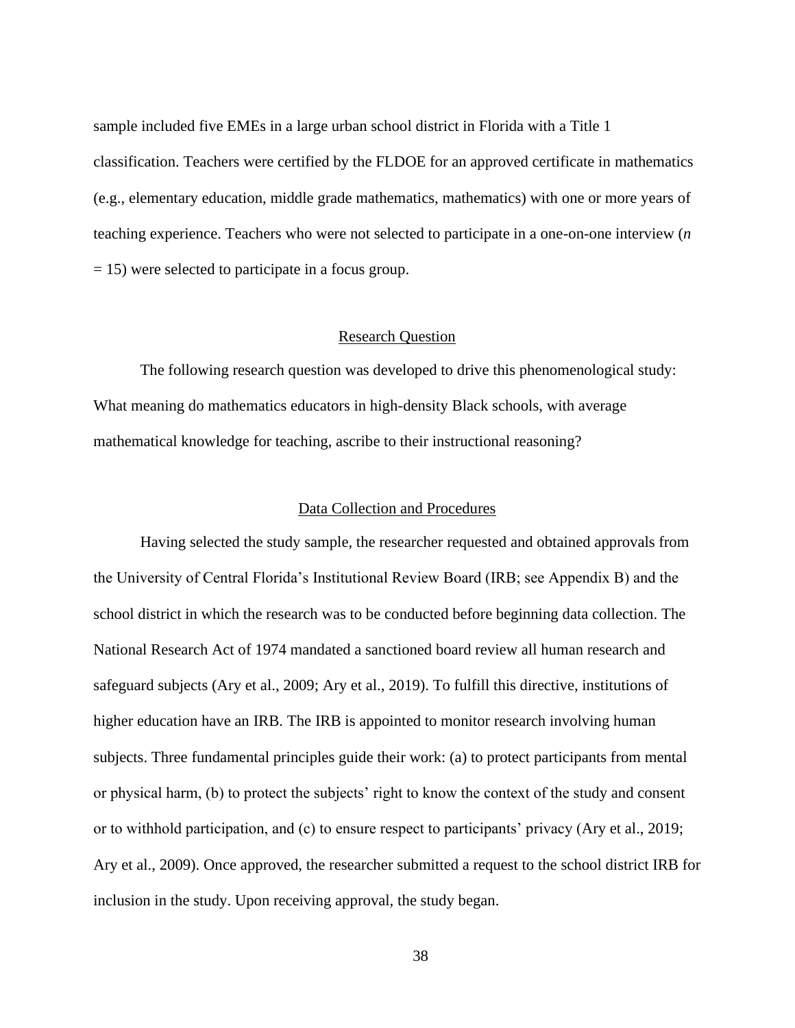sample included five EMEs in a large urban school district in Florida with a Title 1 classification. Teachers were certified by the FLDOE for an approved certificate in mathematics (e.g., elementary education, middle grade mathematics, mathematics) with one or more years of teaching experience. Teachers who were not selected to participate in a one-on-one interview (*n* = 15) were selected to participate in a focus group.

## Research Question

The following research question was developed to drive this phenomenological study: What meaning do mathematics educators in high-density Black schools, with average mathematical knowledge for teaching, ascribe to their instructional reasoning?

## Data Collection and Procedures

Having selected the study sample, the researcher requested and obtained approvals from the University of Central Florida's Institutional Review Board (IRB; see Appendix B) and the school district in which the research was to be conducted before beginning data collection. The National Research Act of 1974 mandated a sanctioned board review all human research and safeguard subjects (Ary et al., 2009; Ary et al., 2019). To fulfill this directive, institutions of higher education have an IRB. The IRB is appointed to monitor research involving human subjects. Three fundamental principles guide their work: (a) to protect participants from mental or physical harm, (b) to protect the subjects' right to know the context of the study and consent or to withhold participation, and (c) to ensure respect to participants' privacy (Ary et al., 2019; Ary et al., 2009). Once approved, the researcher submitted a request to the school district IRB for inclusion in the study. Upon receiving approval, the study began.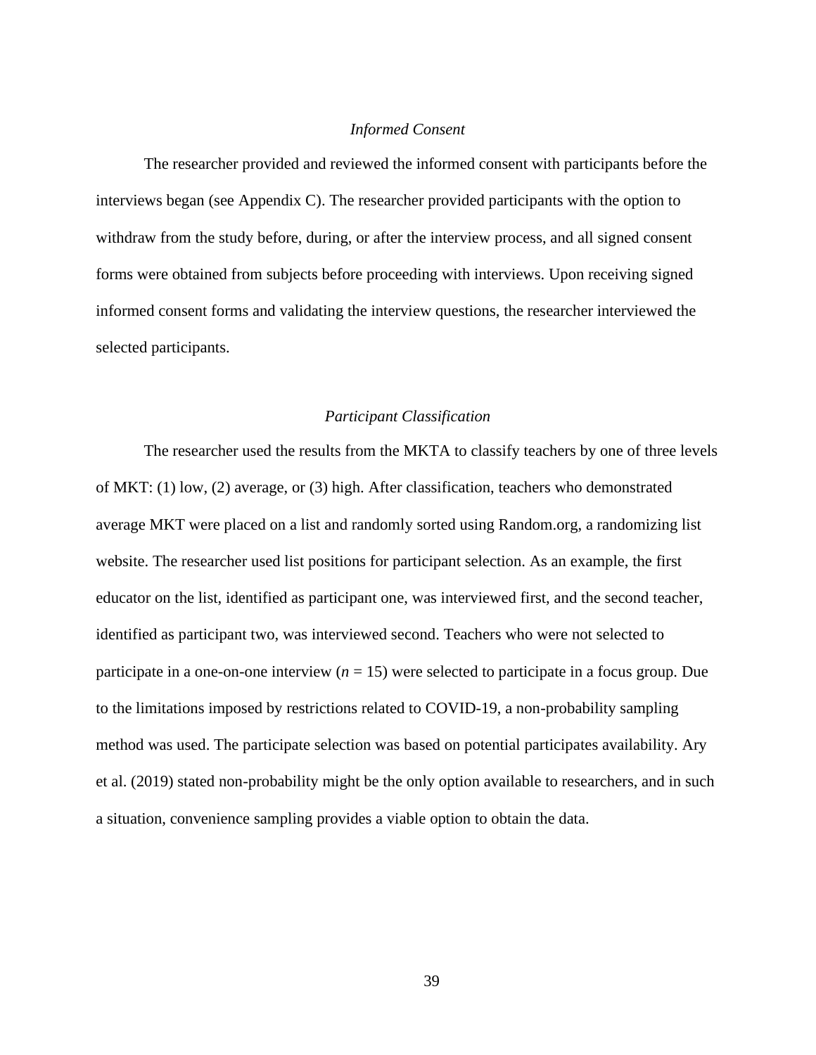### *Informed Consent*

The researcher provided and reviewed the informed consent with participants before the interviews began (see Appendix C). The researcher provided participants with the option to withdraw from the study before, during, or after the interview process, and all signed consent forms were obtained from subjects before proceeding with interviews. Upon receiving signed informed consent forms and validating the interview questions, the researcher interviewed the selected participants.

### *Participant Classification*

The researcher used the results from the MKTA to classify teachers by one of three levels of MKT: (1) low, (2) average, or (3) high. After classification, teachers who demonstrated average MKT were placed on a list and randomly sorted using Random.org, a randomizing list website. The researcher used list positions for participant selection. As an example, the first educator on the list, identified as participant one, was interviewed first, and the second teacher, identified as participant two, was interviewed second. Teachers who were not selected to participate in a one-on-one interview ($n$ = 15) were selected to participate in a focus group. Due to the limitations imposed by restrictions related to COVID-19, a non-probability sampling method was used. The participate selection was based on potential participates availability. Ary et al. (2019) stated non-probability might be the only option available to researchers, and in such a situation, convenience sampling provides a viable option to obtain the data.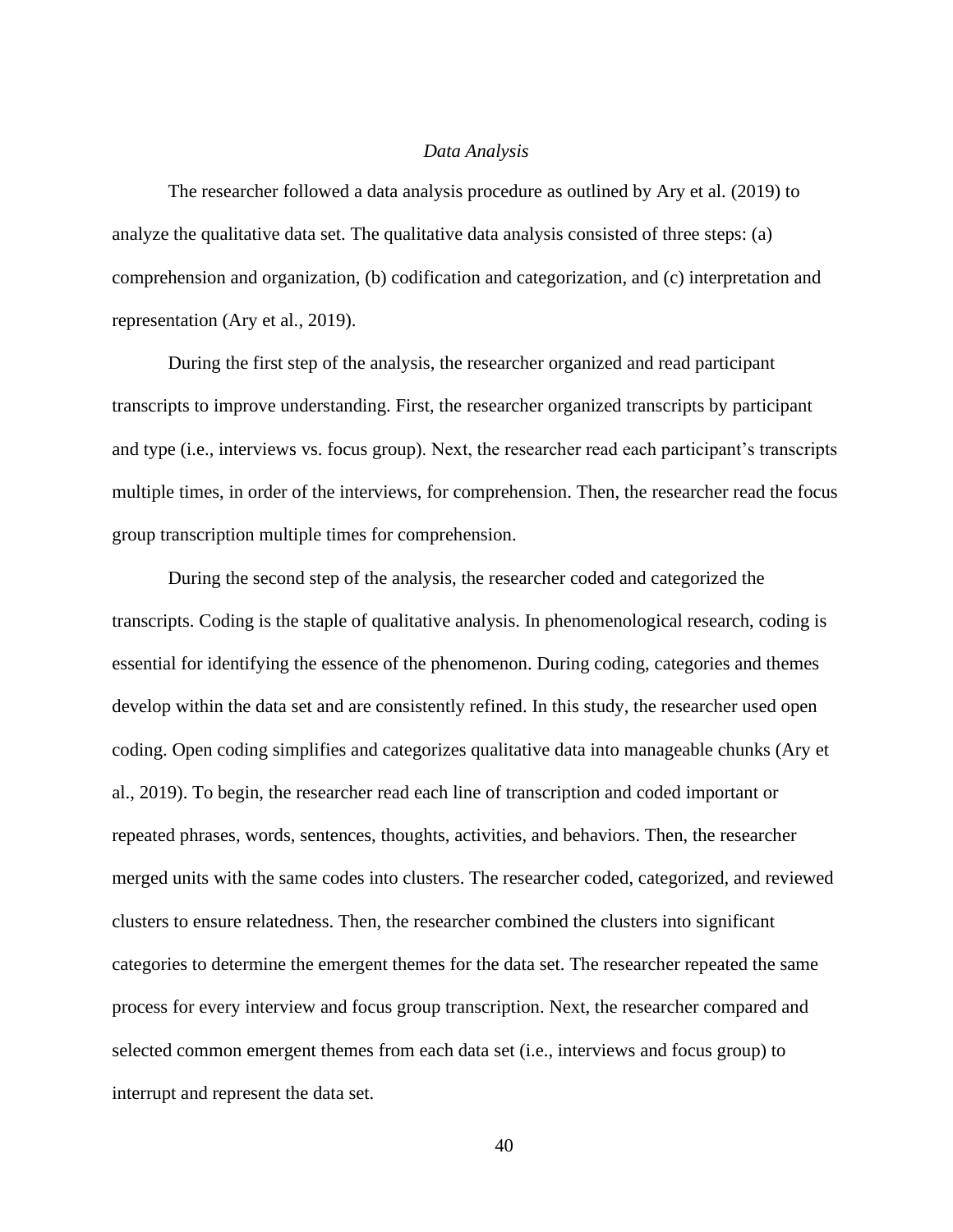### *Data Analysis*

The researcher followed a data analysis procedure as outlined by Ary et al. (2019) to analyze the qualitative data set. The qualitative data analysis consisted of three steps: (a) comprehension and organization, (b) codification and categorization, and (c) interpretation and representation (Ary et al., 2019).

During the first step of the analysis, the researcher organized and read participant transcripts to improve understanding. First, the researcher organized transcripts by participant and type (i.e., interviews vs. focus group). Next, the researcher read each participant's transcripts multiple times, in order of the interviews, for comprehension. Then, the researcher read the focus group transcription multiple times for comprehension.

During the second step of the analysis, the researcher coded and categorized the transcripts. Coding is the staple of qualitative analysis. In phenomenological research, coding is essential for identifying the essence of the phenomenon. During coding, categories and themes develop within the data set and are consistently refined. In this study, the researcher used open coding. Open coding simplifies and categorizes qualitative data into manageable chunks (Ary et al., 2019). To begin, the researcher read each line of transcription and coded important or repeated phrases, words, sentences, thoughts, activities, and behaviors. Then, the researcher merged units with the same codes into clusters. The researcher coded, categorized, and reviewed clusters to ensure relatedness. Then, the researcher combined the clusters into significant categories to determine the emergent themes for the data set. The researcher repeated the same process for every interview and focus group transcription. Next, the researcher compared and selected common emergent themes from each data set (i.e., interviews and focus group) to interrupt and represent the data set.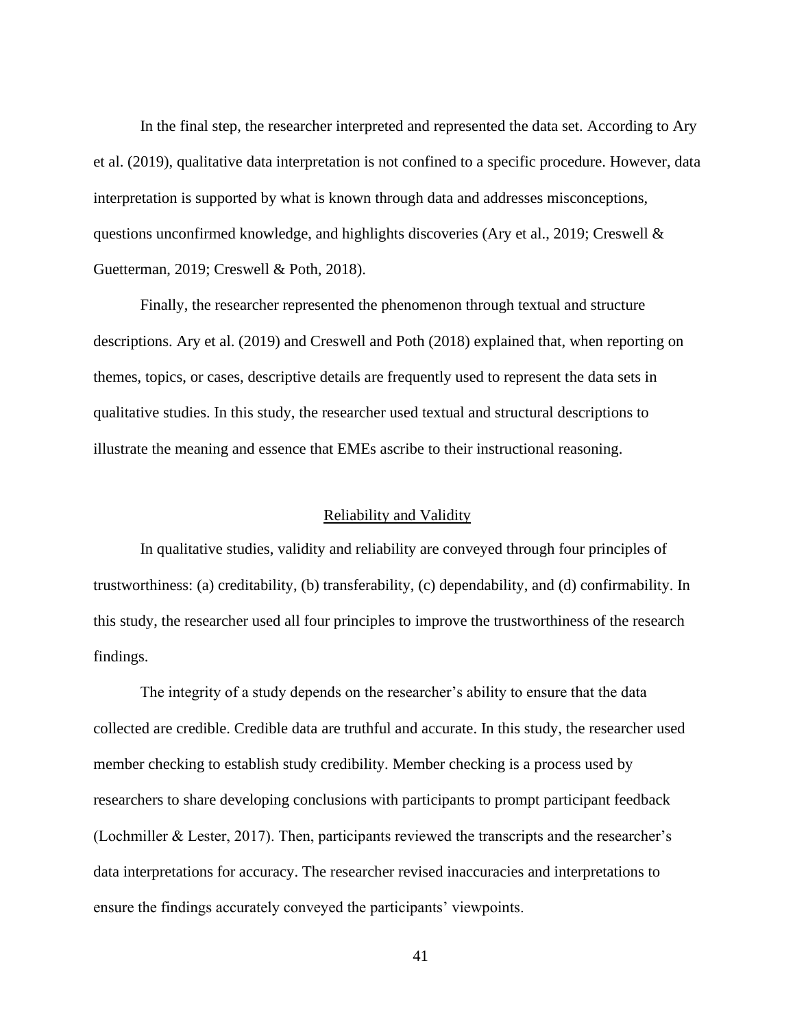In the final step, the researcher interpreted and represented the data set. According to Ary et al. (2019), qualitative data interpretation is not confined to a specific procedure. However, data interpretation is supported by what is known through data and addresses misconceptions, questions unconfirmed knowledge, and highlights discoveries (Ary et al., 2019; Creswell & Guetterman, 2019; Creswell & Poth, 2018).

Finally, the researcher represented the phenomenon through textual and structure descriptions. Ary et al. (2019) and Creswell and Poth (2018) explained that, when reporting on themes, topics, or cases, descriptive details are frequently used to represent the data sets in qualitative studies. In this study, the researcher used textual and structural descriptions to illustrate the meaning and essence that EMEs ascribe to their instructional reasoning.

## Reliability and Validity

In qualitative studies, validity and reliability are conveyed through four principles of trustworthiness: (a) creditability, (b) transferability, (c) dependability, and (d) confirmability. In this study, the researcher used all four principles to improve the trustworthiness of the research findings.

The integrity of a study depends on the researcher's ability to ensure that the data collected are credible. Credible data are truthful and accurate. In this study, the researcher used member checking to establish study credibility. Member checking is a process used by researchers to share developing conclusions with participants to prompt participant feedback (Lochmiller & Lester, 2017). Then, participants reviewed the transcripts and the researcher's data interpretations for accuracy. The researcher revised inaccuracies and interpretations to ensure the findings accurately conveyed the participants' viewpoints.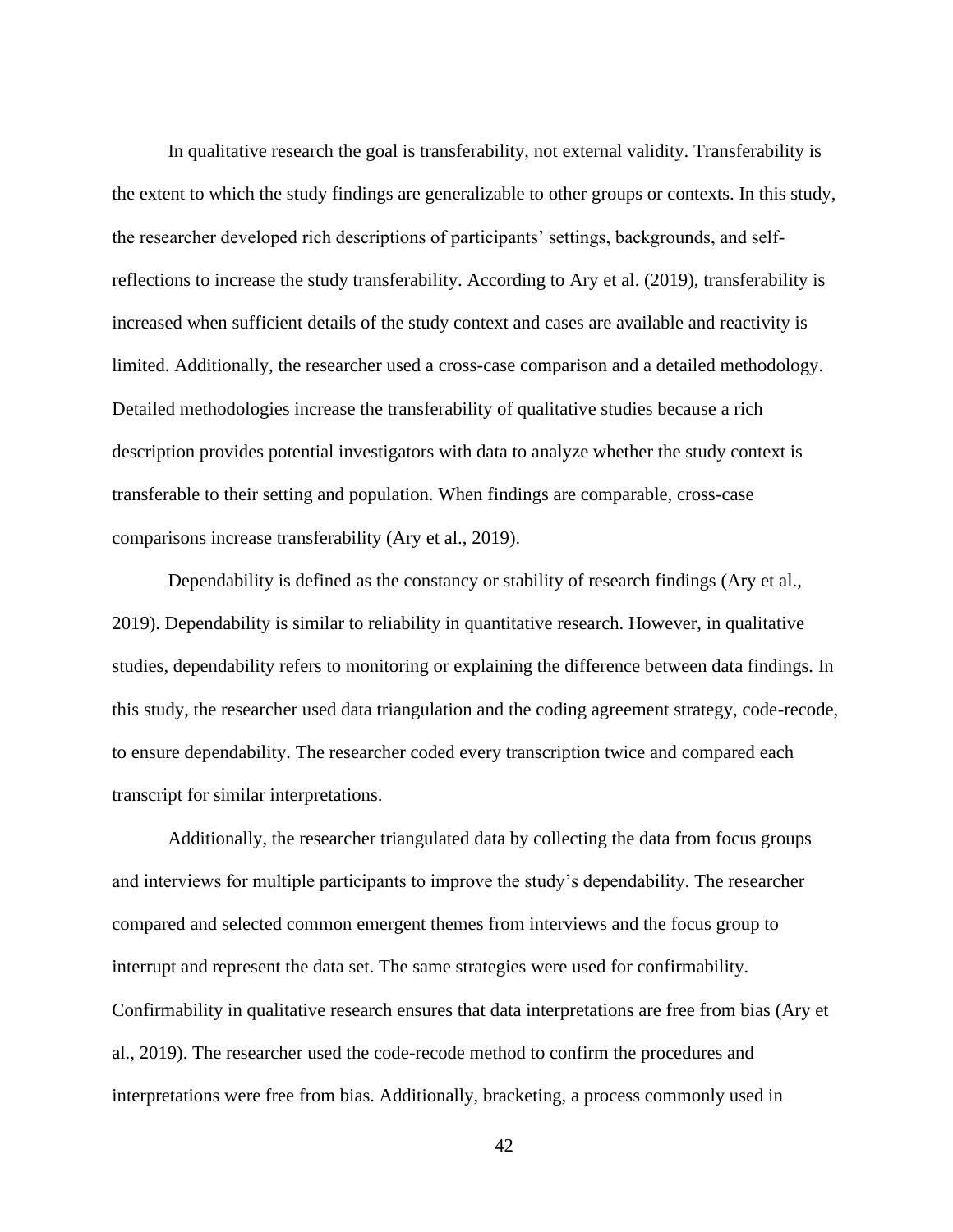In qualitative research the goal is transferability, not external validity. Transferability is the extent to which the study findings are generalizable to other groups or contexts. In this study, the researcher developed rich descriptions of participants' settings, backgrounds, and self-reflections to increase the study transferability. According to Ary et al. (2019), transferability is increased when sufficient details of the study context and cases are available and reactivity is limited. Additionally, the researcher used a cross-case comparison and a detailed methodology. Detailed methodologies increase the transferability of qualitative studies because a rich description provides potential investigators with data to analyze whether the study context is transferable to their setting and population. When findings are comparable, cross-case comparisons increase transferability (Ary et al., 2019).

Dependability is defined as the constancy or stability of research findings (Ary et al., 2019). Dependability is similar to reliability in quantitative research. However, in qualitative studies, dependability refers to monitoring or explaining the difference between data findings. In this study, the researcher used data triangulation and the coding agreement strategy, code-recode, to ensure dependability. The researcher coded every transcription twice and compared each transcript for similar interpretations.

Additionally, the researcher triangulated data by collecting the data from focus groups and interviews for multiple participants to improve the study's dependability. The researcher compared and selected common emergent themes from interviews and the focus group to interrupt and represent the data set. The same strategies were used for confirmability. Confirmability in qualitative research ensures that data interpretations are free from bias (Ary et al., 2019). The researcher used the code-recode method to confirm the procedures and interpretations were free from bias. Additionally, bracketing, a process commonly used in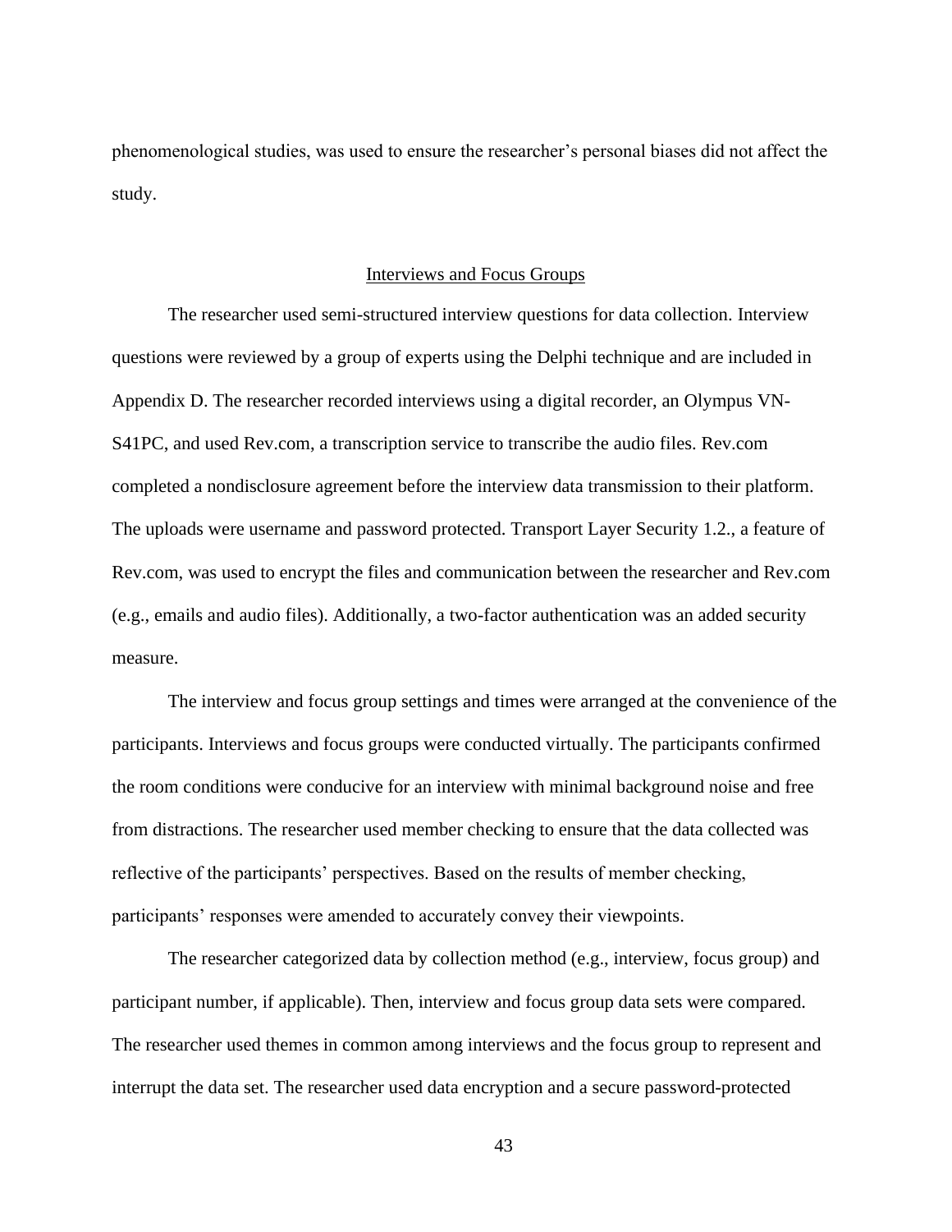phenomenological studies, was used to ensure the researcher's personal biases did not affect the study.

## Interviews and Focus Groups

The researcher used semi-structured interview questions for data collection. Interview questions were reviewed by a group of experts using the Delphi technique and are included in Appendix D. The researcher recorded interviews using a digital recorder, an Olympus VN-S41PC, and used Rev.com, a transcription service to transcribe the audio files. Rev.com completed a nondisclosure agreement before the interview data transmission to their platform. The uploads were username and password protected. Transport Layer Security 1.2., a feature of Rev.com, was used to encrypt the files and communication between the researcher and Rev.com (e.g., emails and audio files). Additionally, a two-factor authentication was an added security measure.

The interview and focus group settings and times were arranged at the convenience of the participants. Interviews and focus groups were conducted virtually. The participants confirmed the room conditions were conducive for an interview with minimal background noise and free from distractions. The researcher used member checking to ensure that the data collected was reflective of the participants' perspectives. Based on the results of member checking, participants' responses were amended to accurately convey their viewpoints.

The researcher categorized data by collection method (e.g., interview, focus group) and participant number, if applicable). Then, interview and focus group data sets were compared. The researcher used themes in common among interviews and the focus group to represent and interrupt the data set. The researcher used data encryption and a secure password-protected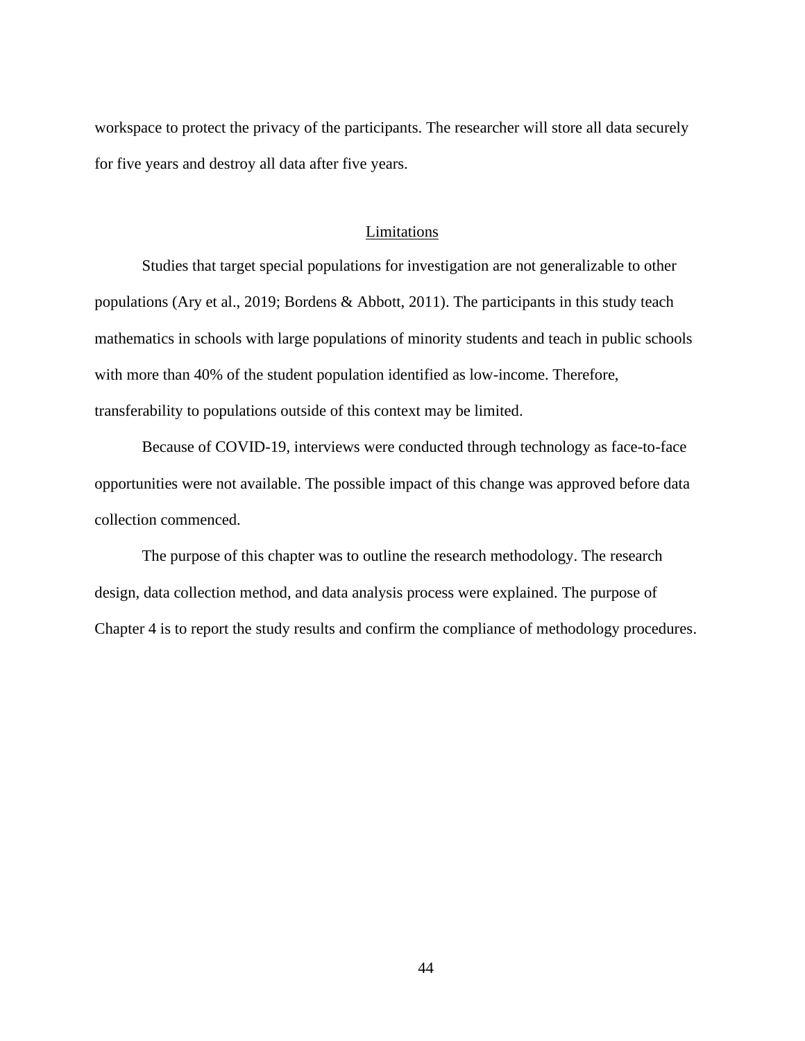workspace to protect the privacy of the participants. The researcher will store all data securely for five years and destroy all data after five years.

## Limitations

Studies that target special populations for investigation are not generalizable to other populations (Ary et al., 2019; Bordens & Abbott, 2011). The participants in this study teach mathematics in schools with large populations of minority students and teach in public schools with more than 40% of the student population identified as low-income. Therefore, transferability to populations outside of this context may be limited.

Because of COVID-19, interviews were conducted through technology as face-to-face opportunities were not available. The possible impact of this change was approved before data collection commenced.

The purpose of this chapter was to outline the research methodology. The research design, data collection method, and data analysis process were explained. The purpose of Chapter 4 is to report the study results and confirm the compliance of methodology procedures.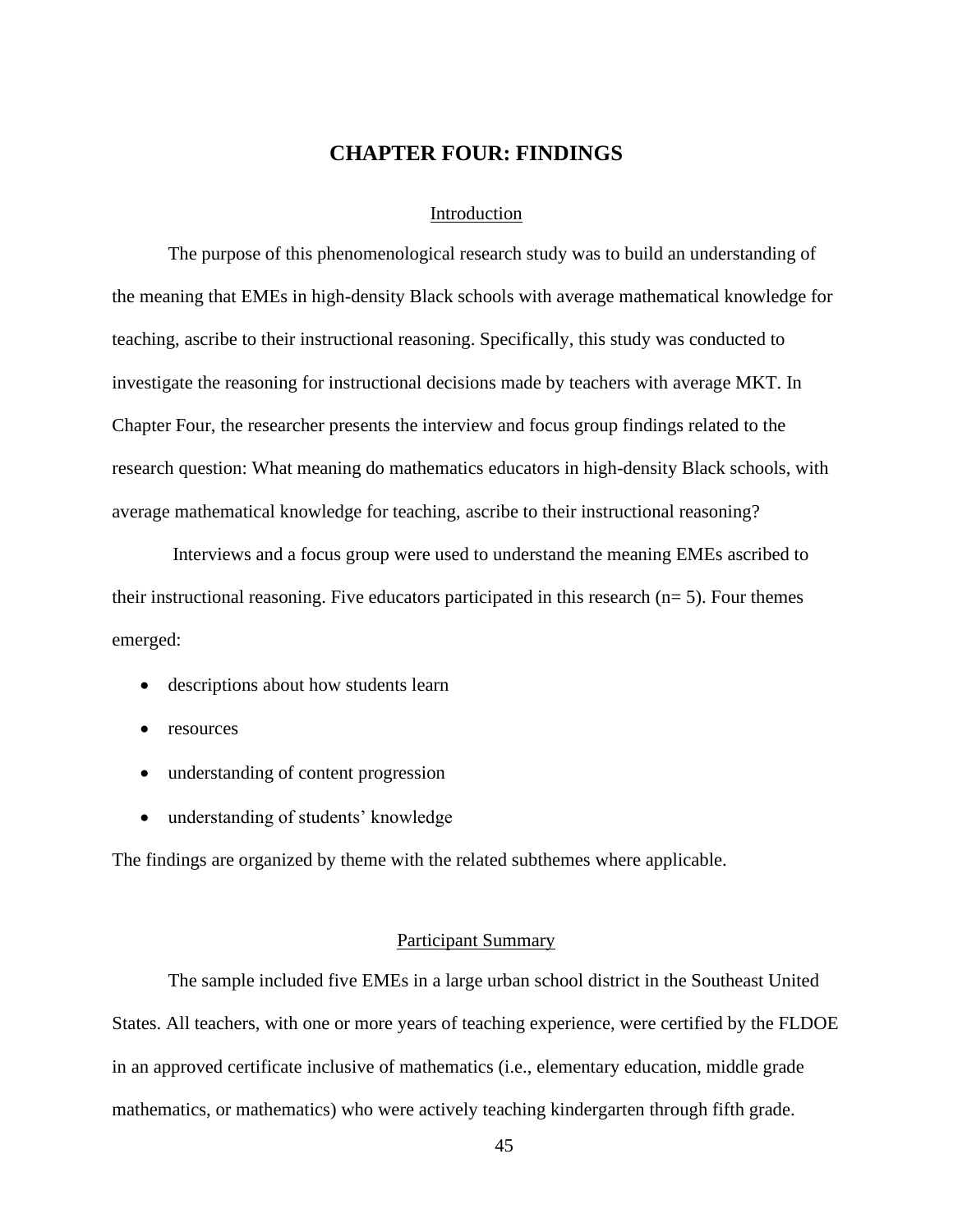# CHAPTER FOUR: FINDINGS

## Introduction

The purpose of this phenomenological research study was to build an understanding of the meaning that EMEs in high-density Black schools with average mathematical knowledge for teaching, ascribe to their instructional reasoning. Specifically, this study was conducted to investigate the reasoning for instructional decisions made by teachers with average MKT. In Chapter Four, the researcher presents the interview and focus group findings related to the research question: What meaning do mathematics educators in high-density Black schools, with average mathematical knowledge for teaching, ascribe to their instructional reasoning?

Interviews and a focus group were used to understand the meaning EMEs ascribed to their instructional reasoning. Five educators participated in this research (n= 5). Four themes emerged:

- descriptions about how students learn
- resources
- understanding of content progression
- understanding of students' knowledge

The findings are organized by theme with the related subthemes where applicable.

## Participant Summary

The sample included five EMEs in a large urban school district in the Southeast United States. All teachers, with one or more years of teaching experience, were certified by the FLDOE in an approved certificate inclusive of mathematics (i.e., elementary education, middle grade mathematics, or mathematics) who were actively teaching kindergarten through fifth grade.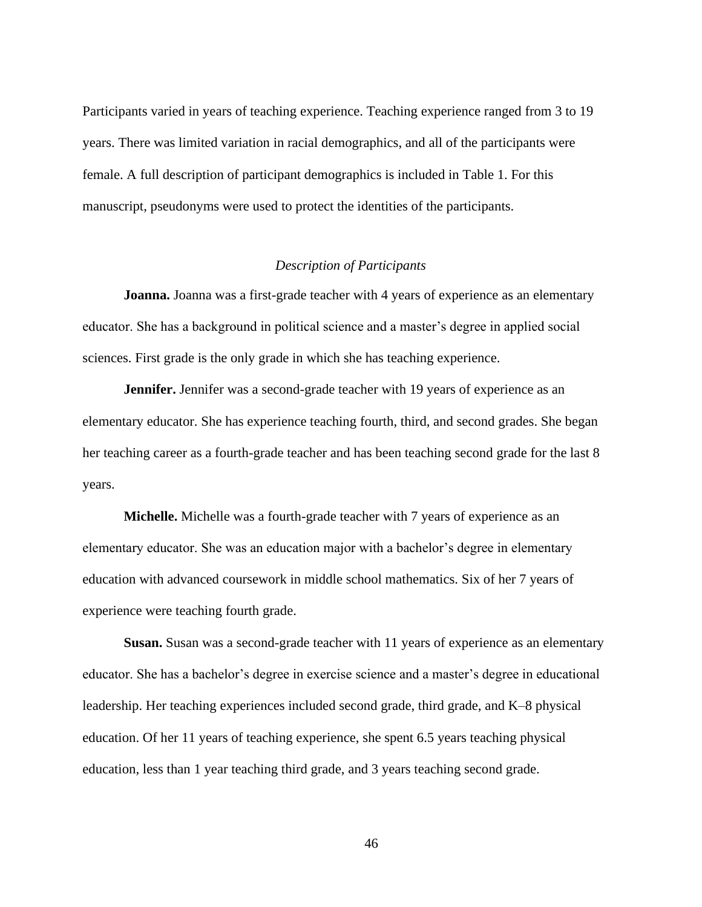Participants varied in years of teaching experience. Teaching experience ranged from 3 to 19 years. There was limited variation in racial demographics, and all of the participants were female. A full description of participant demographics is included in Table 1. For this manuscript, pseudonyms were used to protect the identities of the participants.

### *Description of Participants*

**Joanna.** Joanna was a first-grade teacher with 4 years of experience as an elementary educator. She has a background in political science and a master's degree in applied social sciences. First grade is the only grade in which she has teaching experience.

**Jennifer.** Jennifer was a second-grade teacher with 19 years of experience as an elementary educator. She has experience teaching fourth, third, and second grades. She began her teaching career as a fourth-grade teacher and has been teaching second grade for the last 8 years.

**Michelle.** Michelle was a fourth-grade teacher with 7 years of experience as an elementary educator. She was an education major with a bachelor's degree in elementary education with advanced coursework in middle school mathematics. Six of her 7 years of experience were teaching fourth grade.

**Susan.** Susan was a second-grade teacher with 11 years of experience as an elementary educator. She has a bachelor's degree in exercise science and a master's degree in educational leadership. Her teaching experiences included second grade, third grade, and K–8 physical education. Of her 11 years of teaching experience, she spent 6.5 years teaching physical education, less than 1 year teaching third grade, and 3 years teaching second grade.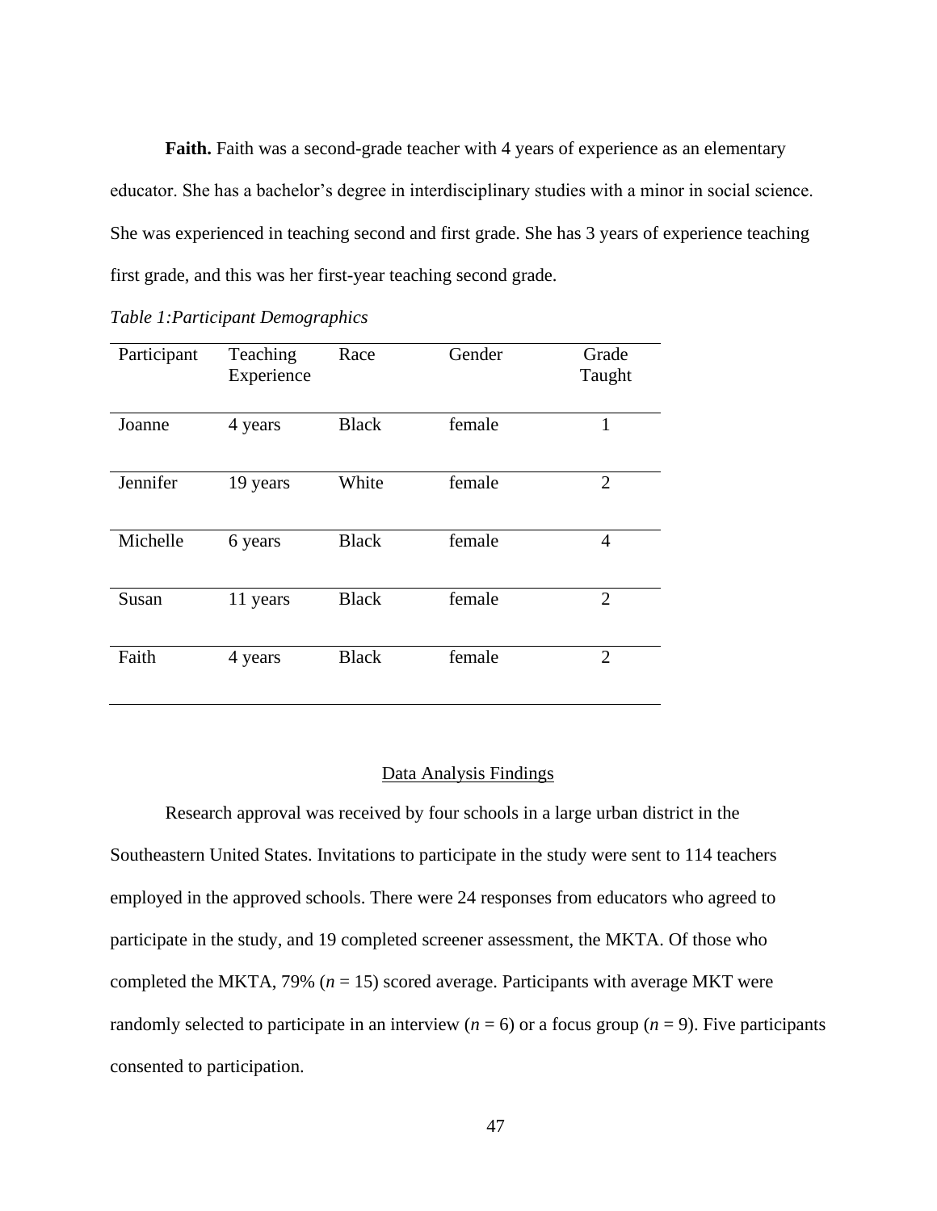**Faith.** Faith was a second-grade teacher with 4 years of experience as an elementary educator. She has a bachelor's degree in interdisciplinary studies with a minor in social science. She was experienced in teaching second and first grade. She has 3 years of experience teaching first grade, and this was her first-year teaching second grade.

*Table 1:Participant Demographics*

| Participant | Teaching Experience | Race | Gender | Grade Taught |
|---|---|---|---|---|
| Joanne | 4 years | Black | female | 1 |
| Jennifer | 19 years | White | female | 2 |
| Michelle | 6 years | Black | female | 4 |
| Susan | 11 years | Black | female | 2 |
| Faith | 4 years | Black | female | 2 |

## Data Analysis Findings

Research approval was received by four schools in a large urban district in the Southeastern United States. Invitations to participate in the study were sent to 114 teachers employed in the approved schools. There were 24 responses from educators who agreed to participate in the study, and 19 completed screener assessment, the MKTA. Of those who completed the MKTA, 79% ($n$ = 15) scored average. Participants with average MKT were randomly selected to participate in an interview ($n$ = 6) or a focus group ($n$ = 9). Five participants consented to participation.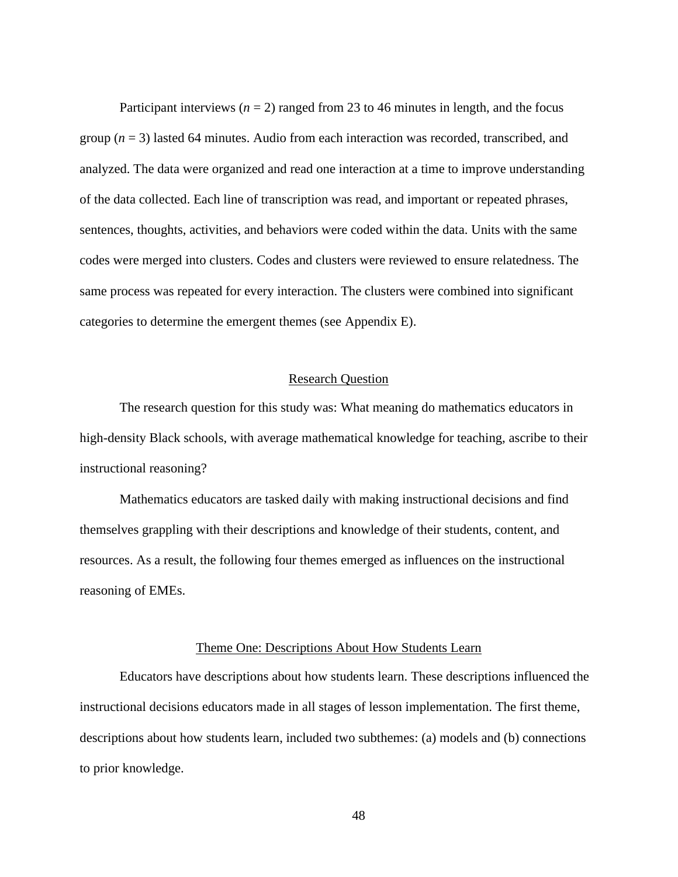Participant interviews (*n* = 2) ranged from 23 to 46 minutes in length, and the focus group (*n* = 3) lasted 64 minutes. Audio from each interaction was recorded, transcribed, and analyzed. The data were organized and read one interaction at a time to improve understanding of the data collected. Each line of transcription was read, and important or repeated phrases, sentences, thoughts, activities, and behaviors were coded within the data. Units with the same codes were merged into clusters. Codes and clusters were reviewed to ensure relatedness. The same process was repeated for every interaction. The clusters were combined into significant categories to determine the emergent themes (see Appendix E).

## Research Question

The research question for this study was: What meaning do mathematics educators in high-density Black schools, with average mathematical knowledge for teaching, ascribe to their instructional reasoning?

Mathematics educators are tasked daily with making instructional decisions and find themselves grappling with their descriptions and knowledge of their students, content, and resources. As a result, the following four themes emerged as influences on the instructional reasoning of EMEs.

### Theme One: Descriptions About How Students Learn

Educators have descriptions about how students learn. These descriptions influenced the instructional decisions educators made in all stages of lesson implementation. The first theme, descriptions about how students learn, included two subthemes: (a) models and (b) connections to prior knowledge.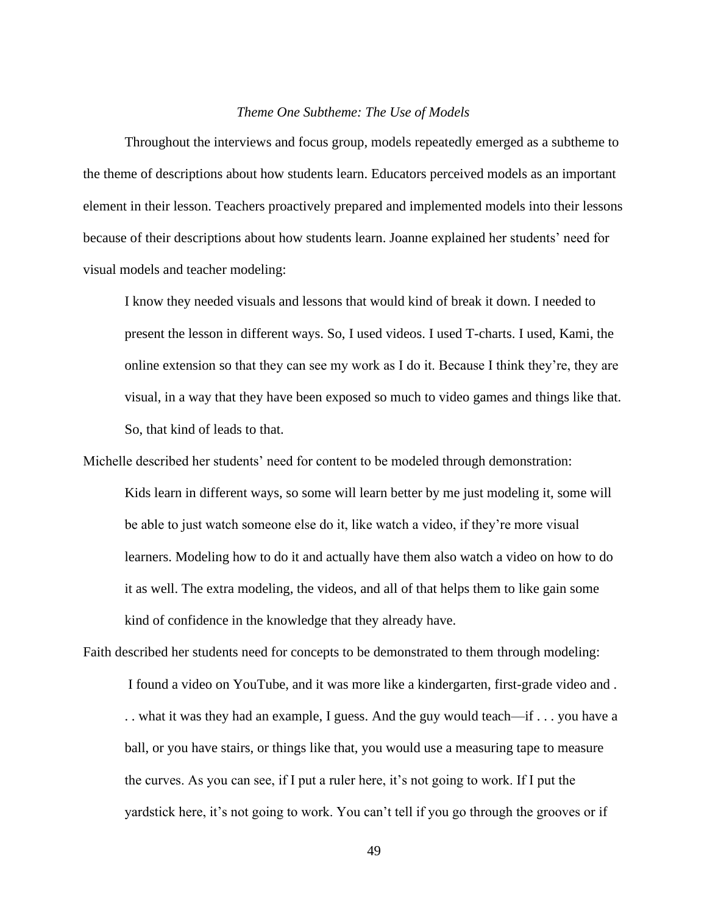*Theme One Subtheme: The Use of Models*

Throughout the interviews and focus group, models repeatedly emerged as a subtheme to the theme of descriptions about how students learn. Educators perceived models as an important element in their lesson. Teachers proactively prepared and implemented models into their lessons because of their descriptions about how students learn. Joanne explained her students' need for visual models and teacher modeling:

> I know they needed visuals and lessons that would kind of break it down. I needed to present the lesson in different ways. So, I used videos. I used T-charts. I used, Kami, the online extension so that they can see my work as I do it. Because I think they're, they are visual, in a way that they have been exposed so much to video games and things like that. So, that kind of leads to that.

Michelle described her students' need for content to be modeled through demonstration:

> Kids learn in different ways, so some will learn better by me just modeling it, some will be able to just watch someone else do it, like watch a video, if they're more visual learners. Modeling how to do it and actually have them also watch a video on how to do it as well. The extra modeling, the videos, and all of that helps them to like gain some kind of confidence in the knowledge that they already have.

Faith described her students need for concepts to be demonstrated to them through modeling:

> I found a video on YouTube, and it was more like a kindergarten, first-grade video and . . . what it was they had an example, I guess. And the guy would teach—if . . . you have a ball, or you have stairs, or things like that, you would use a measuring tape to measure the curves. As you can see, if I put a ruler here, it's not going to work. If I put the yardstick here, it's not going to work. You can't tell if you go through the grooves or if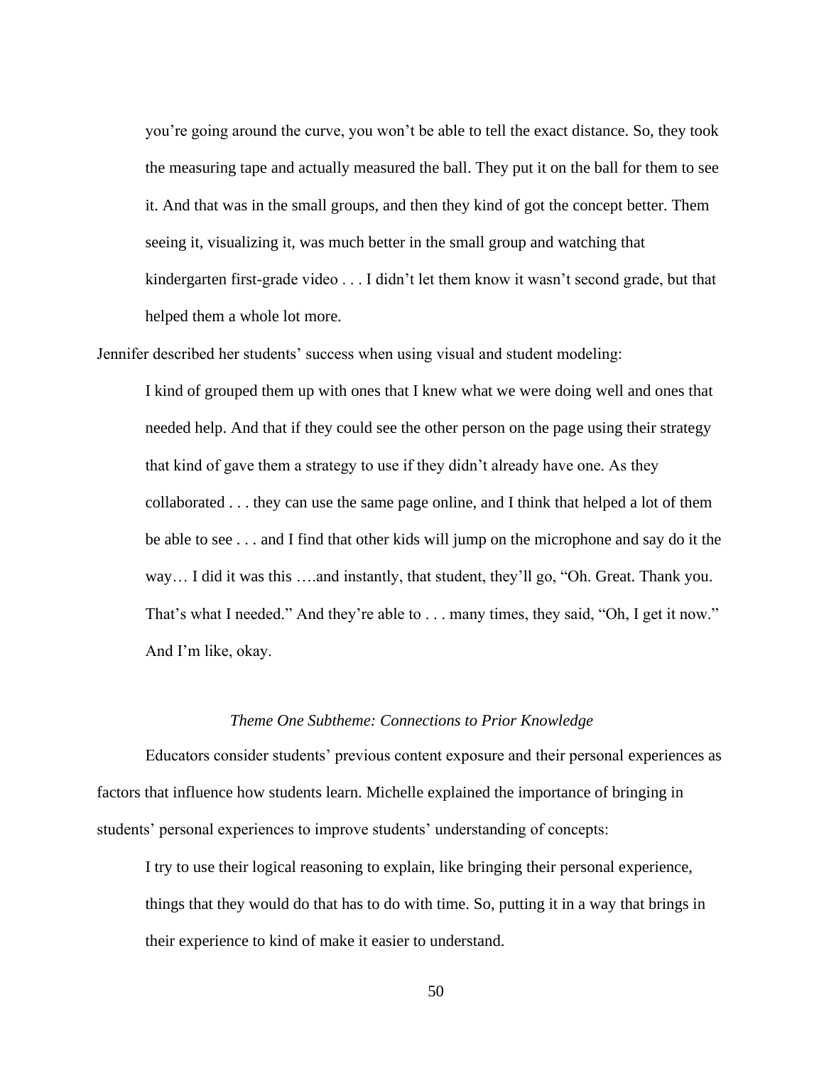> you're going around the curve, you won't be able to tell the exact distance. So, they took the measuring tape and actually measured the ball. They put it on the ball for them to see it. And that was in the small groups, and then they kind of got the concept better. Them seeing it, visualizing it, was much better in the small group and watching that kindergarten first-grade video . . . I didn't let them know it wasn't second grade, but that helped them a whole lot more.

Jennifer described her students' success when using visual and student modeling:

> I kind of grouped them up with ones that I knew what we were doing well and ones that needed help. And that if they could see the other person on the page using their strategy that kind of gave them a strategy to use if they didn't already have one. As they collaborated . . . they can use the same page online, and I think that helped a lot of them be able to see . . . and I find that other kids will jump on the microphone and say do it the way… I did it was this ….and instantly, that student, they'll go, "Oh. Great. Thank you. That's what I needed." And they're able to . . . many times, they said, "Oh, I get it now." And I'm like, okay.

### *Theme One Subtheme: Connections to Prior Knowledge*

Educators consider students' previous content exposure and their personal experiences as factors that influence how students learn. Michelle explained the importance of bringing in students' personal experiences to improve students' understanding of concepts:

> I try to use their logical reasoning to explain, like bringing their personal experience, things that they would do that has to do with time. So, putting it in a way that brings in their experience to kind of make it easier to understand.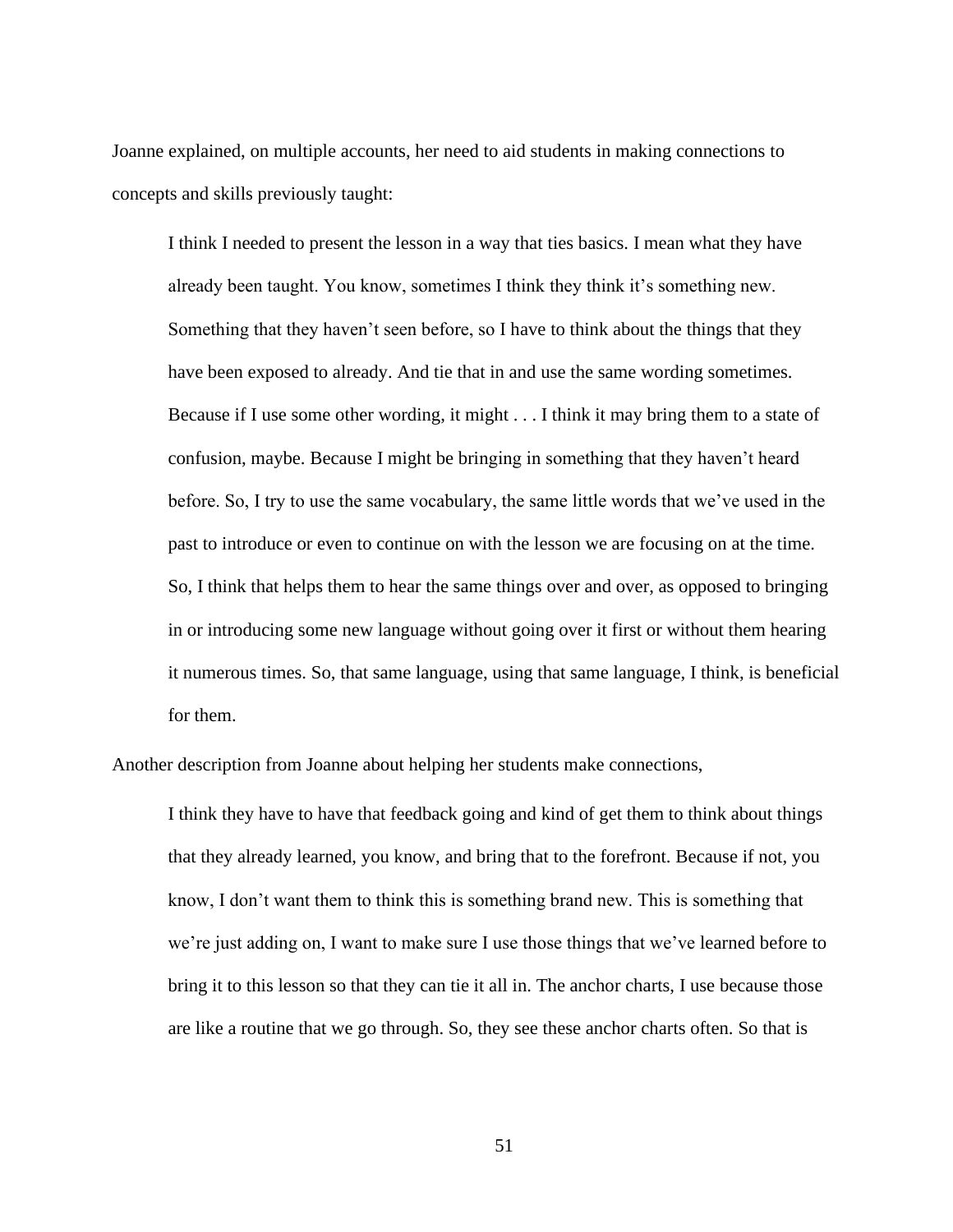Joanne explained, on multiple accounts, her need to aid students in making connections to concepts and skills previously taught:

> I think I needed to present the lesson in a way that ties basics. I mean what they have already been taught. You know, sometimes I think they think it's something new. Something that they haven't seen before, so I have to think about the things that they have been exposed to already. And tie that in and use the same wording sometimes. Because if I use some other wording, it might . . . I think it may bring them to a state of confusion, maybe. Because I might be bringing in something that they haven't heard before. So, I try to use the same vocabulary, the same little words that we've used in the past to introduce or even to continue on with the lesson we are focusing on at the time. So, I think that helps them to hear the same things over and over, as opposed to bringing in or introducing some new language without going over it first or without them hearing it numerous times. So, that same language, using that same language, I think, is beneficial for them.

Another description from Joanne about helping her students make connections,

> I think they have to have that feedback going and kind of get them to think about things that they already learned, you know, and bring that to the forefront. Because if not, you know, I don't want them to think this is something brand new. This is something that we're just adding on, I want to make sure I use those things that we've learned before to bring it to this lesson so that they can tie it all in. The anchor charts, I use because those are like a routine that we go through. So, they see these anchor charts often. So that is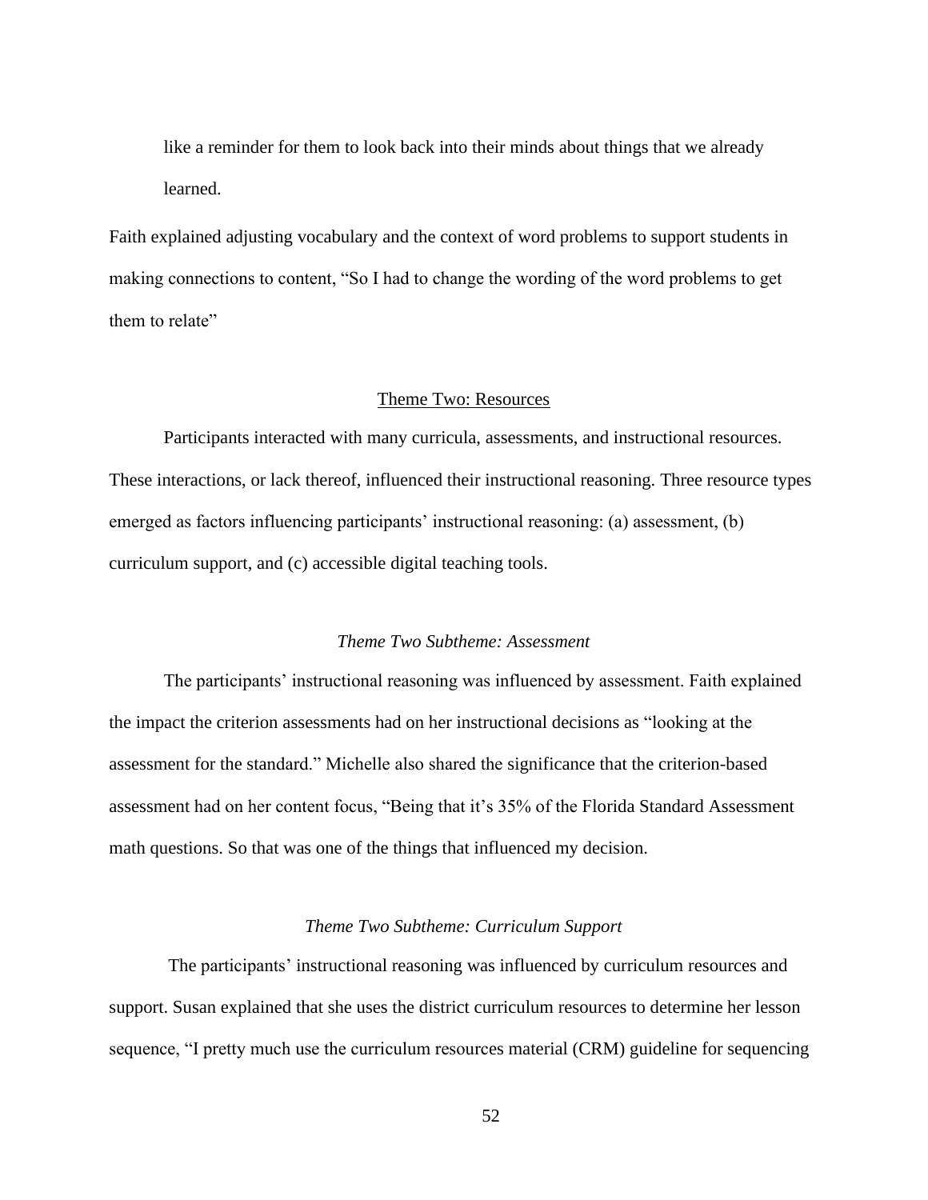like a reminder for them to look back into their minds about things that we already learned.

Faith explained adjusting vocabulary and the context of word problems to support students in making connections to content, "So I had to change the wording of the word problems to get them to relate"

## Theme Two: Resources

Participants interacted with many curricula, assessments, and instructional resources. These interactions, or lack thereof, influenced their instructional reasoning. Three resource types emerged as factors influencing participants' instructional reasoning: (a) assessment, (b) curriculum support, and (c) accessible digital teaching tools.

### *Theme Two Subtheme: Assessment*

The participants' instructional reasoning was influenced by assessment. Faith explained the impact the criterion assessments had on her instructional decisions as "looking at the assessment for the standard." Michelle also shared the significance that the criterion-based assessment had on her content focus, "Being that it's 35% of the Florida Standard Assessment math questions. So that was one of the things that influenced my decision.

### *Theme Two Subtheme: Curriculum Support*

The participants' instructional reasoning was influenced by curriculum resources and support. Susan explained that she uses the district curriculum resources to determine her lesson sequence, "I pretty much use the curriculum resources material (CRM) guideline for sequencing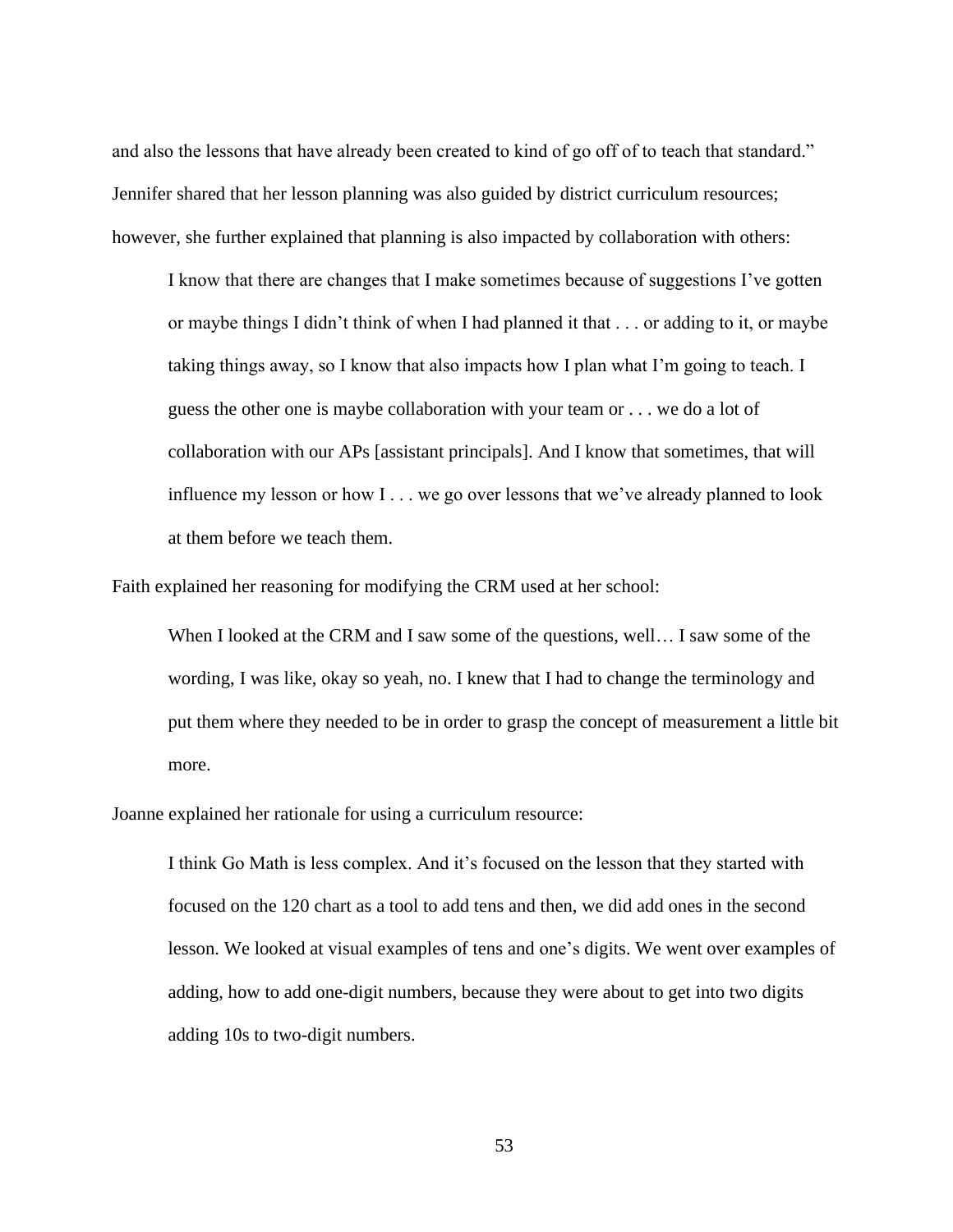and also the lessons that have already been created to kind of go off of to teach that standard." Jennifer shared that her lesson planning was also guided by district curriculum resources; however, she further explained that planning is also impacted by collaboration with others:

> I know that there are changes that I make sometimes because of suggestions I've gotten or maybe things I didn't think of when I had planned it that . . . or adding to it, or maybe taking things away, so I know that also impacts how I plan what I'm going to teach. I guess the other one is maybe collaboration with your team or . . . we do a lot of collaboration with our APs [assistant principals]. And I know that sometimes, that will influence my lesson or how I . . . we go over lessons that we've already planned to look at them before we teach them.

Faith explained her reasoning for modifying the CRM used at her school:

> When I looked at the CRM and I saw some of the questions, well… I saw some of the wording, I was like, okay so yeah, no. I knew that I had to change the terminology and put them where they needed to be in order to grasp the concept of measurement a little bit more.

Joanne explained her rationale for using a curriculum resource:

> I think Go Math is less complex. And it's focused on the lesson that they started with focused on the 120 chart as a tool to add tens and then, we did add ones in the second lesson. We looked at visual examples of tens and one's digits. We went over examples of adding, how to add one-digit numbers, because they were about to get into two digits adding 10s to two-digit numbers.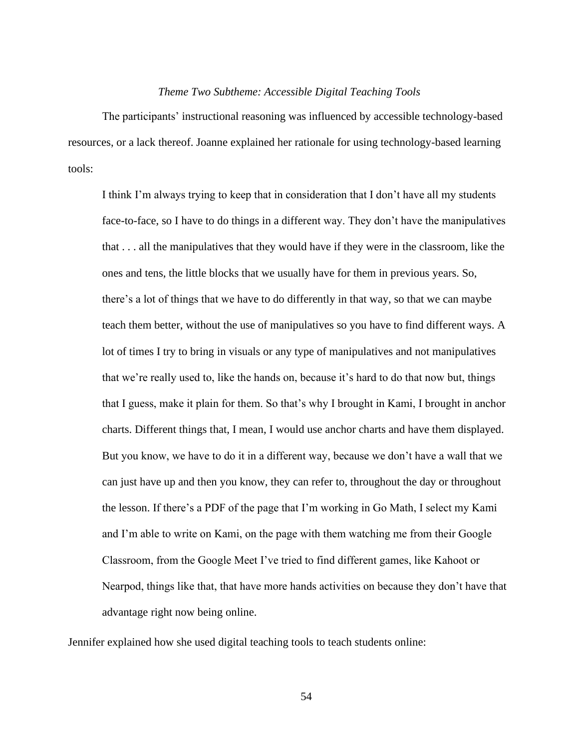*Theme Two Subtheme: Accessible Digital Teaching Tools*

The participants' instructional reasoning was influenced by accessible technology-based resources, or a lack thereof. Joanne explained her rationale for using technology-based learning tools:

> I think I'm always trying to keep that in consideration that I don't have all my students face-to-face, so I have to do things in a different way. They don't have the manipulatives that . . . all the manipulatives that they would have if they were in the classroom, like the ones and tens, the little blocks that we usually have for them in previous years. So, there's a lot of things that we have to do differently in that way, so that we can maybe teach them better, without the use of manipulatives so you have to find different ways. A lot of times I try to bring in visuals or any type of manipulatives and not manipulatives that we're really used to, like the hands on, because it's hard to do that now but, things that I guess, make it plain for them. So that's why I brought in Kami, I brought in anchor charts. Different things that, I mean, I would use anchor charts and have them displayed. But you know, we have to do it in a different way, because we don't have a wall that we can just have up and then you know, they can refer to, throughout the day or throughout the lesson. If there's a PDF of the page that I'm working in Go Math, I select my Kami and I'm able to write on Kami, on the page with them watching me from their Google Classroom, from the Google Meet I've tried to find different games, like Kahoot or Nearpod, things like that, that have more hands activities on because they don't have that advantage right now being online.

Jennifer explained how she used digital teaching tools to teach students online: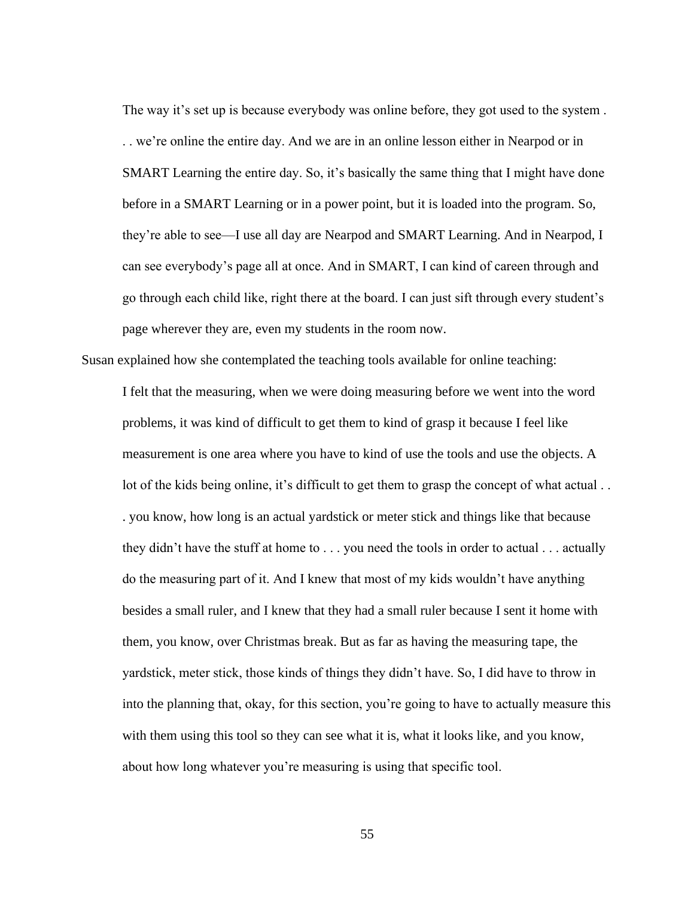> The way it's set up is because everybody was online before, they got used to the system . . . we're online the entire day. And we are in an online lesson either in Nearpod or in SMART Learning the entire day. So, it's basically the same thing that I might have done before in a SMART Learning or in a power point, but it is loaded into the program. So, they're able to see—I use all day are Nearpod and SMART Learning. And in Nearpod, I can see everybody's page all at once. And in SMART, I can kind of careen through and go through each child like, right there at the board. I can just sift through every student's page wherever they are, even my students in the room now.

Susan explained how she contemplated the teaching tools available for online teaching:

> I felt that the measuring, when we were doing measuring before we went into the word problems, it was kind of difficult to get them to kind of grasp it because I feel like measurement is one area where you have to kind of use the tools and use the objects. A lot of the kids being online, it's difficult to get them to grasp the concept of what actual . . . you know, how long is an actual yardstick or meter stick and things like that because they didn't have the stuff at home to . . . you need the tools in order to actual . . . actually do the measuring part of it. And I knew that most of my kids wouldn't have anything besides a small ruler, and I knew that they had a small ruler because I sent it home with them, you know, over Christmas break. But as far as having the measuring tape, the yardstick, meter stick, those kinds of things they didn't have. So, I did have to throw in into the planning that, okay, for this section, you're going to have to actually measure this with them using this tool so they can see what it is, what it looks like, and you know, about how long whatever you're measuring is using that specific tool.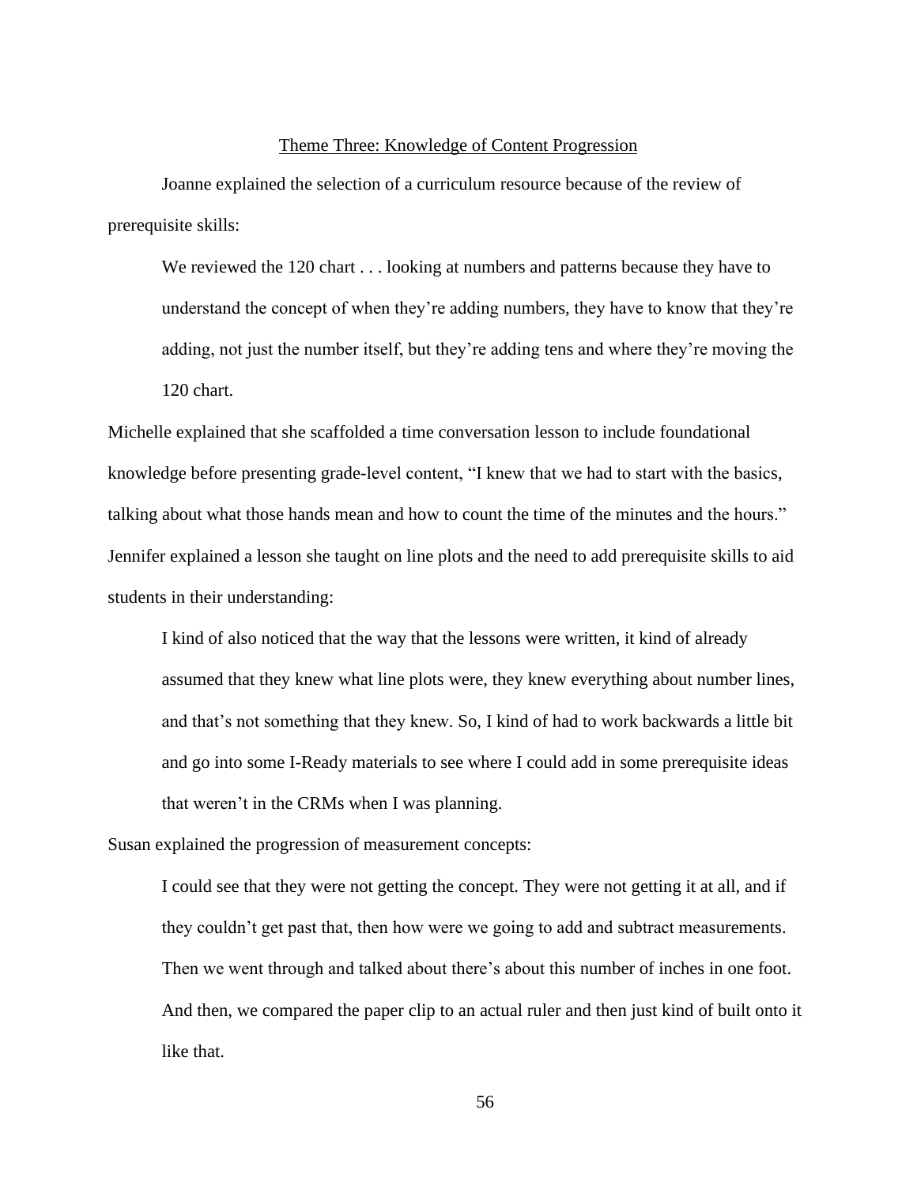### Theme Three: Knowledge of Content Progression

Joanne explained the selection of a curriculum resource because of the review of prerequisite skills:

> We reviewed the 120 chart . . . looking at numbers and patterns because they have to understand the concept of when they're adding numbers, they have to know that they're adding, not just the number itself, but they're adding tens and where they're moving the 120 chart.

Michelle explained that she scaffolded a time conversation lesson to include foundational knowledge before presenting grade-level content, "I knew that we had to start with the basics, talking about what those hands mean and how to count the time of the minutes and the hours." Jennifer explained a lesson she taught on line plots and the need to add prerequisite skills to aid students in their understanding:

> I kind of also noticed that the way that the lessons were written, it kind of already assumed that they knew what line plots were, they knew everything about number lines, and that's not something that they knew. So, I kind of had to work backwards a little bit and go into some I-Ready materials to see where I could add in some prerequisite ideas that weren't in the CRMs when I was planning.

Susan explained the progression of measurement concepts:

> I could see that they were not getting the concept. They were not getting it at all, and if they couldn't get past that, then how were we going to add and subtract measurements. Then we went through and talked about there's about this number of inches in one foot. And then, we compared the paper clip to an actual ruler and then just kind of built onto it like that.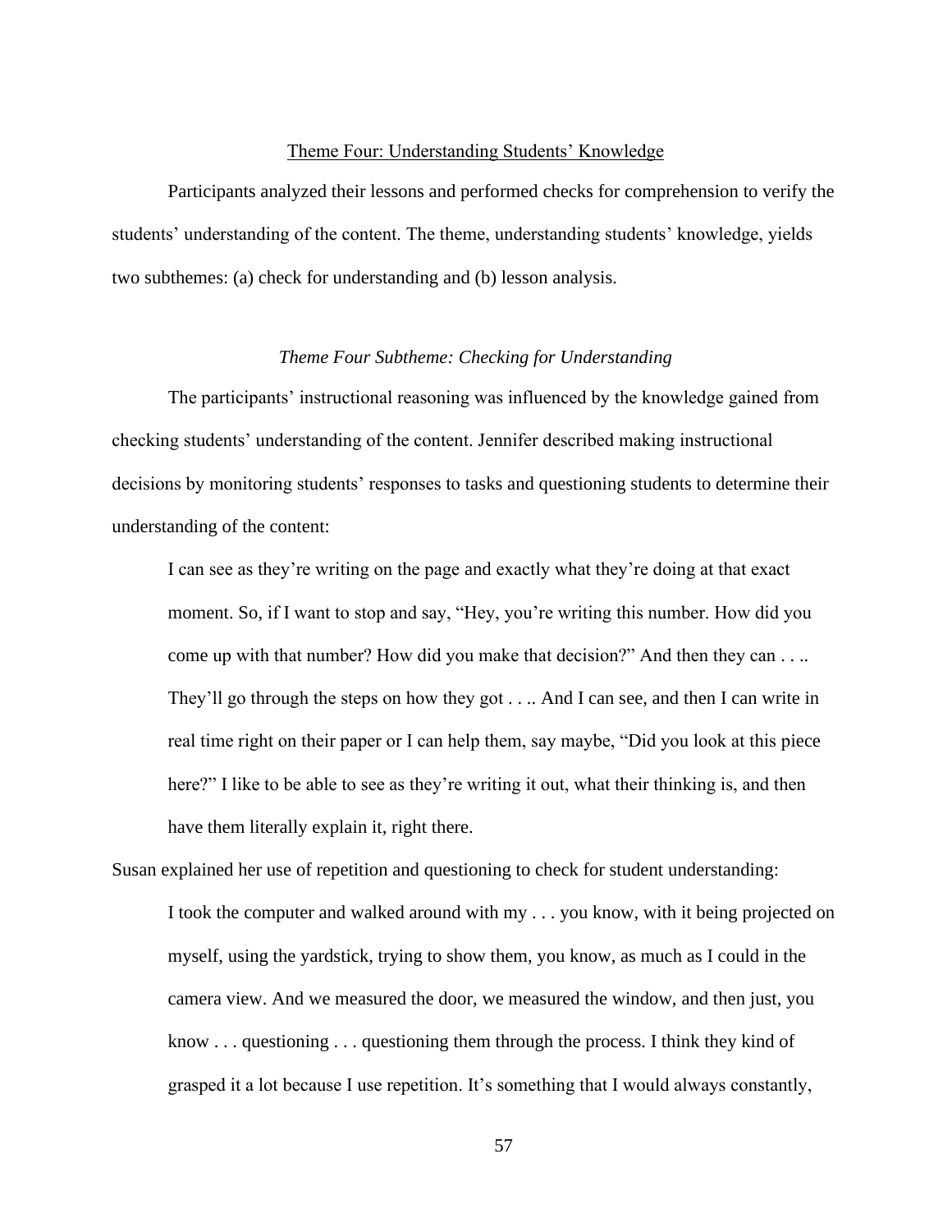## Theme Four: Understanding Students' Knowledge

Participants analyzed their lessons and performed checks for comprehension to verify the students' understanding of the content. The theme, understanding students' knowledge, yields two subthemes: (a) check for understanding and (b) lesson analysis.

### *Theme Four Subtheme: Checking for Understanding*

The participants' instructional reasoning was influenced by the knowledge gained from checking students' understanding of the content. Jennifer described making instructional decisions by monitoring students' responses to tasks and questioning students to determine their understanding of the content:

> I can see as they're writing on the page and exactly what they're doing at that exact moment. So, if I want to stop and say, "Hey, you're writing this number. How did you come up with that number? How did you make that decision?" And then they can . . .. They'll go through the steps on how they got . . .. And I can see, and then I can write in real time right on their paper or I can help them, say maybe, "Did you look at this piece here?" I like to be able to see as they're writing it out, what their thinking is, and then have them literally explain it, right there.

Susan explained her use of repetition and questioning to check for student understanding:

> I took the computer and walked around with my . . . you know, with it being projected on myself, using the yardstick, trying to show them, you know, as much as I could in the camera view. And we measured the door, we measured the window, and then just, you know . . . questioning . . . questioning them through the process. I think they kind of grasped it a lot because I use repetition. It's something that I would always constantly,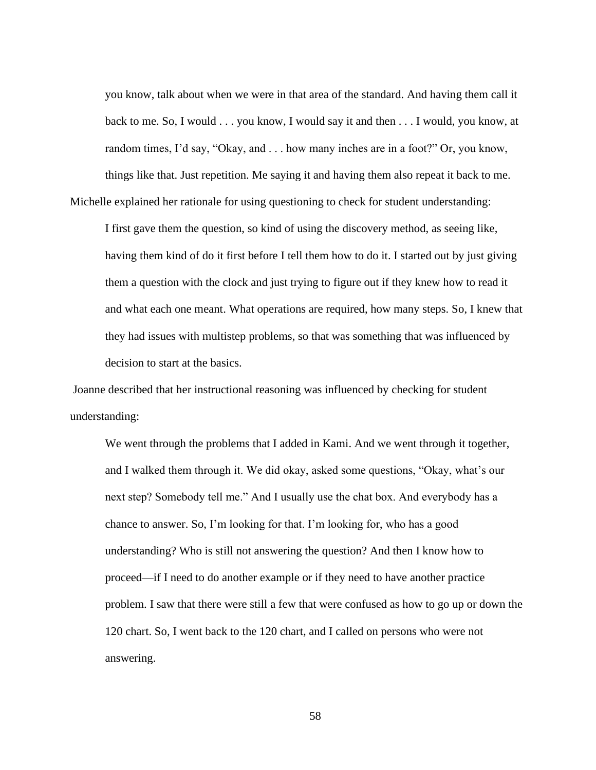> you know, talk about when we were in that area of the standard. And having them call it back to me. So, I would . . . you know, I would say it and then . . . I would, you know, at random times, I'd say, "Okay, and . . . how many inches are in a foot?" Or, you know, things like that. Just repetition. Me saying it and having them also repeat it back to me.

Michelle explained her rationale for using questioning to check for student understanding:

> I first gave them the question, so kind of using the discovery method, as seeing like, having them kind of do it first before I tell them how to do it. I started out by just giving them a question with the clock and just trying to figure out if they knew how to read it and what each one meant. What operations are required, how many steps. So, I knew that they had issues with multistep problems, so that was something that was influenced by decision to start at the basics.

Joanne described that her instructional reasoning was influenced by checking for student understanding:

> We went through the problems that I added in Kami. And we went through it together, and I walked them through it. We did okay, asked some questions, "Okay, what's our next step? Somebody tell me." And I usually use the chat box. And everybody has a chance to answer. So, I'm looking for that. I'm looking for, who has a good understanding? Who is still not answering the question? And then I know how to proceed—if I need to do another example or if they need to have another practice problem. I saw that there were still a few that were confused as how to go up or down the 120 chart. So, I went back to the 120 chart, and I called on persons who were not answering.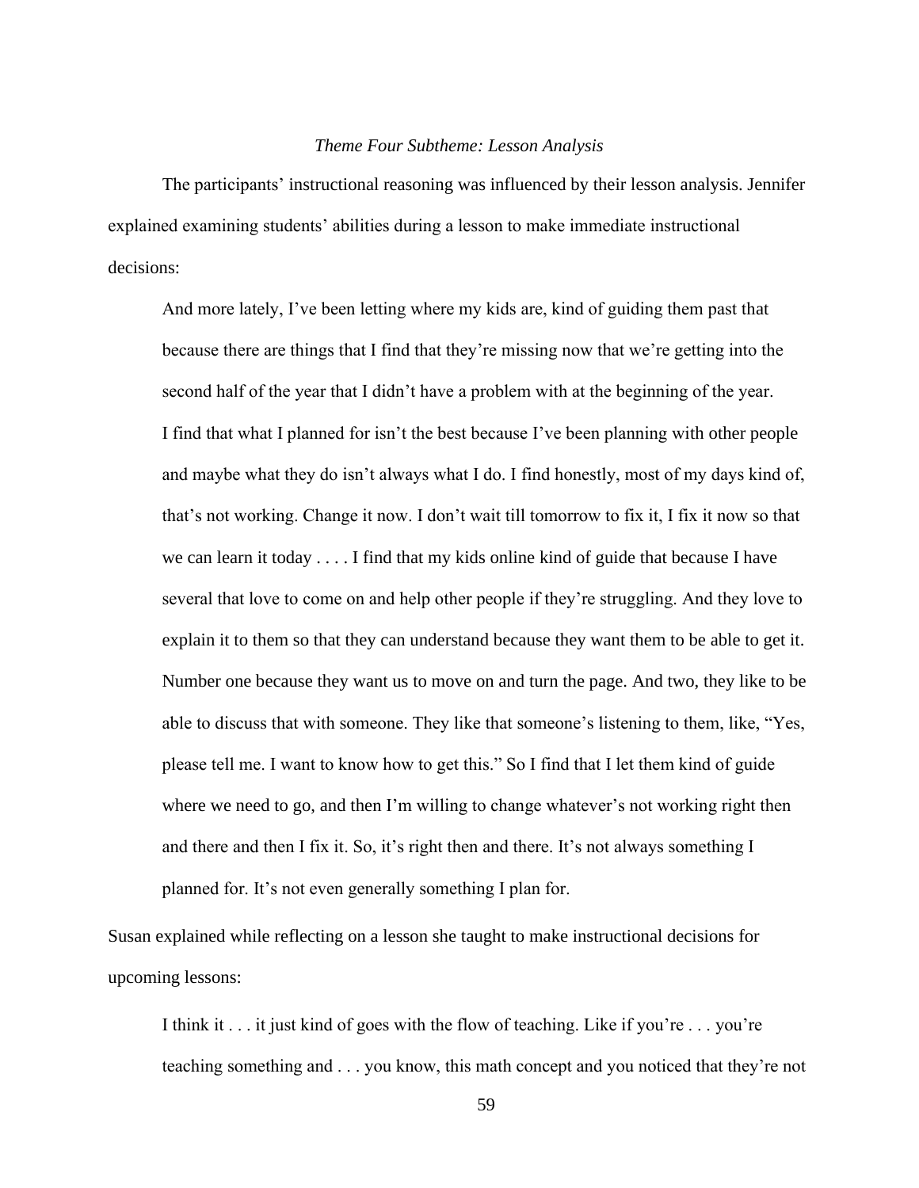*Theme Four Subtheme: Lesson Analysis*

The participants' instructional reasoning was influenced by their lesson analysis. Jennifer explained examining students' abilities during a lesson to make immediate instructional decisions:

> And more lately, I've been letting where my kids are, kind of guiding them past that because there are things that I find that they're missing now that we're getting into the second half of the year that I didn't have a problem with at the beginning of the year. I find that what I planned for isn't the best because I've been planning with other people and maybe what they do isn't always what I do. I find honestly, most of my days kind of, that's not working. Change it now. I don't wait till tomorrow to fix it, I fix it now so that we can learn it today . . . . I find that my kids online kind of guide that because I have several that love to come on and help other people if they're struggling. And they love to explain it to them so that they can understand because they want them to be able to get it. Number one because they want us to move on and turn the page. And two, they like to be able to discuss that with someone. They like that someone's listening to them, like, "Yes, please tell me. I want to know how to get this." So I find that I let them kind of guide where we need to go, and then I'm willing to change whatever's not working right then and there and then I fix it. So, it's right then and there. It's not always something I planned for. It's not even generally something I plan for.

Susan explained while reflecting on a lesson she taught to make instructional decisions for upcoming lessons:

> I think it . . . it just kind of goes with the flow of teaching. Like if you're . . . you're teaching something and . . . you know, this math concept and you noticed that they're not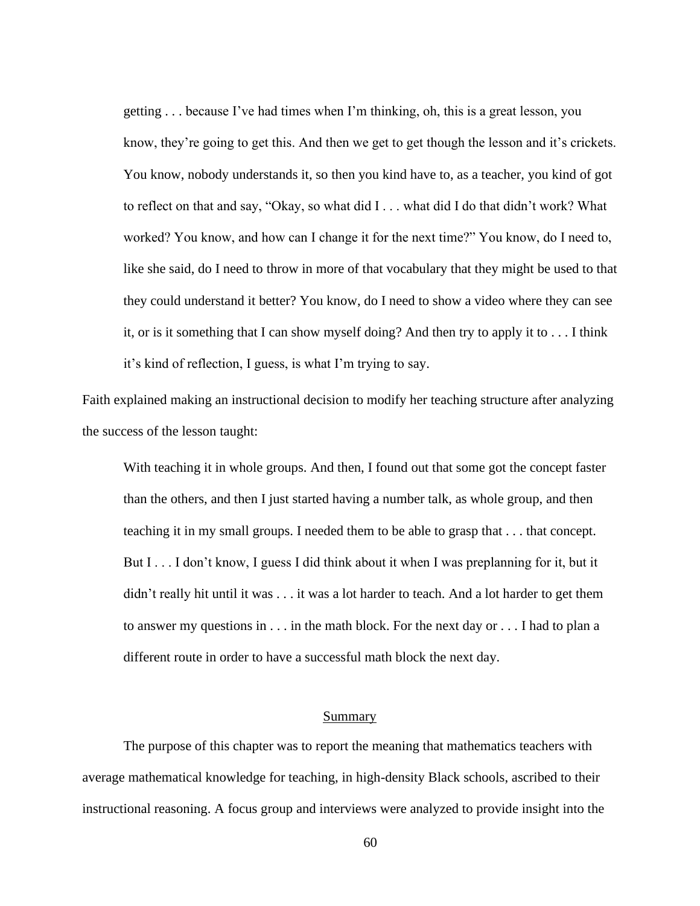> getting . . . because I've had times when I'm thinking, oh, this is a great lesson, you know, they're going to get this. And then we get to get though the lesson and it's crickets. You know, nobody understands it, so then you kind have to, as a teacher, you kind of got to reflect on that and say, "Okay, so what did I . . . what did I do that didn't work? What worked? You know, and how can I change it for the next time?" You know, do I need to, like she said, do I need to throw in more of that vocabulary that they might be used to that they could understand it better? You know, do I need to show a video where they can see it, or is it something that I can show myself doing? And then try to apply it to . . . I think it's kind of reflection, I guess, is what I'm trying to say.

Faith explained making an instructional decision to modify her teaching structure after analyzing the success of the lesson taught:

> With teaching it in whole groups. And then, I found out that some got the concept faster than the others, and then I just started having a number talk, as whole group, and then teaching it in my small groups. I needed them to be able to grasp that . . . that concept. But I . . . I don't know, I guess I did think about it when I was preplanning for it, but it didn't really hit until it was . . . it was a lot harder to teach. And a lot harder to get them to answer my questions in . . . in the math block. For the next day or . . . I had to plan a different route in order to have a successful math block the next day.

## Summary

The purpose of this chapter was to report the meaning that mathematics teachers with average mathematical knowledge for teaching, in high-density Black schools, ascribed to their instructional reasoning. A focus group and interviews were analyzed to provide insight into the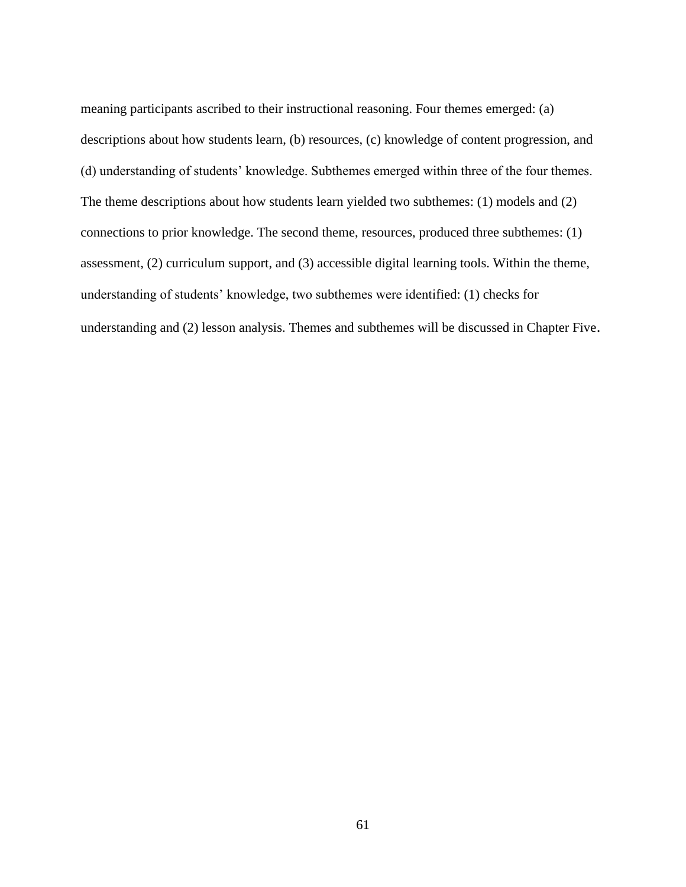meaning participants ascribed to their instructional reasoning. Four themes emerged: (a) descriptions about how students learn, (b) resources, (c) knowledge of content progression, and (d) understanding of students' knowledge. Subthemes emerged within three of the four themes. The theme descriptions about how students learn yielded two subthemes: (1) models and (2) connections to prior knowledge. The second theme, resources, produced three subthemes: (1) assessment, (2) curriculum support, and (3) accessible digital learning tools. Within the theme, understanding of students' knowledge, two subthemes were identified: (1) checks for understanding and (2) lesson analysis. Themes and subthemes will be discussed in Chapter Five.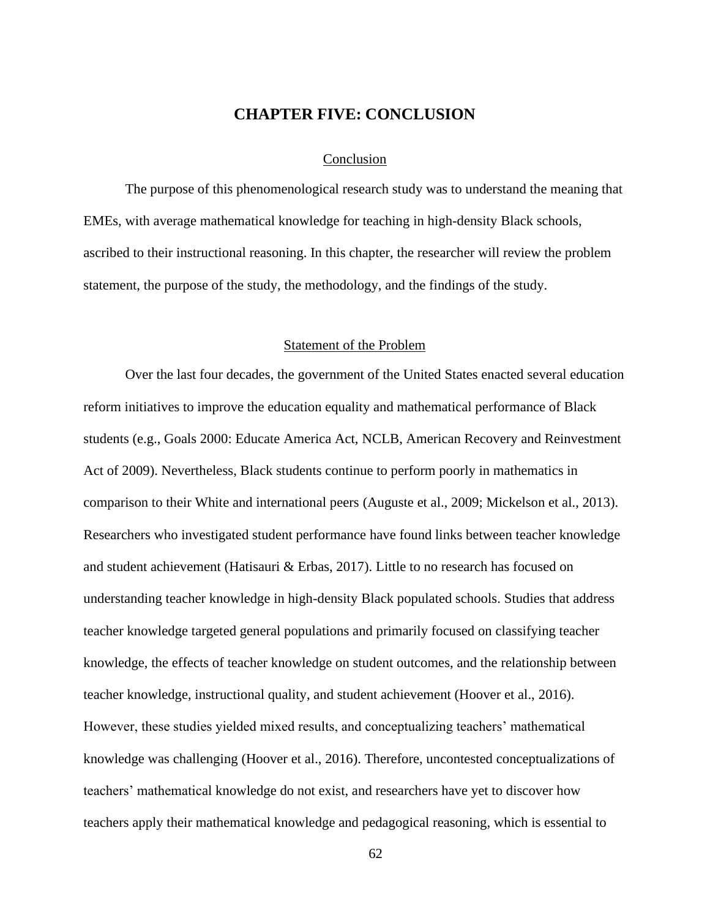# CHAPTER FIVE: CONCLUSION

## Conclusion

The purpose of this phenomenological research study was to understand the meaning that EMEs, with average mathematical knowledge for teaching in high-density Black schools, ascribed to their instructional reasoning. In this chapter, the researcher will review the problem statement, the purpose of the study, the methodology, and the findings of the study.

## Statement of the Problem

Over the last four decades, the government of the United States enacted several education reform initiatives to improve the education equality and mathematical performance of Black students (e.g., Goals 2000: Educate America Act, NCLB, American Recovery and Reinvestment Act of 2009). Nevertheless, Black students continue to perform poorly in mathematics in comparison to their White and international peers (Auguste et al., 2009; Mickelson et al., 2013). Researchers who investigated student performance have found links between teacher knowledge and student achievement (Hatisauri & Erbas, 2017). Little to no research has focused on understanding teacher knowledge in high-density Black populated schools. Studies that address teacher knowledge targeted general populations and primarily focused on classifying teacher knowledge, the effects of teacher knowledge on student outcomes, and the relationship between teacher knowledge, instructional quality, and student achievement (Hoover et al., 2016). However, these studies yielded mixed results, and conceptualizing teachers' mathematical knowledge was challenging (Hoover et al., 2016). Therefore, uncontested conceptualizations of teachers' mathematical knowledge do not exist, and researchers have yet to discover how teachers apply their mathematical knowledge and pedagogical reasoning, which is essential to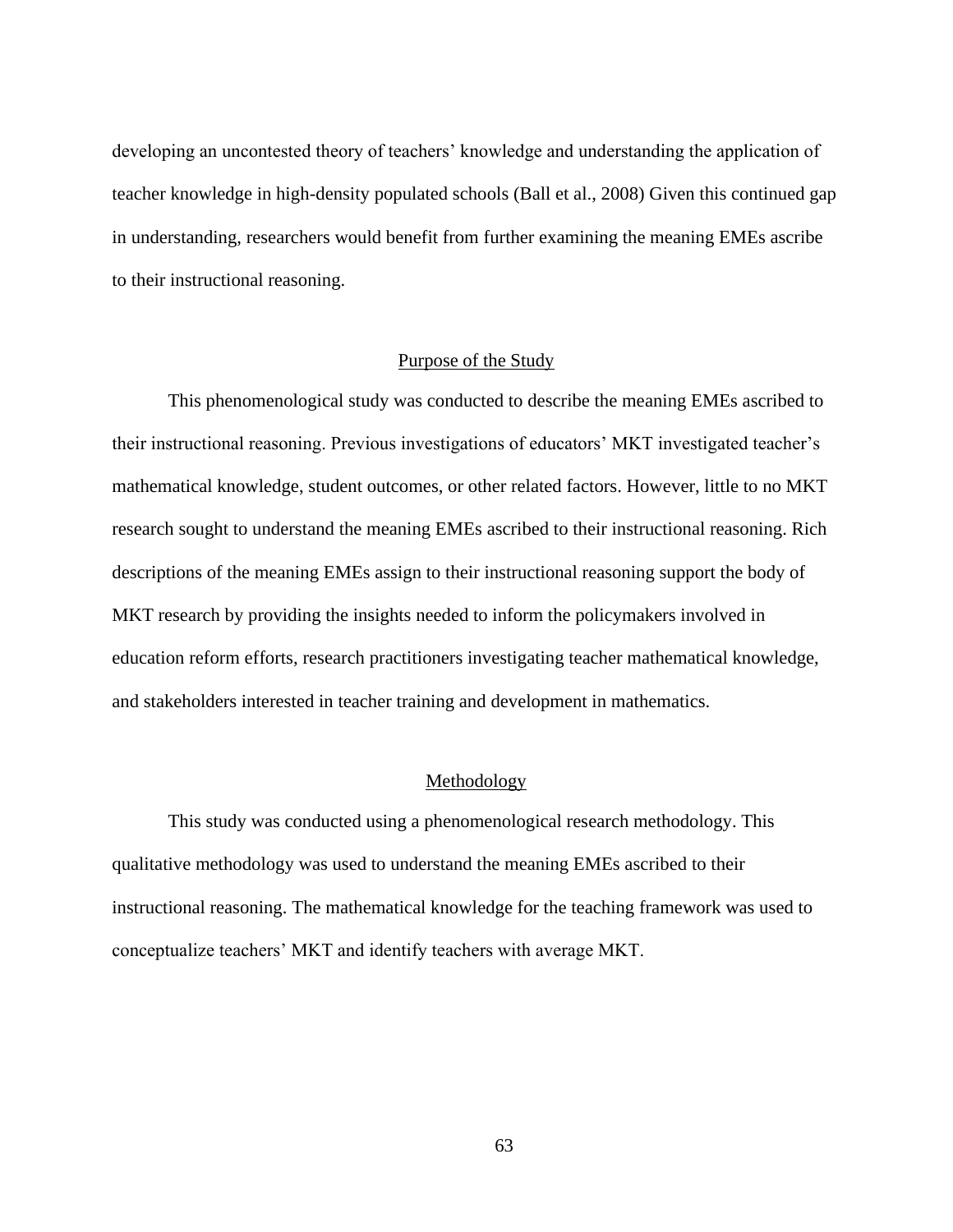developing an uncontested theory of teachers' knowledge and understanding the application of teacher knowledge in high-density populated schools (Ball et al., 2008) Given this continued gap in understanding, researchers would benefit from further examining the meaning EMEs ascribe to their instructional reasoning.

## Purpose of the Study

This phenomenological study was conducted to describe the meaning EMEs ascribed to their instructional reasoning. Previous investigations of educators' MKT investigated teacher's mathematical knowledge, student outcomes, or other related factors. However, little to no MKT research sought to understand the meaning EMEs ascribed to their instructional reasoning. Rich descriptions of the meaning EMEs assign to their instructional reasoning support the body of MKT research by providing the insights needed to inform the policymakers involved in education reform efforts, research practitioners investigating teacher mathematical knowledge, and stakeholders interested in teacher training and development in mathematics.

## Methodology

This study was conducted using a phenomenological research methodology. This qualitative methodology was used to understand the meaning EMEs ascribed to their instructional reasoning. The mathematical knowledge for the teaching framework was used to conceptualize teachers' MKT and identify teachers with average MKT.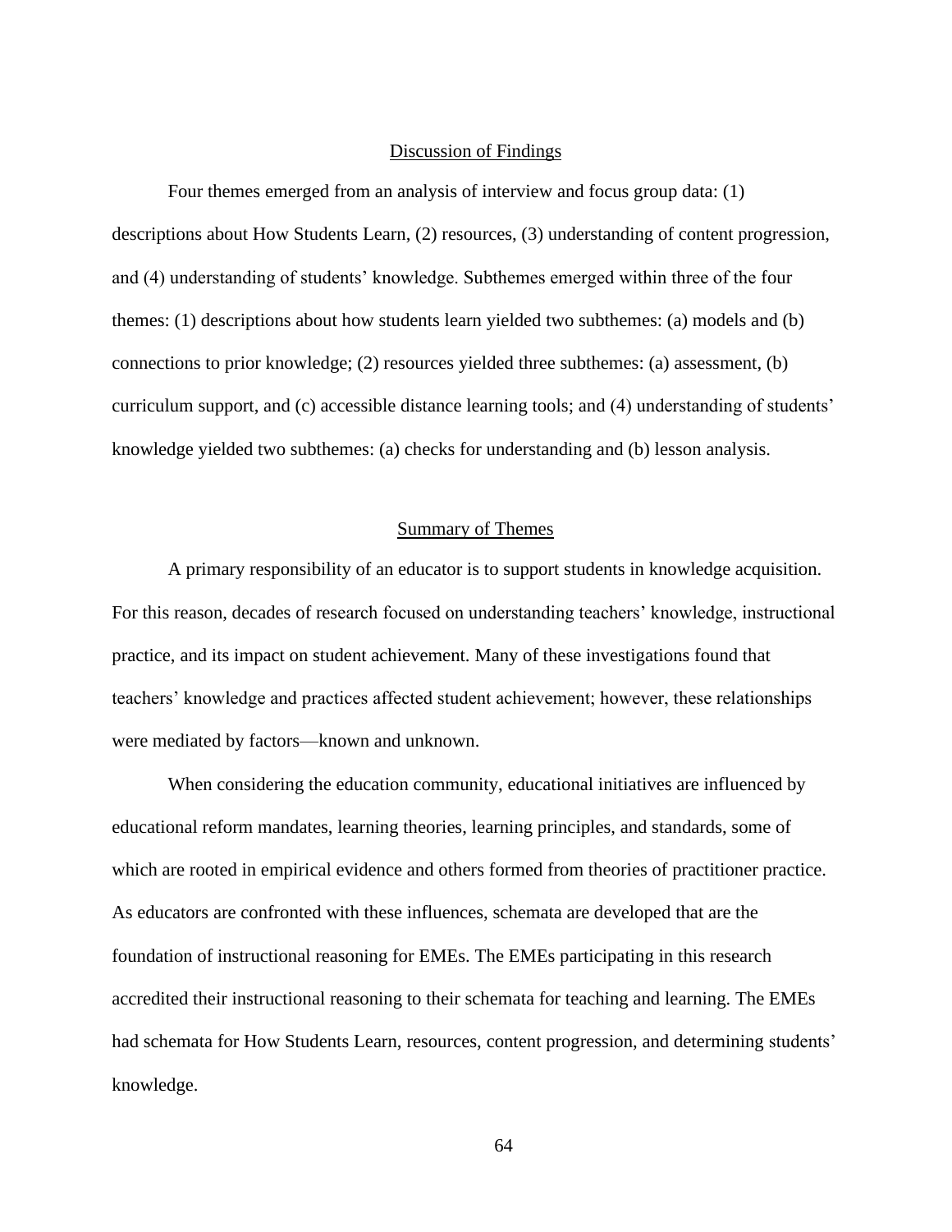## Discussion of Findings

Four themes emerged from an analysis of interview and focus group data: (1) descriptions about How Students Learn, (2) resources, (3) understanding of content progression, and (4) understanding of students' knowledge. Subthemes emerged within three of the four themes: (1) descriptions about how students learn yielded two subthemes: (a) models and (b) connections to prior knowledge; (2) resources yielded three subthemes: (a) assessment, (b) curriculum support, and (c) accessible distance learning tools; and (4) understanding of students' knowledge yielded two subthemes: (a) checks for understanding and (b) lesson analysis.

## Summary of Themes

A primary responsibility of an educator is to support students in knowledge acquisition. For this reason, decades of research focused on understanding teachers' knowledge, instructional practice, and its impact on student achievement. Many of these investigations found that teachers' knowledge and practices affected student achievement; however, these relationships were mediated by factors—known and unknown.

When considering the education community, educational initiatives are influenced by educational reform mandates, learning theories, learning principles, and standards, some of which are rooted in empirical evidence and others formed from theories of practitioner practice. As educators are confronted with these influences, schemata are developed that are the foundation of instructional reasoning for EMEs. The EMEs participating in this research accredited their instructional reasoning to their schemata for teaching and learning. The EMEs had schemata for How Students Learn, resources, content progression, and determining students' knowledge.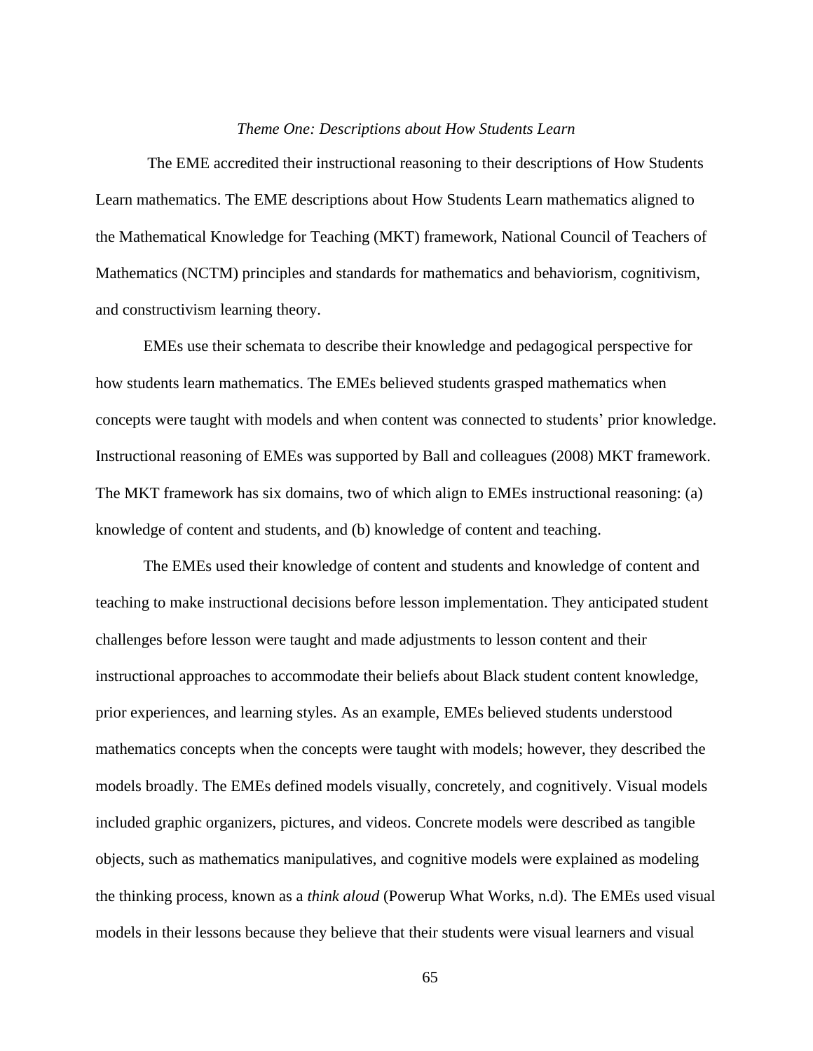### *Theme One: Descriptions about How Students Learn*

The EME accredited their instructional reasoning to their descriptions of How Students Learn mathematics. The EME descriptions about How Students Learn mathematics aligned to the Mathematical Knowledge for Teaching (MKT) framework, National Council of Teachers of Mathematics (NCTM) principles and standards for mathematics and behaviorism, cognitivism, and constructivism learning theory.

EMEs use their schemata to describe their knowledge and pedagogical perspective for how students learn mathematics. The EMEs believed students grasped mathematics when concepts were taught with models and when content was connected to students' prior knowledge. Instructional reasoning of EMEs was supported by Ball and colleagues (2008) MKT framework. The MKT framework has six domains, two of which align to EMEs instructional reasoning: (a) knowledge of content and students, and (b) knowledge of content and teaching.

The EMEs used their knowledge of content and students and knowledge of content and teaching to make instructional decisions before lesson implementation. They anticipated student challenges before lesson were taught and made adjustments to lesson content and their instructional approaches to accommodate their beliefs about Black student content knowledge, prior experiences, and learning styles. As an example, EMEs believed students understood mathematics concepts when the concepts were taught with models; however, they described the models broadly. The EMEs defined models visually, concretely, and cognitively. Visual models included graphic organizers, pictures, and videos. Concrete models were described as tangible objects, such as mathematics manipulatives, and cognitive models were explained as modeling the thinking process, known as a *think aloud* (Powerup What Works, n.d). The EMEs used visual models in their lessons because they believe that their students were visual learners and visual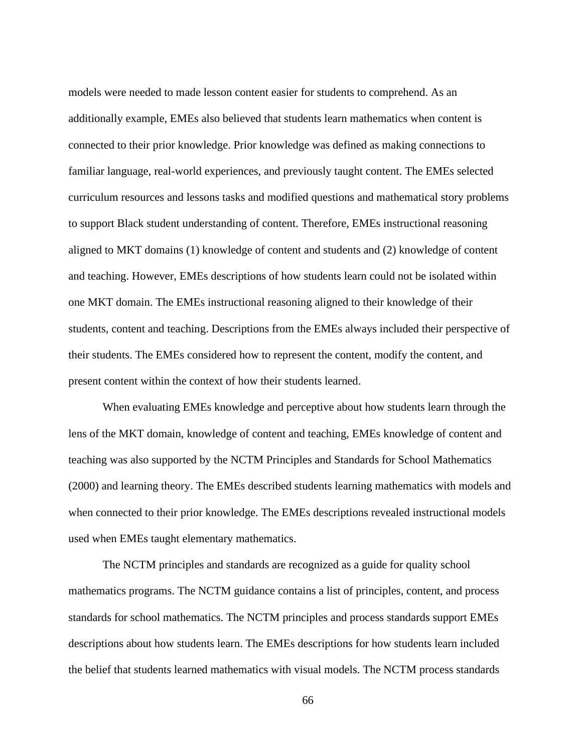models were needed to made lesson content easier for students to comprehend. As an additionally example, EMEs also believed that students learn mathematics when content is connected to their prior knowledge. Prior knowledge was defined as making connections to familiar language, real-world experiences, and previously taught content. The EMEs selected curriculum resources and lessons tasks and modified questions and mathematical story problems to support Black student understanding of content. Therefore, EMEs instructional reasoning aligned to MKT domains (1) knowledge of content and students and (2) knowledge of content and teaching. However, EMEs descriptions of how students learn could not be isolated within one MKT domain. The EMEs instructional reasoning aligned to their knowledge of their students, content and teaching. Descriptions from the EMEs always included their perspective of their students. The EMEs considered how to represent the content, modify the content, and present content within the context of how their students learned.

When evaluating EMEs knowledge and perceptive about how students learn through the lens of the MKT domain, knowledge of content and teaching, EMEs knowledge of content and teaching was also supported by the NCTM Principles and Standards for School Mathematics (2000) and learning theory. The EMEs described students learning mathematics with models and when connected to their prior knowledge. The EMEs descriptions revealed instructional models used when EMEs taught elementary mathematics.

The NCTM principles and standards are recognized as a guide for quality school mathematics programs. The NCTM guidance contains a list of principles, content, and process standards for school mathematics. The NCTM principles and process standards support EMEs descriptions about how students learn. The EMEs descriptions for how students learn included the belief that students learned mathematics with visual models. The NCTM process standards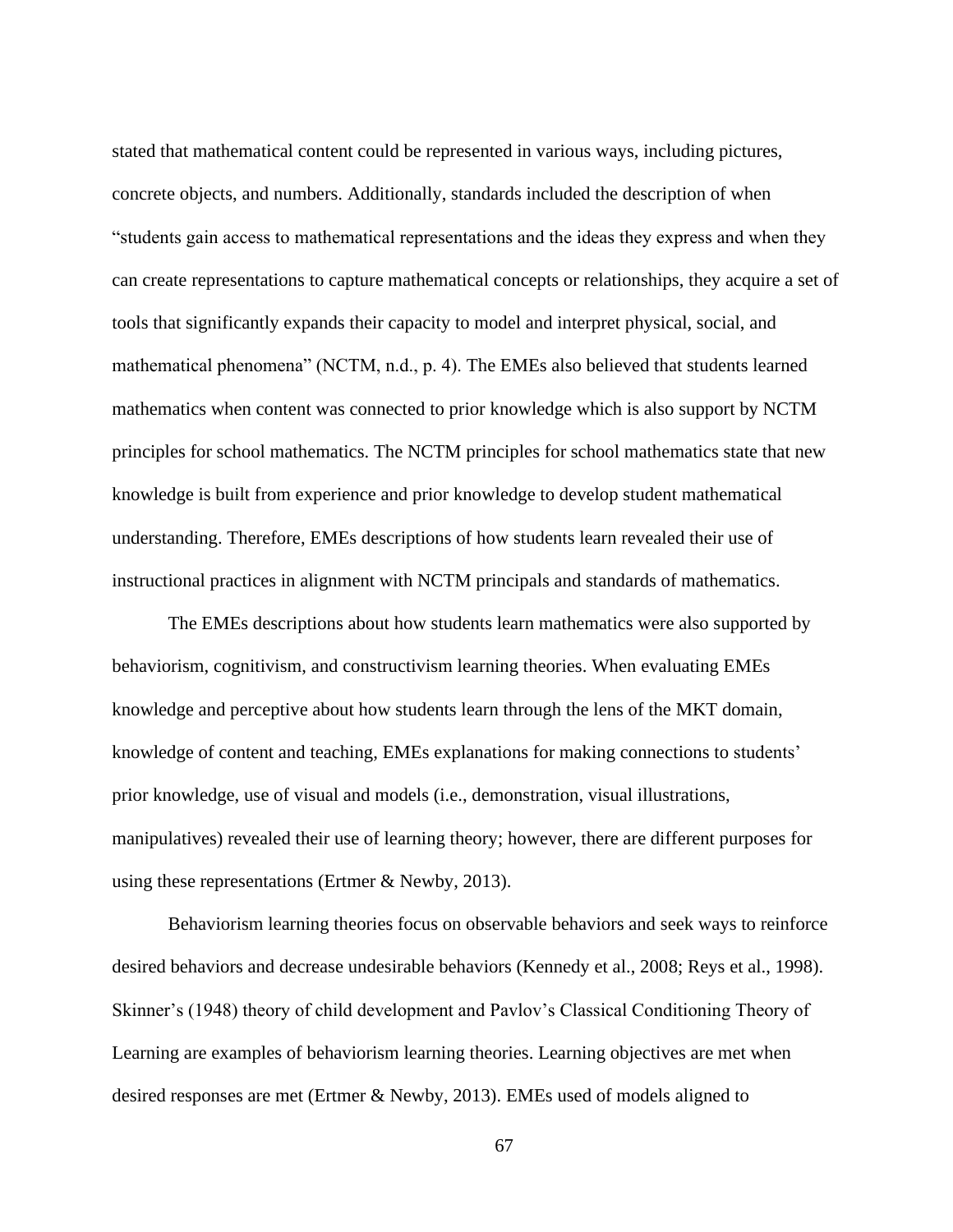stated that mathematical content could be represented in various ways, including pictures, concrete objects, and numbers. Additionally, standards included the description of when "students gain access to mathematical representations and the ideas they express and when they can create representations to capture mathematical concepts or relationships, they acquire a set of tools that significantly expands their capacity to model and interpret physical, social, and mathematical phenomena" (NCTM, n.d., p. 4). The EMEs also believed that students learned mathematics when content was connected to prior knowledge which is also support by NCTM principles for school mathematics. The NCTM principles for school mathematics state that new knowledge is built from experience and prior knowledge to develop student mathematical understanding. Therefore, EMEs descriptions of how students learn revealed their use of instructional practices in alignment with NCTM principals and standards of mathematics.

The EMEs descriptions about how students learn mathematics were also supported by behaviorism, cognitivism, and constructivism learning theories. When evaluating EMEs knowledge and perceptive about how students learn through the lens of the MKT domain, knowledge of content and teaching, EMEs explanations for making connections to students' prior knowledge, use of visual and models (i.e., demonstration, visual illustrations, manipulatives) revealed their use of learning theory; however, there are different purposes for using these representations (Ertmer & Newby, 2013).

Behaviorism learning theories focus on observable behaviors and seek ways to reinforce desired behaviors and decrease undesirable behaviors (Kennedy et al., 2008; Reys et al., 1998). Skinner's (1948) theory of child development and Pavlov's Classical Conditioning Theory of Learning are examples of behaviorism learning theories. Learning objectives are met when desired responses are met (Ertmer & Newby, 2013). EMEs used of models aligned to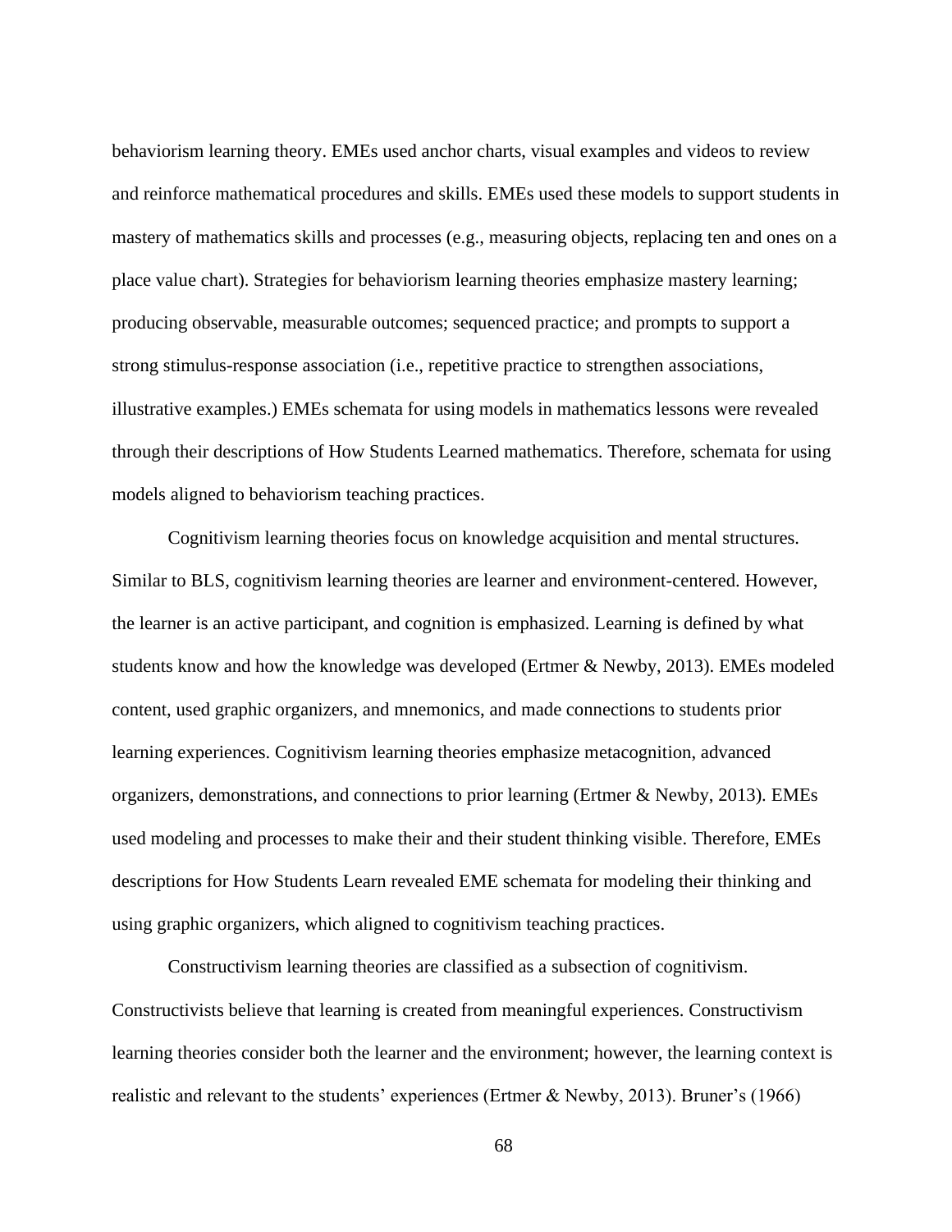behaviorism learning theory. EMEs used anchor charts, visual examples and videos to review and reinforce mathematical procedures and skills. EMEs used these models to support students in mastery of mathematics skills and processes (e.g., measuring objects, replacing ten and ones on a place value chart). Strategies for behaviorism learning theories emphasize mastery learning; producing observable, measurable outcomes; sequenced practice; and prompts to support a strong stimulus-response association (i.e., repetitive practice to strengthen associations, illustrative examples.) EMEs schemata for using models in mathematics lessons were revealed through their descriptions of How Students Learned mathematics. Therefore, schemata for using models aligned to behaviorism teaching practices.

Cognitivism learning theories focus on knowledge acquisition and mental structures. Similar to BLS, cognitivism learning theories are learner and environment-centered. However, the learner is an active participant, and cognition is emphasized. Learning is defined by what students know and how the knowledge was developed (Ertmer & Newby, 2013). EMEs modeled content, used graphic organizers, and mnemonics, and made connections to students prior learning experiences. Cognitivism learning theories emphasize metacognition, advanced organizers, demonstrations, and connections to prior learning (Ertmer & Newby, 2013). EMEs used modeling and processes to make their and their student thinking visible. Therefore, EMEs descriptions for How Students Learn revealed EME schemata for modeling their thinking and using graphic organizers, which aligned to cognitivism teaching practices.

Constructivism learning theories are classified as a subsection of cognitivism. Constructivists believe that learning is created from meaningful experiences. Constructivism learning theories consider both the learner and the environment; however, the learning context is realistic and relevant to the students' experiences (Ertmer & Newby, 2013). Bruner's (1966)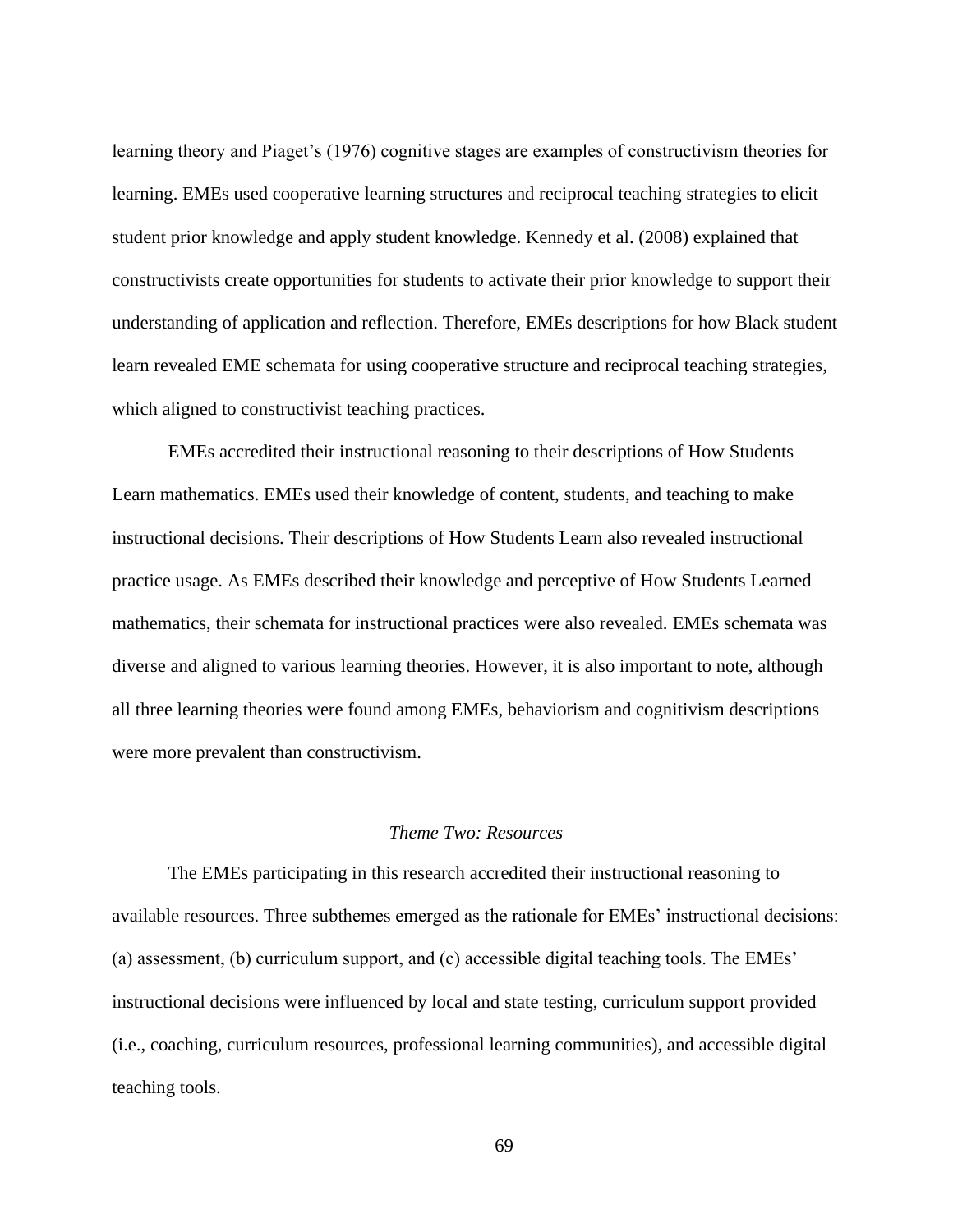learning theory and Piaget's (1976) cognitive stages are examples of constructivism theories for learning. EMEs used cooperative learning structures and reciprocal teaching strategies to elicit student prior knowledge and apply student knowledge. Kennedy et al. (2008) explained that constructivists create opportunities for students to activate their prior knowledge to support their understanding of application and reflection. Therefore, EMEs descriptions for how Black student learn revealed EME schemata for using cooperative structure and reciprocal teaching strategies, which aligned to constructivist teaching practices.

EMEs accredited their instructional reasoning to their descriptions of How Students Learn mathematics. EMEs used their knowledge of content, students, and teaching to make instructional decisions. Their descriptions of How Students Learn also revealed instructional practice usage. As EMEs described their knowledge and perceptive of How Students Learned mathematics, their schemata for instructional practices were also revealed. EMEs schemata was diverse and aligned to various learning theories. However, it is also important to note, although all three learning theories were found among EMEs, behaviorism and cognitivism descriptions were more prevalent than constructivism.

### *Theme Two: Resources*

The EMEs participating in this research accredited their instructional reasoning to available resources. Three subthemes emerged as the rationale for EMEs' instructional decisions: (a) assessment, (b) curriculum support, and (c) accessible digital teaching tools. The EMEs' instructional decisions were influenced by local and state testing, curriculum support provided (i.e., coaching, curriculum resources, professional learning communities), and accessible digital teaching tools.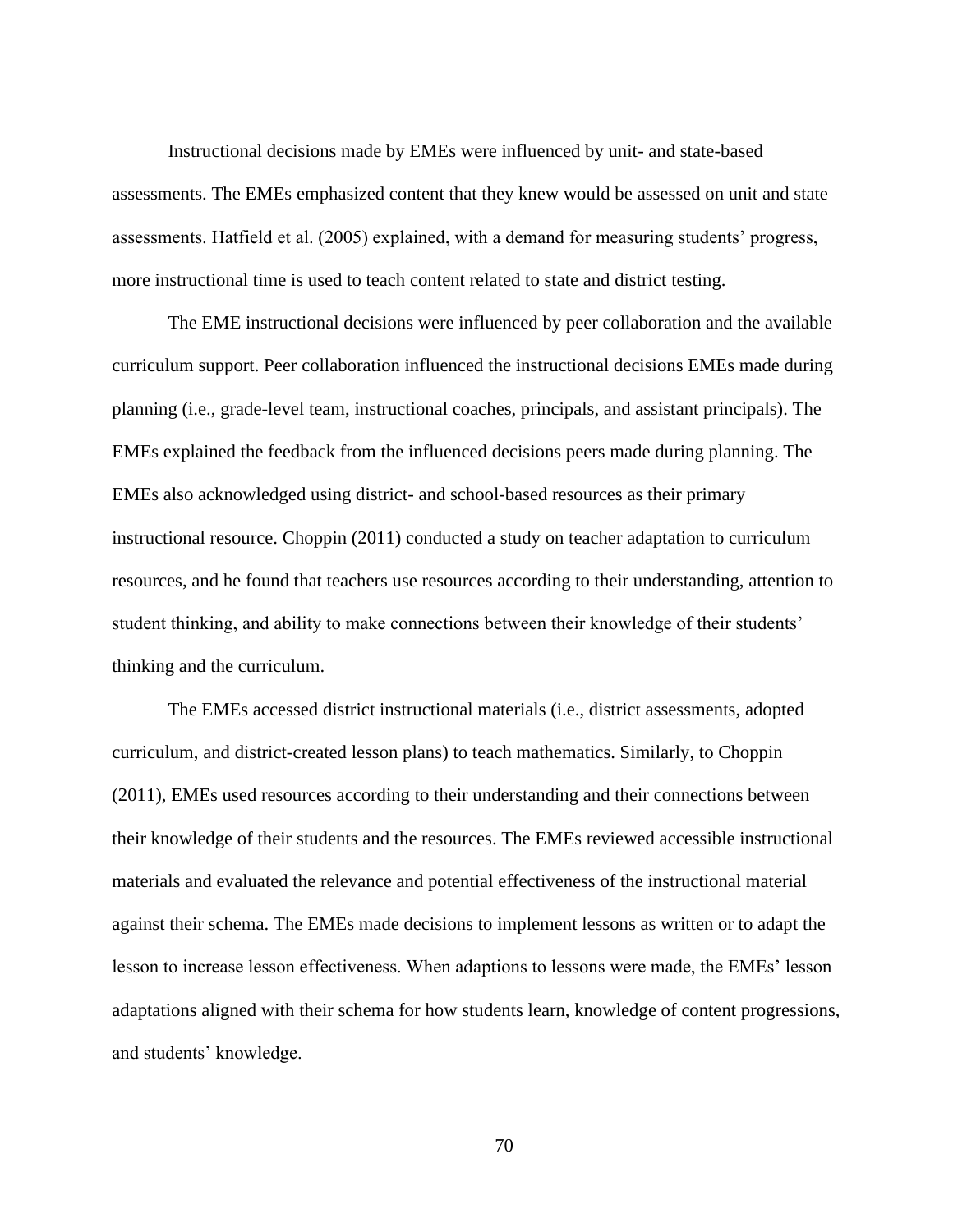Instructional decisions made by EMEs were influenced by unit- and state-based assessments. The EMEs emphasized content that they knew would be assessed on unit and state assessments. Hatfield et al. (2005) explained, with a demand for measuring students' progress, more instructional time is used to teach content related to state and district testing.

The EME instructional decisions were influenced by peer collaboration and the available curriculum support. Peer collaboration influenced the instructional decisions EMEs made during planning (i.e., grade-level team, instructional coaches, principals, and assistant principals). The EMEs explained the feedback from the influenced decisions peers made during planning. The EMEs also acknowledged using district- and school-based resources as their primary instructional resource. Choppin (2011) conducted a study on teacher adaptation to curriculum resources, and he found that teachers use resources according to their understanding, attention to student thinking, and ability to make connections between their knowledge of their students' thinking and the curriculum.

The EMEs accessed district instructional materials (i.e., district assessments, adopted curriculum, and district-created lesson plans) to teach mathematics. Similarly, to Choppin (2011), EMEs used resources according to their understanding and their connections between their knowledge of their students and the resources. The EMEs reviewed accessible instructional materials and evaluated the relevance and potential effectiveness of the instructional material against their schema. The EMEs made decisions to implement lessons as written or to adapt the lesson to increase lesson effectiveness. When adaptions to lessons were made, the EMEs' lesson adaptations aligned with their schema for how students learn, knowledge of content progressions, and students' knowledge.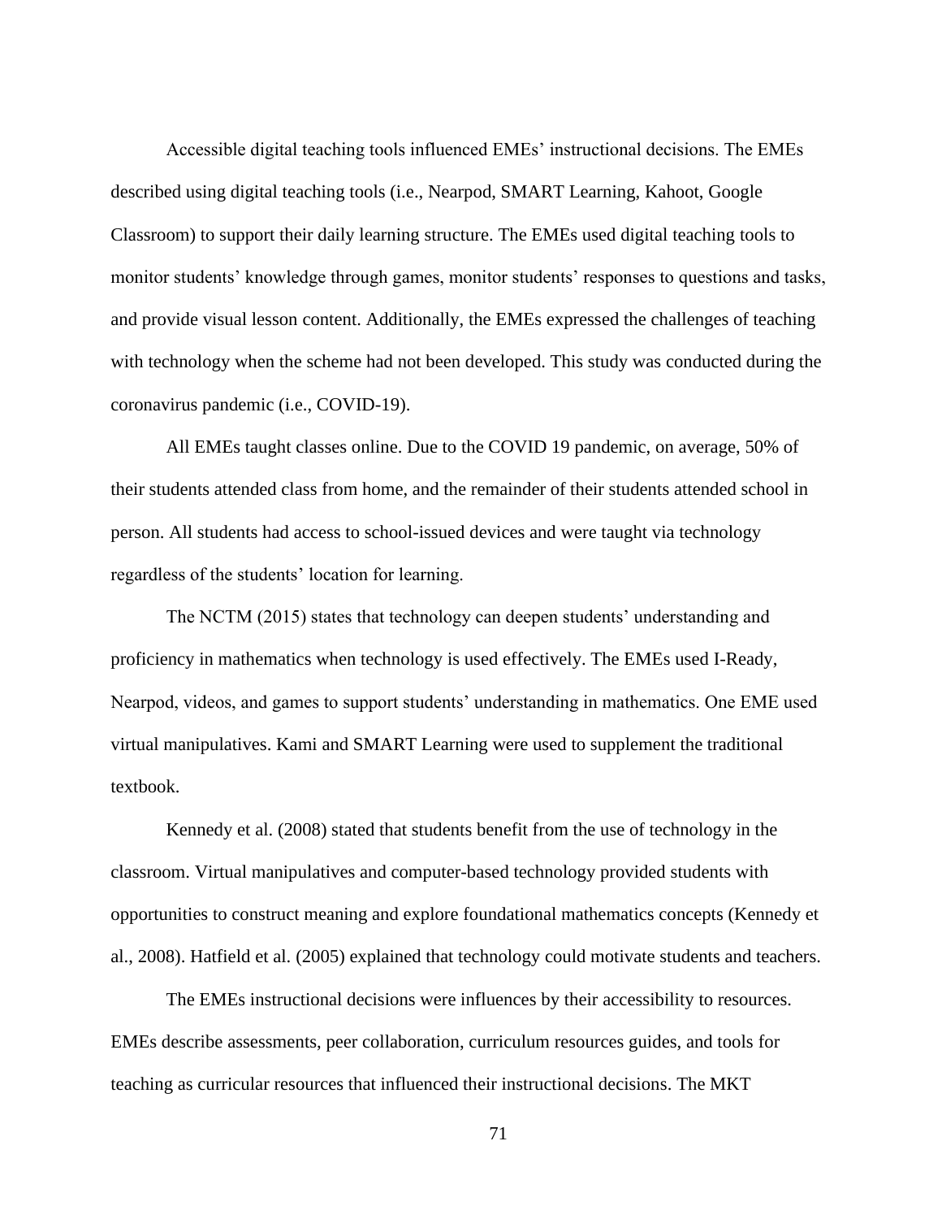Accessible digital teaching tools influenced EMEs' instructional decisions. The EMEs described using digital teaching tools (i.e., Nearpod, SMART Learning, Kahoot, Google Classroom) to support their daily learning structure. The EMEs used digital teaching tools to monitor students' knowledge through games, monitor students' responses to questions and tasks, and provide visual lesson content. Additionally, the EMEs expressed the challenges of teaching with technology when the scheme had not been developed. This study was conducted during the coronavirus pandemic (i.e., COVID-19).

All EMEs taught classes online. Due to the COVID 19 pandemic, on average, 50% of their students attended class from home, and the remainder of their students attended school in person. All students had access to school-issued devices and were taught via technology regardless of the students' location for learning.

The NCTM (2015) states that technology can deepen students' understanding and proficiency in mathematics when technology is used effectively. The EMEs used I-Ready, Nearpod, videos, and games to support students' understanding in mathematics. One EME used virtual manipulatives. Kami and SMART Learning were used to supplement the traditional textbook.

Kennedy et al. (2008) stated that students benefit from the use of technology in the classroom. Virtual manipulatives and computer-based technology provided students with opportunities to construct meaning and explore foundational mathematics concepts (Kennedy et al., 2008). Hatfield et al. (2005) explained that technology could motivate students and teachers.

The EMEs instructional decisions were influences by their accessibility to resources. EMEs describe assessments, peer collaboration, curriculum resources guides, and tools for teaching as curricular resources that influenced their instructional decisions. The MKT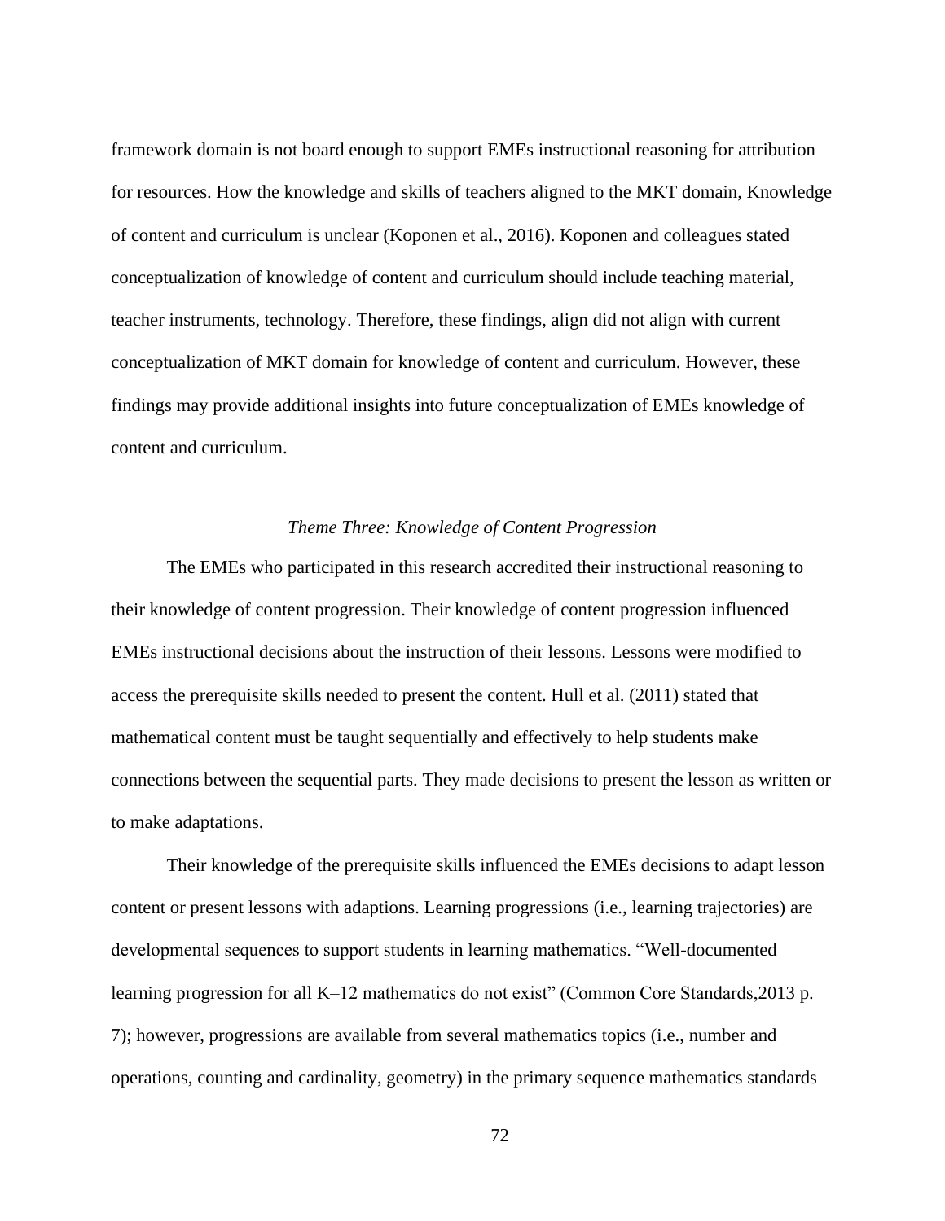framework domain is not board enough to support EMEs instructional reasoning for attribution for resources. How the knowledge and skills of teachers aligned to the MKT domain, Knowledge of content and curriculum is unclear (Koponen et al., 2016). Koponen and colleagues stated conceptualization of knowledge of content and curriculum should include teaching material, teacher instruments, technology. Therefore, these findings, align did not align with current conceptualization of MKT domain for knowledge of content and curriculum. However, these findings may provide additional insights into future conceptualization of EMEs knowledge of content and curriculum.

### *Theme Three: Knowledge of Content Progression*

The EMEs who participated in this research accredited their instructional reasoning to their knowledge of content progression. Their knowledge of content progression influenced EMEs instructional decisions about the instruction of their lessons. Lessons were modified to access the prerequisite skills needed to present the content. Hull et al. (2011) stated that mathematical content must be taught sequentially and effectively to help students make connections between the sequential parts. They made decisions to present the lesson as written or to make adaptations.

Their knowledge of the prerequisite skills influenced the EMEs decisions to adapt lesson content or present lessons with adaptions. Learning progressions (i.e., learning trajectories) are developmental sequences to support students in learning mathematics. "Well-documented learning progression for all K–12 mathematics do not exist" (Common Core Standards,2013 p. 7); however, progressions are available from several mathematics topics (i.e., number and operations, counting and cardinality, geometry) in the primary sequence mathematics standards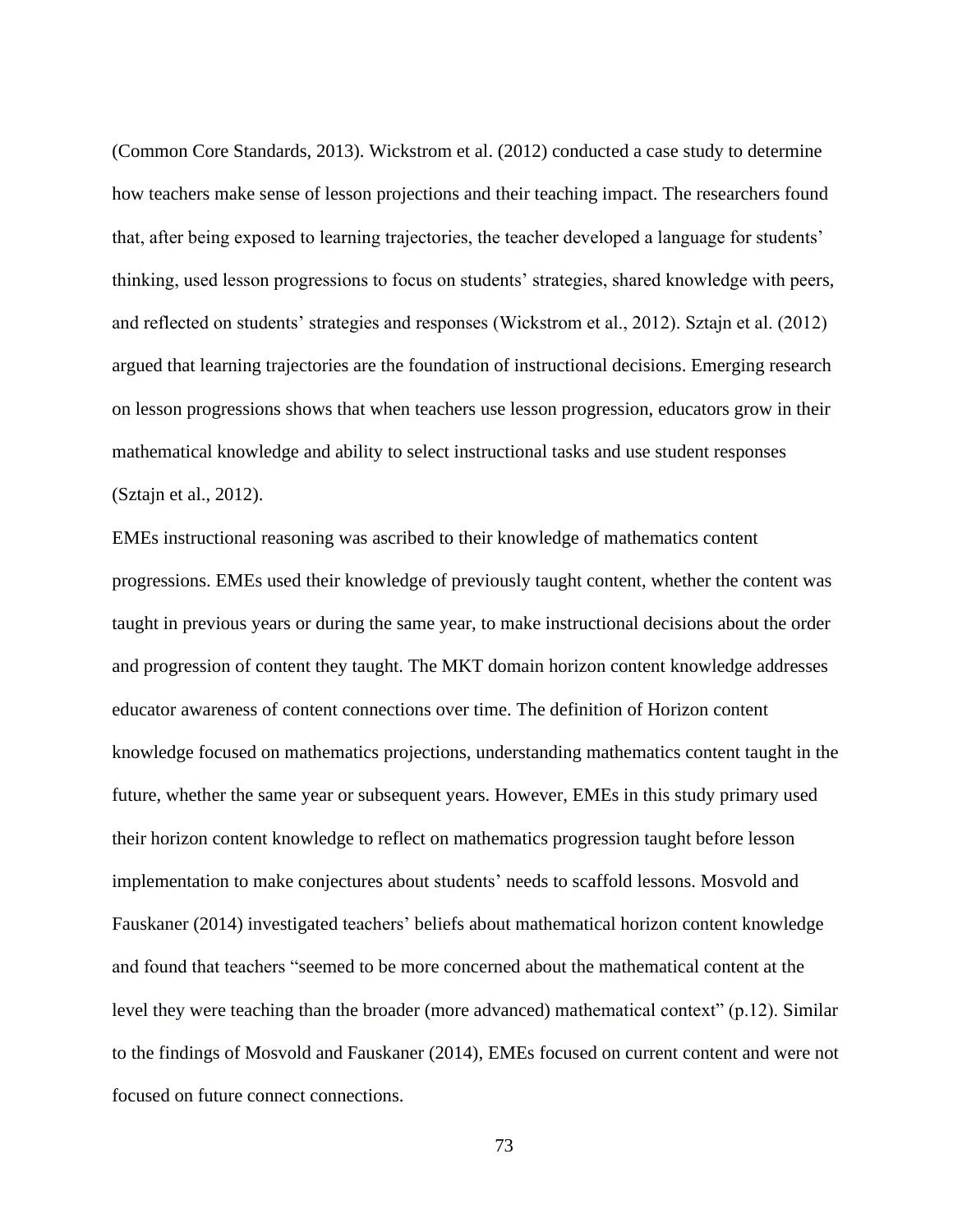(Common Core Standards, 2013). Wickstrom et al. (2012) conducted a case study to determine how teachers make sense of lesson projections and their teaching impact. The researchers found that, after being exposed to learning trajectories, the teacher developed a language for students' thinking, used lesson progressions to focus on students' strategies, shared knowledge with peers, and reflected on students' strategies and responses (Wickstrom et al., 2012). Sztajn et al. (2012) argued that learning trajectories are the foundation of instructional decisions. Emerging research on lesson progressions shows that when teachers use lesson progression, educators grow in their mathematical knowledge and ability to select instructional tasks and use student responses (Sztajn et al., 2012).

EMEs instructional reasoning was ascribed to their knowledge of mathematics content progressions. EMEs used their knowledge of previously taught content, whether the content was taught in previous years or during the same year, to make instructional decisions about the order and progression of content they taught. The MKT domain horizon content knowledge addresses educator awareness of content connections over time. The definition of Horizon content knowledge focused on mathematics projections, understanding mathematics content taught in the future, whether the same year or subsequent years. However, EMEs in this study primary used their horizon content knowledge to reflect on mathematics progression taught before lesson implementation to make conjectures about students' needs to scaffold lessons. Mosvold and Fauskaner (2014) investigated teachers' beliefs about mathematical horizon content knowledge and found that teachers "seemed to be more concerned about the mathematical content at the level they were teaching than the broader (more advanced) mathematical context" (p.12). Similar to the findings of Mosvold and Fauskaner (2014), EMEs focused on current content and were not focused on future connect connections.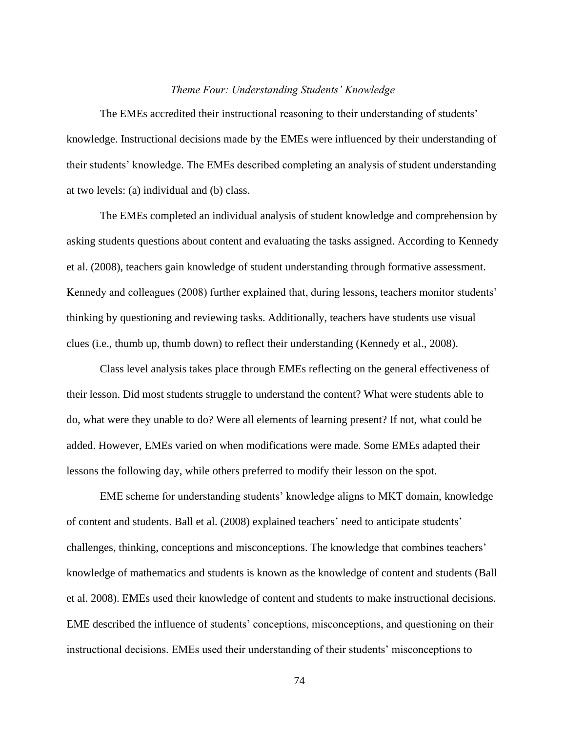### *Theme Four: Understanding Students' Knowledge*

The EMEs accredited their instructional reasoning to their understanding of students' knowledge. Instructional decisions made by the EMEs were influenced by their understanding of their students' knowledge. The EMEs described completing an analysis of student understanding at two levels: (a) individual and (b) class.

The EMEs completed an individual analysis of student knowledge and comprehension by asking students questions about content and evaluating the tasks assigned. According to Kennedy et al. (2008), teachers gain knowledge of student understanding through formative assessment. Kennedy and colleagues (2008) further explained that, during lessons, teachers monitor students' thinking by questioning and reviewing tasks. Additionally, teachers have students use visual clues (i.e., thumb up, thumb down) to reflect their understanding (Kennedy et al., 2008).

Class level analysis takes place through EMEs reflecting on the general effectiveness of their lesson. Did most students struggle to understand the content? What were students able to do, what were they unable to do? Were all elements of learning present? If not, what could be added. However, EMEs varied on when modifications were made. Some EMEs adapted their lessons the following day, while others preferred to modify their lesson on the spot.

EME scheme for understanding students' knowledge aligns to MKT domain, knowledge of content and students. Ball et al. (2008) explained teachers' need to anticipate students' challenges, thinking, conceptions and misconceptions. The knowledge that combines teachers' knowledge of mathematics and students is known as the knowledge of content and students (Ball et al. 2008). EMEs used their knowledge of content and students to make instructional decisions. EME described the influence of students' conceptions, misconceptions, and questioning on their instructional decisions. EMEs used their understanding of their students' misconceptions to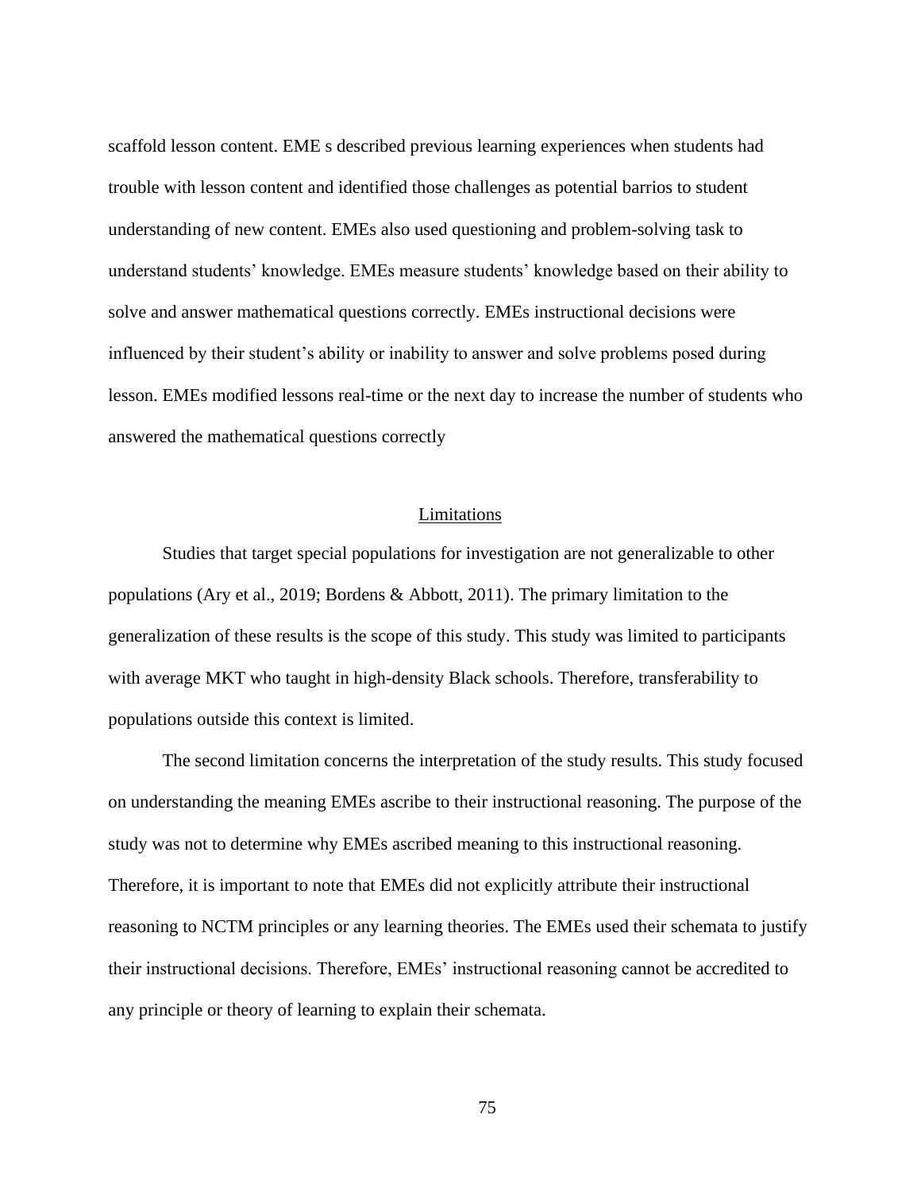scaffold lesson content. EME s described previous learning experiences when students had trouble with lesson content and identified those challenges as potential barrios to student understanding of new content. EMEs also used questioning and problem-solving task to understand students' knowledge. EMEs measure students' knowledge based on their ability to solve and answer mathematical questions correctly. EMEs instructional decisions were influenced by their student's ability or inability to answer and solve problems posed during lesson. EMEs modified lessons real-time or the next day to increase the number of students who answered the mathematical questions correctly

## Limitations

Studies that target special populations for investigation are not generalizable to other populations (Ary et al., 2019; Bordens & Abbott, 2011). The primary limitation to the generalization of these results is the scope of this study. This study was limited to participants with average MKT who taught in high-density Black schools. Therefore, transferability to populations outside this context is limited.

The second limitation concerns the interpretation of the study results. This study focused on understanding the meaning EMEs ascribe to their instructional reasoning. The purpose of the study was not to determine why EMEs ascribed meaning to this instructional reasoning. Therefore, it is important to note that EMEs did not explicitly attribute their instructional reasoning to NCTM principles or any learning theories. The EMEs used their schemata to justify their instructional decisions. Therefore, EMEs' instructional reasoning cannot be accredited to any principle or theory of learning to explain their schemata.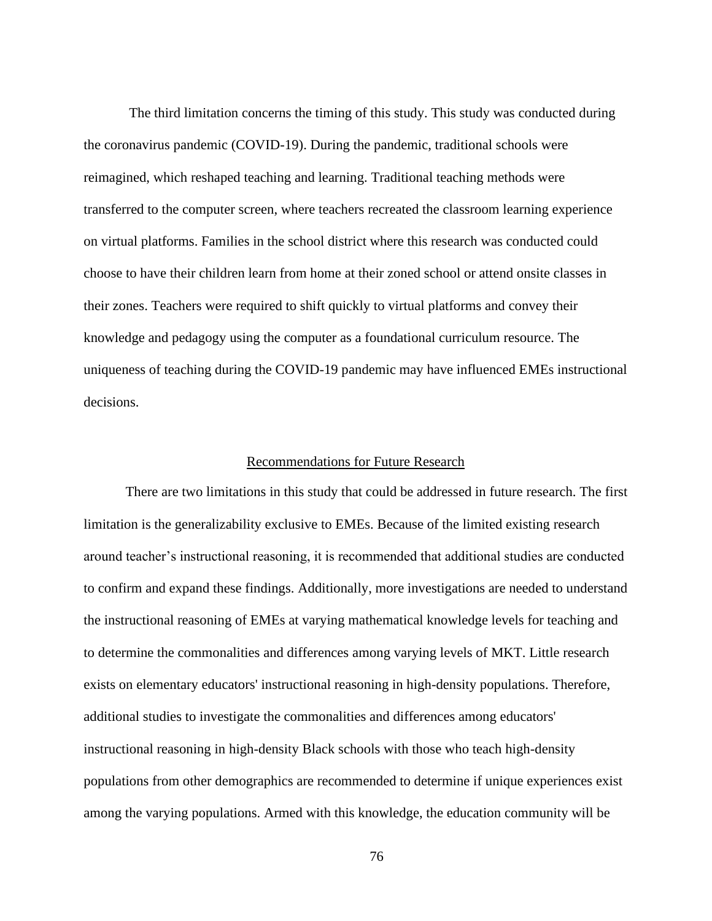The third limitation concerns the timing of this study. This study was conducted during the coronavirus pandemic (COVID-19). During the pandemic, traditional schools were reimagined, which reshaped teaching and learning. Traditional teaching methods were transferred to the computer screen, where teachers recreated the classroom learning experience on virtual platforms. Families in the school district where this research was conducted could choose to have their children learn from home at their zoned school or attend onsite classes in their zones. Teachers were required to shift quickly to virtual platforms and convey their knowledge and pedagogy using the computer as a foundational curriculum resource. The uniqueness of teaching during the COVID-19 pandemic may have influenced EMEs instructional decisions.

## Recommendations for Future Research

There are two limitations in this study that could be addressed in future research. The first limitation is the generalizability exclusive to EMEs. Because of the limited existing research around teacher's instructional reasoning, it is recommended that additional studies are conducted to confirm and expand these findings. Additionally, more investigations are needed to understand the instructional reasoning of EMEs at varying mathematical knowledge levels for teaching and to determine the commonalities and differences among varying levels of MKT. Little research exists on elementary educators' instructional reasoning in high-density populations. Therefore, additional studies to investigate the commonalities and differences among educators' instructional reasoning in high-density Black schools with those who teach high-density populations from other demographics are recommended to determine if unique experiences exist among the varying populations. Armed with this knowledge, the education community will be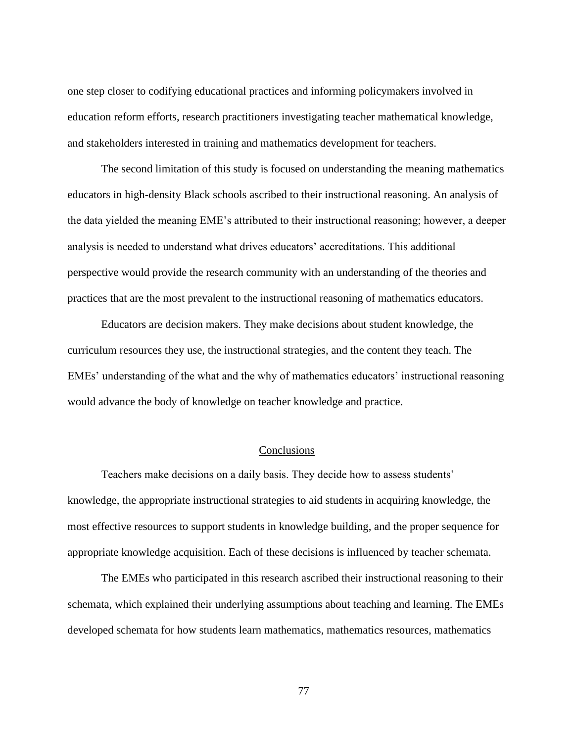one step closer to codifying educational practices and informing policymakers involved in education reform efforts, research practitioners investigating teacher mathematical knowledge, and stakeholders interested in training and mathematics development for teachers.

The second limitation of this study is focused on understanding the meaning mathematics educators in high-density Black schools ascribed to their instructional reasoning. An analysis of the data yielded the meaning EME's attributed to their instructional reasoning; however, a deeper analysis is needed to understand what drives educators' accreditations. This additional perspective would provide the research community with an understanding of the theories and practices that are the most prevalent to the instructional reasoning of mathematics educators.

Educators are decision makers. They make decisions about student knowledge, the curriculum resources they use, the instructional strategies, and the content they teach. The EMEs' understanding of the what and the why of mathematics educators' instructional reasoning would advance the body of knowledge on teacher knowledge and practice.

## Conclusions

Teachers make decisions on a daily basis. They decide how to assess students' knowledge, the appropriate instructional strategies to aid students in acquiring knowledge, the most effective resources to support students in knowledge building, and the proper sequence for appropriate knowledge acquisition. Each of these decisions is influenced by teacher schemata.

The EMEs who participated in this research ascribed their instructional reasoning to their schemata, which explained their underlying assumptions about teaching and learning. The EMEs developed schemata for how students learn mathematics, mathematics resources, mathematics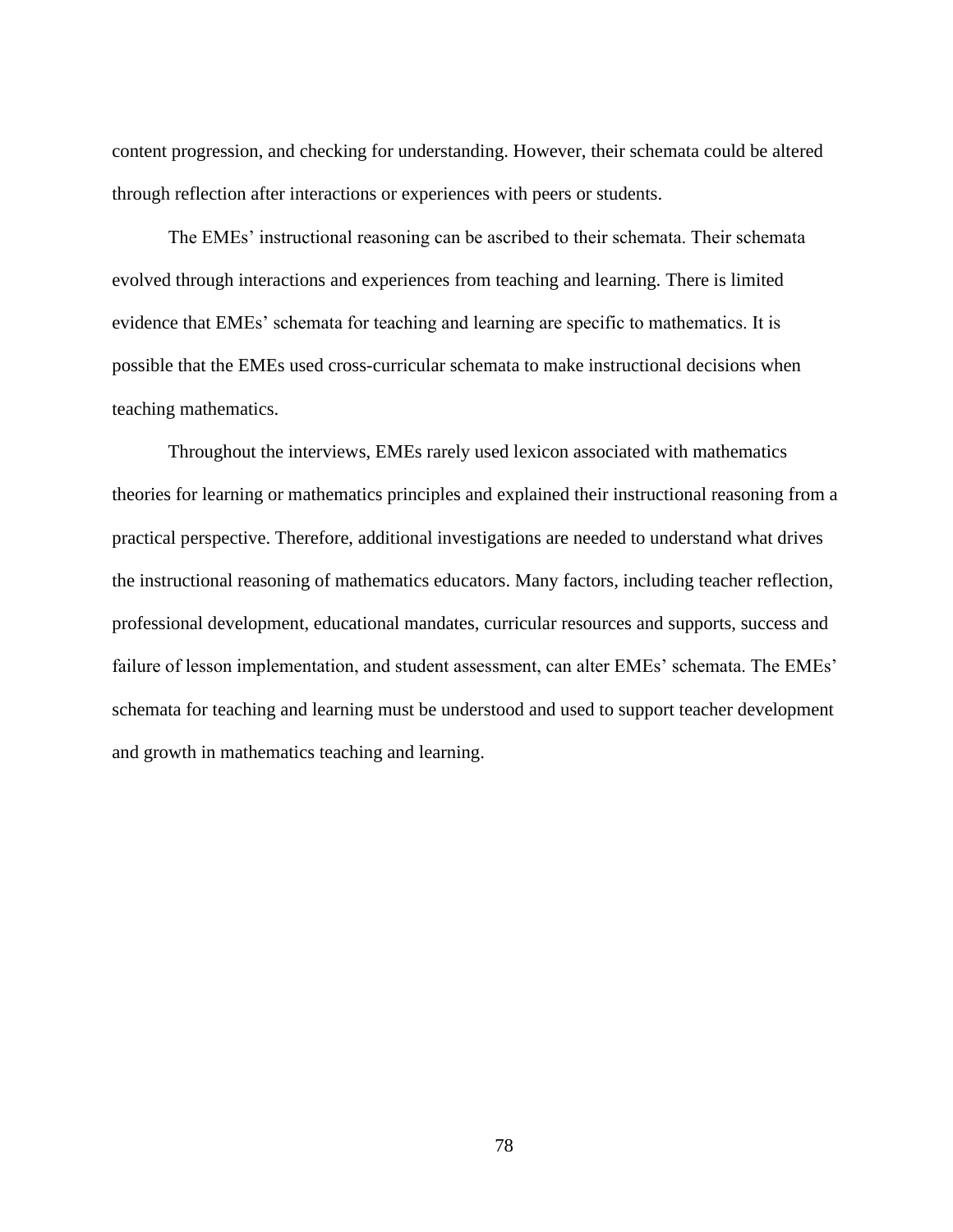content progression, and checking for understanding. However, their schemata could be altered through reflection after interactions or experiences with peers or students.

The EMEs' instructional reasoning can be ascribed to their schemata. Their schemata evolved through interactions and experiences from teaching and learning. There is limited evidence that EMEs' schemata for teaching and learning are specific to mathematics. It is possible that the EMEs used cross-curricular schemata to make instructional decisions when teaching mathematics.

Throughout the interviews, EMEs rarely used lexicon associated with mathematics theories for learning or mathematics principles and explained their instructional reasoning from a practical perspective. Therefore, additional investigations are needed to understand what drives the instructional reasoning of mathematics educators. Many factors, including teacher reflection, professional development, educational mandates, curricular resources and supports, success and failure of lesson implementation, and student assessment, can alter EMEs' schemata. The EMEs' schemata for teaching and learning must be understood and used to support teacher development and growth in mathematics teaching and learning.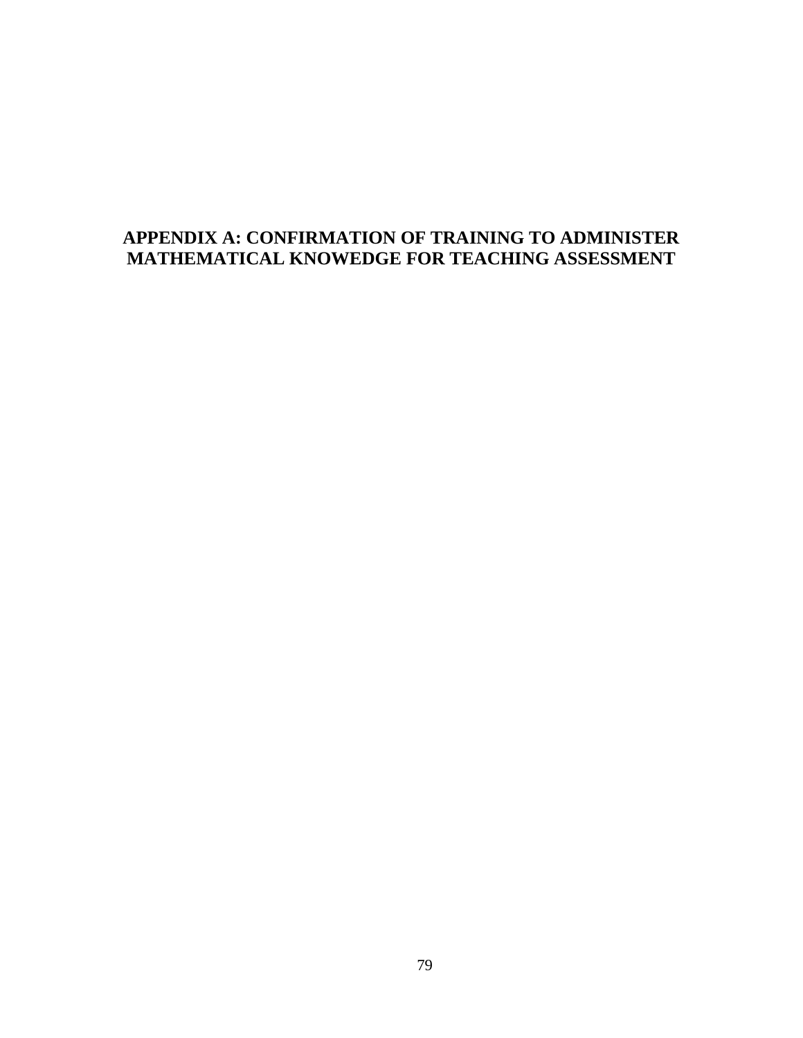# APPENDIX A: CONFIRMATION OF TRAINING TO ADMINISTER MATHEMATICAL KNOWEDGE FOR TEACHING ASSESSMENT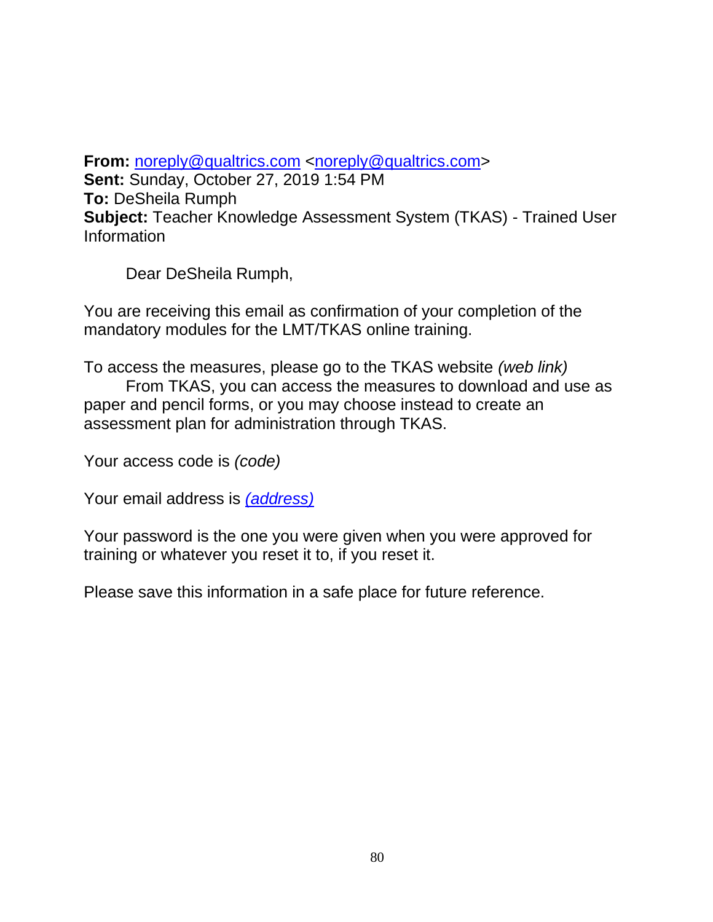**From:** noreply@qualtrics.com <noreply@qualtrics.com>
**Sent:** Sunday, October 27, 2019 1:54 PM
**To:** DeSheila Rumph
**Subject:** Teacher Knowledge Assessment System (TKAS) - Trained User Information

Dear DeSheila Rumph,

You are receiving this email as confirmation of your completion of the mandatory modules for the LMT/TKAS online training.

To access the measures, please go to the TKAS website *(web link)*
From TKAS, you can access the measures to download and use as paper and pencil forms, or you may choose instead to create an assessment plan for administration through TKAS.

Your access code is *(code)*

Your email address is *(address)*

Your password is the one you were given when you were approved for training or whatever you reset it to, if you reset it.

Please save this information in a safe place for future reference.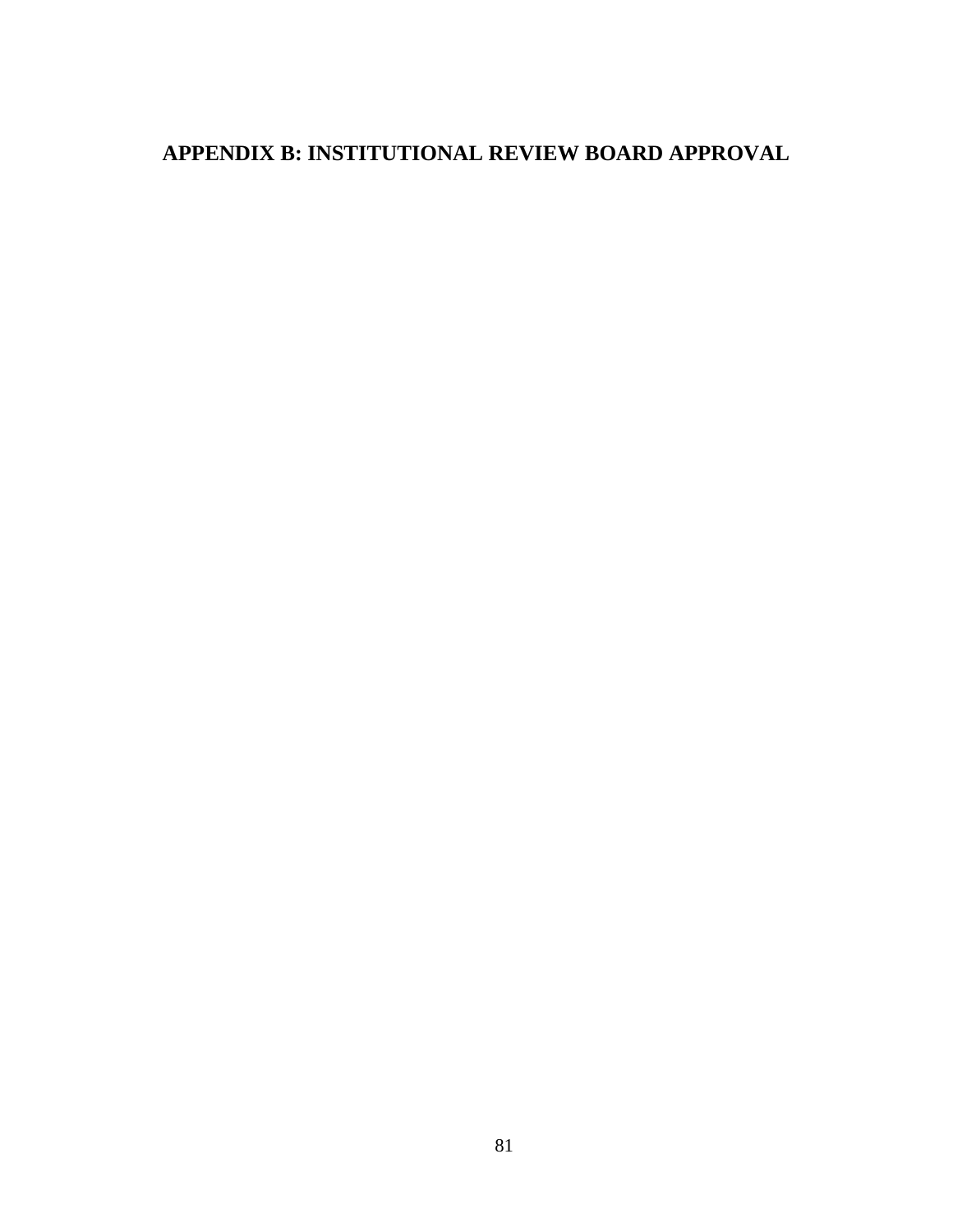# APPENDIX B: INSTITUTIONAL REVIEW BOARD APPROVAL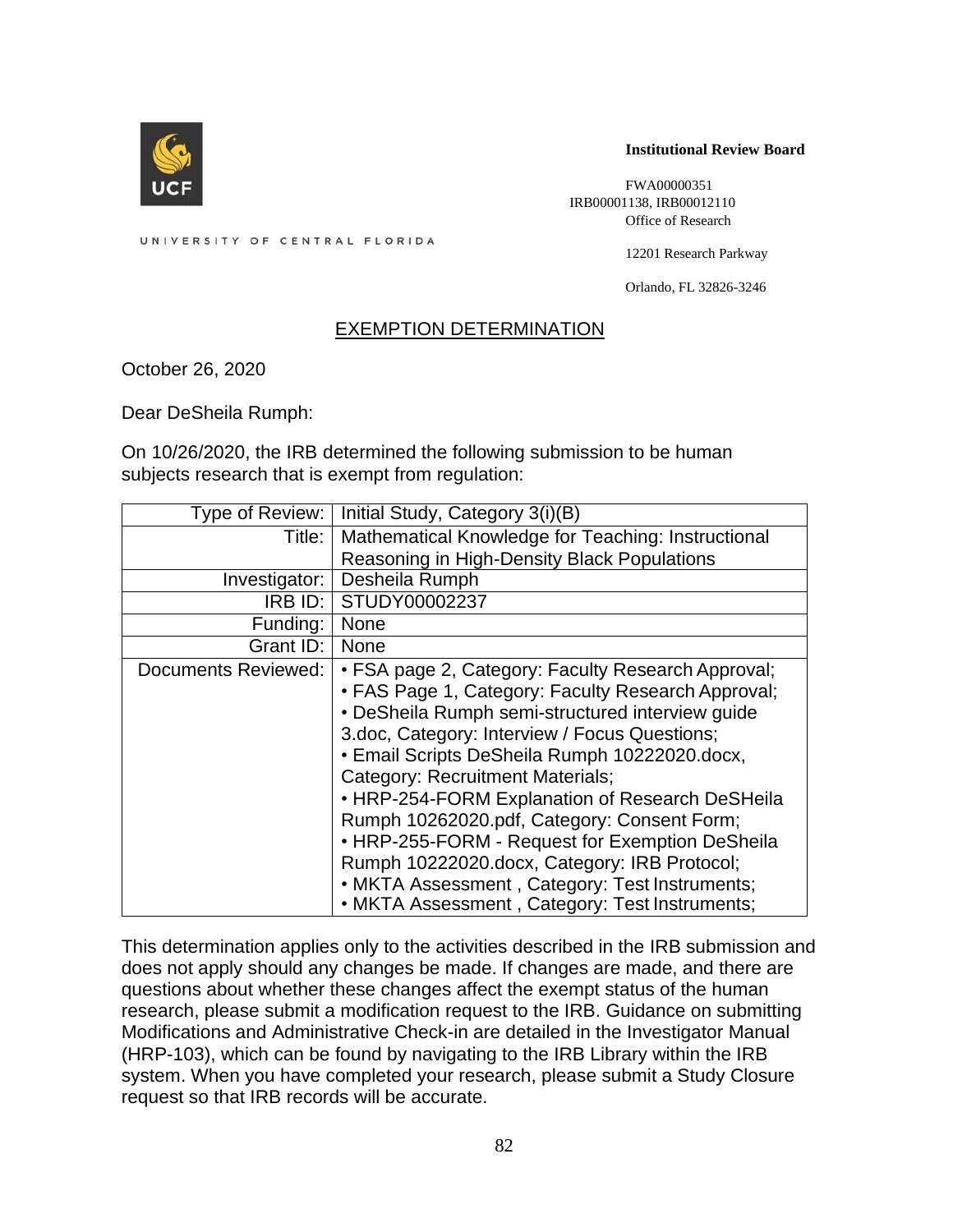UNIVERSITY OF CENTRAL FLORIDA

**Institutional Review Board**

FWA00000351
IRB00001138, IRB00012110
Office of Research

12201 Research Parkway

Orlando, FL 32826-3246

## EXEMPTION DETERMINATION

October 26, 2020

Dear DeSheila Rumph:

On 10/26/2020, the IRB determined the following submission to be human subjects research that is exempt from regulation:

| | |
|---|---|
| Type of Review: | Initial Study, Category 3(i)(B) |
| Title: | Mathematical Knowledge for Teaching: Instructional Reasoning in High-Density Black Populations |
| Investigator: | Desheila Rumph |
| IRB ID: | STUDY00002237 |
| Funding: | None |
| Grant ID: | None |
| Documents Reviewed: | • FSA page 2, Category: Faculty Research Approval; • FAS Page 1, Category: Faculty Research Approval; • DeSheila Rumph semi-structured interview guide 3.doc, Category: Interview / Focus Questions; • Email Scripts DeSheila Rumph 10222020.docx, Category: Recruitment Materials; • HRP-254-FORM Explanation of Research DeSHeila Rumph 10262020.pdf, Category: Consent Form; • HRP-255-FORM - Request for Exemption DeSheila Rumph 10222020.docx, Category: IRB Protocol; • MKTA Assessment , Category: Test Instruments; • MKTA Assessment , Category: Test Instruments; |

This determination applies only to the activities described in the IRB submission and does not apply should any changes be made. If changes are made, and there are questions about whether these changes affect the exempt status of the human research, please submit a modification request to the IRB. Guidance on submitting Modifications and Administrative Check-in are detailed in the Investigator Manual (HRP-103), which can be found by navigating to the IRB Library within the IRB system. When you have completed your research, please submit a Study Closure request so that IRB records will be accurate.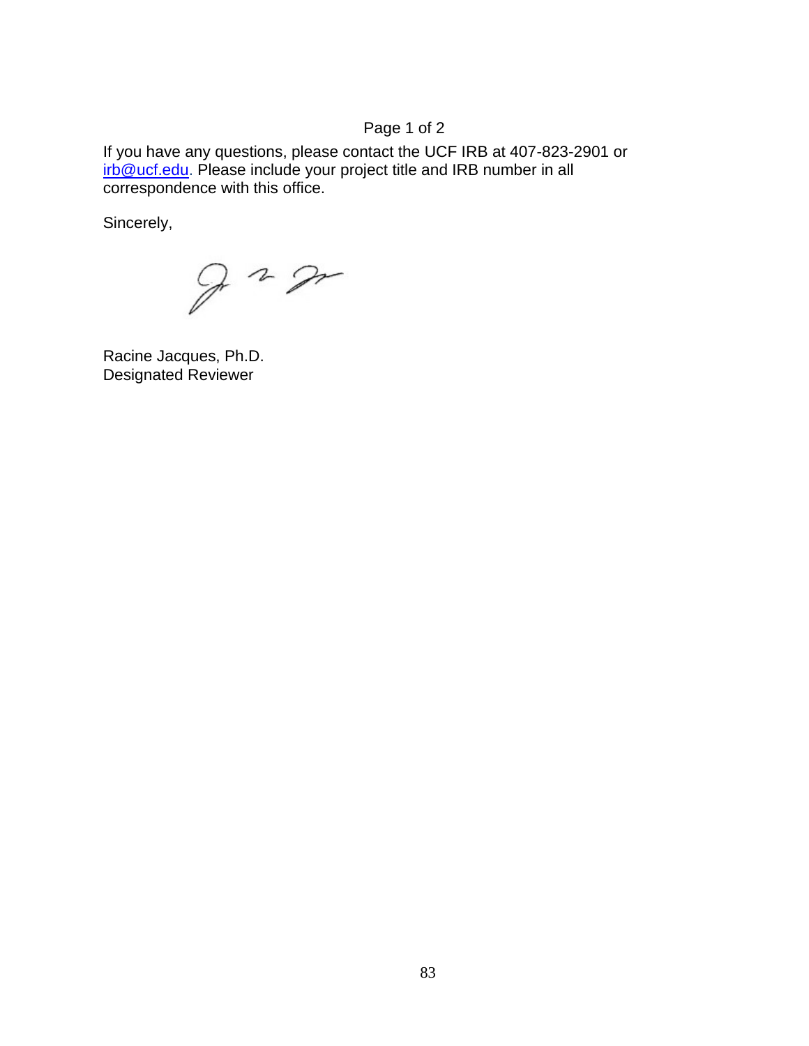If you have any questions, please contact the UCF IRB at 407-823-2901 or irb@ucf.edu. Please include your project title and IRB number in all correspondence with this office.

Sincerely,

Racine Jacques, Ph.D.
Designated Reviewer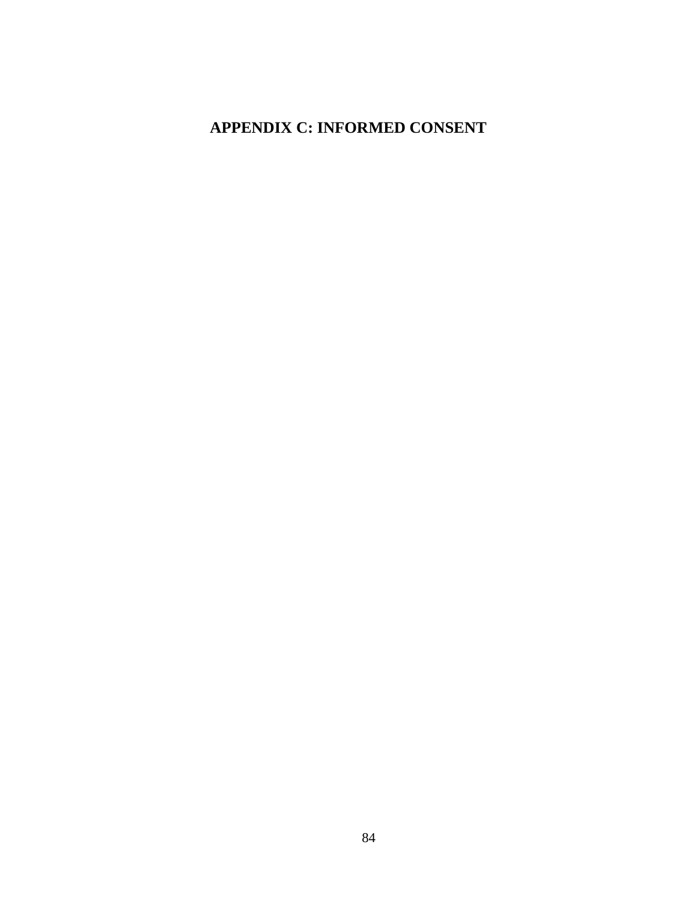# APPENDIX C: INFORMED CONSENT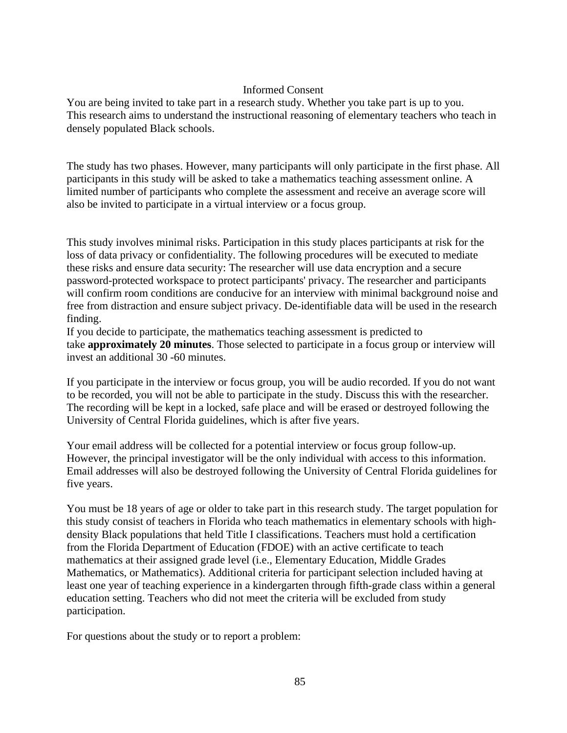# Informed Consent

You are being invited to take part in a research study. Whether you take part is up to you. This research aims to understand the instructional reasoning of elementary teachers who teach in densely populated Black schools.

The study has two phases. However, many participants will only participate in the first phase. All participants in this study will be asked to take a mathematics teaching assessment online. A limited number of participants who complete the assessment and receive an average score will also be invited to participate in a virtual interview or a focus group.

This study involves minimal risks. Participation in this study places participants at risk for the loss of data privacy or confidentiality. The following procedures will be executed to mediate these risks and ensure data security: The researcher will use data encryption and a secure password-protected workspace to protect participants' privacy. The researcher and participants will confirm room conditions are conducive for an interview with minimal background noise and free from distraction and ensure subject privacy. De-identifiable data will be used in the research finding.

If you decide to participate, the mathematics teaching assessment is predicted to take **approximately 20 minutes**. Those selected to participate in a focus group or interview will invest an additional 30 -60 minutes.

If you participate in the interview or focus group, you will be audio recorded. If you do not want to be recorded, you will not be able to participate in the study. Discuss this with the researcher. The recording will be kept in a locked, safe place and will be erased or destroyed following the University of Central Florida guidelines, which is after five years.

Your email address will be collected for a potential interview or focus group follow-up. However, the principal investigator will be the only individual with access to this information. Email addresses will also be destroyed following the University of Central Florida guidelines for five years.

You must be 18 years of age or older to take part in this research study. The target population for this study consist of teachers in Florida who teach mathematics in elementary schools with high-density Black populations that held Title I classifications. Teachers must hold a certification from the Florida Department of Education (FDOE) with an active certificate to teach mathematics at their assigned grade level (i.e., Elementary Education, Middle Grades Mathematics, or Mathematics). Additional criteria for participant selection included having at least one year of teaching experience in a kindergarten through fifth-grade class within a general education setting. Teachers who did not meet the criteria will be excluded from study participation.

For questions about the study or to report a problem: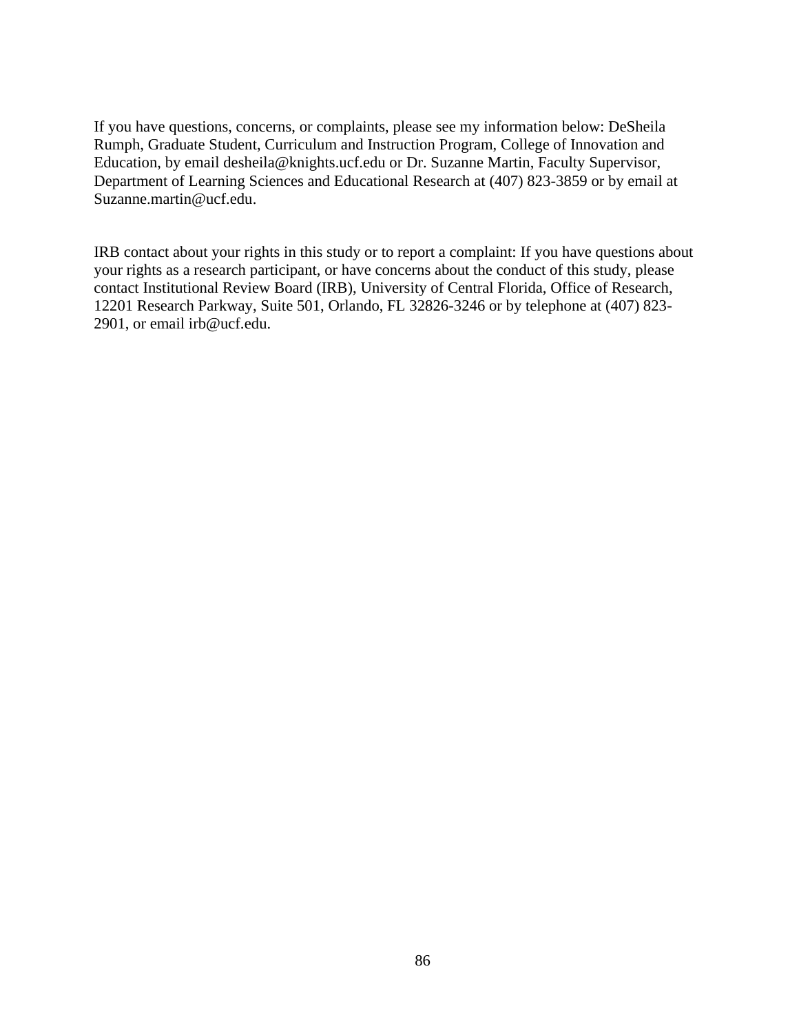If you have questions, concerns, or complaints, please see my information below: DeSheila Rumph, Graduate Student, Curriculum and Instruction Program, College of Innovation and Education, by email desheila@knights.ucf.edu or Dr. Suzanne Martin, Faculty Supervisor, Department of Learning Sciences and Educational Research at (407) 823-3859 or by email at Suzanne.martin@ucf.edu.

IRB contact about your rights in this study or to report a complaint: If you have questions about your rights as a research participant, or have concerns about the conduct of this study, please contact Institutional Review Board (IRB), University of Central Florida, Office of Research, 12201 Research Parkway, Suite 501, Orlando, FL 32826-3246 or by telephone at (407) 823-2901, or email irb@ucf.edu.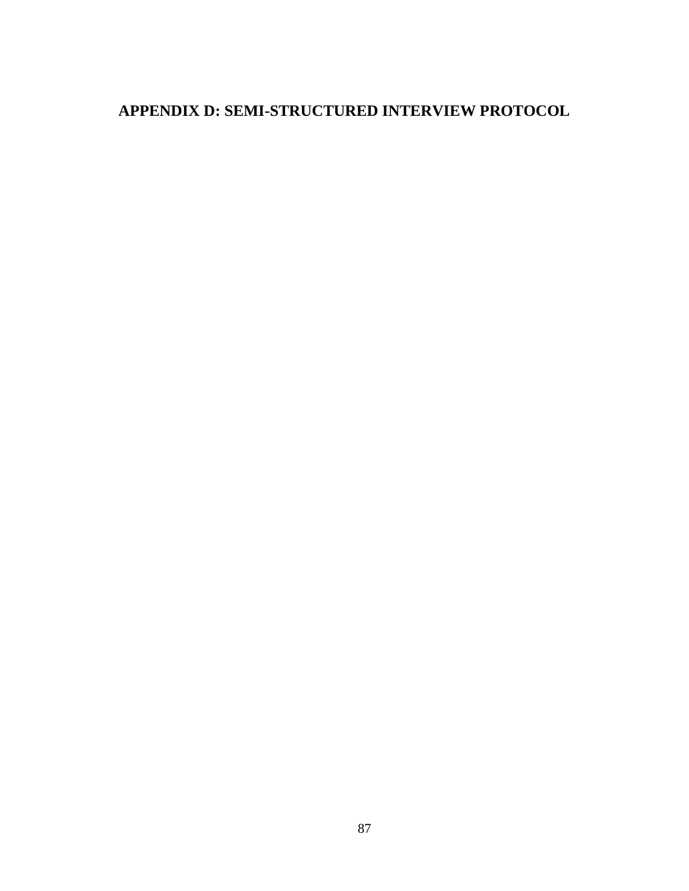# APPENDIX D: SEMI-STRUCTURED INTERVIEW PROTOCOL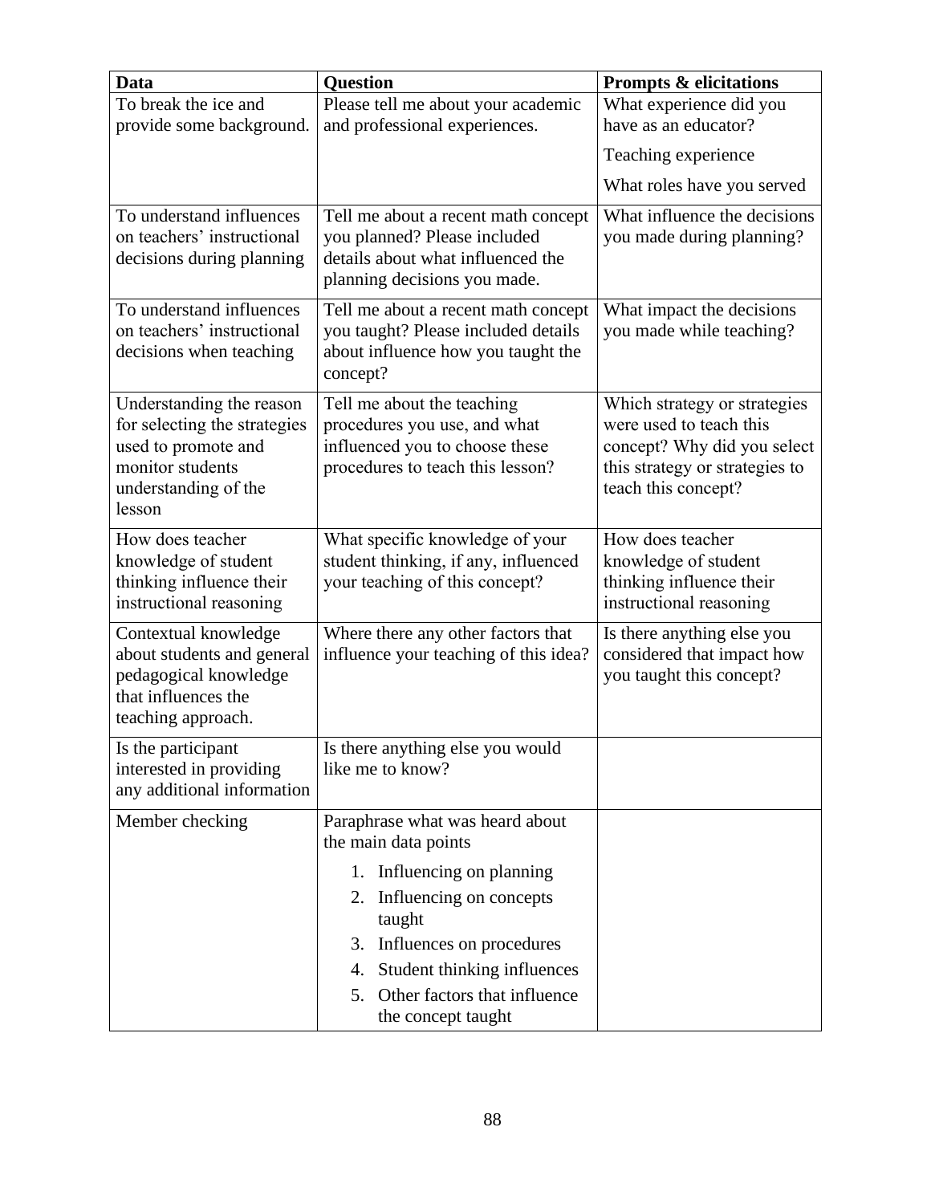| Data | Question | Prompts & elicitations |
|---|---|---|
| To break the ice and provide some background. | Please tell me about your academic and professional experiences. | What experience did you have as an educator?<br><br>Teaching experience<br><br>What roles have you served |
| To understand influences on teachers' instructional decisions during planning | Tell me about a recent math concept you planned? Please included details about what influenced the planning decisions you made. | What influence the decisions you made during planning? |
| To understand influences on teachers' instructional decisions when teaching | Tell me about a recent math concept you taught? Please included details about influence how you taught the concept? | What impact the decisions you made while teaching? |
| Understanding the reason for selecting the strategies used to promote and monitor students understanding of the lesson | Tell me about the teaching procedures you use, and what influenced you to choose these procedures to teach this lesson? | Which strategy or strategies were used to teach this concept? Why did you select this strategy or strategies to teach this concept? |
| How does teacher knowledge of student thinking influence their instructional reasoning | What specific knowledge of your student thinking, if any, influenced your teaching of this concept? | How does teacher knowledge of student thinking influence their instructional reasoning |
| Contextual knowledge about students and general pedagogical knowledge that influences the teaching approach. | Where there any other factors that influence your teaching of this idea? | Is there anything else you considered that impact how you taught this concept? |
| Is the participant interested in providing any additional information | Is there anything else you would like me to know? | |
| Member checking | Paraphrase what was heard about the main data points<br><br>1. Influencing on planning<br>2. Influencing on concepts taught<br>3. Influences on procedures<br>4. Student thinking influences<br>5. Other factors that influence the concept taught | |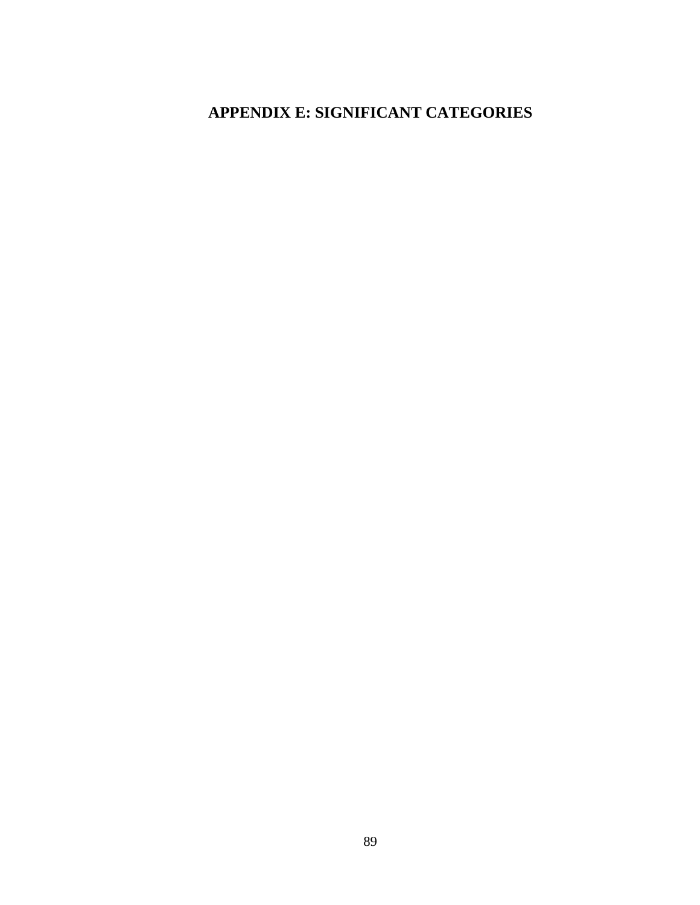# APPENDIX E: SIGNIFICANT CATEGORIES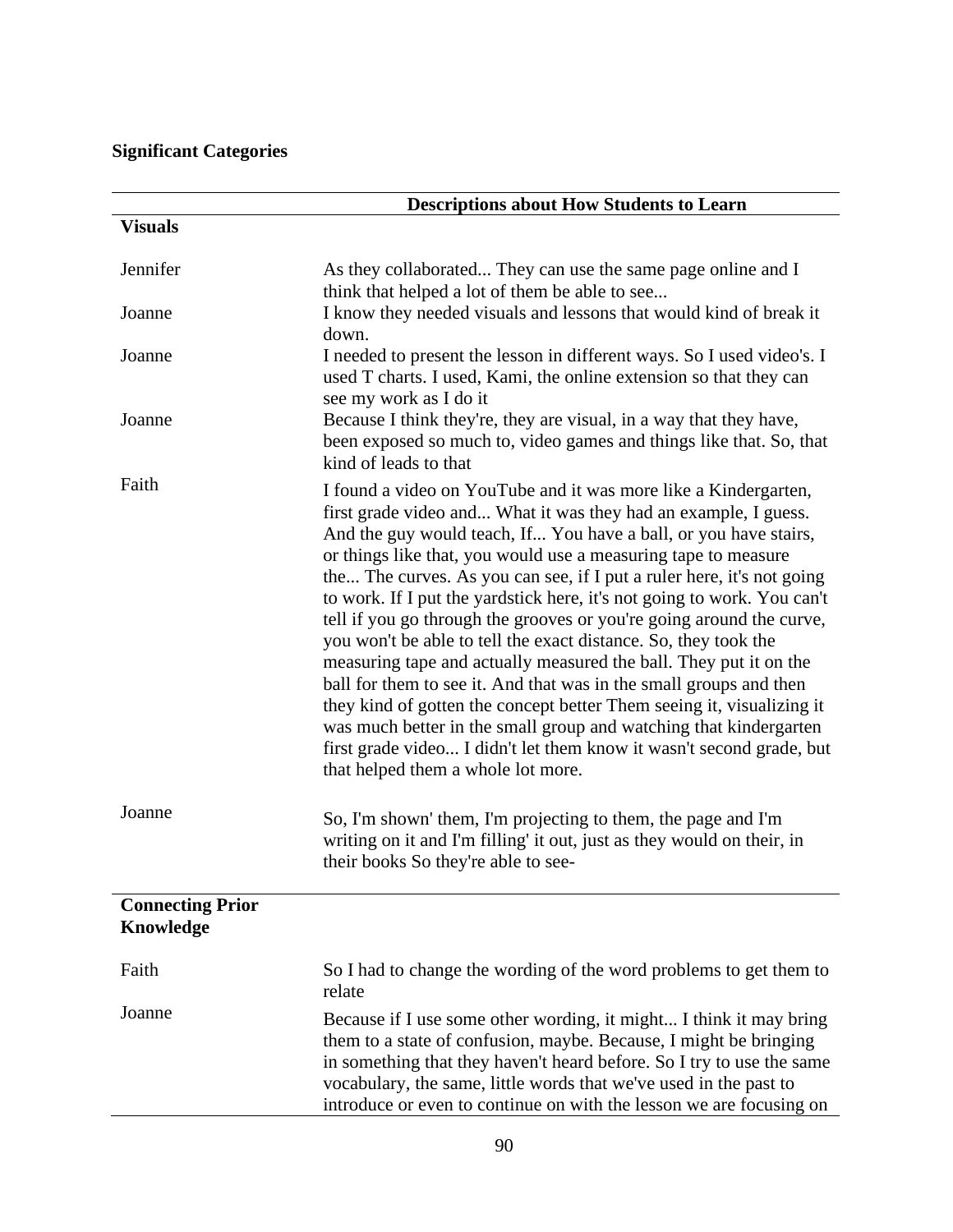**Significant Categories**

| | Descriptions about How Students to Learn |
|---|---|
| **Visuals** | |
| Jennifer | As they collaborated... They can use the same page online and I think that helped a lot of them be able to see... |
| Joanne | I know they needed visuals and lessons that would kind of break it down. |
| Joanne | I needed to present the lesson in different ways. So I used video's. I used T charts. I used, Kami, the online extension so that they can see my work as I do it |
| Joanne | Because I think they're, they are visual, in a way that they have, been exposed so much to, video games and things like that. So, that kind of leads to that |
| Faith | I found a video on YouTube and it was more like a Kindergarten, first grade video and... What it was they had an example, I guess. And the guy would teach, If... You have a ball, or you have stairs, or things like that, you would use a measuring tape to measure the... The curves. As you can see, if I put a ruler here, it's not going to work. If I put the yardstick here, it's not going to work. You can't tell if you go through the grooves or you're going around the curve, you won't be able to tell the exact distance. So, they took the measuring tape and actually measured the ball. They put it on the ball for them to see it. And that was in the small groups and then they kind of gotten the concept better Them seeing it, visualizing it was much better in the small group and watching that kindergarten first grade video... I didn't let them know it wasn't second grade, but that helped them a whole lot more. |
| Joanne | So, I'm shown' them, I'm projecting to them, the page and I'm writing on it and I'm filling' it out, just as they would on their, in their books So they're able to see- |
| **Connecting Prior Knowledge** | |
| Faith | So I had to change the wording of the word problems to get them to relate |
| Joanne | Because if I use some other wording, it might... I think it may bring them to a state of confusion, maybe. Because, I might be bringing in something that they haven't heard before. So I try to use the same vocabulary, the same, little words that we've used in the past to introduce or even to continue on with the lesson we are focusing on |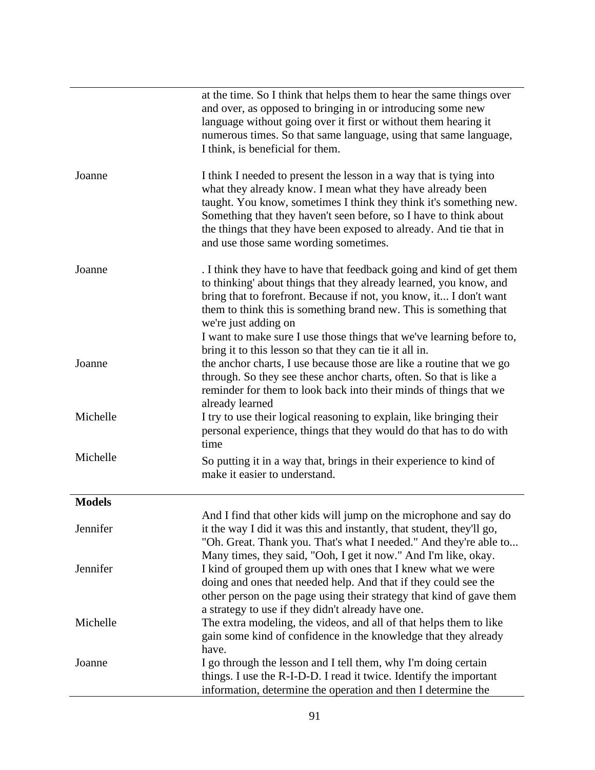| | |
|---|---|
| | at the time. So I think that helps them to hear the same things over and over, as opposed to bringing in or introducing some new language without going over it first or without them hearing it numerous times. So that same language, using that same language, I think, is beneficial for them. |
| Joanne | I think I needed to present the lesson in a way that is tying into what they already know. I mean what they have already been taught. You know, sometimes I think they think it's something new. Something that they haven't seen before, so I have to think about the things that they have been exposed to already. And tie that in and use those same wording sometimes. |
| Joanne | . I think they have to have that feedback going and kind of get them to thinking' about things that they already learned, you know, and bring that to forefront. Because if not, you know, it... I don't want them to think this is something brand new. This is something that we're just adding on<br>I want to make sure I use those things that we've learning before to, bring it to this lesson so that they can tie it all in. |
| Joanne | the anchor charts, I use because those are like a routine that we go through. So they see these anchor charts, often. So that is like a reminder for them to look back into their minds of things that we already learned |
| Michelle | I try to use their logical reasoning to explain, like bringing their personal experience, things that they would do that has to do with time |
| Michelle | So putting it in a way that, brings in their experience to kind of make it easier to understand. |
| **Models** | |
| Jennifer | And I find that other kids will jump on the microphone and say do it the way I did it was this and instantly, that student, they'll go, "Oh. Great. Thank you. That's what I needed." And they're able to... Many times, they said, "Ooh, I get it now." And I'm like, okay. |
| Jennifer | I kind of grouped them up with ones that I knew what we were doing and ones that needed help. And that if they could see the other person on the page using their strategy that kind of gave them a strategy to use if they didn't already have one. |
| Michelle | The extra modeling, the videos, and all of that helps them to like gain some kind of confidence in the knowledge that they already have. |
| Joanne | I go through the lesson and I tell them, why I'm doing certain things. I use the R-I-D-D. I read it twice. Identify the important information, determine the operation and then I determine the |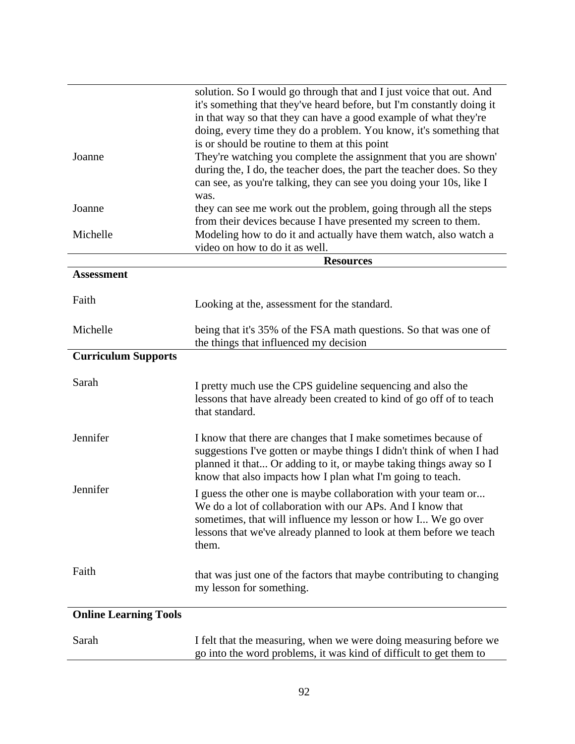| | |
|---|---|
| | solution. So I would go through that and I just voice that out. And it's something that they've heard before, but I'm constantly doing it in that way so that they can have a good example of what they're doing, every time they do a problem. You know, it's something that is or should be routine to them at this point |
| Joanne | They're watching you complete the assignment that you are shown' during the, I do, the teacher does, the part the teacher does. So they can see, as you're talking, they can see you doing your 10s, like I was. |
| Joanne | they can see me work out the problem, going through all the steps from their devices because I have presented my screen to them. |
| Michelle | Modeling how to do it and actually have them watch, also watch a video on how to do it as well. |
| | **Resources** |
| **Assessment** | |
| Faith | Looking at the, assessment for the standard. |
| Michelle | being that it's 35% of the FSA math questions. So that was one of the things that influenced my decision |
| **Curriculum Supports** | |
| Sarah | I pretty much use the CPS guideline sequencing and also the lessons that have already been created to kind of go off of to teach that standard. |
| Jennifer | I know that there are changes that I make sometimes because of suggestions I've gotten or maybe things I didn't think of when I had planned it that... Or adding to it, or maybe taking things away so I know that also impacts how I plan what I'm going to teach. |
| Jennifer | I guess the other one is maybe collaboration with your team or... We do a lot of collaboration with our APs. And I know that sometimes, that will influence my lesson or how I... We go over lessons that we've already planned to look at them before we teach them. |
| Faith | that was just one of the factors that maybe contributing to changing my lesson for something. |
| **Online Learning Tools** | |
| Sarah | I felt that the measuring, when we were doing measuring before we go into the word problems, it was kind of difficult to get them to |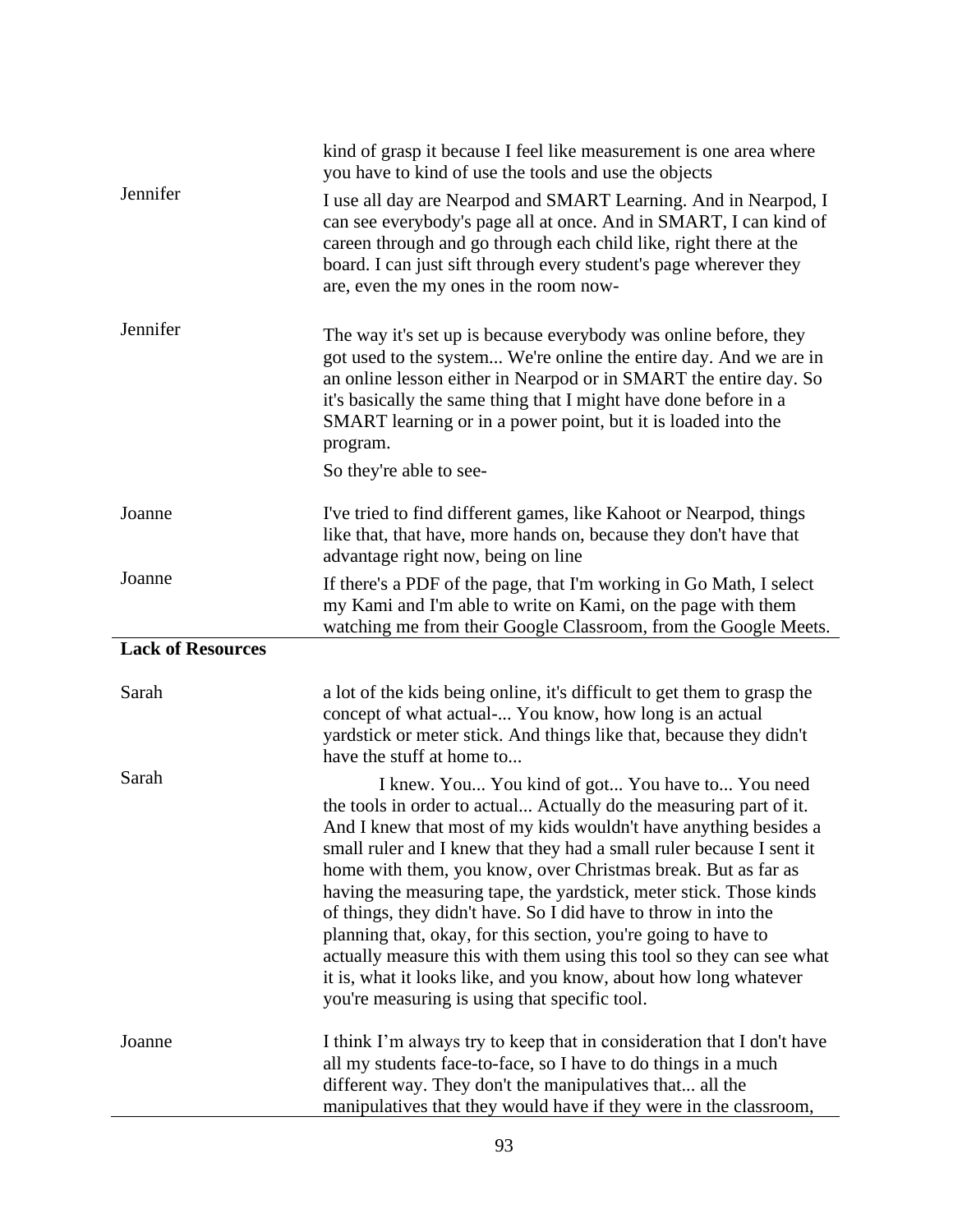| | |
|---|---|
| | kind of grasp it because I feel like measurement is one area where you have to kind of use the tools and use the objects |
| Jennifer | I use all day are Nearpod and SMART Learning. And in Nearpod, I can see everybody's page all at once. And in SMART, I can kind of careen through and go through each child like, right there at the board. I can just sift through every student's page wherever they are, even the my ones in the room now- |
| Jennifer | The way it's set up is because everybody was online before, they got used to the system... We're online the entire day. And we are in an online lesson either in Nearpod or in SMART the entire day. So it's basically the same thing that I might have done before in a SMART learning or in a power point, but it is loaded into the program.<br>So they're able to see- |
| Joanne | I've tried to find different games, like Kahoot or Nearpod, things like that, that have, more hands on, because they don't have that advantage right now, being on line |
| Joanne | If there's a PDF of the page, that I'm working in Go Math, I select my Kami and I'm able to write on Kami, on the page with them watching me from their Google Classroom, from the Google Meets. |
| **Lack of Resources** | |
| Sarah | a lot of the kids being online, it's difficult to get them to grasp the concept of what actual-... You know, how long is an actual yardstick or meter stick. And things like that, because they didn't have the stuff at home to... |
| Sarah | I knew. You... You kind of got... You have to... You need the tools in order to actual... Actually do the measuring part of it. And I knew that most of my kids wouldn't have anything besides a small ruler and I knew that they had a small ruler because I sent it home with them, you know, over Christmas break. But as far as having the measuring tape, the yardstick, meter stick. Those kinds of things, they didn't have. So I did have to throw in into the planning that, okay, for this section, you're going to have to actually measure this with them using this tool so they can see what it is, what it looks like, and you know, about how long whatever you're measuring is using that specific tool. |
| Joanne | I think I'm always try to keep that in consideration that I don't have all my students face-to-face, so I have to do things in a much different way. They don't the manipulatives that... all the manipulatives that they would have if they were in the classroom, |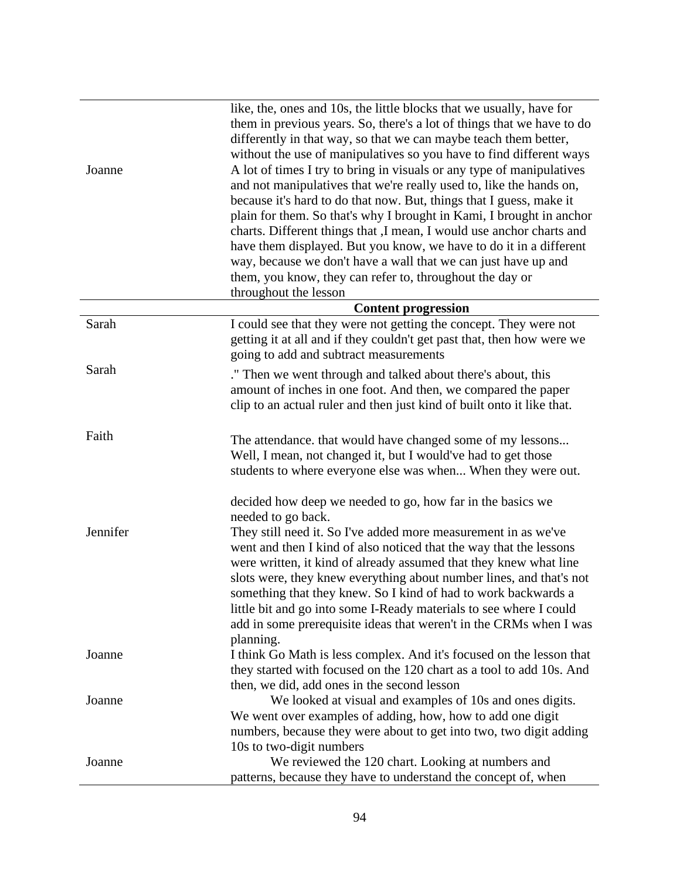| | |
|---|---|
| | like, the, ones and 10s, the little blocks that we usually, have for them in previous years. So, there's a lot of things that we have to do differently in that way, so that we can maybe teach them better, without the use of manipulatives so you have to find different ways |
| Joanne | A lot of times I try to bring in visuals or any type of manipulatives and not manipulatives that we're really used to, like the hands on, because it's hard to do that now. But, things that I guess, make it plain for them. So that's why I brought in Kami, I brought in anchor charts. Different things that ,I mean, I would use anchor charts and have them displayed. But you know, we have to do it in a different way, because we don't have a wall that we can just have up and them, you know, they can refer to, throughout the day or throughout the lesson |
| | **Content progression** |
| Sarah | I could see that they were not getting the concept. They were not getting it at all and if they couldn't get past that, then how were we going to add and subtract measurements |
| Sarah | ." Then we went through and talked about there's about, this amount of inches in one foot. And then, we compared the paper clip to an actual ruler and then just kind of built onto it like that. |
| Faith | The attendance. that would have changed some of my lessons... Well, I mean, not changed it, but I would've had to get those students to where everyone else was when... When they were out.<br><br>decided how deep we needed to go, how far in the basics we needed to go back. |
| Jennifer | They still need it. So I've added more measurement in as we've went and then I kind of also noticed that the way that the lessons were written, it kind of already assumed that they knew what line slots were, they knew everything about number lines, and that's not something that they knew. So I kind of had to work backwards a little bit and go into some I-Ready materials to see where I could add in some prerequisite ideas that weren't in the CRMs when I was planning. |
| Joanne | I think Go Math is less complex. And it's focused on the lesson that they started with focused on the 120 chart as a tool to add 10s. And then, we did, add ones in the second lesson |
| Joanne | We looked at visual and examples of 10s and ones digits. We went over examples of adding, how, how to add one digit numbers, because they were about to get into two, two digit adding 10s to two-digit numbers |
| Joanne | We reviewed the 120 chart. Looking at numbers and patterns, because they have to understand the concept of, when |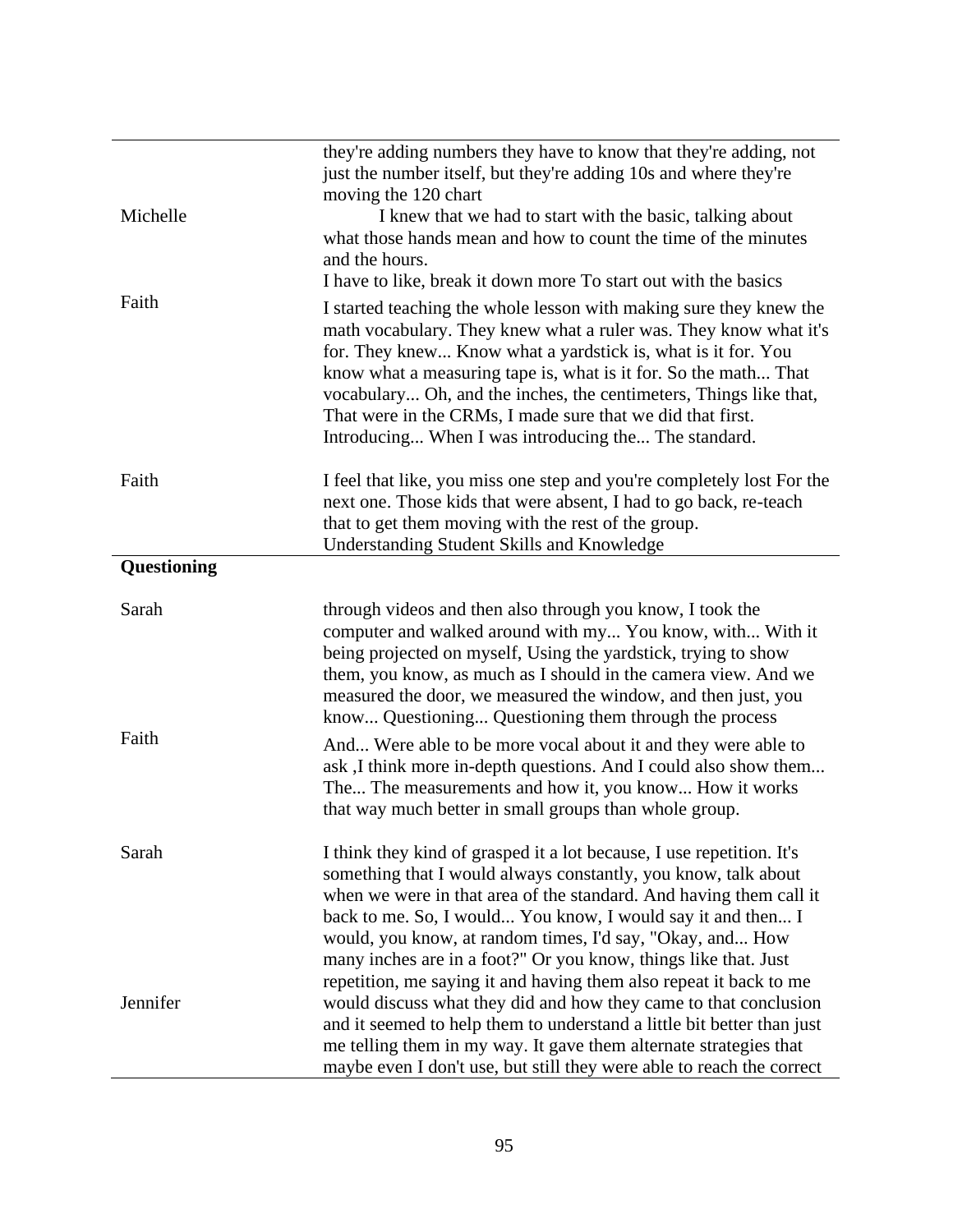| | |
|---|---|
| | they're adding numbers they have to know that they're adding, not just the number itself, but they're adding 10s and where they're moving the 120 chart |
| Michelle | I knew that we had to start with the basic, talking about what those hands mean and how to count the time of the minutes and the hours.<br>I have to like, break it down more To start out with the basics |
| Faith | I started teaching the whole lesson with making sure they knew the math vocabulary. They knew what a ruler was. They know what it's for. They knew... Know what a yardstick is, what is it for. You know what a measuring tape is, what is it for. So the math... That vocabulary... Oh, and the inches, the centimeters, Things like that, That were in the CRMs, I made sure that we did that first. Introducing... When I was introducing the... The standard. |
| Faith | I feel that like, you miss one step and you're completely lost For the next one. Those kids that were absent, I had to go back, re-teach that to get them moving with the rest of the group.<br>Understanding Student Skills and Knowledge |
| **Questioning** | |
| Sarah | through videos and then also through you know, I took the computer and walked around with my... You know, with... With it being projected on myself, Using the yardstick, trying to show them, you know, as much as I should in the camera view. And we measured the door, we measured the window, and then just, you know... Questioning... Questioning them through the process |
| Faith | And... Were able to be more vocal about it and they were able to ask ,I think more in-depth questions. And I could also show them... The... The measurements and how it, you know... How it works that way much better in small groups than whole group. |
| Sarah | I think they kind of grasped it a lot because, I use repetition. It's something that I would always constantly, you know, talk about when we were in that area of the standard. And having them call it back to me. So, I would... You know, I would say it and then... I would, you know, at random times, I'd say, "Okay, and... How many inches are in a foot?" Or you know, things like that. Just repetition, me saying it and having them also repeat it back to me |
| Jennifer | would discuss what they did and how they came to that conclusion and it seemed to help them to understand a little bit better than just me telling them in my way. It gave them alternate strategies that maybe even I don't use, but still they were able to reach the correct |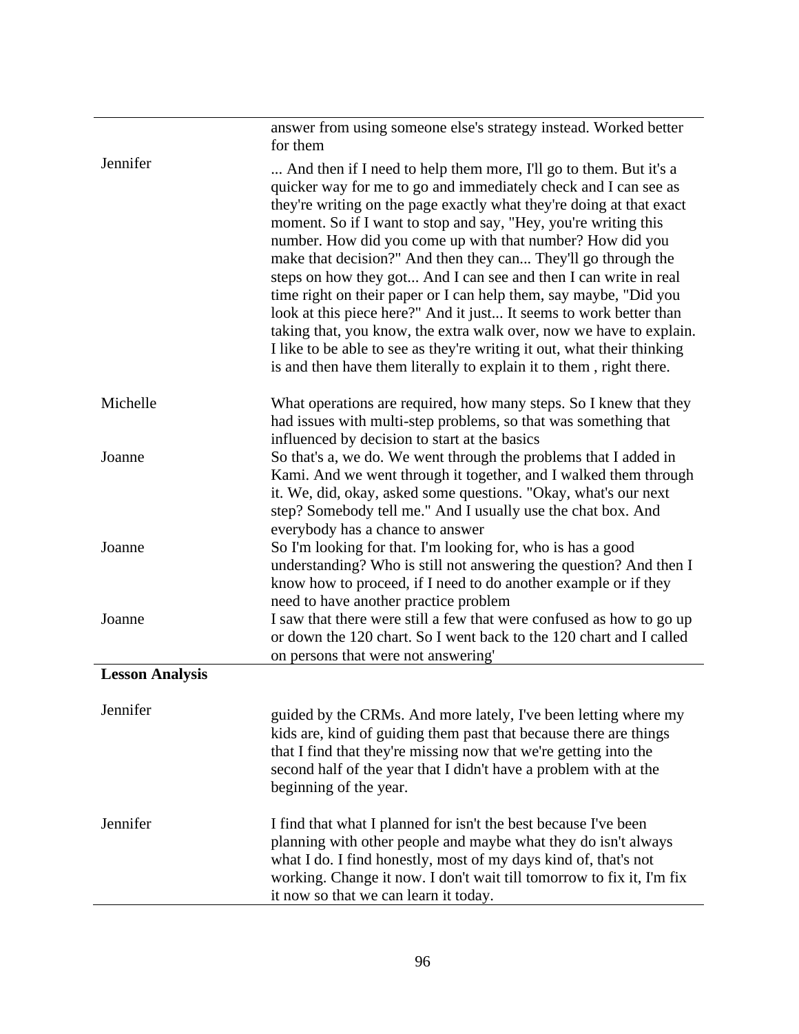| | |
|---|---|
| | answer from using someone else's strategy instead. Worked better for them |
| Jennifer | ... And then if I need to help them more, I'll go to them. But it's a quicker way for me to go and immediately check and I can see as they're writing on the page exactly what they're doing at that exact moment. So if I want to stop and say, "Hey, you're writing this number. How did you come up with that number? How did you make that decision?" And then they can... They'll go through the steps on how they got... And I can see and then I can write in real time right on their paper or I can help them, say maybe, "Did you look at this piece here?" And it just... It seems to work better than taking that, you know, the extra walk over, now we have to explain. I like to be able to see as they're writing it out, what their thinking is and then have them literally to explain it to them , right there. |
| Michelle | What operations are required, how many steps. So I knew that they had issues with multi-step problems, so that was something that influenced by decision to start at the basics |
| Joanne | So that's a, we do. We went through the problems that I added in Kami. And we went through it together, and I walked them through it. We, did, okay, asked some questions. "Okay, what's our next step? Somebody tell me." And I usually use the chat box. And everybody has a chance to answer |
| Joanne | So I'm looking for that. I'm looking for, who is has a good understanding? Who is still not answering the question? And then I know how to proceed, if I need to do another example or if they need to have another practice problem |
| Joanne | I saw that there were still a few that were confused as how to go up or down the 120 chart. So I went back to the 120 chart and I called on persons that were not answering' |
| **Lesson Analysis** | |
| Jennifer | guided by the CRMs. And more lately, I've been letting where my kids are, kind of guiding them past that because there are things that I find that they're missing now that we're getting into the second half of the year that I didn't have a problem with at the beginning of the year. |
| Jennifer | I find that what I planned for isn't the best because I've been planning with other people and maybe what they do isn't always what I do. I find honestly, most of my days kind of, that's not working. Change it now. I don't wait till tomorrow to fix it, I'm fix it now so that we can learn it today. |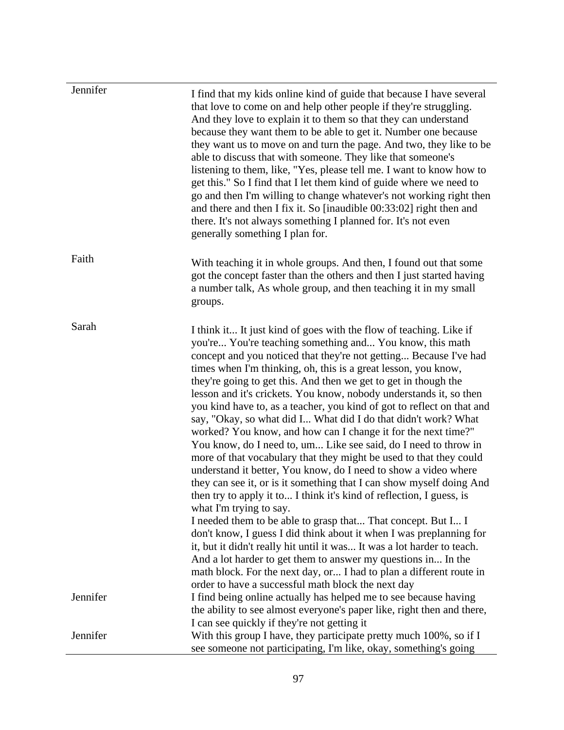| | |
|---|---|
| Jennifer | I find that my kids online kind of guide that because I have several that love to come on and help other people if they're struggling. And they love to explain it to them so that they can understand because they want them to be able to get it. Number one because they want us to move on and turn the page. And two, they like to be able to discuss that with someone. They like that someone's listening to them, like, "Yes, please tell me. I want to know how to get this." So I find that I let them kind of guide where we need to go and then I'm willing to change whatever's not working right then and there and then I fix it. So [inaudible 00:33:02] right then and there. It's not always something I planned for. It's not even generally something I plan for. |
| Faith | With teaching it in whole groups. And then, I found out that some got the concept faster than the others and then I just started having a number talk, As whole group, and then teaching it in my small groups. |
| Sarah | I think it... It just kind of goes with the flow of teaching. Like if you're... You're teaching something and... You know, this math concept and you noticed that they're not getting... Because I've had times when I'm thinking, oh, this is a great lesson, you know, they're going to get this. And then we get to get in though the lesson and it's crickets. You know, nobody understands it, so then you kind have to, as a teacher, you kind of got to reflect on that and say, "Okay, so what did I... What did I do that didn't work? What worked? You know, and how can I change it for the next time?" You know, do I need to, um... Like see said, do I need to throw in more of that vocabulary that they might be used to that they could understand it better, You know, do I need to show a video where they can see it, or is it something that I can show myself doing And then try to apply it to... I think it's kind of reflection, I guess, is what I'm trying to say.<br>I needed them to be able to grasp that... That concept. But I... I don't know, I guess I did think about it when I was preplanning for it, but it didn't really hit until it was... It was a lot harder to teach. And a lot harder to get them to answer my questions in... In the math block. For the next day, or... I had to plan a different route in order to have a successful math block the next day |
| Jennifer | I find being online actually has helped me to see because having the ability to see almost everyone's paper like, right then and there, I can see quickly if they're not getting it |
| Jennifer | With this group I have, they participate pretty much 100%, so if I see someone not participating, I'm like, okay, something's going |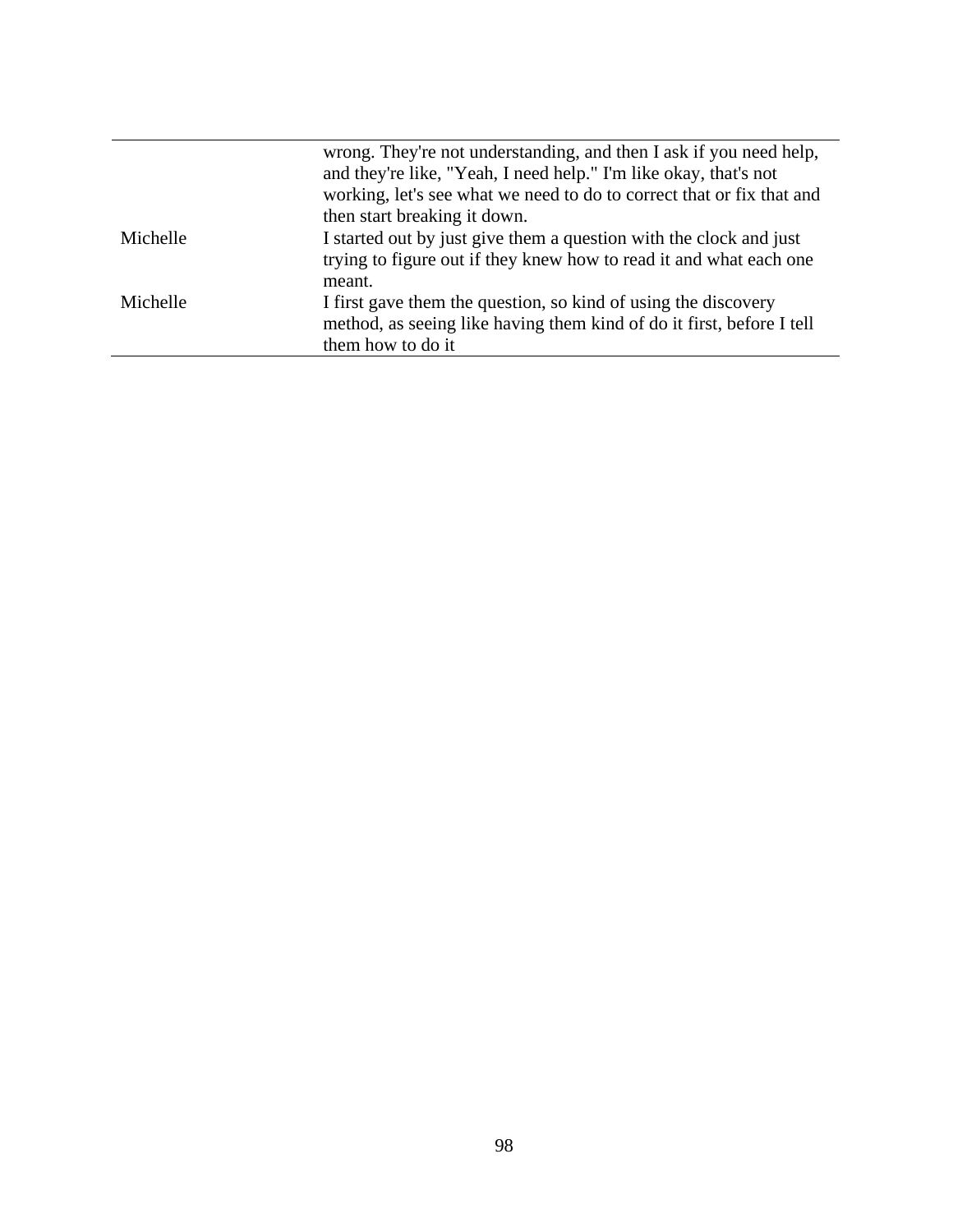| | |
|---|---|
| | wrong. They're not understanding, and then I ask if you need help, and they're like, "Yeah, I need help." I'm like okay, that's not working, let's see what we need to do to correct that or fix that and then start breaking it down. |
| Michelle | I started out by just give them a question with the clock and just trying to figure out if they knew how to read it and what each one meant. |
| Michelle | I first gave them the question, so kind of using the discovery method, as seeing like having them kind of do it first, before I tell them how to do it |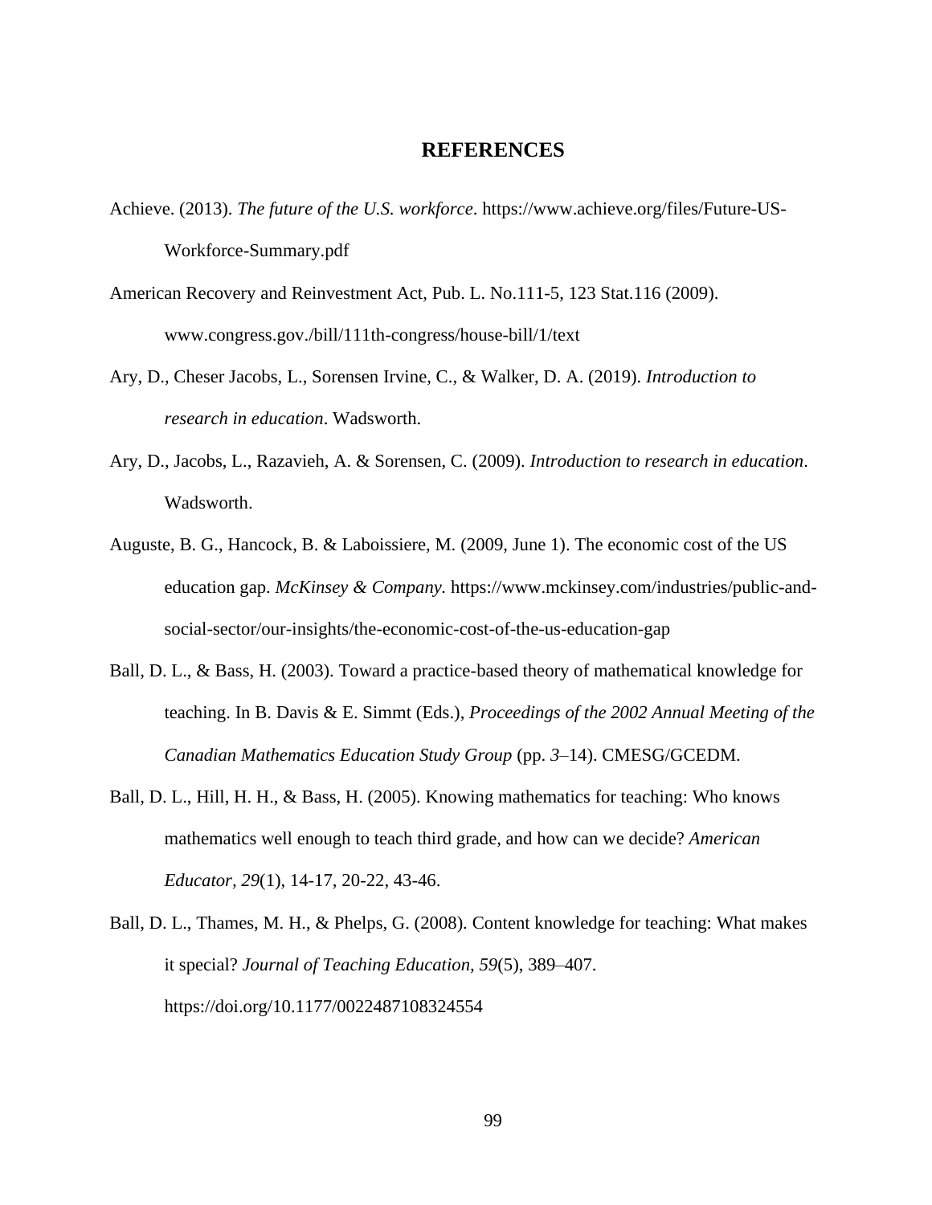# REFERENCES

Achieve. (2013). *The future of the U.S. workforce*. https://www.achieve.org/files/Future-US-Workforce-Summary.pdf

American Recovery and Reinvestment Act, Pub. L. No.111-5, 123 Stat.116 (2009). www.congress.gov./bill/111th-congress/house-bill/1/text

Ary, D., Cheser Jacobs, L., Sorensen Irvine, C., & Walker, D. A. (2019). *Introduction to research in education*. Wadsworth.

Ary, D., Jacobs, L., Razavieh, A. & Sorensen, C. (2009). *Introduction to research in education*. Wadsworth.

Auguste, B. G., Hancock, B. & Laboissiere, M. (2009, June 1). The economic cost of the US education gap. *McKinsey & Company.* https://www.mckinsey.com/industries/public-and-social-sector/our-insights/the-economic-cost-of-the-us-education-gap

Ball, D. L., & Bass, H. (2003). Toward a practice-based theory of mathematical knowledge for teaching. In B. Davis & E. Simmt (Eds.), *Proceedings of the 2002 Annual Meeting of the Canadian Mathematics Education Study Group* (pp. *3*–14). CMESG/GCEDM.

Ball, D. L., Hill, H. H., & Bass, H. (2005). Knowing mathematics for teaching: Who knows mathematics well enough to teach third grade, and how can we decide? *American Educator, 29*(1), 14-17, 20-22, 43-46.

Ball, D. L., Thames, M. H., & Phelps, G. (2008). Content knowledge for teaching: What makes it special? *Journal of Teaching Education, 59*(5), 389–407. https://doi.org/10.1177/0022487108324554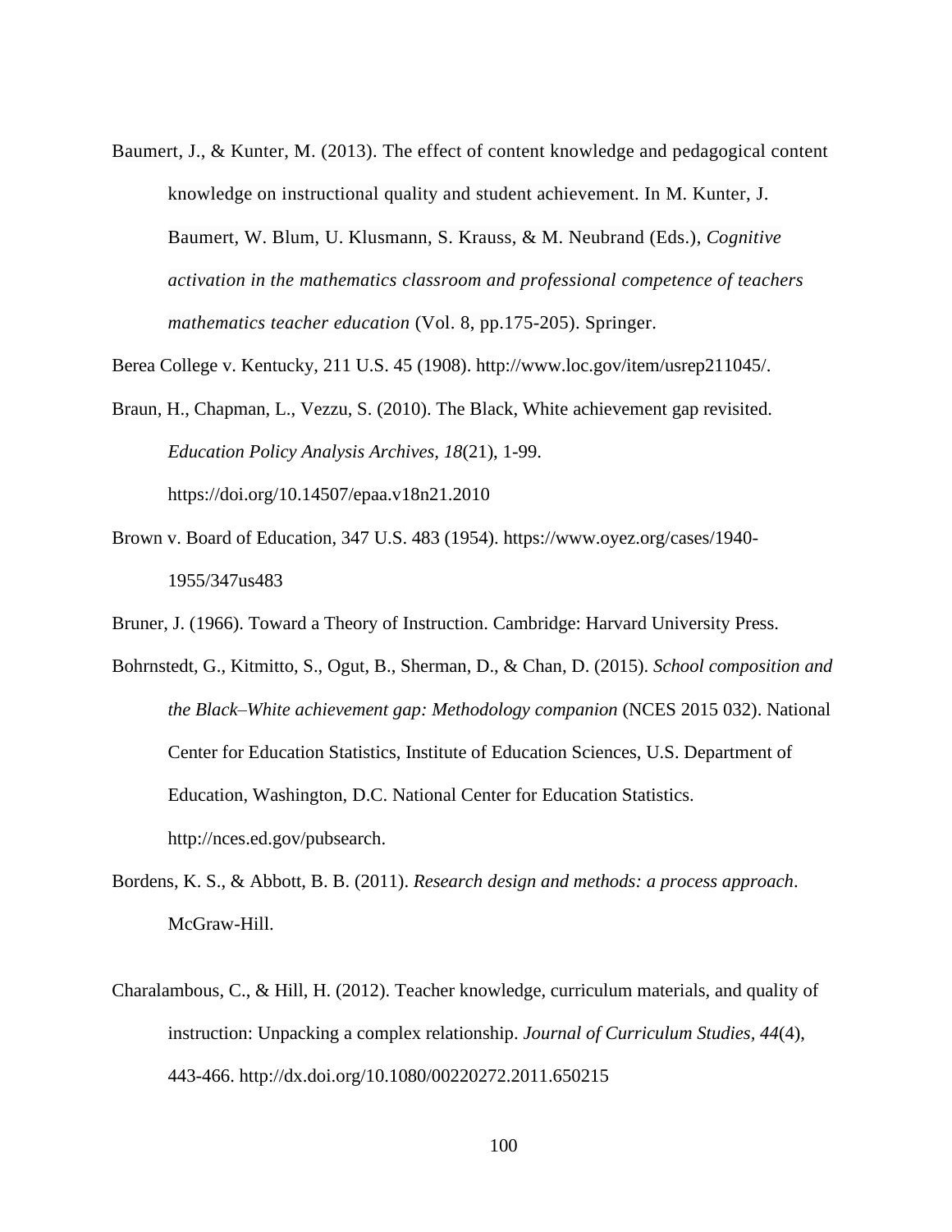Baumert, J., & Kunter, M. (2013). The effect of content knowledge and pedagogical content knowledge on instructional quality and student achievement. In M. Kunter, J. Baumert, W. Blum, U. Klusmann, S. Krauss, & M. Neubrand (Eds.), *Cognitive activation in the mathematics classroom and professional competence of teachers mathematics teacher education* (Vol. 8, pp.175-205). Springer.

Berea College v. Kentucky, 211 U.S. 45 (1908). http://www.loc.gov/item/usrep211045/.

Braun, H., Chapman, L., Vezzu, S. (2010). The Black, White achievement gap revisited. *Education Policy Analysis Archives, 18*(21), 1-99. https://doi.org/10.14507/epaa.v18n21.2010

Brown v. Board of Education, 347 U.S. 483 (1954). https://www.oyez.org/cases/1940-1955/347us483

Bruner, J. (1966). Toward a Theory of Instruction. Cambridge: Harvard University Press.

Bohrnstedt, G., Kitmitto, S., Ogut, B., Sherman, D., & Chan, D. (2015). *School composition and the Black–White achievement gap: Methodology companion* (NCES 2015 032). National Center for Education Statistics, Institute of Education Sciences, U.S. Department of Education, Washington, D.C. National Center for Education Statistics. http://nces.ed.gov/pubsearch.

Bordens, K. S., & Abbott, B. B. (2011). *Research design and methods: a process approach*. McGraw-Hill.

Charalambous, C., & Hill, H. (2012). Teacher knowledge, curriculum materials, and quality of instruction: Unpacking a complex relationship. *Journal of Curriculum Studies, 44*(4), 443-466. http://dx.doi.org/10.1080/00220272.2011.650215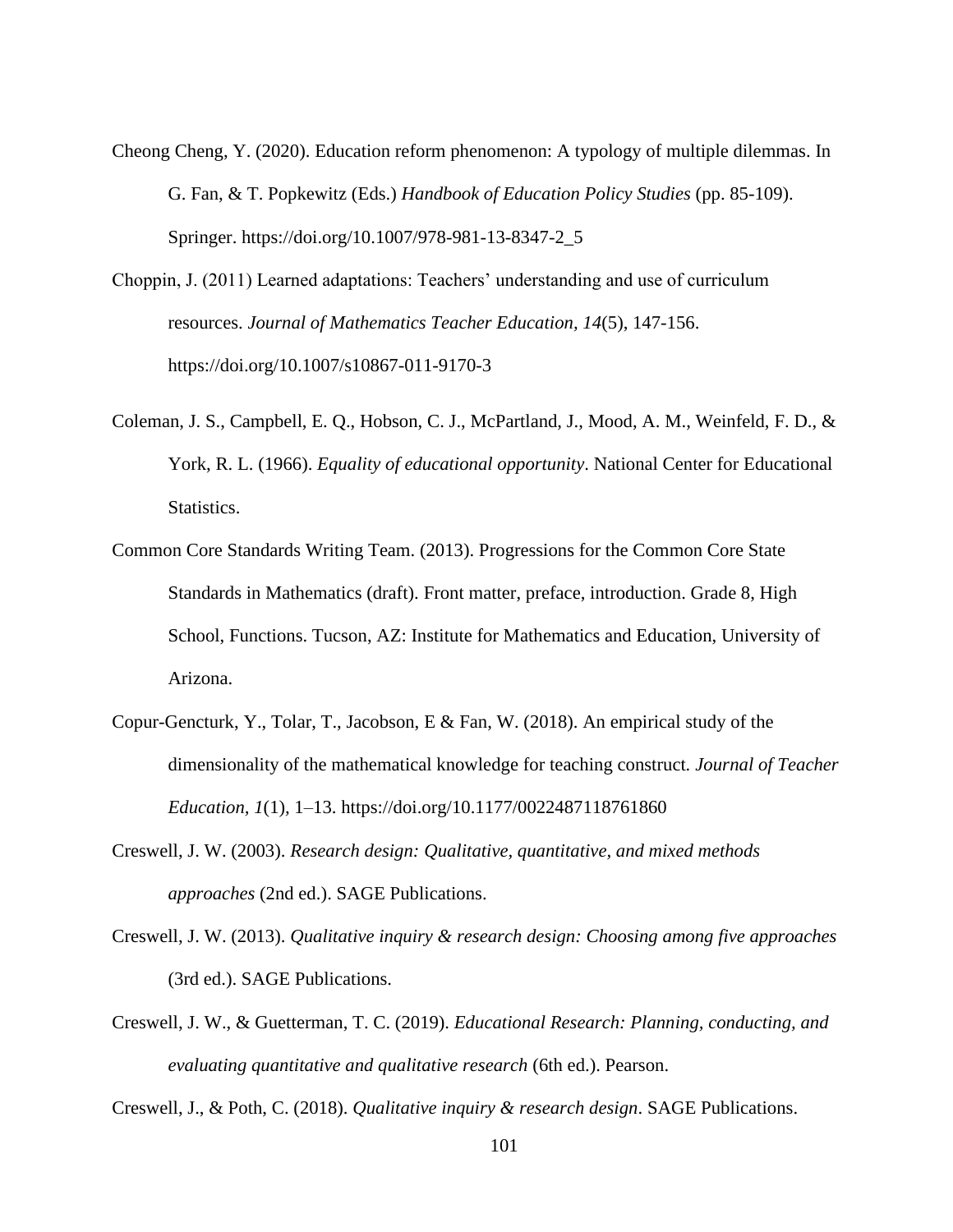Cheong Cheng, Y. (2020). Education reform phenomenon: A typology of multiple dilemmas. In G. Fan, & T. Popkewitz (Eds.) *Handbook of Education Policy Studies* (pp. 85-109). Springer. https://doi.org/10.1007/978-981-13-8347-2_5

Choppin, J. (2011) Learned adaptations: Teachers' understanding and use of curriculum resources. *Journal of Mathematics Teacher Education, 14*(5), 147-156. https://doi.org/10.1007/s10867-011-9170-3

Coleman, J. S., Campbell, E. Q., Hobson, C. J., McPartland, J., Mood, A. M., Weinfeld, F. D., & York, R. L. (1966). *Equality of educational opportunity*. National Center for Educational Statistics.

Common Core Standards Writing Team. (2013). Progressions for the Common Core State Standards in Mathematics (draft). Front matter, preface, introduction. Grade 8, High School, Functions. Tucson, AZ: Institute for Mathematics and Education, University of Arizona.

Copur-Gencturk, Y., Tolar, T., Jacobson, E & Fan, W. (2018). An empirical study of the dimensionality of the mathematical knowledge for teaching construct. *Journal of Teacher Education, 1*(1), 1–13. https://doi.org/10.1177/0022487118761860

Creswell, J. W. (2003). *Research design: Qualitative, quantitative, and mixed methods approaches* (2nd ed.). SAGE Publications.

Creswell, J. W. (2013). *Qualitative inquiry & research design: Choosing among five approaches* (3rd ed.). SAGE Publications.

Creswell, J. W., & Guetterman, T. C. (2019). *Educational Research: Planning, conducting, and evaluating quantitative and qualitative research* (6th ed.). Pearson.

Creswell, J., & Poth, C. (2018). *Qualitative inquiry & research design*. SAGE Publications.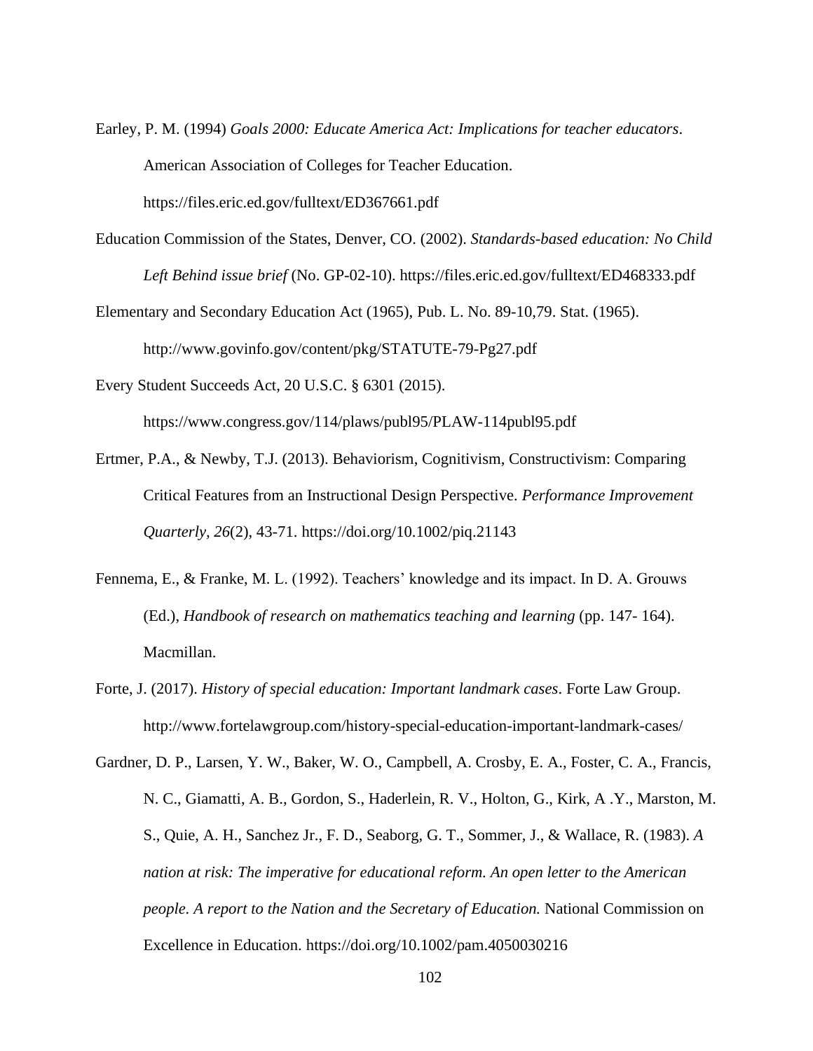Earley, P. M. (1994) *Goals 2000: Educate America Act: Implications for teacher educators*. American Association of Colleges for Teacher Education. https://files.eric.ed.gov/fulltext/ED367661.pdf

Education Commission of the States, Denver, CO. (2002). *Standards-based education: No Child Left Behind issue brief* (No. GP-02-10). https://files.eric.ed.gov/fulltext/ED468333.pdf

Elementary and Secondary Education Act (1965), Pub. L. No. 89-10,79. Stat. (1965). http://www.govinfo.gov/content/pkg/STATUTE-79-Pg27.pdf

Every Student Succeeds Act, 20 U.S.C. § 6301 (2015). https://www.congress.gov/114/plaws/publ95/PLAW-114publ95.pdf

Ertmer, P.A., & Newby, T.J. (2013). Behaviorism, Cognitivism, Constructivism: Comparing Critical Features from an Instructional Design Perspective. *Performance Improvement Quarterly, 26*(2), 43-71. https://doi.org/10.1002/piq.21143

Fennema, E., & Franke, M. L. (1992). Teachers' knowledge and its impact. In D. A. Grouws (Ed.), *Handbook of research on mathematics teaching and learning* (pp. 147- 164). Macmillan.

Forte, J. (2017). *History of special education: Important landmark cases*. Forte Law Group. http://www.fortelawgroup.com/history-special-education-important-landmark-cases/

Gardner, D. P., Larsen, Y. W., Baker, W. O., Campbell, A. Crosby, E. A., Foster, C. A., Francis, N. C., Giamatti, A. B., Gordon, S., Haderlein, R. V., Holton, G., Kirk, A .Y., Marston, M. S., Quie, A. H., Sanchez Jr., F. D., Seaborg, G. T., Sommer, J., & Wallace, R. (1983). *A nation at risk: The imperative for educational reform. An open letter to the American people. A report to the Nation and the Secretary of Education.* National Commission on Excellence in Education. https://doi.org/10.1002/pam.4050030216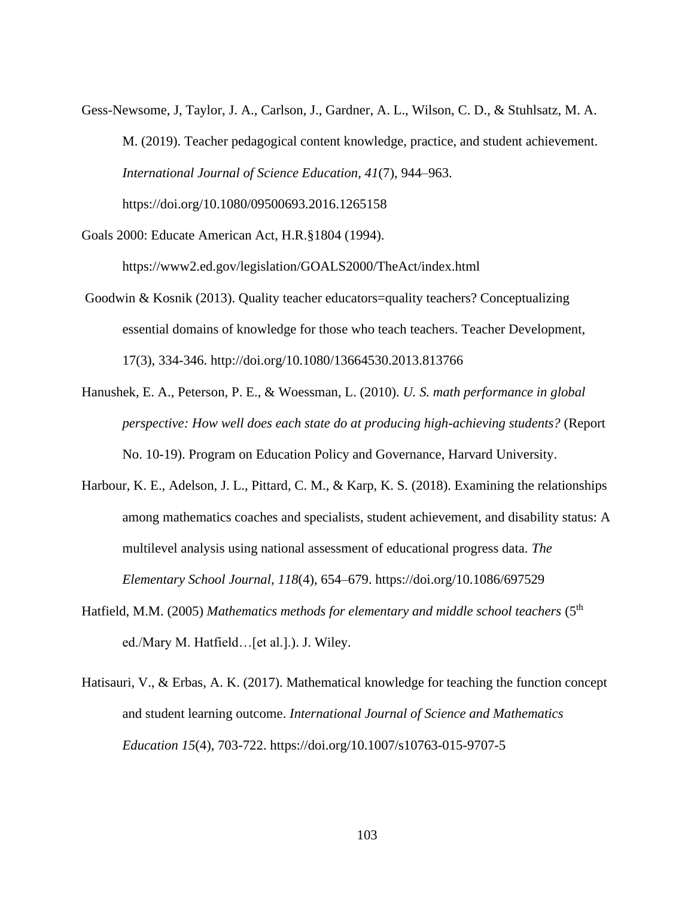Gess-Newsome, J, Taylor, J. A., Carlson, J., Gardner, A. L., Wilson, C. D., & Stuhlsatz, M. A. M. (2019). Teacher pedagogical content knowledge, practice, and student achievement. *International Journal of Science Education, 41*(7), 944–963. https://doi.org/10.1080/09500693.2016.1265158

Goals 2000: Educate American Act, H.R.§1804 (1994). https://www2.ed.gov/legislation/GOALS2000/TheAct/index.html

Goodwin & Kosnik (2013). Quality teacher educators=quality teachers? Conceptualizing essential domains of knowledge for those who teach teachers. Teacher Development, 17(3), 334-346. http://doi.org/10.1080/13664530.2013.813766

Hanushek, E. A., Peterson, P. E., & Woessman, L. (2010). *U. S. math performance in global perspective: How well does each state do at producing high-achieving students?* (Report No. 10-19). Program on Education Policy and Governance, Harvard University.

Harbour, K. E., Adelson, J. L., Pittard, C. M., & Karp, K. S. (2018). Examining the relationships among mathematics coaches and specialists, student achievement, and disability status: A multilevel analysis using national assessment of educational progress data. *The Elementary School Journal, 118*(4), 654–679. https://doi.org/10.1086/697529

Hatfield, M.M. (2005) *Mathematics methods for elementary and middle school teachers* (5th ed./Mary M. Hatfield…[et al.].). J. Wiley.

Hatisauri, V., & Erbas, A. K. (2017). Mathematical knowledge for teaching the function concept and student learning outcome. *International Journal of Science and Mathematics Education 15*(4), 703-722. https://doi.org/10.1007/s10763-015-9707-5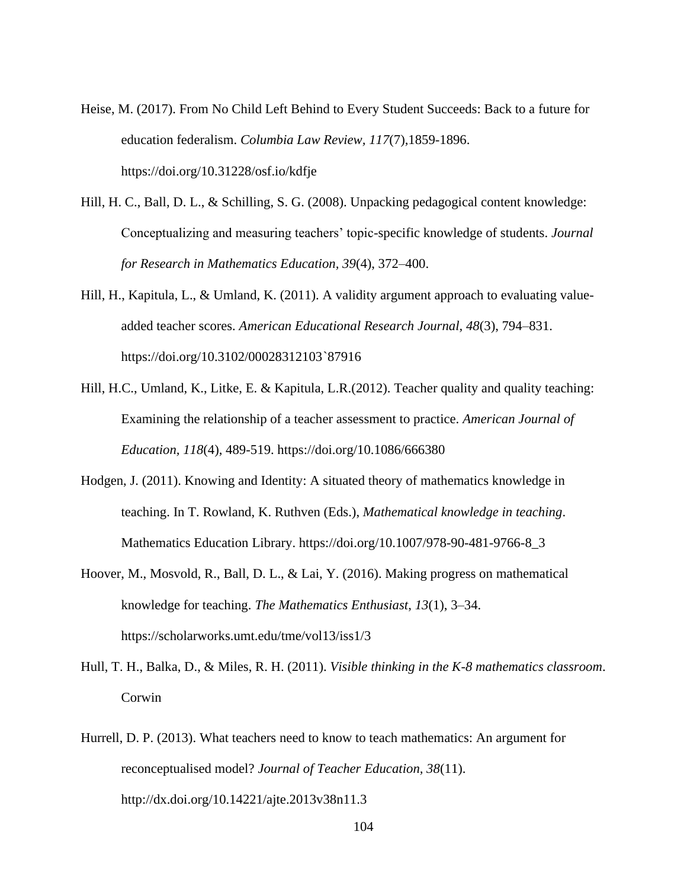Heise, M. (2017). From No Child Left Behind to Every Student Succeeds: Back to a future for education federalism. *Columbia Law Review, 117*(7),1859-1896. https://doi.org/10.31228/osf.io/kdfje

Hill, H. C., Ball, D. L., & Schilling, S. G. (2008). Unpacking pedagogical content knowledge: Conceptualizing and measuring teachers' topic-specific knowledge of students. *Journal for Research in Mathematics Education, 39*(4), 372–400.

Hill, H., Kapitula, L., & Umland, K. (2011). A validity argument approach to evaluating value-added teacher scores. *American Educational Research Journal, 48*(3), 794–831. https://doi.org/10.3102/00028312103`87916

Hill, H.C., Umland, K., Litke, E. & Kapitula, L.R.(2012). Teacher quality and quality teaching: Examining the relationship of a teacher assessment to practice. *American Journal of Education, 118*(4), 489-519. https://doi.org/10.1086/666380

Hodgen, J. (2011). Knowing and Identity: A situated theory of mathematics knowledge in teaching. In T. Rowland, K. Ruthven (Eds.), *Mathematical knowledge in teaching*. Mathematics Education Library. https://doi.org/10.1007/978-90-481-9766-8_3

Hoover, M., Mosvold, R., Ball, D. L., & Lai, Y. (2016). Making progress on mathematical knowledge for teaching. *The Mathematics Enthusiast*, *13*(1), 3–34. https://scholarworks.umt.edu/tme/vol13/iss1/3

Hull, T. H., Balka, D., & Miles, R. H. (2011). *Visible thinking in the K-8 mathematics classroom*. Corwin

Hurrell, D. P. (2013). What teachers need to know to teach mathematics: An argument for reconceptualised model? *Journal of Teacher Education, 38*(11). http://dx.doi.org/10.14221/ajte.2013v38n11.3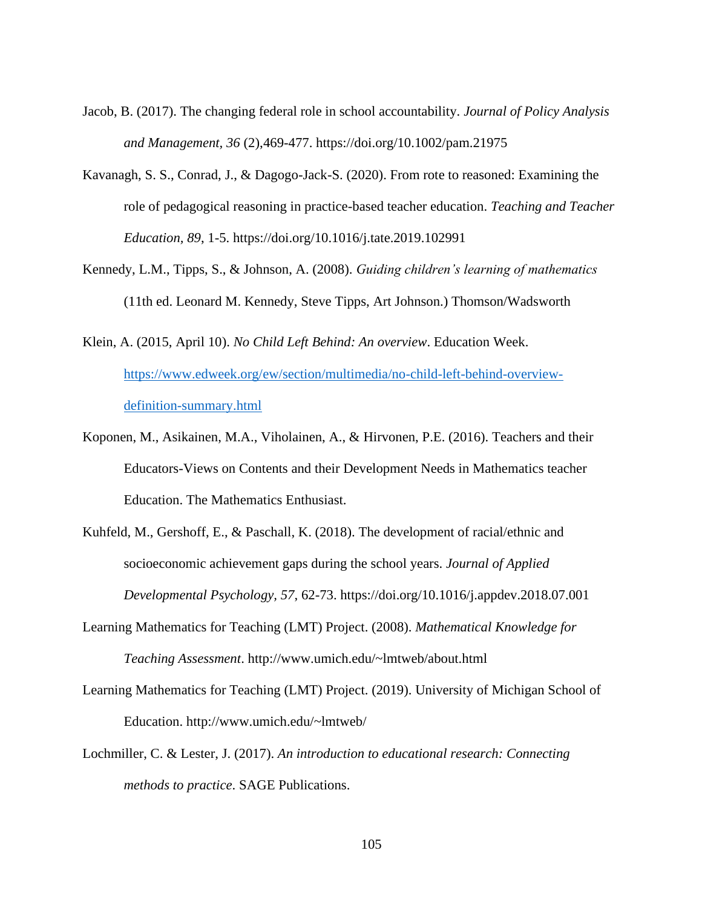Jacob, B. (2017). The changing federal role in school accountability. *Journal of Policy Analysis and Management, 36* (2),469-477. https://doi.org/10.1002/pam.21975

Kavanagh, S. S., Conrad, J., & Dagogo-Jack-S. (2020). From rote to reasoned: Examining the role of pedagogical reasoning in practice-based teacher education. *Teaching and Teacher Education, 89*, 1-5. https://doi.org/10.1016/j.tate.2019.102991

Kennedy, L.M., Tipps, S., & Johnson, A. (2008). *Guiding children's learning of mathematics* (11th ed. Leonard M. Kennedy, Steve Tipps, Art Johnson.) Thomson/Wadsworth

Klein, A. (2015, April 10). *No Child Left Behind: An overview*. Education Week. https://www.edweek.org/ew/section/multimedia/no-child-left-behind-overview-definition-summary.html

Koponen, M., Asikainen, M.A., Viholainen, A., & Hirvonen, P.E. (2016). Teachers and their Educators-Views on Contents and their Development Needs in Mathematics teacher Education. The Mathematics Enthusiast.

Kuhfeld, M., Gershoff, E., & Paschall, K. (2018). The development of racial/ethnic and socioeconomic achievement gaps during the school years. *Journal of Applied Developmental Psychology, 57*, 62-73. https://doi.org/10.1016/j.appdev.2018.07.001

Learning Mathematics for Teaching (LMT) Project. (2008). *Mathematical Knowledge for Teaching Assessment*. http://www.umich.edu/~lmtweb/about.html

Learning Mathematics for Teaching (LMT) Project. (2019). University of Michigan School of Education. http://www.umich.edu/~lmtweb/

Lochmiller, C. & Lester, J. (2017). *An introduction to educational research: Connecting methods to practice*. SAGE Publications.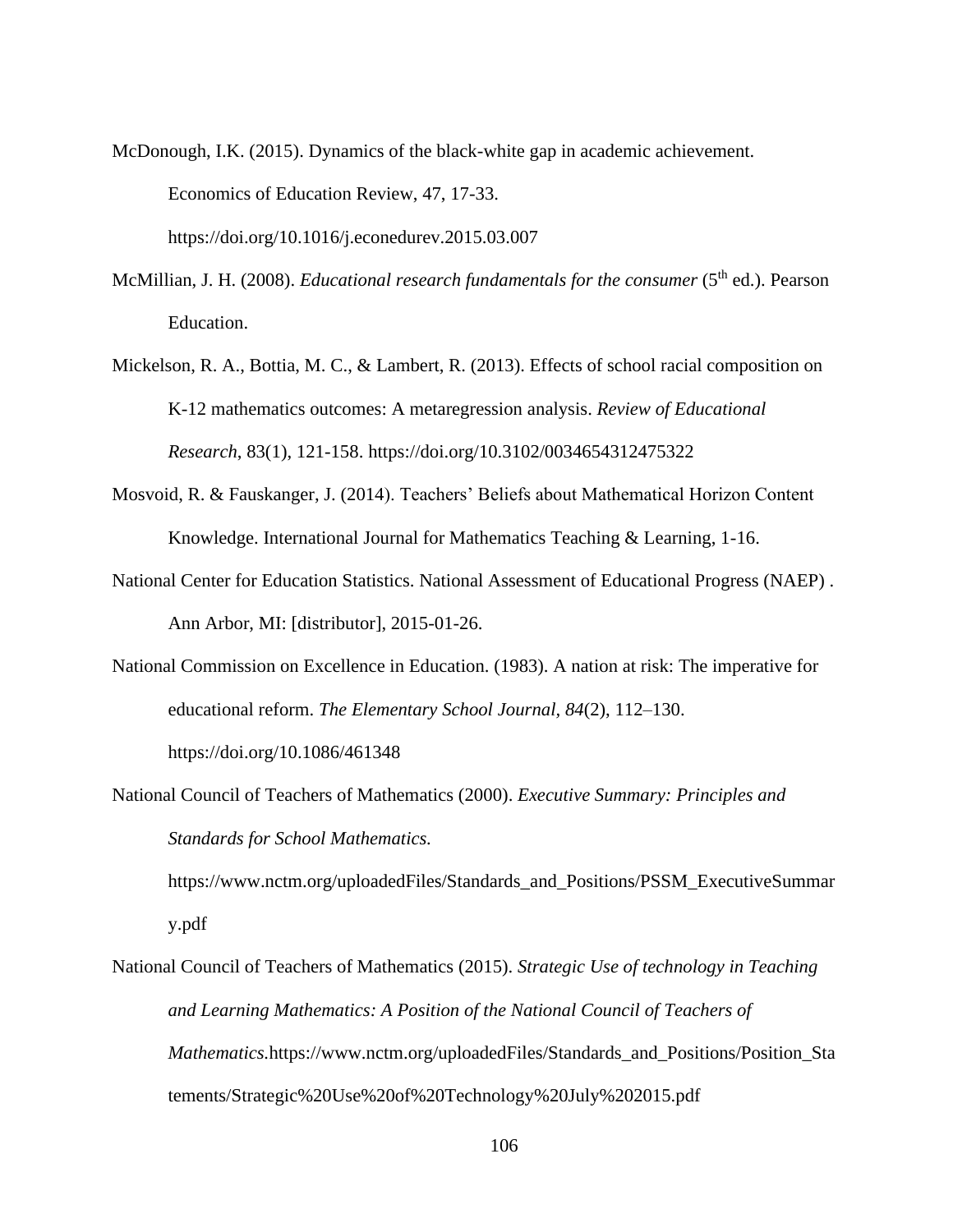McDonough, I.K. (2015). Dynamics of the black-white gap in academic achievement. Economics of Education Review, 47, 17-33. https://doi.org/10.1016/j.econedurev.2015.03.007

McMillian, J. H. (2008). *Educational research fundamentals for the consumer* (5th ed.). Pearson Education.

Mickelson, R. A., Bottia, M. C., & Lambert, R. (2013). Effects of school racial composition on K-12 mathematics outcomes: A metaregression analysis. *Review of Educational Research*, 83(1), 121-158. https://doi.org/10.3102/0034654312475322

Mosvoid, R. & Fauskanger, J. (2014). Teachers' Beliefs about Mathematical Horizon Content Knowledge. International Journal for Mathematics Teaching & Learning, 1-16.

National Center for Education Statistics. National Assessment of Educational Progress (NAEP) . Ann Arbor, MI: [distributor], 2015-01-26.

National Commission on Excellence in Education. (1983). A nation at risk: The imperative for educational reform. *The Elementary School Journal, 84*(2), 112–130. https://doi.org/10.1086/461348

National Council of Teachers of Mathematics (2000). *Executive Summary: Principles and Standards for School Mathematics.* https://www.nctm.org/uploadedFiles/Standards_and_Positions/PSSM_ExecutiveSummary.pdf

National Council of Teachers of Mathematics (2015). *Strategic Use of technology in Teaching and Learning Mathematics: A Position of the National Council of Teachers of Mathematics.*https://www.nctm.org/uploadedFiles/Standards_and_Positions/Position_Statements/Strategic%20Use%20of%20Technology%20July%202015.pdf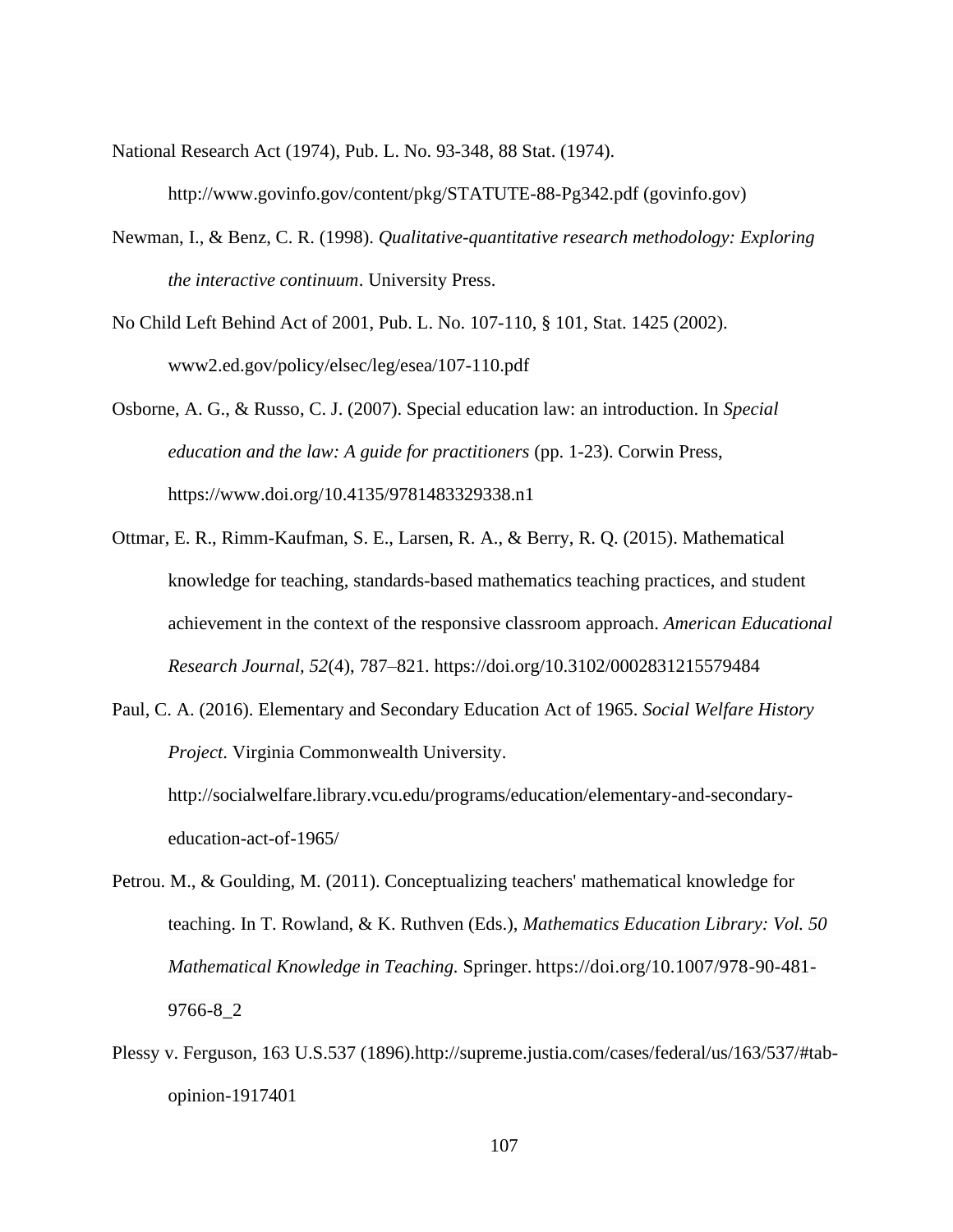National Research Act (1974), Pub. L. No. 93-348, 88 Stat. (1974). http://www.govinfo.gov/content/pkg/STATUTE-88-Pg342.pdf (govinfo.gov)

Newman, I., & Benz, C. R. (1998). *Qualitative-quantitative research methodology: Exploring the interactive continuum*. University Press.

No Child Left Behind Act of 2001, Pub. L. No. 107-110, § 101, Stat. 1425 (2002). www2.ed.gov/policy/elsec/leg/esea/107-110.pdf

Osborne, A. G., & Russo, C. J. (2007). Special education law: an introduction. In *Special education and the law: A guide for practitioners* (pp. 1-23). Corwin Press, https://www.doi.org/10.4135/9781483329338.n1

Ottmar, E. R., Rimm-Kaufman, S. E., Larsen, R. A., & Berry, R. Q. (2015). Mathematical knowledge for teaching, standards-based mathematics teaching practices, and student achievement in the context of the responsive classroom approach. *American Educational Research Journal, 52*(4), 787–821. https://doi.org/10.3102/0002831215579484

Paul, C. A. (2016). Elementary and Secondary Education Act of 1965. *Social Welfare History Project*. Virginia Commonwealth University. http://socialwelfare.library.vcu.edu/programs/education/elementary-and-secondary-education-act-of-1965/

Petrou. M., & Goulding, M. (2011). Conceptualizing teachers' mathematical knowledge for teaching. In T. Rowland, & K. Ruthven (Eds.), *Mathematics Education Library: Vol. 50 Mathematical Knowledge in Teaching.* Springer. https://doi.org/10.1007/978-90-481-9766-8_2

Plessy v. Ferguson, 163 U.S.537 (1896).http://supreme.justia.com/cases/federal/us/163/537/#tab-opinion-1917401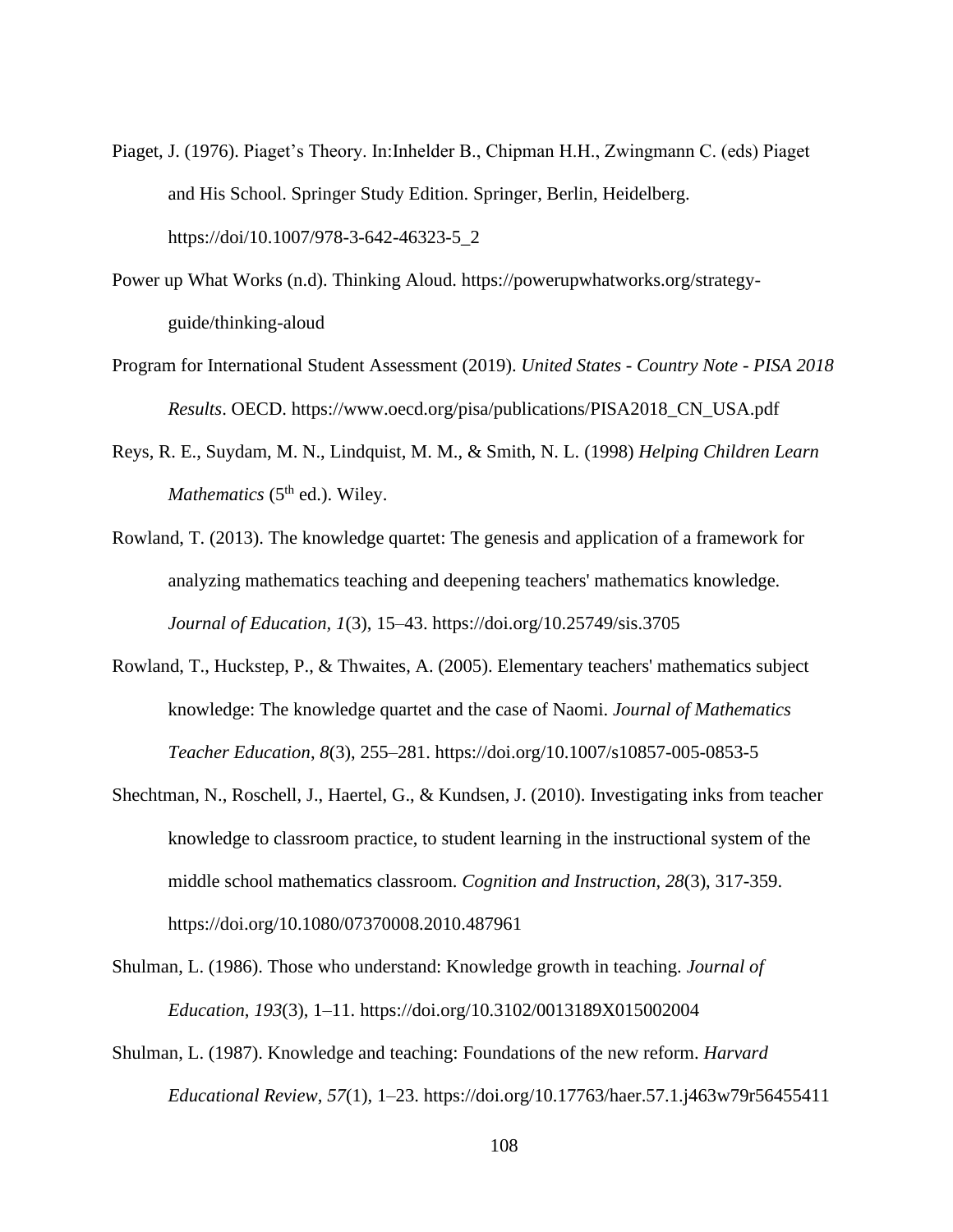Piaget, J. (1976). Piaget's Theory. In:Inhelder B., Chipman H.H., Zwingmann C. (eds) Piaget and His School. Springer Study Edition. Springer, Berlin, Heidelberg. https://doi/10.1007/978-3-642-46323-5_2

Power up What Works (n.d). Thinking Aloud. https://powerupwhatworks.org/strategy-guide/thinking-aloud

Program for International Student Assessment (2019). *United States - Country Note - PISA 2018 Results*. OECD. https://www.oecd.org/pisa/publications/PISA2018_CN_USA.pdf

Reys, R. E., Suydam, M. N., Lindquist, M. M., & Smith, N. L. (1998) *Helping Children Learn Mathematics* (5th ed.). Wiley.

Rowland, T. (2013). The knowledge quartet: The genesis and application of a framework for analyzing mathematics teaching and deepening teachers' mathematics knowledge. *Journal of Education*, *1*(3), 15–43. https://doi.org/10.25749/sis.3705

Rowland, T., Huckstep, P., & Thwaites, A. (2005). Elementary teachers' mathematics subject knowledge: The knowledge quartet and the case of Naomi. *Journal of Mathematics Teacher Education*, *8*(3), 255–281. https://doi.org/10.1007/s10857-005-0853-5

Shechtman, N., Roschell, J., Haertel, G., & Kundsen, J. (2010). Investigating inks from teacher knowledge to classroom practice, to student learning in the instructional system of the middle school mathematics classroom. *Cognition and Instruction*, *28*(3), 317-359. https://doi.org/10.1080/07370008.2010.487961

Shulman, L. (1986). Those who understand: Knowledge growth in teaching. *Journal of Education*, *193*(3), 1–11. https://doi.org/10.3102/0013189X015002004

Shulman, L. (1987). Knowledge and teaching: Foundations of the new reform. *Harvard Educational Review*, *57*(1), 1–23. https://doi.org/10.17763/haer.57.1.j463w79r56455411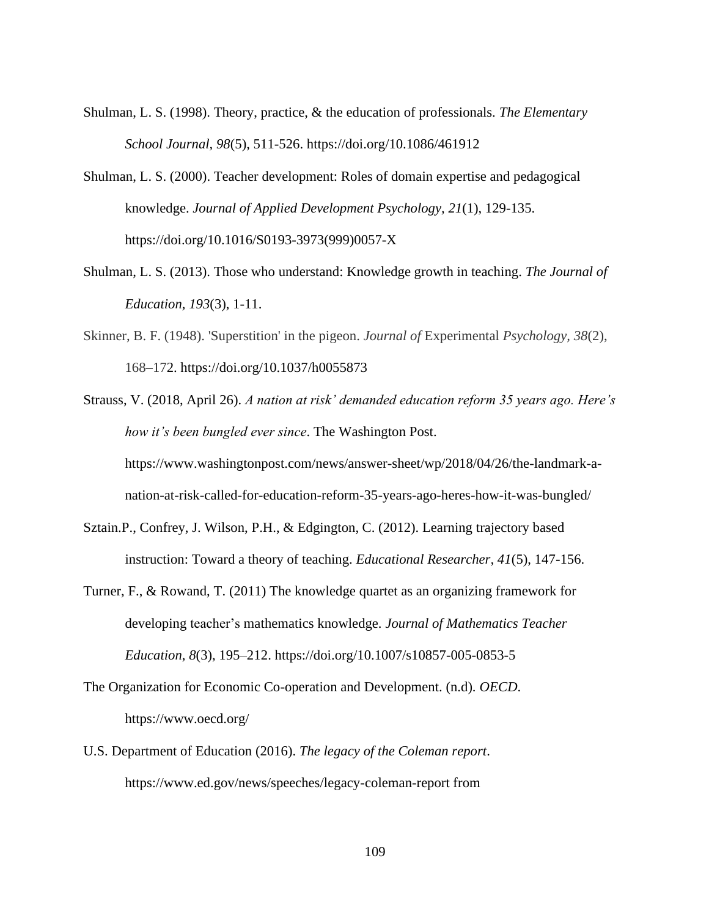Shulman, L. S. (1998). Theory, practice, & the education of professionals. *The Elementary School Journal, 98*(5), 511-526. https://doi.org/10.1086/461912

Shulman, L. S. (2000). Teacher development: Roles of domain expertise and pedagogical knowledge. *Journal of Applied Development Psychology, 21*(1), 129-135. https://doi.org/10.1016/S0193-3973(999)0057-X

Shulman, L. S. (2013). Those who understand: Knowledge growth in teaching. *The Journal of Education, 193*(3), 1-11.

Skinner, B. F. (1948). 'Superstition' in the pigeon. *Journal of* Experimental *Psychology*, *38*(2), 168–172. https://doi.org/10.1037/h0055873

Strauss, V. (2018, April 26). *A nation at risk' demanded education reform 35 years ago. Here's how it's been bungled ever since*. The Washington Post. https://www.washingtonpost.com/news/answer-sheet/wp/2018/04/26/the-landmark-a-nation-at-risk-called-for-education-reform-35-years-ago-heres-how-it-was-bungled/

Sztain.P., Confrey, J. Wilson, P.H., & Edgington, C. (2012). Learning trajectory based instruction: Toward a theory of teaching. *Educational Researcher, 41*(5), 147-156.

Turner, F., & Rowand, T. (2011) The knowledge quartet as an organizing framework for developing teacher's mathematics knowledge. *Journal of Mathematics Teacher Education*, *8*(3), 195–212. https://doi.org/10.1007/s10857-005-0853-5

The Organization for Economic Co-operation and Development. (n.d). *OECD*. https://www.oecd.org/

U.S. Department of Education (2016). *The legacy of the Coleman report*. https://www.ed.gov/news/speeches/legacy-coleman-report from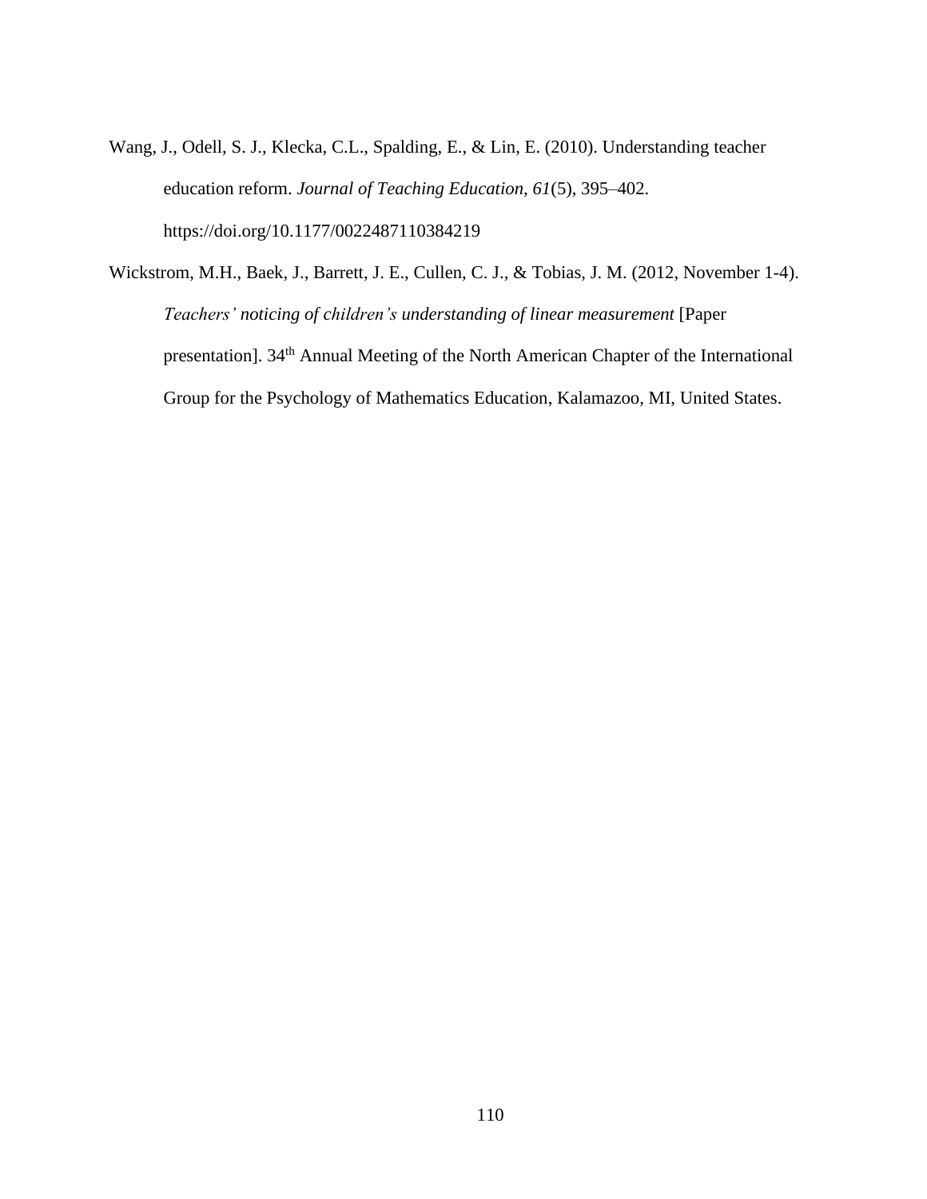Wang, J., Odell, S. J., Klecka, C.L., Spalding, E., & Lin, E. (2010). Understanding teacher education reform. *Journal of Teaching Education, 61*(5), 395–402. https://doi.org/10.1177/0022487110384219

Wickstrom, M.H., Baek, J., Barrett, J. E., Cullen, C. J., & Tobias, J. M. (2012, November 1-4). *Teachers' noticing of children's understanding of linear measurement* [Paper presentation]. 34th Annual Meeting of the North American Chapter of the International Group for the Psychology of Mathematics Education, Kalamazoo, MI, United States.